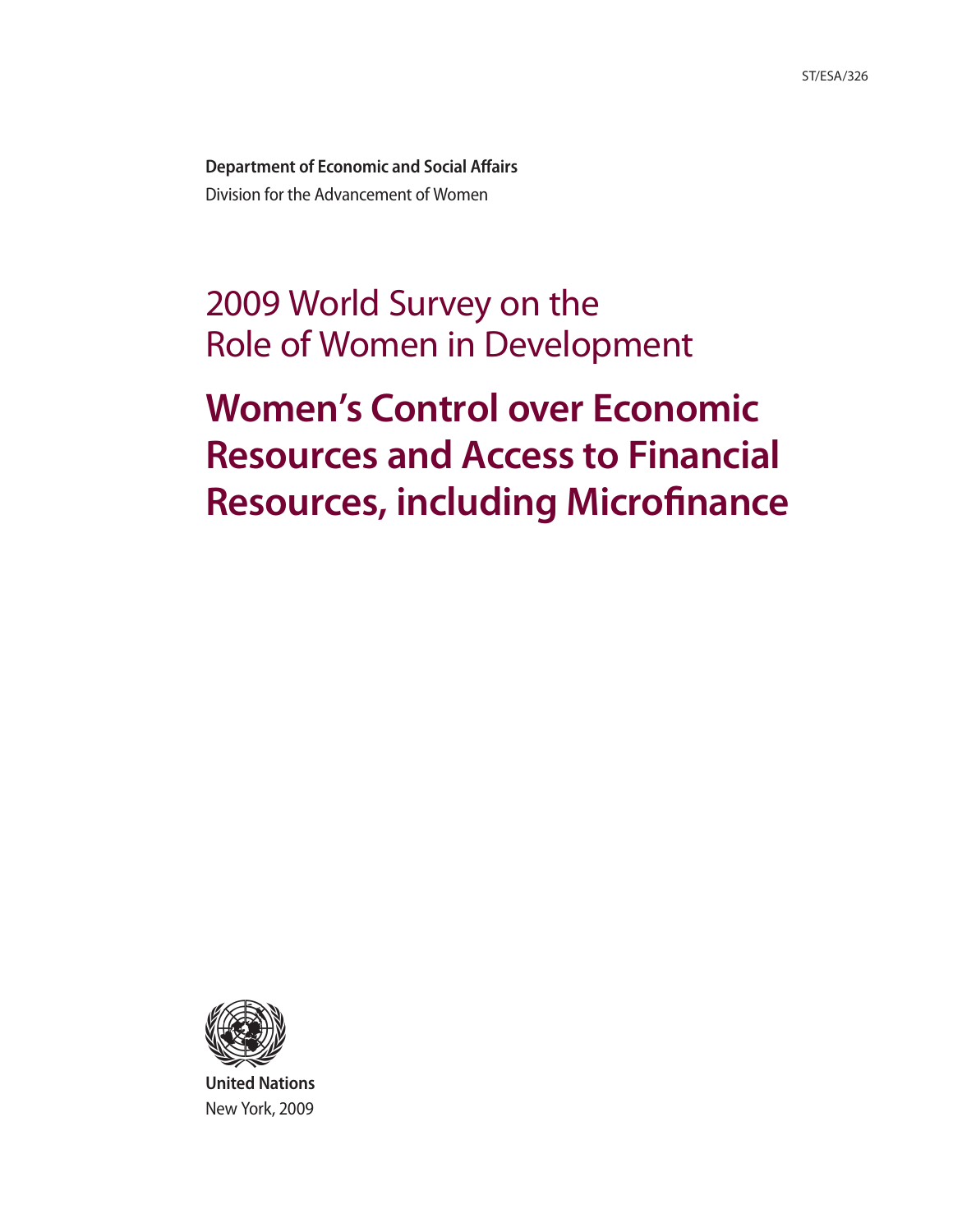ST/ESA/326

**Department of Economic and Social Affairs**
Division for the Advancement of Women

# 2009 World Survey on the Role of Women in Development

# Women's Control over Economic Resources and Access to Financial Resources, including Microfinance

**United Nations**
New York, 2009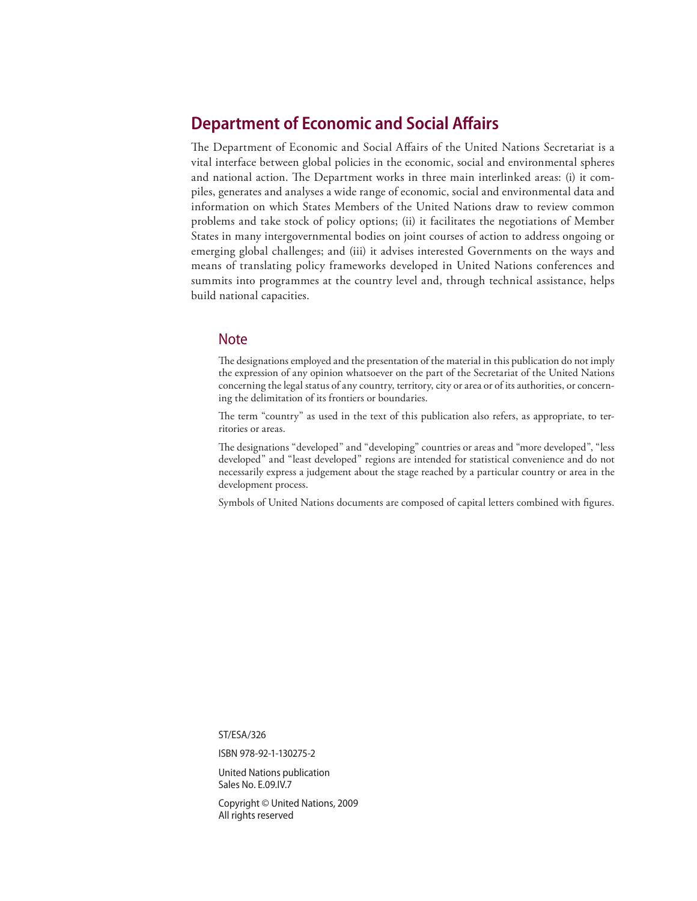## Department of Economic and Social Affairs

The Department of Economic and Social Affairs of the United Nations Secretariat is a vital interface between global policies in the economic, social and environmental spheres and national action. The Department works in three main interlinked areas: (i) it compiles, generates and analyses a wide range of economic, social and environmental data and information on which States Members of the United Nations draw to review common problems and take stock of policy options; (ii) it facilitates the negotiations of Member States in many intergovernmental bodies on joint courses of action to address ongoing or emerging global challenges; and (iii) it advises interested Governments on the ways and means of translating policy frameworks developed in United Nations conferences and summits into programmes at the country level and, through technical assistance, helps build national capacities.

### Note

The designations employed and the presentation of the material in this publication do not imply the expression of any opinion whatsoever on the part of the Secretariat of the United Nations concerning the legal status of any country, territory, city or area or of its authorities, or concerning the delimitation of its frontiers or boundaries.

The term "country" as used in the text of this publication also refers, as appropriate, to territories or areas.

The designations "developed" and "developing" countries or areas and "more developed", "less developed" and "least developed" regions are intended for statistical convenience and do not necessarily express a judgement about the stage reached by a particular country or area in the development process.

Symbols of United Nations documents are composed of capital letters combined with figures.

ST/ESA/326

ISBN 978-92-1-130275-2

United Nations publication
Sales No. E.09.IV.7

Copyright © United Nations, 2009
All rights reserved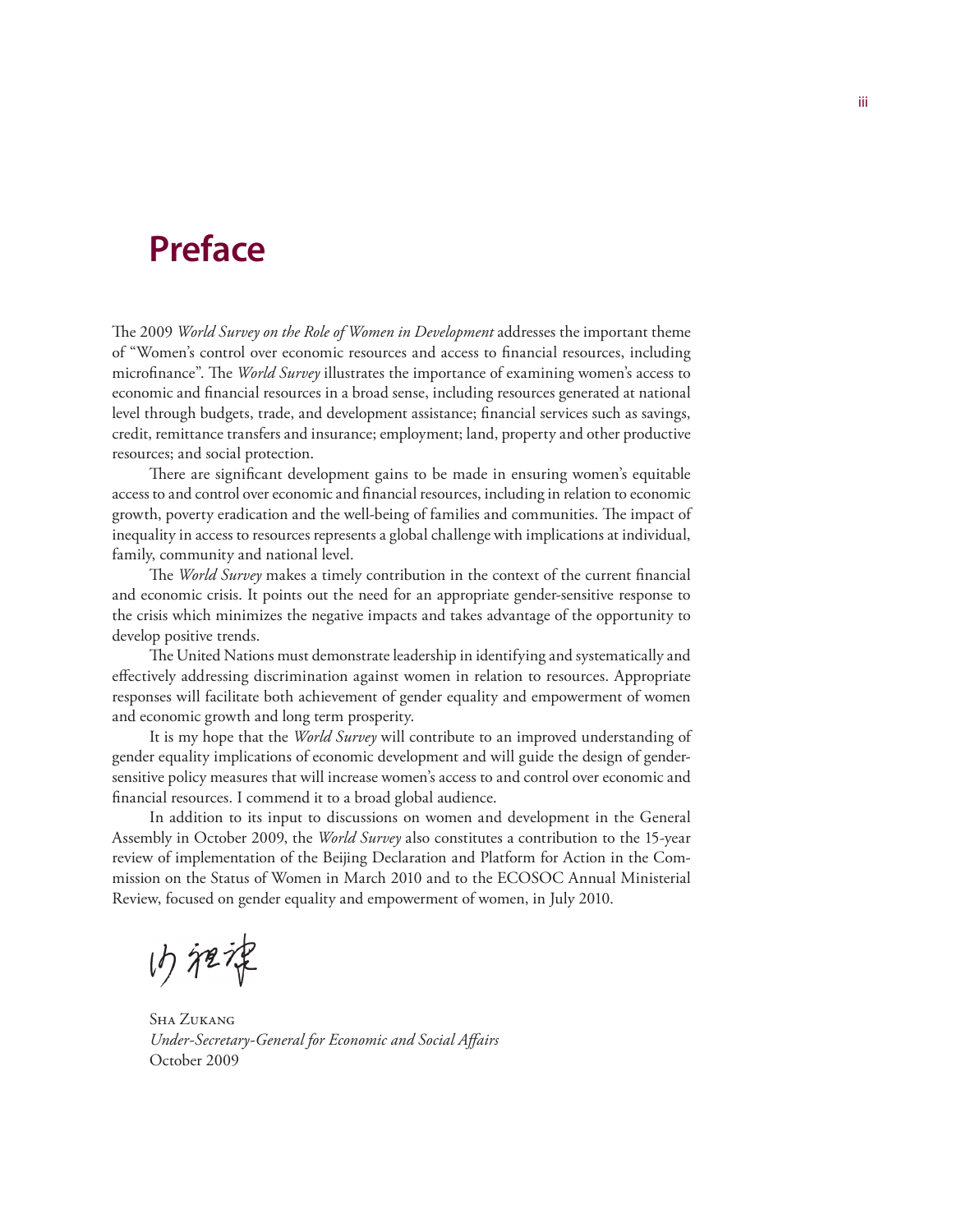# Preface

The 2009 *World Survey on the Role of Women in Development* addresses the important theme of "Women's control over economic resources and access to financial resources, including microfinance". The *World Survey* illustrates the importance of examining women's access to economic and financial resources in a broad sense, including resources generated at national level through budgets, trade, and development assistance; financial services such as savings, credit, remittance transfers and insurance; employment; land, property and other productive resources; and social protection.

There are significant development gains to be made in ensuring women's equitable access to and control over economic and financial resources, including in relation to economic growth, poverty eradication and the well-being of families and communities. The impact of inequality in access to resources represents a global challenge with implications at individual, family, community and national level.

The *World Survey* makes a timely contribution in the context of the current financial and economic crisis. It points out the need for an appropriate gender-sensitive response to the crisis which minimizes the negative impacts and takes advantage of the opportunity to develop positive trends.

The United Nations must demonstrate leadership in identifying and systematically and effectively addressing discrimination against women in relation to resources. Appropriate responses will facilitate both achievement of gender equality and empowerment of women and economic growth and long term prosperity.

It is my hope that the *World Survey* will contribute to an improved understanding of gender equality implications of economic development and will guide the design of gender-sensitive policy measures that will increase women's access to and control over economic and financial resources. I commend it to a broad global audience.

In addition to its input to discussions on women and development in the General Assembly in October 2009, the *World Survey* also constitutes a contribution to the 15-year review of implementation of the Beijing Declaration and Platform for Action in the Commission on the Status of Women in March 2010 and to the ECOSOC Annual Ministerial Review, focused on gender equality and empowerment of women, in July 2010.

沙祖康

Sha Zukang
*Under-Secretary-General for Economic and Social Affairs*
October 2009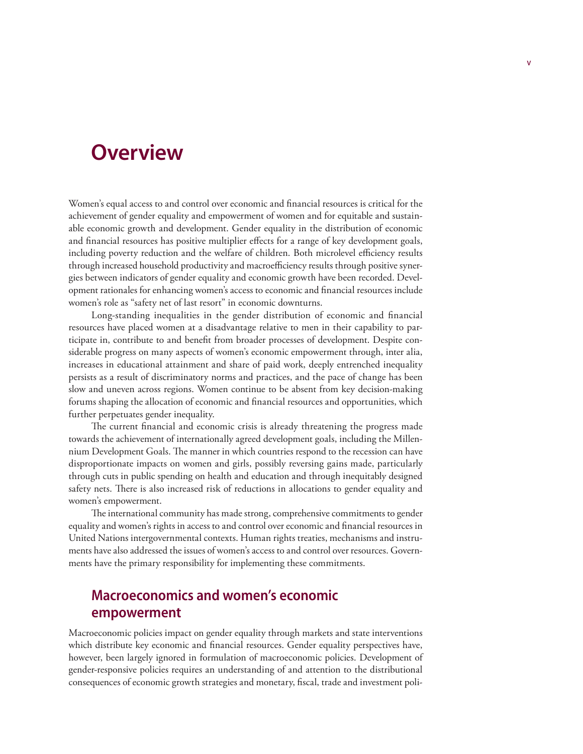# Overview

Women's equal access to and control over economic and financial resources is critical for the achievement of gender equality and empowerment of women and for equitable and sustainable economic growth and development. Gender equality in the distribution of economic and financial resources has positive multiplier effects for a range of key development goals, including poverty reduction and the welfare of children. Both microlevel efficiency results through increased household productivity and macroefficiency results through positive synergies between indicators of gender equality and economic growth have been recorded. Development rationales for enhancing women's access to economic and financial resources include women's role as "safety net of last resort" in economic downturns.

Long-standing inequalities in the gender distribution of economic and financial resources have placed women at a disadvantage relative to men in their capability to participate in, contribute to and benefit from broader processes of development. Despite considerable progress on many aspects of women's economic empowerment through, inter alia, increases in educational attainment and share of paid work, deeply entrenched inequality persists as a result of discriminatory norms and practices, and the pace of change has been slow and uneven across regions. Women continue to be absent from key decision-making forums shaping the allocation of economic and financial resources and opportunities, which further perpetuates gender inequality.

The current financial and economic crisis is already threatening the progress made towards the achievement of internationally agreed development goals, including the Millennium Development Goals. The manner in which countries respond to the recession can have disproportionate impacts on women and girls, possibly reversing gains made, particularly through cuts in public spending on health and education and through inequitably designed safety nets. There is also increased risk of reductions in allocations to gender equality and women's empowerment.

The international community has made strong, comprehensive commitments to gender equality and women's rights in access to and control over economic and financial resources in United Nations intergovernmental contexts. Human rights treaties, mechanisms and instruments have also addressed the issues of women's access to and control over resources. Governments have the primary responsibility for implementing these commitments.

## Macroeconomics and women's economic empowerment

Macroeconomic policies impact on gender equality through markets and state interventions which distribute key economic and financial resources. Gender equality perspectives have, however, been largely ignored in formulation of macroeconomic policies. Development of gender-responsive policies requires an understanding of and attention to the distributional consequences of economic growth strategies and monetary, fiscal, trade and investment poli-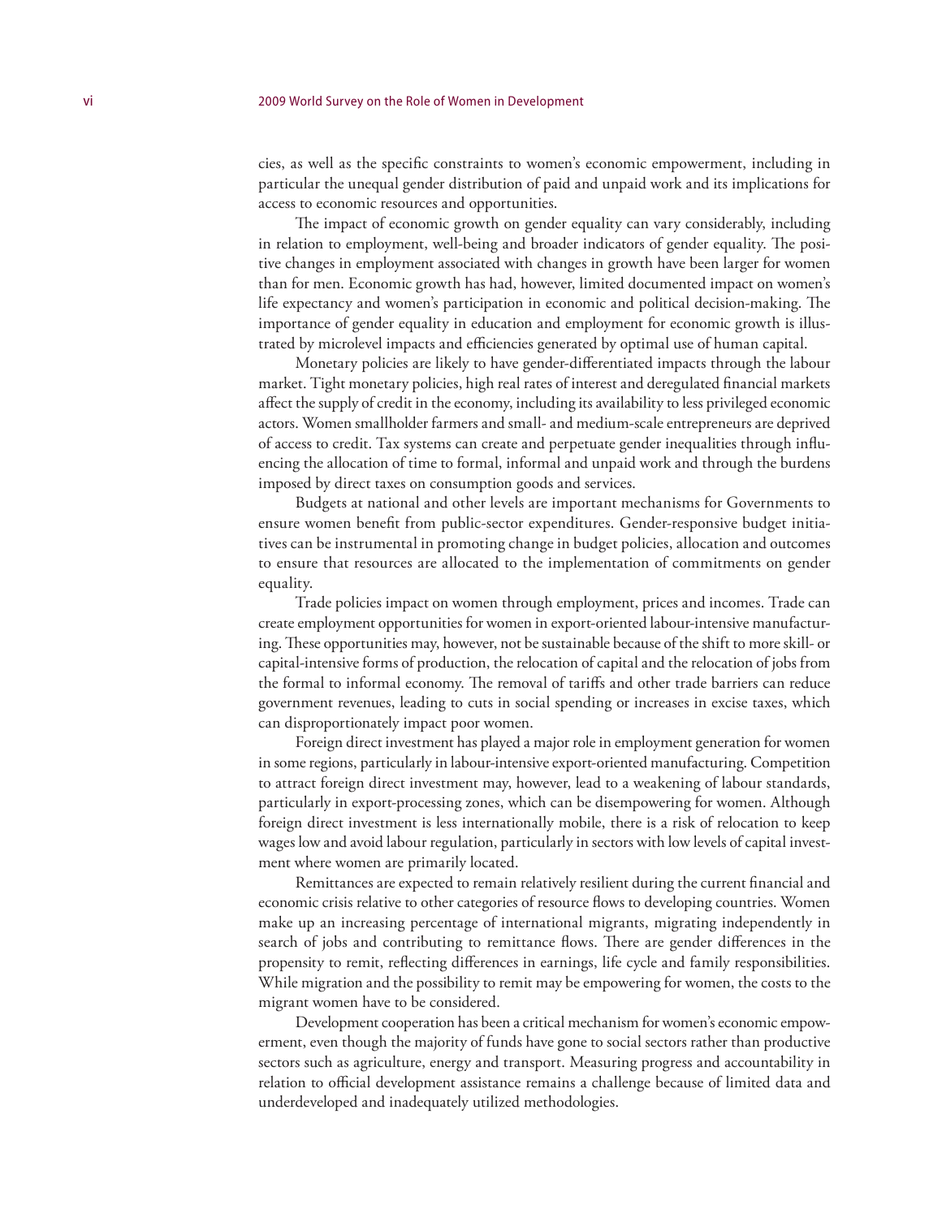cies, as well as the specific constraints to women's economic empowerment, including in particular the unequal gender distribution of paid and unpaid work and its implications for access to economic resources and opportunities.

The impact of economic growth on gender equality can vary considerably, including in relation to employment, well-being and broader indicators of gender equality. The positive changes in employment associated with changes in growth have been larger for women than for men. Economic growth has had, however, limited documented impact on women's life expectancy and women's participation in economic and political decision-making. The importance of gender equality in education and employment for economic growth is illustrated by microlevel impacts and efficiencies generated by optimal use of human capital.

Monetary policies are likely to have gender-differentiated impacts through the labour market. Tight monetary policies, high real rates of interest and deregulated financial markets affect the supply of credit in the economy, including its availability to less privileged economic actors. Women smallholder farmers and small- and medium-scale entrepreneurs are deprived of access to credit. Tax systems can create and perpetuate gender inequalities through influencing the allocation of time to formal, informal and unpaid work and through the burdens imposed by direct taxes on consumption goods and services.

Budgets at national and other levels are important mechanisms for Governments to ensure women benefit from public-sector expenditures. Gender-responsive budget initiatives can be instrumental in promoting change in budget policies, allocation and outcomes to ensure that resources are allocated to the implementation of commitments on gender equality.

Trade policies impact on women through employment, prices and incomes. Trade can create employment opportunities for women in export-oriented labour-intensive manufacturing. These opportunities may, however, not be sustainable because of the shift to more skill- or capital-intensive forms of production, the relocation of capital and the relocation of jobs from the formal to informal economy. The removal of tariffs and other trade barriers can reduce government revenues, leading to cuts in social spending or increases in excise taxes, which can disproportionately impact poor women.

Foreign direct investment has played a major role in employment generation for women in some regions, particularly in labour-intensive export-oriented manufacturing. Competition to attract foreign direct investment may, however, lead to a weakening of labour standards, particularly in export-processing zones, which can be disempowering for women. Although foreign direct investment is less internationally mobile, there is a risk of relocation to keep wages low and avoid labour regulation, particularly in sectors with low levels of capital investment where women are primarily located.

Remittances are expected to remain relatively resilient during the current financial and economic crisis relative to other categories of resource flows to developing countries. Women make up an increasing percentage of international migrants, migrating independently in search of jobs and contributing to remittance flows. There are gender differences in the propensity to remit, reflecting differences in earnings, life cycle and family responsibilities. While migration and the possibility to remit may be empowering for women, the costs to the migrant women have to be considered.

Development cooperation has been a critical mechanism for women's economic empowerment, even though the majority of funds have gone to social sectors rather than productive sectors such as agriculture, energy and transport. Measuring progress and accountability in relation to official development assistance remains a challenge because of limited data and underdeveloped and inadequately utilized methodologies.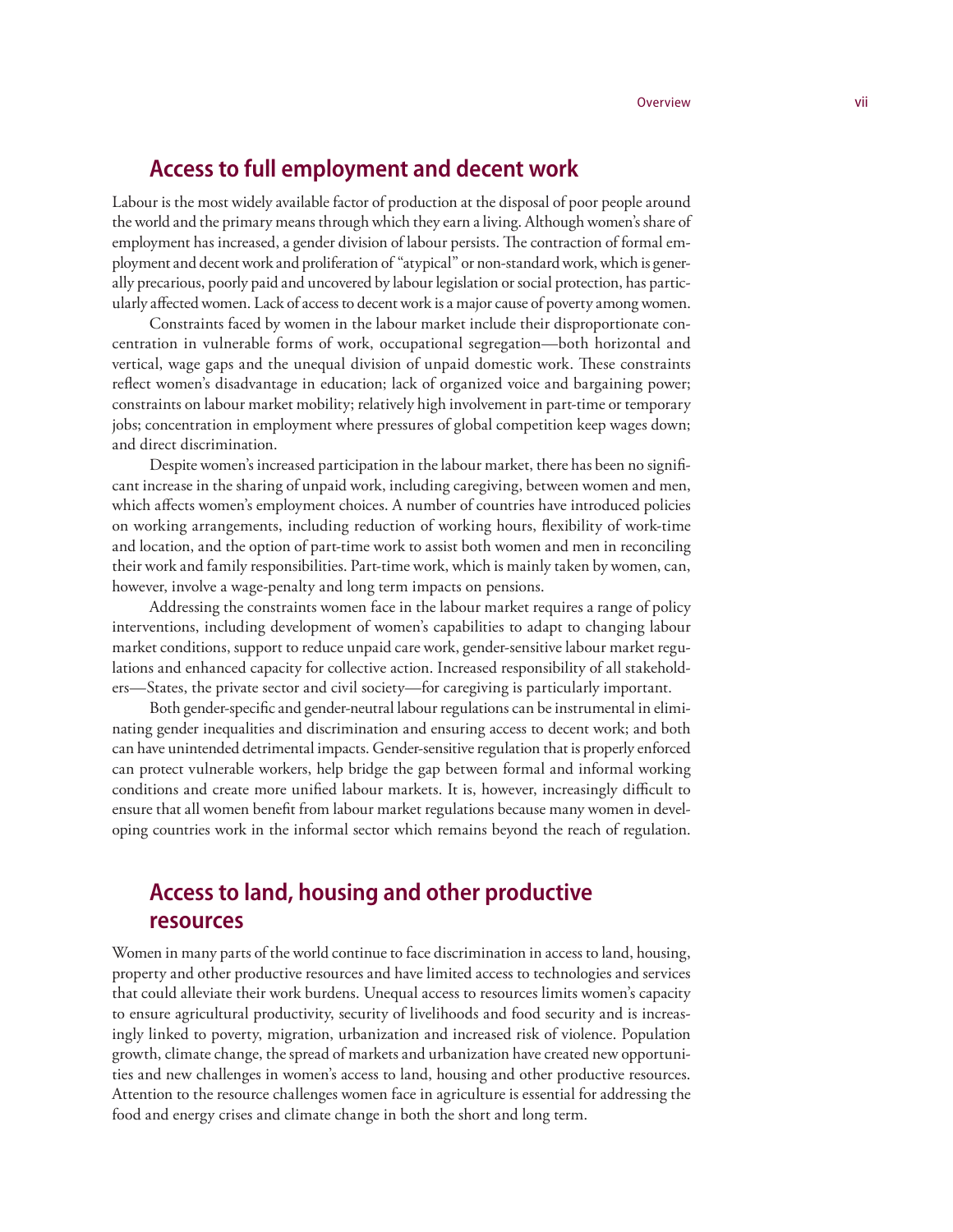## Access to full employment and decent work

Labour is the most widely available factor of production at the disposal of poor people around the world and the primary means through which they earn a living. Although women's share of employment has increased, a gender division of labour persists. The contraction of formal employment and decent work and proliferation of "atypical" or non-standard work, which is generally precarious, poorly paid and uncovered by labour legislation or social protection, has particularly affected women. Lack of access to decent work is a major cause of poverty among women.

Constraints faced by women in the labour market include their disproportionate concentration in vulnerable forms of work, occupational segregation—both horizontal and vertical, wage gaps and the unequal division of unpaid domestic work. These constraints reflect women's disadvantage in education; lack of organized voice and bargaining power; constraints on labour market mobility; relatively high involvement in part-time or temporary jobs; concentration in employment where pressures of global competition keep wages down; and direct discrimination.

Despite women's increased participation in the labour market, there has been no significant increase in the sharing of unpaid work, including caregiving, between women and men, which affects women's employment choices. A number of countries have introduced policies on working arrangements, including reduction of working hours, flexibility of work-time and location, and the option of part-time work to assist both women and men in reconciling their work and family responsibilities. Part-time work, which is mainly taken by women, can, however, involve a wage-penalty and long term impacts on pensions.

Addressing the constraints women face in the labour market requires a range of policy interventions, including development of women's capabilities to adapt to changing labour market conditions, support to reduce unpaid care work, gender-sensitive labour market regulations and enhanced capacity for collective action. Increased responsibility of all stakeholders—States, the private sector and civil society—for caregiving is particularly important.

Both gender-specific and gender-neutral labour regulations can be instrumental in eliminating gender inequalities and discrimination and ensuring access to decent work; and both can have unintended detrimental impacts. Gender-sensitive regulation that is properly enforced can protect vulnerable workers, help bridge the gap between formal and informal working conditions and create more unified labour markets. It is, however, increasingly difficult to ensure that all women benefit from labour market regulations because many women in developing countries work in the informal sector which remains beyond the reach of regulation.

## Access to land, housing and other productive resources

Women in many parts of the world continue to face discrimination in access to land, housing, property and other productive resources and have limited access to technologies and services that could alleviate their work burdens. Unequal access to resources limits women's capacity to ensure agricultural productivity, security of livelihoods and food security and is increasingly linked to poverty, migration, urbanization and increased risk of violence. Population growth, climate change, the spread of markets and urbanization have created new opportunities and new challenges in women's access to land, housing and other productive resources. Attention to the resource challenges women face in agriculture is essential for addressing the food and energy crises and climate change in both the short and long term.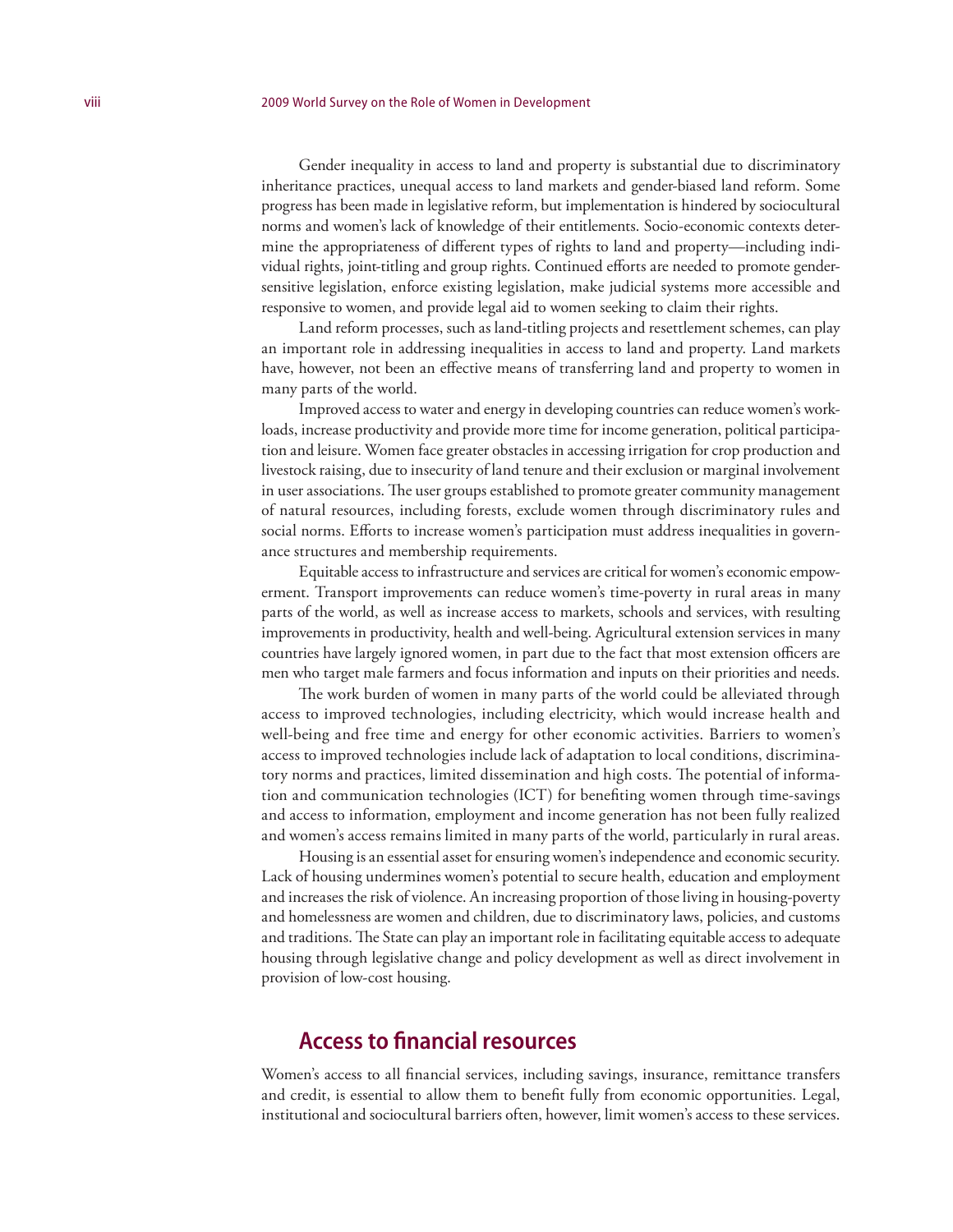Gender inequality in access to land and property is substantial due to discriminatory inheritance practices, unequal access to land markets and gender-biased land reform. Some progress has been made in legislative reform, but implementation is hindered by sociocultural norms and women's lack of knowledge of their entitlements. Socio-economic contexts determine the appropriateness of different types of rights to land and property—including individual rights, joint-titling and group rights. Continued efforts are needed to promote gender-sensitive legislation, enforce existing legislation, make judicial systems more accessible and responsive to women, and provide legal aid to women seeking to claim their rights.

Land reform processes, such as land-titling projects and resettlement schemes, can play an important role in addressing inequalities in access to land and property. Land markets have, however, not been an effective means of transferring land and property to women in many parts of the world.

Improved access to water and energy in developing countries can reduce women's workloads, increase productivity and provide more time for income generation, political participation and leisure. Women face greater obstacles in accessing irrigation for crop production and livestock raising, due to insecurity of land tenure and their exclusion or marginal involvement in user associations. The user groups established to promote greater community management of natural resources, including forests, exclude women through discriminatory rules and social norms. Efforts to increase women's participation must address inequalities in governance structures and membership requirements.

Equitable access to infrastructure and services are critical for women's economic empowerment. Transport improvements can reduce women's time-poverty in rural areas in many parts of the world, as well as increase access to markets, schools and services, with resulting improvements in productivity, health and well-being. Agricultural extension services in many countries have largely ignored women, in part due to the fact that most extension officers are men who target male farmers and focus information and inputs on their priorities and needs.

The work burden of women in many parts of the world could be alleviated through access to improved technologies, including electricity, which would increase health and well-being and free time and energy for other economic activities. Barriers to women's access to improved technologies include lack of adaptation to local conditions, discriminatory norms and practices, limited dissemination and high costs. The potential of information and communication technologies (ICT) for benefiting women through time-savings and access to information, employment and income generation has not been fully realized and women's access remains limited in many parts of the world, particularly in rural areas.

Housing is an essential asset for ensuring women's independence and economic security. Lack of housing undermines women's potential to secure health, education and employment and increases the risk of violence. An increasing proportion of those living in housing-poverty and homelessness are women and children, due to discriminatory laws, policies, and customs and traditions. The State can play an important role in facilitating equitable access to adequate housing through legislative change and policy development as well as direct involvement in provision of low-cost housing.

## Access to financial resources

Women's access to all financial services, including savings, insurance, remittance transfers and credit, is essential to allow them to benefit fully from economic opportunities. Legal, institutional and sociocultural barriers often, however, limit women's access to these services.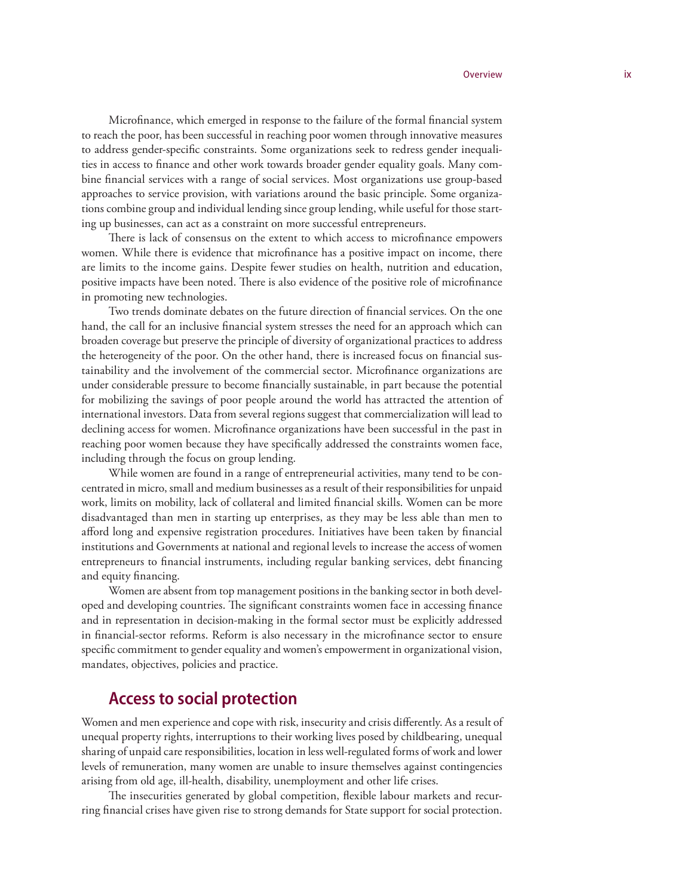Microfinance, which emerged in response to the failure of the formal financial system to reach the poor, has been successful in reaching poor women through innovative measures to address gender-specific constraints. Some organizations seek to redress gender inequalities in access to finance and other work towards broader gender equality goals. Many combine financial services with a range of social services. Most organizations use group-based approaches to service provision, with variations around the basic principle. Some organizations combine group and individual lending since group lending, while useful for those starting up businesses, can act as a constraint on more successful entrepreneurs.

There is lack of consensus on the extent to which access to microfinance empowers women. While there is evidence that microfinance has a positive impact on income, there are limits to the income gains. Despite fewer studies on health, nutrition and education, positive impacts have been noted. There is also evidence of the positive role of microfinance in promoting new technologies.

Two trends dominate debates on the future direction of financial services. On the one hand, the call for an inclusive financial system stresses the need for an approach which can broaden coverage but preserve the principle of diversity of organizational practices to address the heterogeneity of the poor. On the other hand, there is increased focus on financial sustainability and the involvement of the commercial sector. Microfinance organizations are under considerable pressure to become financially sustainable, in part because the potential for mobilizing the savings of poor people around the world has attracted the attention of international investors. Data from several regions suggest that commercialization will lead to declining access for women. Microfinance organizations have been successful in the past in reaching poor women because they have specifically addressed the constraints women face, including through the focus on group lending.

While women are found in a range of entrepreneurial activities, many tend to be concentrated in micro, small and medium businesses as a result of their responsibilities for unpaid work, limits on mobility, lack of collateral and limited financial skills. Women can be more disadvantaged than men in starting up enterprises, as they may be less able than men to afford long and expensive registration procedures. Initiatives have been taken by financial institutions and Governments at national and regional levels to increase the access of women entrepreneurs to financial instruments, including regular banking services, debt financing and equity financing.

Women are absent from top management positions in the banking sector in both developed and developing countries. The significant constraints women face in accessing finance and in representation in decision-making in the formal sector must be explicitly addressed in financial-sector reforms. Reform is also necessary in the microfinance sector to ensure specific commitment to gender equality and women's empowerment in organizational vision, mandates, objectives, policies and practice.

## Access to social protection

Women and men experience and cope with risk, insecurity and crisis differently. As a result of unequal property rights, interruptions to their working lives posed by childbearing, unequal sharing of unpaid care responsibilities, location in less well-regulated forms of work and lower levels of remuneration, many women are unable to insure themselves against contingencies arising from old age, ill-health, disability, unemployment and other life crises.

The insecurities generated by global competition, flexible labour markets and recurring financial crises have given rise to strong demands for State support for social protection.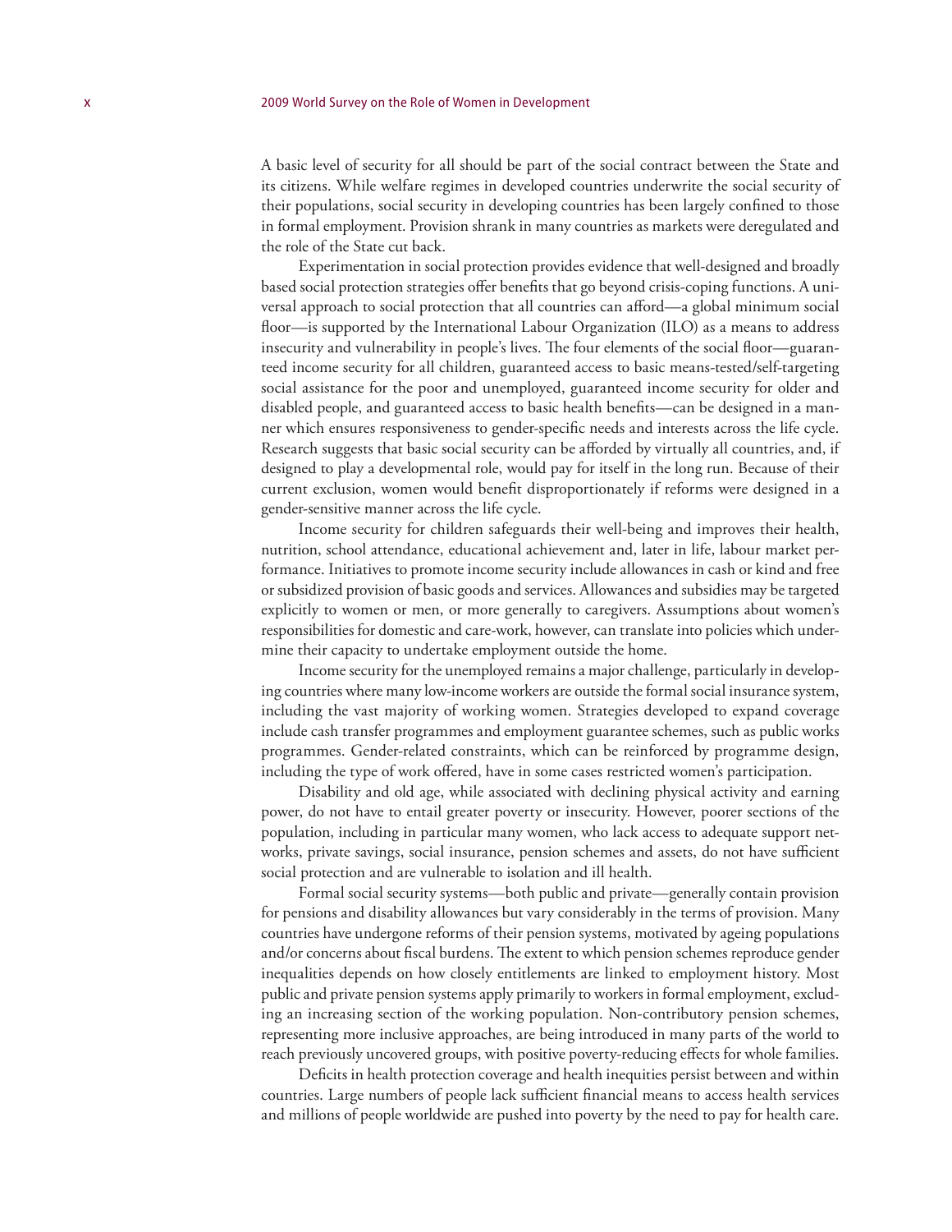A basic level of security for all should be part of the social contract between the State and its citizens. While welfare regimes in developed countries underwrite the social security of their populations, social security in developing countries has been largely confined to those in formal employment. Provision shrank in many countries as markets were deregulated and the role of the State cut back.

Experimentation in social protection provides evidence that well-designed and broadly based social protection strategies offer benefits that go beyond crisis-coping functions. A universal approach to social protection that all countries can afford—a global minimum social floor—is supported by the International Labour Organization (ILO) as a means to address insecurity and vulnerability in people's lives. The four elements of the social floor—guaranteed income security for all children, guaranteed access to basic means-tested/self-targeting social assistance for the poor and unemployed, guaranteed income security for older and disabled people, and guaranteed access to basic health benefits—can be designed in a manner which ensures responsiveness to gender-specific needs and interests across the life cycle. Research suggests that basic social security can be afforded by virtually all countries, and, if designed to play a developmental role, would pay for itself in the long run. Because of their current exclusion, women would benefit disproportionately if reforms were designed in a gender-sensitive manner across the life cycle.

Income security for children safeguards their well-being and improves their health, nutrition, school attendance, educational achievement and, later in life, labour market performance. Initiatives to promote income security include allowances in cash or kind and free or subsidized provision of basic goods and services. Allowances and subsidies may be targeted explicitly to women or men, or more generally to caregivers. Assumptions about women's responsibilities for domestic and care-work, however, can translate into policies which undermine their capacity to undertake employment outside the home.

Income security for the unemployed remains a major challenge, particularly in developing countries where many low-income workers are outside the formal social insurance system, including the vast majority of working women. Strategies developed to expand coverage include cash transfer programmes and employment guarantee schemes, such as public works programmes. Gender-related constraints, which can be reinforced by programme design, including the type of work offered, have in some cases restricted women's participation.

Disability and old age, while associated with declining physical activity and earning power, do not have to entail greater poverty or insecurity. However, poorer sections of the population, including in particular many women, who lack access to adequate support networks, private savings, social insurance, pension schemes and assets, do not have sufficient social protection and are vulnerable to isolation and ill health.

Formal social security systems—both public and private—generally contain provision for pensions and disability allowances but vary considerably in the terms of provision. Many countries have undergone reforms of their pension systems, motivated by ageing populations and/or concerns about fiscal burdens. The extent to which pension schemes reproduce gender inequalities depends on how closely entitlements are linked to employment history. Most public and private pension systems apply primarily to workers in formal employment, excluding an increasing section of the working population. Non-contributory pension schemes, representing more inclusive approaches, are being introduced in many parts of the world to reach previously uncovered groups, with positive poverty-reducing effects for whole families.

Deficits in health protection coverage and health inequities persist between and within countries. Large numbers of people lack sufficient financial means to access health services and millions of people worldwide are pushed into poverty by the need to pay for health care.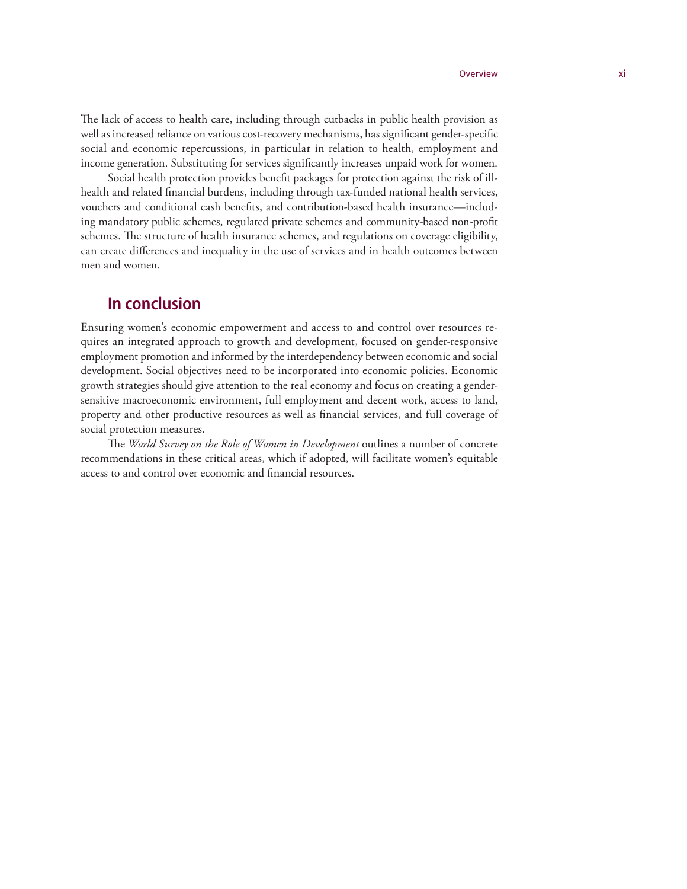The lack of access to health care, including through cutbacks in public health provision as well as increased reliance on various cost-recovery mechanisms, has significant gender-specific social and economic repercussions, in particular in relation to health, employment and income generation. Substituting for services significantly increases unpaid work for women.

Social health protection provides benefit packages for protection against the risk of ill-health and related financial burdens, including through tax-funded national health services, vouchers and conditional cash benefits, and contribution-based health insurance—including mandatory public schemes, regulated private schemes and community-based non-profit schemes. The structure of health insurance schemes, and regulations on coverage eligibility, can create differences and inequality in the use of services and in health outcomes between men and women.

## In conclusion

Ensuring women's economic empowerment and access to and control over resources requires an integrated approach to growth and development, focused on gender-responsive employment promotion and informed by the interdependency between economic and social development. Social objectives need to be incorporated into economic policies. Economic growth strategies should give attention to the real economy and focus on creating a gender-sensitive macroeconomic environment, full employment and decent work, access to land, property and other productive resources as well as financial services, and full coverage of social protection measures.

The *World Survey on the Role of Women in Development* outlines a number of concrete recommendations in these critical areas, which if adopted, will facilitate women's equitable access to and control over economic and financial resources.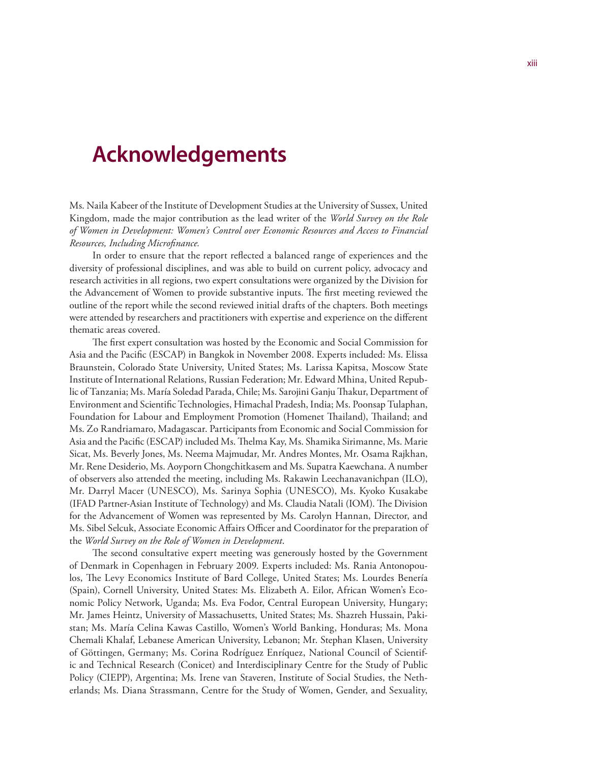# Acknowledgements

Ms. Naila Kabeer of the Institute of Development Studies at the University of Sussex, United Kingdom, made the major contribution as the lead writer of the *World Survey on the Role of Women in Development: Women's Control over Economic Resources and Access to Financial Resources, Including Microfinance.*

In order to ensure that the report reflected a balanced range of experiences and the diversity of professional disciplines, and was able to build on current policy, advocacy and research activities in all regions, two expert consultations were organized by the Division for the Advancement of Women to provide substantive inputs. The first meeting reviewed the outline of the report while the second reviewed initial drafts of the chapters. Both meetings were attended by researchers and practitioners with expertise and experience on the different thematic areas covered.

The first expert consultation was hosted by the Economic and Social Commission for Asia and the Pacific (ESCAP) in Bangkok in November 2008. Experts included: Ms. Elissa Braunstein, Colorado State University, United States; Ms. Larissa Kapitsa, Moscow State Institute of International Relations, Russian Federation; Mr. Edward Mhina, United Republic of Tanzania; Ms. María Soledad Parada, Chile; Ms. Sarojini Ganju Thakur, Department of Environment and Scientific Technologies, Himachal Pradesh, India; Ms. Poonsap Tulaphan, Foundation for Labour and Employment Promotion (Homenet Thailand), Thailand; and Ms. Zo Randriamaro, Madagascar. Participants from Economic and Social Commission for Asia and the Pacific (ESCAP) included Ms. Thelma Kay, Ms. Shamika Sirimanne, Ms. Marie Sicat, Ms. Beverly Jones, Ms. Neema Majmudar, Mr. Andres Montes, Mr. Osama Rajkhan, Mr. Rene Desiderio, Ms. Aoyporn Chongchitkasem and Ms. Supatra Kaewchana. A number of observers also attended the meeting, including Ms. Rakawin Leechanavanichpan (ILO), Mr. Darryl Macer (UNESCO), Ms. Sarinya Sophia (UNESCO), Ms. Kyoko Kusakabe (IFAD Partner-Asian Institute of Technology) and Ms. Claudia Natali (IOM). The Division for the Advancement of Women was represented by Ms. Carolyn Hannan, Director, and Ms. Sibel Selcuk, Associate Economic Affairs Officer and Coordinator for the preparation of the *World Survey on the Role of Women in Development*.

The second consultative expert meeting was generously hosted by the Government of Denmark in Copenhagen in February 2009. Experts included: Ms. Rania Antonopoulos, The Levy Economics Institute of Bard College, United States; Ms. Lourdes Benería (Spain), Cornell University, United States: Ms. Elizabeth A. Eilor, African Women's Economic Policy Network, Uganda; Ms. Eva Fodor, Central European University, Hungary; Mr. James Heintz, University of Massachusetts, United States; Ms. Shazreh Hussain, Pakistan; Ms. María Celina Kawas Castillo, Women's World Banking, Honduras; Ms. Mona Chemali Khalaf, Lebanese American University, Lebanon; Mr. Stephan Klasen, University of Göttingen, Germany; Ms. Corina Rodríguez Enríquez, National Council of Scientific and Technical Research (Conicet) and Interdisciplinary Centre for the Study of Public Policy (CIEPP), Argentina; Ms. Irene van Staveren, Institute of Social Studies, the Netherlands; Ms. Diana Strassmann, Centre for the Study of Women, Gender, and Sexuality,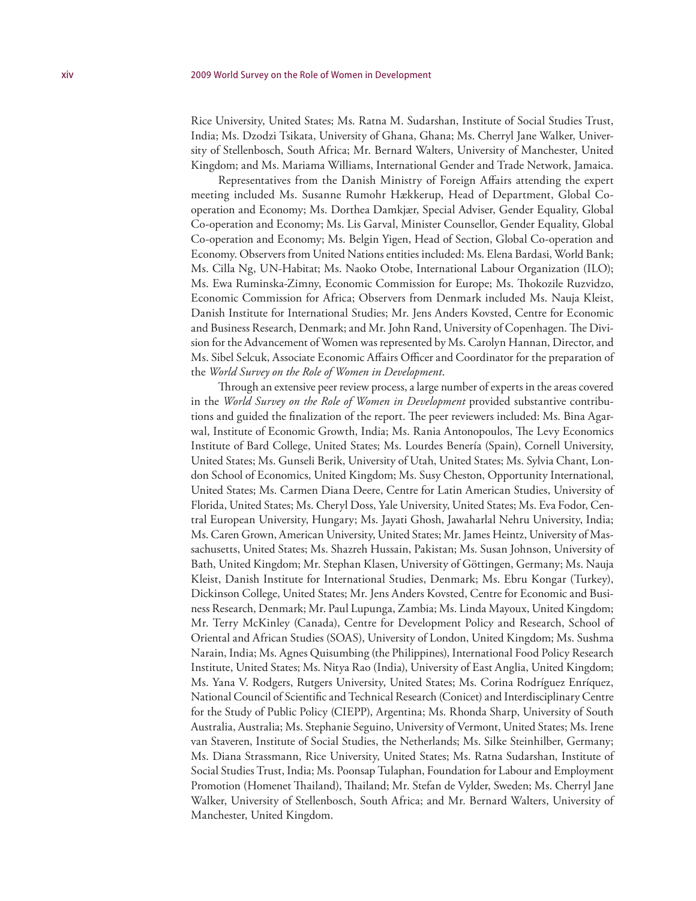Rice University, United States; Ms. Ratna M. Sudarshan, Institute of Social Studies Trust, India; Ms. Dzodzi Tsikata, University of Ghana, Ghana; Ms. Cherryl Jane Walker, University of Stellenbosch, South Africa; Mr. Bernard Walters, University of Manchester, United Kingdom; and Ms. Mariama Williams, International Gender and Trade Network, Jamaica.

Representatives from the Danish Ministry of Foreign Affairs attending the expert meeting included Ms. Susanne Rumohr Hækkerup, Head of Department, Global Co-operation and Economy; Ms. Dorthea Damkjær, Special Adviser, Gender Equality, Global Co-operation and Economy; Ms. Lis Garval, Minister Counsellor, Gender Equality, Global Co-operation and Economy; Ms. Belgin Yigen, Head of Section, Global Co-operation and Economy. Observers from United Nations entities included: Ms. Elena Bardasi, World Bank; Ms. Cilla Ng, UN-Habitat; Ms. Naoko Otobe, International Labour Organization (ILO); Ms. Ewa Ruminska-Zimny, Economic Commission for Europe; Ms. Thokozile Ruzvidzo, Economic Commission for Africa; Observers from Denmark included Ms. Nauja Kleist, Danish Institute for International Studies; Mr. Jens Anders Kovsted, Centre for Economic and Business Research, Denmark; and Mr. John Rand, University of Copenhagen. The Division for the Advancement of Women was represented by Ms. Carolyn Hannan, Director, and Ms. Sibel Selcuk, Associate Economic Affairs Officer and Coordinator for the preparation of the *World Survey on the Role of Women in Development*.

Through an extensive peer review process, a large number of experts in the areas covered in the *World Survey on the Role of Women in Development* provided substantive contributions and guided the finalization of the report. The peer reviewers included: Ms. Bina Agarwal, Institute of Economic Growth, India; Ms. Rania Antonopoulos, The Levy Economics Institute of Bard College, United States; Ms. Lourdes Benería (Spain), Cornell University, United States; Ms. Gunseli Berik, University of Utah, United States; Ms. Sylvia Chant, London School of Economics, United Kingdom; Ms. Susy Cheston, Opportunity International, United States; Ms. Carmen Diana Deere, Centre for Latin American Studies, University of Florida, United States; Ms. Cheryl Doss, Yale University, United States; Ms. Eva Fodor, Central European University, Hungary; Ms. Jayati Ghosh, Jawaharlal Nehru University, India; Ms. Caren Grown, American University, United States; Mr. James Heintz, University of Massachusetts, United States; Ms. Shazreh Hussain, Pakistan; Ms. Susan Johnson, University of Bath, United Kingdom; Mr. Stephan Klasen, University of Göttingen, Germany; Ms. Nauja Kleist, Danish Institute for International Studies, Denmark; Ms. Ebru Kongar (Turkey), Dickinson College, United States; Mr. Jens Anders Kovsted, Centre for Economic and Business Research, Denmark; Mr. Paul Lupunga, Zambia; Ms. Linda Mayoux, United Kingdom; Mr. Terry McKinley (Canada), Centre for Development Policy and Research, School of Oriental and African Studies (SOAS), University of London, United Kingdom; Ms. Sushma Narain, India; Ms. Agnes Quisumbing (the Philippines), International Food Policy Research Institute, United States; Ms. Nitya Rao (India), University of East Anglia, United Kingdom; Ms. Yana V. Rodgers, Rutgers University, United States; Ms. Corina Rodríguez Enríquez, National Council of Scientific and Technical Research (Conicet) and Interdisciplinary Centre for the Study of Public Policy (CIEPP), Argentina; Ms. Rhonda Sharp, University of South Australia, Australia; Ms. Stephanie Seguino, University of Vermont, United States; Ms. Irene van Staveren, Institute of Social Studies, the Netherlands; Ms. Silke Steinhilber, Germany; Ms. Diana Strassmann, Rice University, United States; Ms. Ratna Sudarshan, Institute of Social Studies Trust, India; Ms. Poonsap Tulaphan, Foundation for Labour and Employment Promotion (Homenet Thailand), Thailand; Mr. Stefan de Vylder, Sweden; Ms. Cherryl Jane Walker, University of Stellenbosch, South Africa; and Mr. Bernard Walters, University of Manchester, United Kingdom.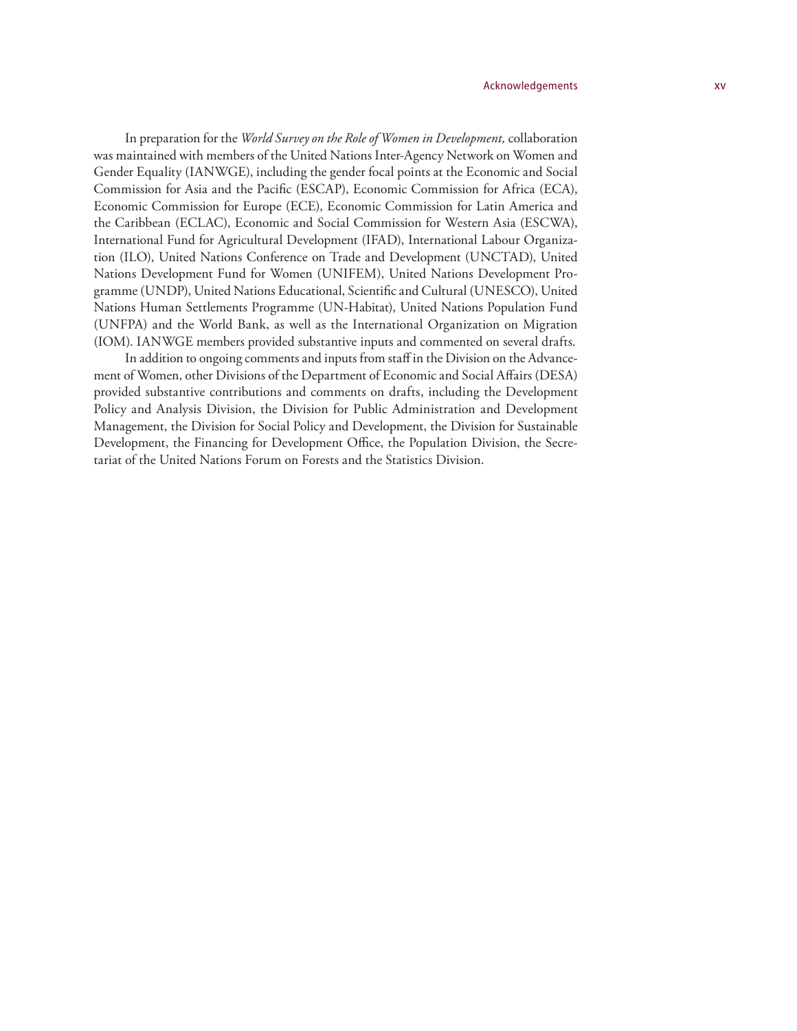In preparation for the *World Survey on the Role of Women in Development,* collaboration was maintained with members of the United Nations Inter-Agency Network on Women and Gender Equality (IANWGE), including the gender focal points at the Economic and Social Commission for Asia and the Pacific (ESCAP), Economic Commission for Africa (ECA), Economic Commission for Europe (ECE), Economic Commission for Latin America and the Caribbean (ECLAC), Economic and Social Commission for Western Asia (ESCWA), International Fund for Agricultural Development (IFAD), International Labour Organization (ILO), United Nations Conference on Trade and Development (UNCTAD), United Nations Development Fund for Women (UNIFEM), United Nations Development Programme (UNDP), United Nations Educational, Scientific and Cultural (UNESCO), United Nations Human Settlements Programme (UN-Habitat), United Nations Population Fund (UNFPA) and the World Bank, as well as the International Organization on Migration (IOM). IANWGE members provided substantive inputs and commented on several drafts.

In addition to ongoing comments and inputs from staff in the Division on the Advancement of Women, other Divisions of the Department of Economic and Social Affairs (DESA) provided substantive contributions and comments on drafts, including the Development Policy and Analysis Division, the Division for Public Administration and Development Management, the Division for Social Policy and Development, the Division for Sustainable Development, the Financing for Development Office, the Population Division, the Secretariat of the United Nations Forum on Forests and the Statistics Division.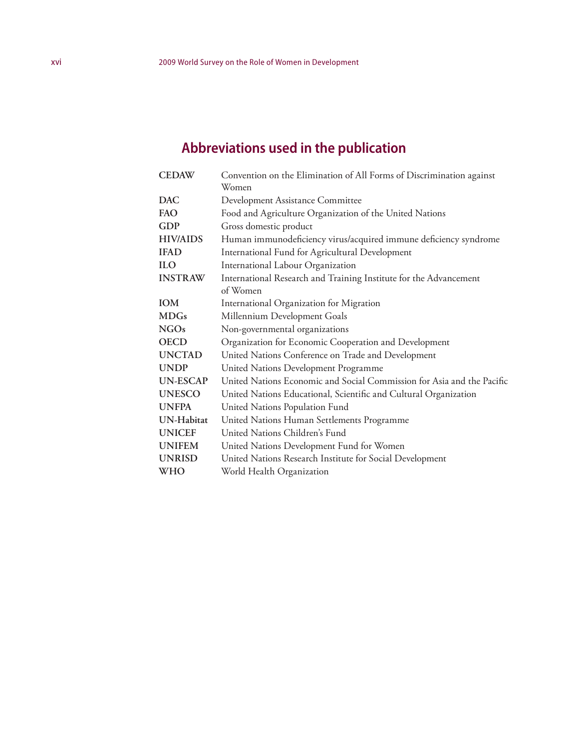## Abbreviations used in the publication

| | |
|---|---|
| **CEDAW** | Convention on the Elimination of All Forms of Discrimination against Women |
| **DAC** | Development Assistance Committee |
| **FAO** | Food and Agriculture Organization of the United Nations |
| **GDP** | Gross domestic product |
| **HIV/AIDS** | Human immunodeficiency virus/acquired immune deficiency syndrome |
| **IFAD** | International Fund for Agricultural Development |
| **ILO** | International Labour Organization |
| **INSTRAW** | International Research and Training Institute for the Advancement of Women |
| **IOM** | International Organization for Migration |
| **MDGs** | Millennium Development Goals |
| **NGOs** | Non-governmental organizations |
| **OECD** | Organization for Economic Cooperation and Development |
| **UNCTAD** | United Nations Conference on Trade and Development |
| **UNDP** | United Nations Development Programme |
| **UN-ESCAP** | United Nations Economic and Social Commission for Asia and the Pacific |
| **UNESCO** | United Nations Educational, Scientific and Cultural Organization |
| **UNFPA** | United Nations Population Fund |
| **UN-Habitat** | United Nations Human Settlements Programme |
| **UNICEF** | United Nations Children's Fund |
| **UNIFEM** | United Nations Development Fund for Women |
| **UNRISD** | United Nations Research Institute for Social Development |
| **WHO** | World Health Organization |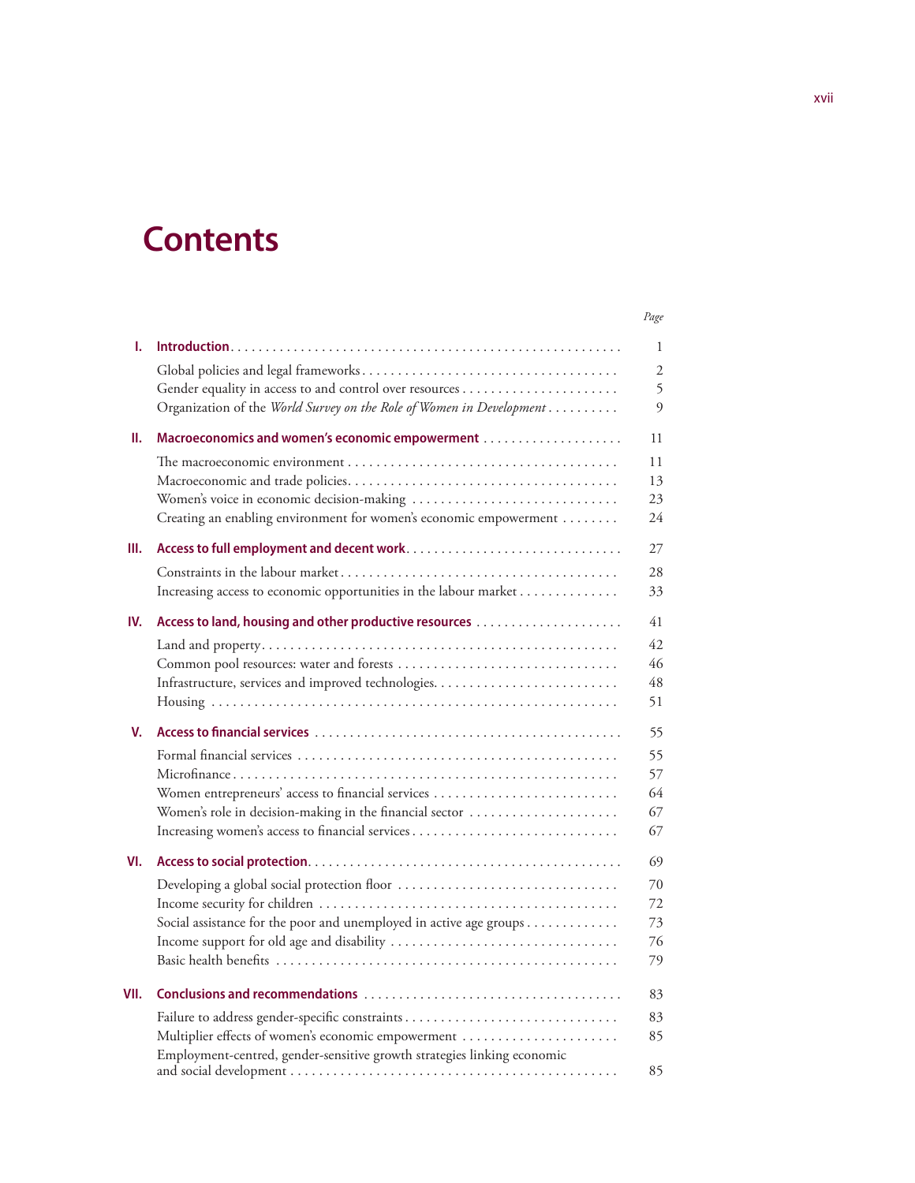# Contents

| | | Page |
|---|---|---|
| **I.** | **Introduction** | 1 |
| | Global policies and legal frameworks | 2 |
| | Gender equality in access to and control over resources | 5 |
| | Organization of the *World Survey on the Role of Women in Development* | 9 |
| **II.** | **Macroeconomics and women's economic empowerment** | 11 |
| | The macroeconomic environment | 11 |
| | Macroeconomic and trade policies | 13 |
| | Women's voice in economic decision-making | 23 |
| | Creating an enabling environment for women's economic empowerment | 24 |
| **III.** | **Access to full employment and decent work** | 27 |
| | Constraints in the labour market | 28 |
| | Increasing access to economic opportunities in the labour market | 33 |
| **IV.** | **Access to land, housing and other productive resources** | 41 |
| | Land and property | 42 |
| | Common pool resources: water and forests | 46 |
| | Infrastructure, services and improved technologies | 48 |
| | Housing | 51 |
| **V.** | **Access to financial services** | 55 |
| | Formal financial services | 55 |
| | Microfinance | 57 |
| | Women entrepreneurs' access to financial services | 64 |
| | Women's role in decision-making in the financial sector | 67 |
| | Increasing women's access to financial services | 67 |
| **VI.** | **Access to social protection** | 69 |
| | Developing a global social protection floor | 70 |
| | Income security for children | 72 |
| | Social assistance for the poor and unemployed in active age groups | 73 |
| | Income support for old age and disability | 76 |
| | Basic health benefits | 79 |
| **VII.** | **Conclusions and recommendations** | 83 |
| | Failure to address gender-specific constraints | 83 |
| | Multiplier effects of women's economic empowerment | 85 |
| | Employment-centred, gender-sensitive growth strategies linking economic and social development | 85 |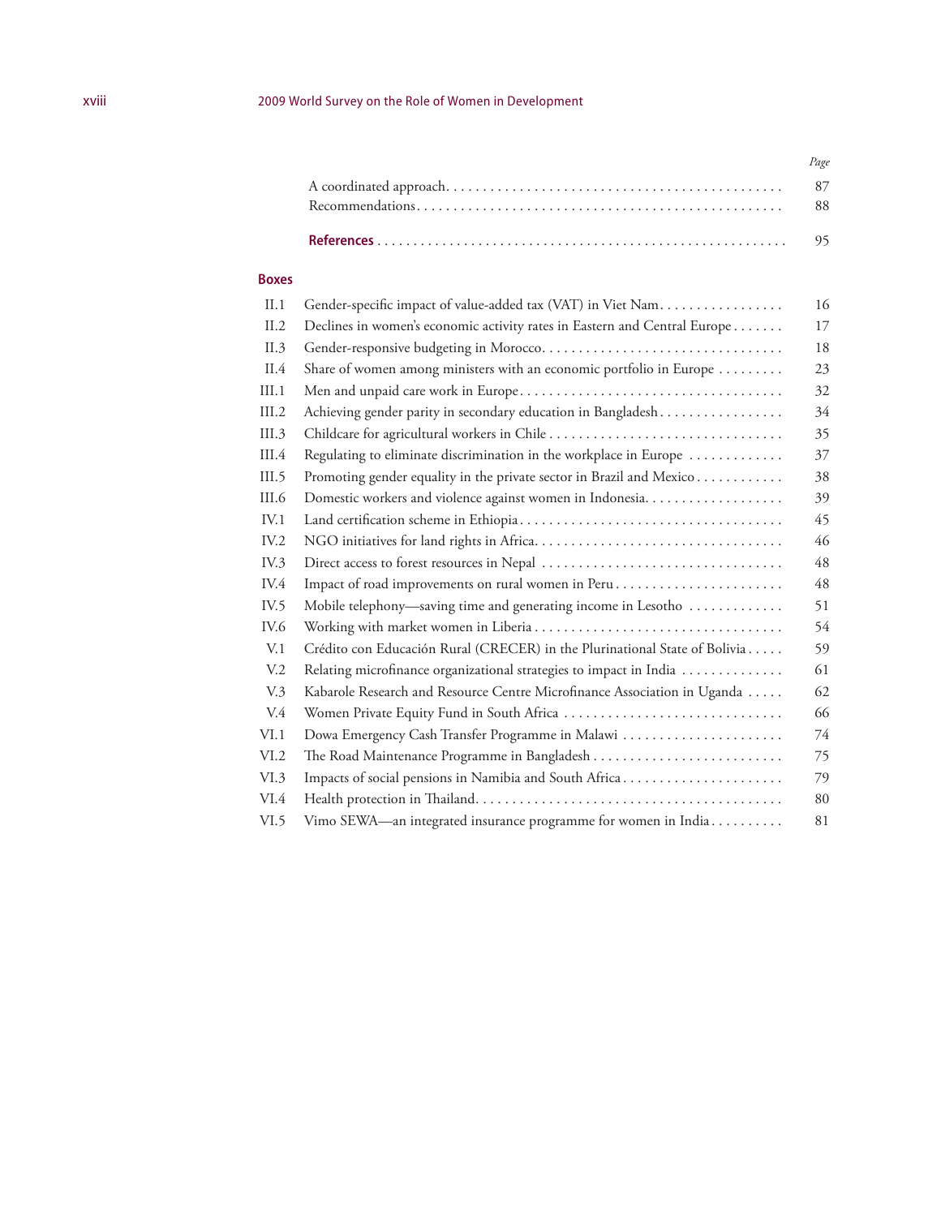| | Page |
|---|---|
| A coordinated approach | 87 |
| Recommendations | 88 |
| **References** | 95 |

## Boxes

| | | |
|---|---|---|
| II.1 | Gender-specific impact of value-added tax (VAT) in Viet Nam | 16 |
| II.2 | Declines in women's economic activity rates in Eastern and Central Europe | 17 |
| II.3 | Gender-responsive budgeting in Morocco | 18 |
| II.4 | Share of women among ministers with an economic portfolio in Europe | 23 |
| III.1 | Men and unpaid care work in Europe | 32 |
| III.2 | Achieving gender parity in secondary education in Bangladesh | 34 |
| III.3 | Childcare for agricultural workers in Chile | 35 |
| III.4 | Regulating to eliminate discrimination in the workplace in Europe | 37 |
| III.5 | Promoting gender equality in the private sector in Brazil and Mexico | 38 |
| III.6 | Domestic workers and violence against women in Indonesia | 39 |
| IV.1 | Land certification scheme in Ethiopia | 45 |
| IV.2 | NGO initiatives for land rights in Africa | 46 |
| IV.3 | Direct access to forest resources in Nepal | 48 |
| IV.4 | Impact of road improvements on rural women in Peru | 48 |
| IV.5 | Mobile telephony—saving time and generating income in Lesotho | 51 |
| IV.6 | Working with market women in Liberia | 54 |
| V.1 | Crédito con Educación Rural (CRECER) in the Plurinational State of Bolivia | 59 |
| V.2 | Relating microfinance organizational strategies to impact in India | 61 |
| V.3 | Kabarole Research and Resource Centre Microfinance Association in Uganda | 62 |
| V.4 | Women Private Equity Fund in South Africa | 66 |
| VI.1 | Dowa Emergency Cash Transfer Programme in Malawi | 74 |
| VI.2 | The Road Maintenance Programme in Bangladesh | 75 |
| VI.3 | Impacts of social pensions in Namibia and South Africa | 79 |
| VI.4 | Health protection in Thailand | 80 |
| VI.5 | Vimo SEWA—an integrated insurance programme for women in India | 81 |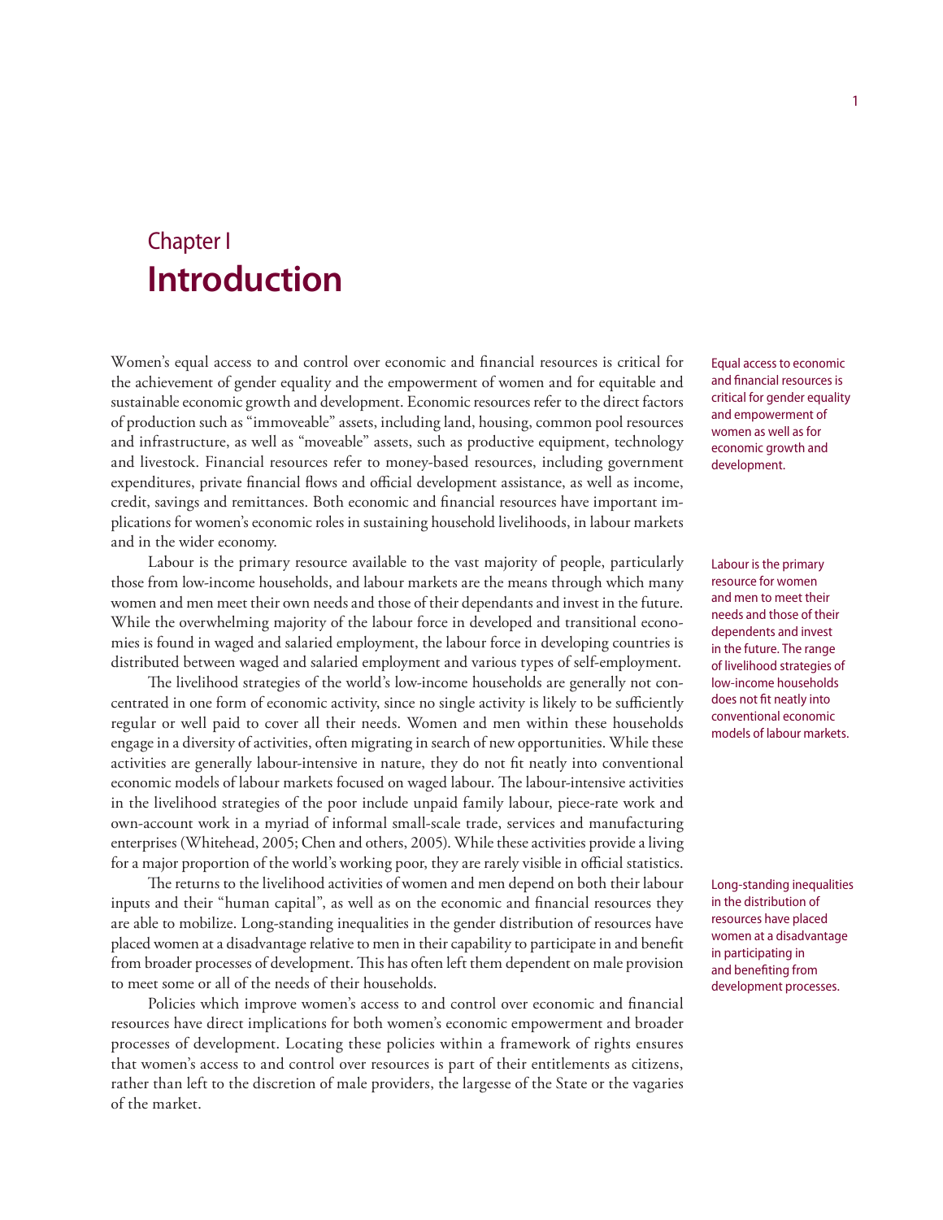# Chapter I
# Introduction

Women's equal access to and control over economic and financial resources is critical for the achievement of gender equality and the empowerment of women and for equitable and sustainable economic growth and development. Economic resources refer to the direct factors of production such as "immoveable" assets, including land, housing, common pool resources and infrastructure, as well as "moveable" assets, such as productive equipment, technology and livestock. Financial resources refer to money-based resources, including government expenditures, private financial flows and official development assistance, as well as income, credit, savings and remittances. Both economic and financial resources have important implications for women's economic roles in sustaining household livelihoods, in labour markets and in the wider economy.

Equal access to economic and financial resources is critical for gender equality and empowerment of women as well as for economic growth and development.

Labour is the primary resource available to the vast majority of people, particularly those from low-income households, and labour markets are the means through which many women and men meet their own needs and those of their dependants and invest in the future. While the overwhelming majority of the labour force in developed and transitional economies is found in waged and salaried employment, the labour force in developing countries is distributed between waged and salaried employment and various types of self-employment.

Labour is the primary resource for women and men to meet their needs and those of their dependents and invest in the future. The range of livelihood strategies of low-income households does not fit neatly into conventional economic models of labour markets.

The livelihood strategies of the world's low-income households are generally not concentrated in one form of economic activity, since no single activity is likely to be sufficiently regular or well paid to cover all their needs. Women and men within these households engage in a diversity of activities, often migrating in search of new opportunities. While these activities are generally labour-intensive in nature, they do not fit neatly into conventional economic models of labour markets focused on waged labour. The labour-intensive activities in the livelihood strategies of the poor include unpaid family labour, piece-rate work and own-account work in a myriad of informal small-scale trade, services and manufacturing enterprises (Whitehead, 2005; Chen and others, 2005). While these activities provide a living for a major proportion of the world's working poor, they are rarely visible in official statistics.

The returns to the livelihood activities of women and men depend on both their labour inputs and their "human capital", as well as on the economic and financial resources they are able to mobilize. Long-standing inequalities in the gender distribution of resources have placed women at a disadvantage relative to men in their capability to participate in and benefit from broader processes of development. This has often left them dependent on male provision to meet some or all of the needs of their households.

Long-standing inequalities in the distribution of resources have placed women at a disadvantage in participating in and benefiting from development processes.

Policies which improve women's access to and control over economic and financial resources have direct implications for both women's economic empowerment and broader processes of development. Locating these policies within a framework of rights ensures that women's access to and control over resources is part of their entitlements as citizens, rather than left to the discretion of male providers, the largesse of the State or the vagaries of the market.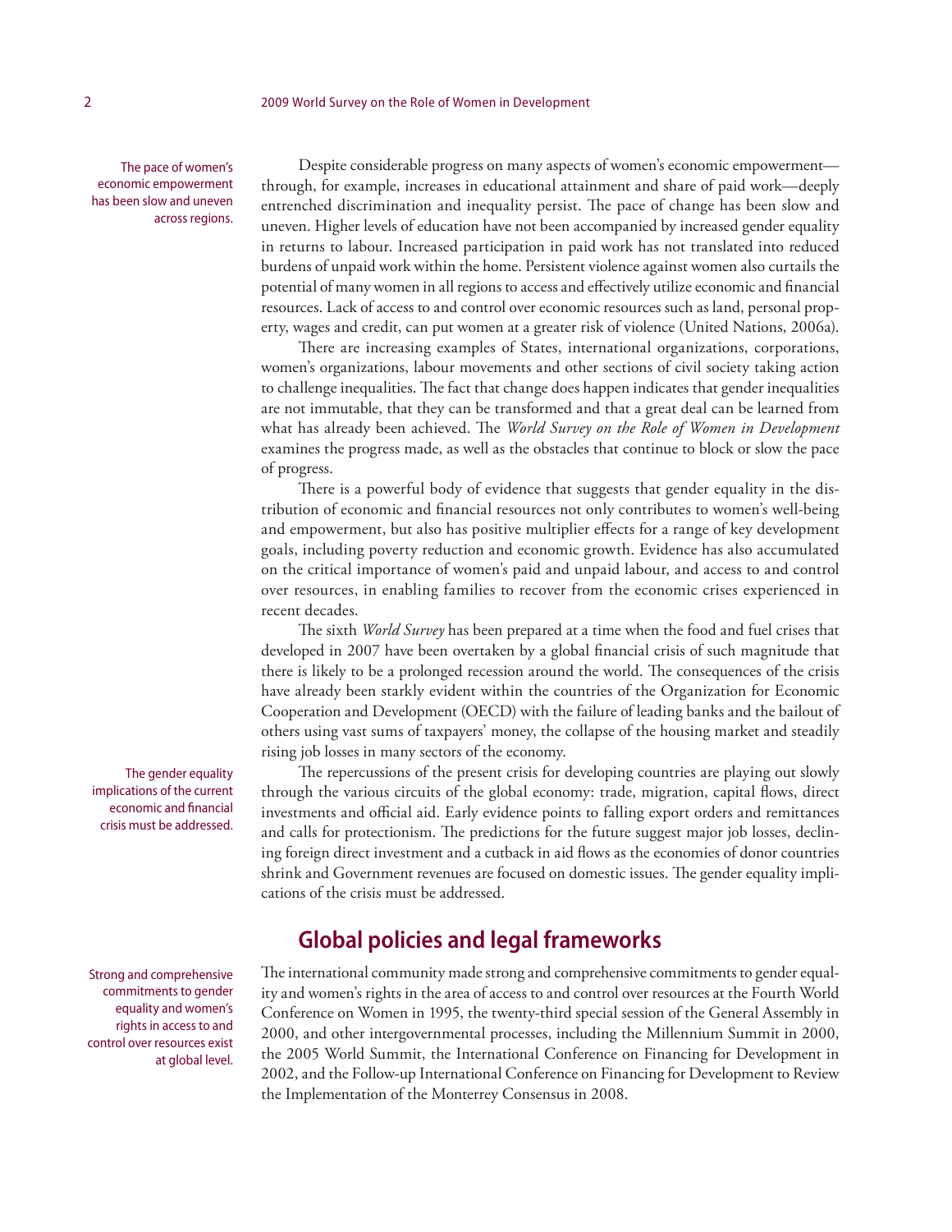The pace of women's economic empowerment has been slow and uneven across regions.

Despite considerable progress on many aspects of women's economic empowerment—through, for example, increases in educational attainment and share of paid work—deeply entrenched discrimination and inequality persist. The pace of change has been slow and uneven. Higher levels of education have not been accompanied by increased gender equality in returns to labour. Increased participation in paid work has not translated into reduced burdens of unpaid work within the home. Persistent violence against women also curtails the potential of many women in all regions to access and effectively utilize economic and financial resources. Lack of access to and control over economic resources such as land, personal property, wages and credit, can put women at a greater risk of violence (United Nations, 2006a).

There are increasing examples of States, international organizations, corporations, women's organizations, labour movements and other sections of civil society taking action to challenge inequalities. The fact that change does happen indicates that gender inequalities are not immutable, that they can be transformed and that a great deal can be learned from what has already been achieved. The *World Survey on the Role of Women in Development* examines the progress made, as well as the obstacles that continue to block or slow the pace of progress.

There is a powerful body of evidence that suggests that gender equality in the distribution of economic and financial resources not only contributes to women's well-being and empowerment, but also has positive multiplier effects for a range of key development goals, including poverty reduction and economic growth. Evidence has also accumulated on the critical importance of women's paid and unpaid labour, and access to and control over resources, in enabling families to recover from the economic crises experienced in recent decades.

The sixth *World Survey* has been prepared at a time when the food and fuel crises that developed in 2007 have been overtaken by a global financial crisis of such magnitude that there is likely to be a prolonged recession around the world. The consequences of the crisis have already been starkly evident within the countries of the Organization for Economic Cooperation and Development (OECD) with the failure of leading banks and the bailout of others using vast sums of taxpayers' money, the collapse of the housing market and steadily rising job losses in many sectors of the economy.

The gender equality implications of the current economic and financial crisis must be addressed.

The repercussions of the present crisis for developing countries are playing out slowly through the various circuits of the global economy: trade, migration, capital flows, direct investments and official aid. Early evidence points to falling export orders and remittances and calls for protectionism. The predictions for the future suggest major job losses, declining foreign direct investment and a cutback in aid flows as the economies of donor countries shrink and Government revenues are focused on domestic issues. The gender equality implications of the crisis must be addressed.

## Global policies and legal frameworks

Strong and comprehensive commitments to gender equality and women's rights in access to and control over resources exist at global level.

The international community made strong and comprehensive commitments to gender equality and women's rights in the area of access to and control over resources at the Fourth World Conference on Women in 1995, the twenty-third special session of the General Assembly in 2000, and other intergovernmental processes, including the Millennium Summit in 2000, the 2005 World Summit, the International Conference on Financing for Development in 2002, and the Follow-up International Conference on Financing for Development to Review the Implementation of the Monterrey Consensus in 2008.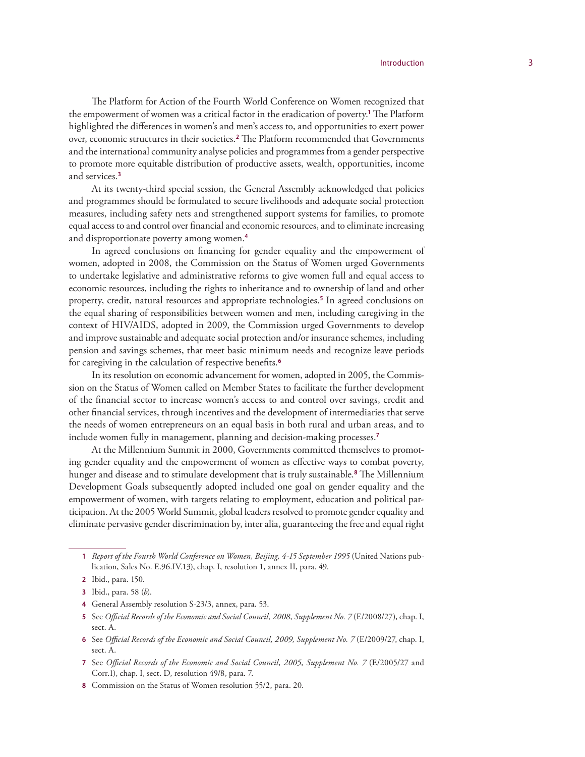The Platform for Action of the Fourth World Conference on Women recognized that the empowerment of women was a critical factor in the eradication of poverty.[1] The Platform highlighted the differences in women's and men's access to, and opportunities to exert power over, economic structures in their societies.[2] The Platform recommended that Governments and the international community analyse policies and programmes from a gender perspective to promote more equitable distribution of productive assets, wealth, opportunities, income and services.[3]

At its twenty-third special session, the General Assembly acknowledged that policies and programmes should be formulated to secure livelihoods and adequate social protection measures, including safety nets and strengthened support systems for families, to promote equal access to and control over financial and economic resources, and to eliminate increasing and disproportionate poverty among women.[4]

In agreed conclusions on financing for gender equality and the empowerment of women, adopted in 2008, the Commission on the Status of Women urged Governments to undertake legislative and administrative reforms to give women full and equal access to economic resources, including the rights to inheritance and to ownership of land and other property, credit, natural resources and appropriate technologies.[5] In agreed conclusions on the equal sharing of responsibilities between women and men, including caregiving in the context of HIV/AIDS, adopted in 2009, the Commission urged Governments to develop and improve sustainable and adequate social protection and/or insurance schemes, including pension and savings schemes, that meet basic minimum needs and recognize leave periods for caregiving in the calculation of respective benefits.[6]

In its resolution on economic advancement for women, adopted in 2005, the Commission on the Status of Women called on Member States to facilitate the further development of the financial sector to increase women's access to and control over savings, credit and other financial services, through incentives and the development of intermediaries that serve the needs of women entrepreneurs on an equal basis in both rural and urban areas, and to include women fully in management, planning and decision-making processes.[7]

At the Millennium Summit in 2000, Governments committed themselves to promoting gender equality and the empowerment of women as effective ways to combat poverty, hunger and disease and to stimulate development that is truly sustainable.[8] The Millennium Development Goals subsequently adopted included one goal on gender equality and the empowerment of women, with targets relating to employment, education and political participation. At the 2005 World Summit, global leaders resolved to promote gender equality and eliminate pervasive gender discrimination by, inter alia, guaranteeing the free and equal right

---

1 *Report of the Fourth World Conference on Women, Beijing, 4-15 September 1995* (United Nations publication, Sales No. E.96.IV.13), chap. I, resolution 1, annex II, para. 49.

2 Ibid., para. 150.

3 Ibid., para. 58 (*b*).

4 General Assembly resolution S-23/3, annex, para. 53.

5 See *Official Records of the Economic and Social Council, 2008, Supplement No. 7* (E/2008/27), chap. I, sect. A.

6 See *Official Records of the Economic and Social Council, 2009, Supplement No. 7* (E/2009/27, chap. I, sect. A.

7 See *Official Records of the Economic and Social Council, 2005, Supplement No. 7* (E/2005/27 and Corr.1), chap. I, sect. D, resolution 49/8, para. 7.

8 Commission on the Status of Women resolution 55/2, para. 20.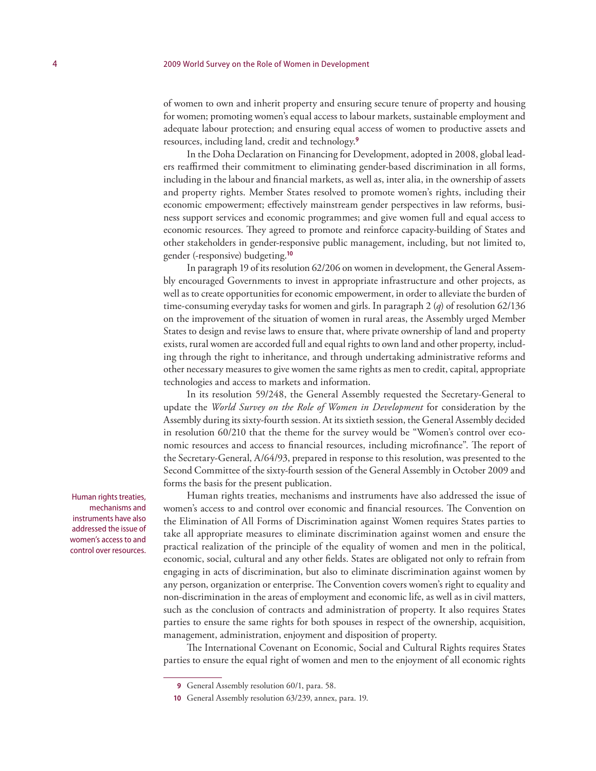of women to own and inherit property and ensuring secure tenure of property and housing for women; promoting women's equal access to labour markets, sustainable employment and adequate labour protection; and ensuring equal access of women to productive assets and resources, including land, credit and technology.[9]

In the Doha Declaration on Financing for Development, adopted in 2008, global leaders reaffirmed their commitment to eliminating gender-based discrimination in all forms, including in the labour and financial markets, as well as, inter alia, in the ownership of assets and property rights. Member States resolved to promote women's rights, including their economic empowerment; effectively mainstream gender perspectives in law reforms, business support services and economic programmes; and give women full and equal access to economic resources. They agreed to promote and reinforce capacity-building of States and other stakeholders in gender-responsive public management, including, but not limited to, gender (-responsive) budgeting.[10]

In paragraph 19 of its resolution 62/206 on women in development, the General Assembly encouraged Governments to invest in appropriate infrastructure and other projects, as well as to create opportunities for economic empowerment, in order to alleviate the burden of time-consuming everyday tasks for women and girls. In paragraph 2 (*q*) of resolution 62/136 on the improvement of the situation of women in rural areas, the Assembly urged Member States to design and revise laws to ensure that, where private ownership of land and property exists, rural women are accorded full and equal rights to own land and other property, including through the right to inheritance, and through undertaking administrative reforms and other necessary measures to give women the same rights as men to credit, capital, appropriate technologies and access to markets and information.

In its resolution 59/248, the General Assembly requested the Secretary-General to update the *World Survey on the Role of Women in Development* for consideration by the Assembly during its sixty-fourth session. At its sixtieth session, the General Assembly decided in resolution 60/210 that the theme for the survey would be "Women's control over economic resources and access to financial resources, including microfinance". The report of the Secretary-General, A/64/93, prepared in response to this resolution, was presented to the Second Committee of the sixty-fourth session of the General Assembly in October 2009 and forms the basis for the present publication.

Human rights treaties, mechanisms and instruments have also addressed the issue of women's access to and control over resources.

Human rights treaties, mechanisms and instruments have also addressed the issue of women's access to and control over economic and financial resources. The Convention on the Elimination of All Forms of Discrimination against Women requires States parties to take all appropriate measures to eliminate discrimination against women and ensure the practical realization of the principle of the equality of women and men in the political, economic, social, cultural and any other fields. States are obligated not only to refrain from engaging in acts of discrimination, but also to eliminate discrimination against women by any person, organization or enterprise. The Convention covers women's right to equality and non-discrimination in the areas of employment and economic life, as well as in civil matters, such as the conclusion of contracts and administration of property. It also requires States parties to ensure the same rights for both spouses in respect of the ownership, acquisition, management, administration, enjoyment and disposition of property.

The International Covenant on Economic, Social and Cultural Rights requires States parties to ensure the equal right of women and men to the enjoyment of all economic rights

---

9 General Assembly resolution 60/1, para. 58.

10 General Assembly resolution 63/239, annex, para. 19.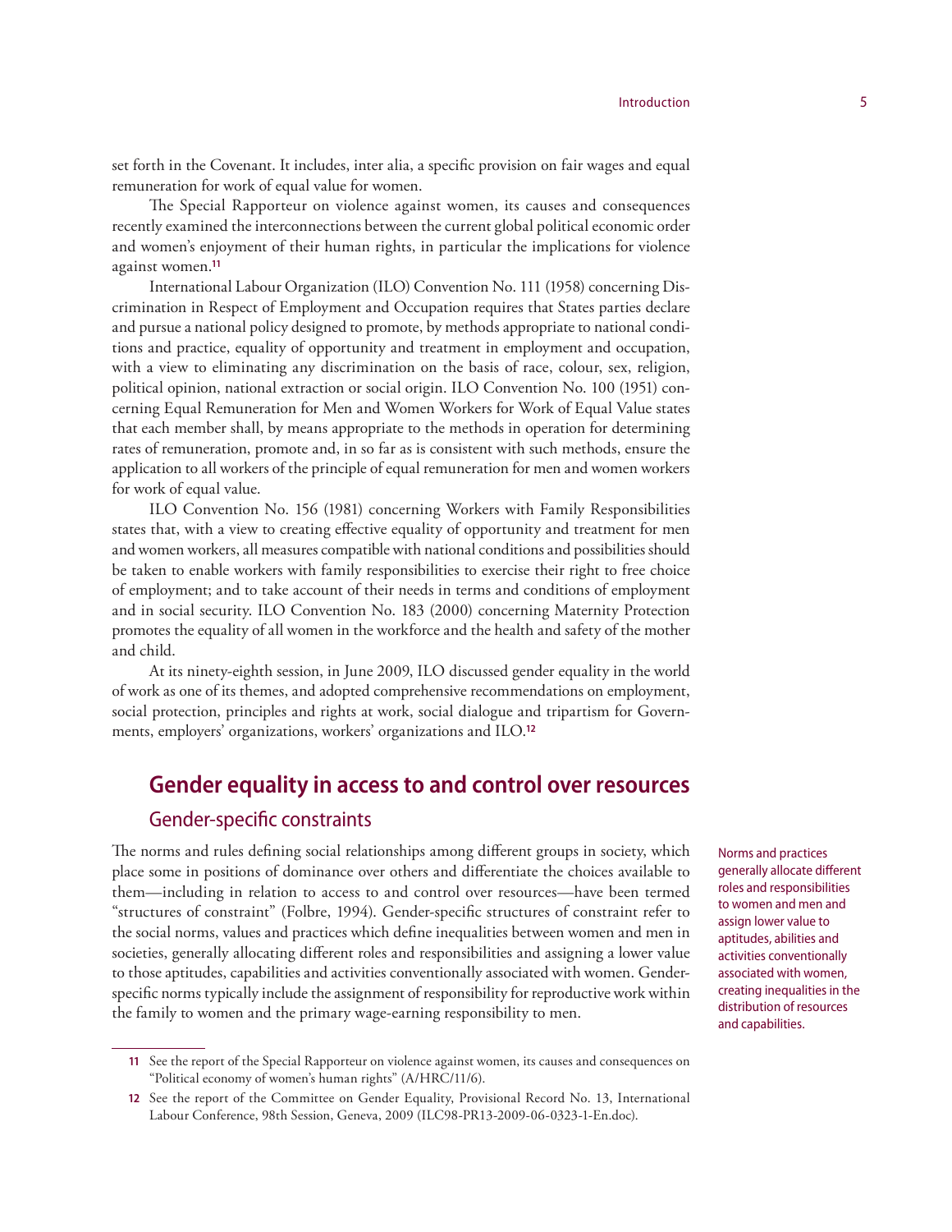set forth in the Covenant. It includes, inter alia, a specific provision on fair wages and equal remuneration for work of equal value for women.

The Special Rapporteur on violence against women, its causes and consequences recently examined the interconnections between the current global political economic order and women's enjoyment of their human rights, in particular the implications for violence against women.[11]

International Labour Organization (ILO) Convention No. 111 (1958) concerning Discrimination in Respect of Employment and Occupation requires that States parties declare and pursue a national policy designed to promote, by methods appropriate to national conditions and practice, equality of opportunity and treatment in employment and occupation, with a view to eliminating any discrimination on the basis of race, colour, sex, religion, political opinion, national extraction or social origin. ILO Convention No. 100 (1951) concerning Equal Remuneration for Men and Women Workers for Work of Equal Value states that each member shall, by means appropriate to the methods in operation for determining rates of remuneration, promote and, in so far as is consistent with such methods, ensure the application to all workers of the principle of equal remuneration for men and women workers for work of equal value.

ILO Convention No. 156 (1981) concerning Workers with Family Responsibilities states that, with a view to creating effective equality of opportunity and treatment for men and women workers, all measures compatible with national conditions and possibilities should be taken to enable workers with family responsibilities to exercise their right to free choice of employment; and to take account of their needs in terms and conditions of employment and in social security. ILO Convention No. 183 (2000) concerning Maternity Protection promotes the equality of all women in the workforce and the health and safety of the mother and child.

At its ninety-eighth session, in June 2009, ILO discussed gender equality in the world of work as one of its themes, and adopted comprehensive recommendations on employment, social protection, principles and rights at work, social dialogue and tripartism for Governments, employers' organizations, workers' organizations and ILO.[12]

## Gender equality in access to and control over resources

### Gender-specific constraints

The norms and rules defining social relationships among different groups in society, which place some in positions of dominance over others and differentiate the choices available to them—including in relation to access to and control over resources—have been termed "structures of constraint" (Folbre, 1994). Gender-specific structures of constraint refer to the social norms, values and practices which define inequalities between women and men in societies, generally allocating different roles and responsibilities and assigning a lower value to those aptitudes, capabilities and activities conventionally associated with women. Gender-specific norms typically include the assignment of responsibility for reproductive work within the family to women and the primary wage-earning responsibility to men.

Norms and practices generally allocate different roles and responsibilities to women and men and assign lower value to aptitudes, abilities and activities conventionally associated with women, creating inequalities in the distribution of resources and capabilities.

---

[11] See the report of the Special Rapporteur on violence against women, its causes and consequences on "Political economy of women's human rights" (A/HRC/11/6).

[12] See the report of the Committee on Gender Equality, Provisional Record No. 13, International Labour Conference, 98th Session, Geneva, 2009 (ILC98-PR13-2009-06-0323-1-En.doc).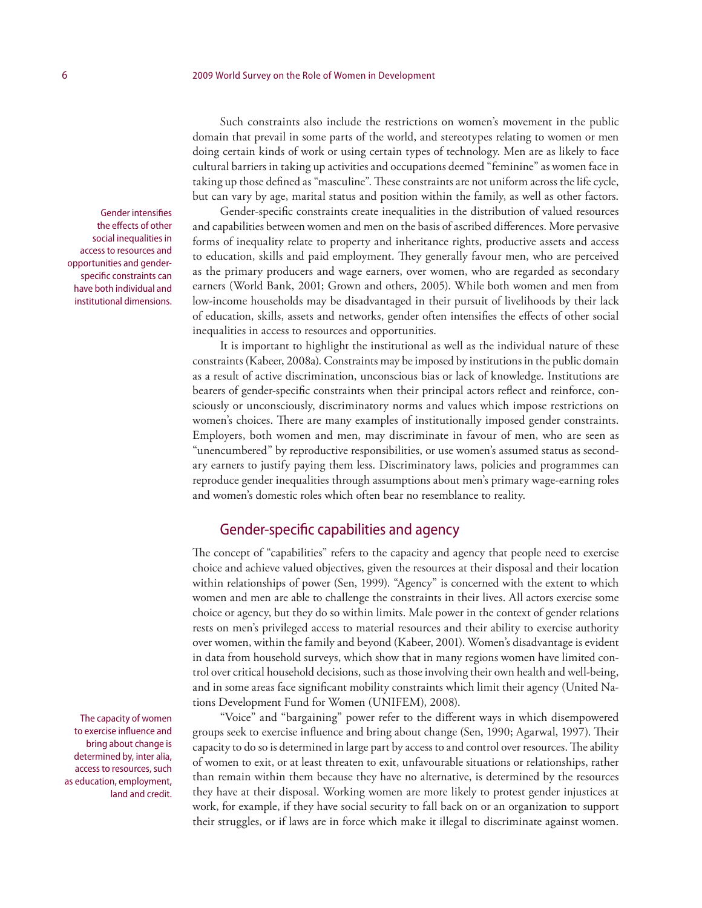Such constraints also include the restrictions on women's movement in the public domain that prevail in some parts of the world, and stereotypes relating to women or men doing certain kinds of work or using certain types of technology. Men are as likely to face cultural barriers in taking up activities and occupations deemed "feminine" as women face in taking up those defined as "masculine". These constraints are not uniform across the life cycle, but can vary by age, marital status and position within the family, as well as other factors.

Gender intensifies the effects of other social inequalities in access to resources and opportunities and gender-specific constraints can have both individual and institutional dimensions.

Gender-specific constraints create inequalities in the distribution of valued resources and capabilities between women and men on the basis of ascribed differences. More pervasive forms of inequality relate to property and inheritance rights, productive assets and access to education, skills and paid employment. They generally favour men, who are perceived as the primary producers and wage earners, over women, who are regarded as secondary earners (World Bank, 2001; Grown and others, 2005). While both women and men from low-income households may be disadvantaged in their pursuit of livelihoods by their lack of education, skills, assets and networks, gender often intensifies the effects of other social inequalities in access to resources and opportunities.

It is important to highlight the institutional as well as the individual nature of these constraints (Kabeer, 2008a). Constraints may be imposed by institutions in the public domain as a result of active discrimination, unconscious bias or lack of knowledge. Institutions are bearers of gender-specific constraints when their principal actors reflect and reinforce, consciously or unconsciously, discriminatory norms and values which impose restrictions on women's choices. There are many examples of institutionally imposed gender constraints. Employers, both women and men, may discriminate in favour of men, who are seen as "unencumbered" by reproductive responsibilities, or use women's assumed status as secondary earners to justify paying them less. Discriminatory laws, policies and programmes can reproduce gender inequalities through assumptions about men's primary wage-earning roles and women's domestic roles which often bear no resemblance to reality.

## Gender-specific capabilities and agency

The concept of "capabilities" refers to the capacity and agency that people need to exercise choice and achieve valued objectives, given the resources at their disposal and their location within relationships of power (Sen, 1999). "Agency" is concerned with the extent to which women and men are able to challenge the constraints in their lives. All actors exercise some choice or agency, but they do so within limits. Male power in the context of gender relations rests on men's privileged access to material resources and their ability to exercise authority over women, within the family and beyond (Kabeer, 2001). Women's disadvantage is evident in data from household surveys, which show that in many regions women have limited control over critical household decisions, such as those involving their own health and well-being, and in some areas face significant mobility constraints which limit their agency (United Nations Development Fund for Women (UNIFEM), 2008).

The capacity of women to exercise influence and bring about change is determined by, inter alia, access to resources, such as education, employment, land and credit.

"Voice" and "bargaining" power refer to the different ways in which disempowered groups seek to exercise influence and bring about change (Sen, 1990; Agarwal, 1997). Their capacity to do so is determined in large part by access to and control over resources. The ability of women to exit, or at least threaten to exit, unfavourable situations or relationships, rather than remain within them because they have no alternative, is determined by the resources they have at their disposal. Working women are more likely to protest gender injustices at work, for example, if they have social security to fall back on or an organization to support their struggles, or if laws are in force which make it illegal to discriminate against women.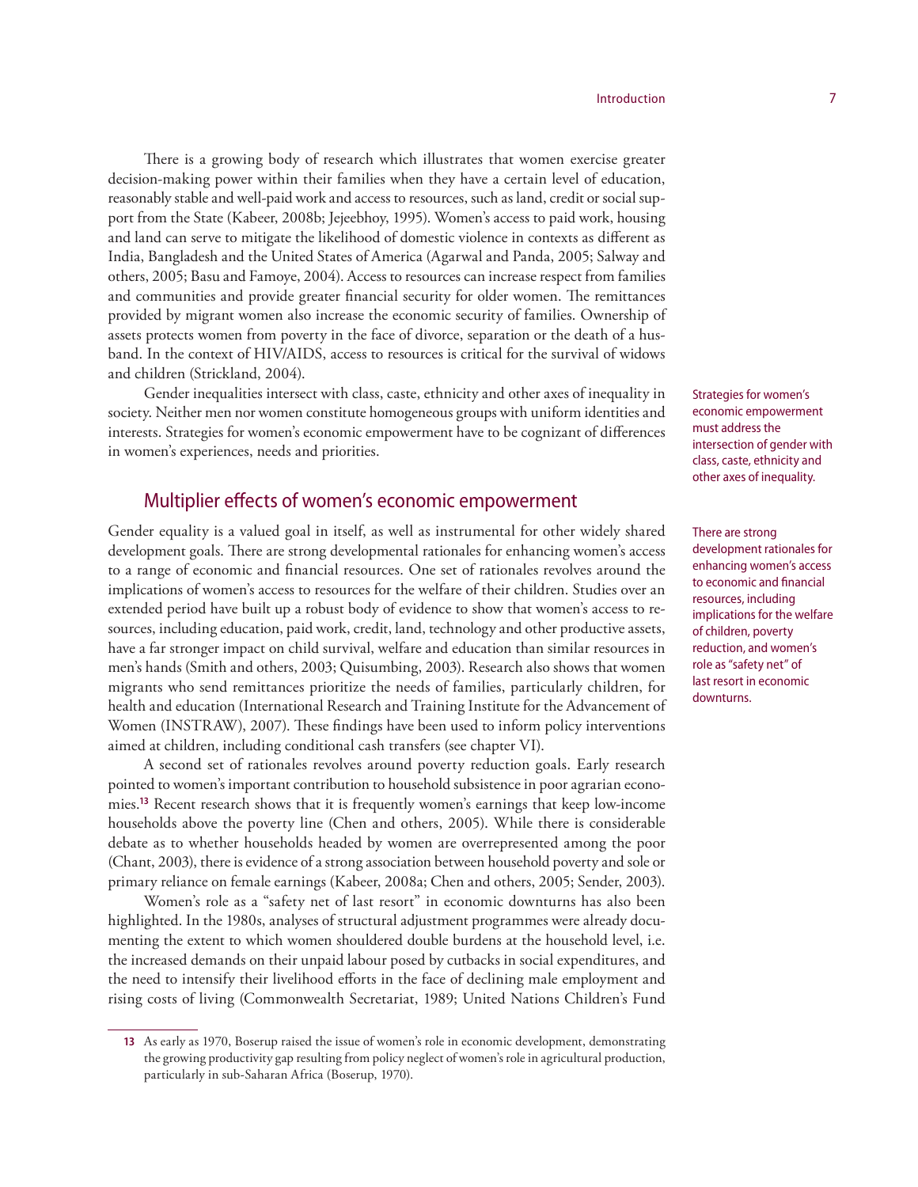There is a growing body of research which illustrates that women exercise greater decision-making power within their families when they have a certain level of education, reasonably stable and well-paid work and access to resources, such as land, credit or social support from the State (Kabeer, 2008b; Jejeebhoy, 1995). Women's access to paid work, housing and land can serve to mitigate the likelihood of domestic violence in contexts as different as India, Bangladesh and the United States of America (Agarwal and Panda, 2005; Salway and others, 2005; Basu and Famoye, 2004). Access to resources can increase respect from families and communities and provide greater financial security for older women. The remittances provided by migrant women also increase the economic security of families. Ownership of assets protects women from poverty in the face of divorce, separation or the death of a husband. In the context of HIV/AIDS, access to resources is critical for the survival of widows and children (Strickland, 2004).

Gender inequalities intersect with class, caste, ethnicity and other axes of inequality in society. Neither men nor women constitute homogeneous groups with uniform identities and interests. Strategies for women's economic empowerment have to be cognizant of differences in women's experiences, needs and priorities.

Strategies for women's economic empowerment must address the intersection of gender with class, caste, ethnicity and other axes of inequality.

## Multiplier effects of women's economic empowerment

Gender equality is a valued goal in itself, as well as instrumental for other widely shared development goals. There are strong developmental rationales for enhancing women's access to a range of economic and financial resources. One set of rationales revolves around the implications of women's access to resources for the welfare of their children. Studies over an extended period have built up a robust body of evidence to show that women's access to resources, including education, paid work, credit, land, technology and other productive assets, have a far stronger impact on child survival, welfare and education than similar resources in men's hands (Smith and others, 2003; Quisumbing, 2003). Research also shows that women migrants who send remittances prioritize the needs of families, particularly children, for health and education (International Research and Training Institute for the Advancement of Women (INSTRAW), 2007). These findings have been used to inform policy interventions aimed at children, including conditional cash transfers (see chapter VI).

There are strong development rationales for enhancing women's access to economic and financial resources, including implications for the welfare of children, poverty reduction, and women's role as "safety net" of last resort in economic downturns.

A second set of rationales revolves around poverty reduction goals. Early research pointed to women's important contribution to household subsistence in poor agrarian economies.[13] Recent research shows that it is frequently women's earnings that keep low-income households above the poverty line (Chen and others, 2005). While there is considerable debate as to whether households headed by women are overrepresented among the poor (Chant, 2003), there is evidence of a strong association between household poverty and sole or primary reliance on female earnings (Kabeer, 2008a; Chen and others, 2005; Sender, 2003).

Women's role as a "safety net of last resort" in economic downturns has also been highlighted. In the 1980s, analyses of structural adjustment programmes were already documenting the extent to which women shouldered double burdens at the household level, i.e. the increased demands on their unpaid labour posed by cutbacks in social expenditures, and the need to intensify their livelihood efforts in the face of declining male employment and rising costs of living (Commonwealth Secretariat, 1989; United Nations Children's Fund

[13] As early as 1970, Boserup raised the issue of women's role in economic development, demonstrating the growing productivity gap resulting from policy neglect of women's role in agricultural production, particularly in sub-Saharan Africa (Boserup, 1970).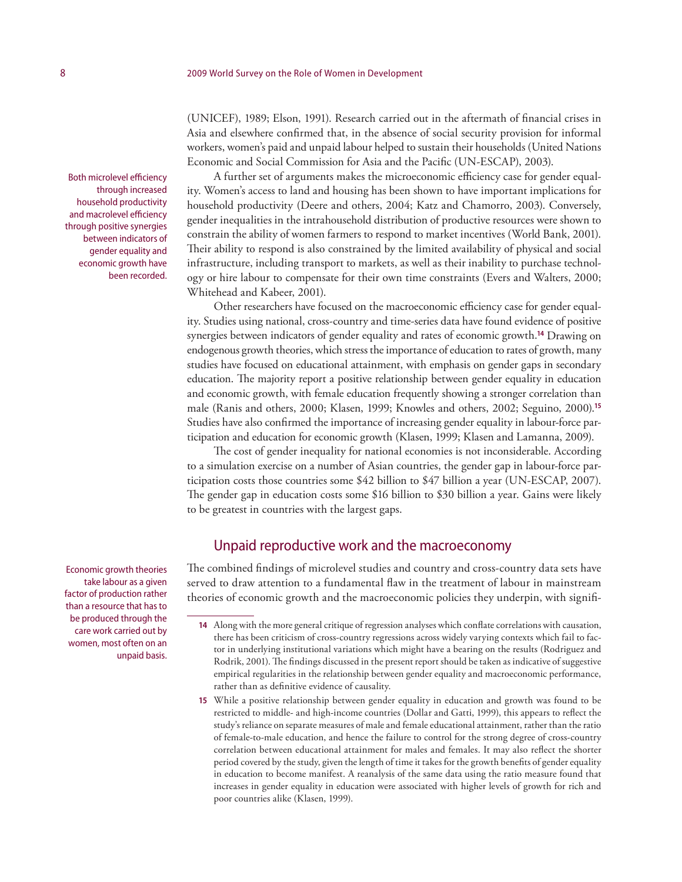(UNICEF), 1989; Elson, 1991). Research carried out in the aftermath of financial crises in Asia and elsewhere confirmed that, in the absence of social security provision for informal workers, women's paid and unpaid labour helped to sustain their households (United Nations Economic and Social Commission for Asia and the Pacific (UN-ESCAP), 2003).

Both microlevel efficiency through increased household productivity and macrolevel efficiency through positive synergies between indicators of gender equality and economic growth have been recorded.

A further set of arguments makes the microeconomic efficiency case for gender equality. Women's access to land and housing has been shown to have important implications for household productivity (Deere and others, 2004; Katz and Chamorro, 2003). Conversely, gender inequalities in the intrahousehold distribution of productive resources were shown to constrain the ability of women farmers to respond to market incentives (World Bank, 2001). Their ability to respond is also constrained by the limited availability of physical and social infrastructure, including transport to markets, as well as their inability to purchase technology or hire labour to compensate for their own time constraints (Evers and Walters, 2000; Whitehead and Kabeer, 2001).

Other researchers have focused on the macroeconomic efficiency case for gender equality. Studies using national, cross-country and time-series data have found evidence of positive synergies between indicators of gender equality and rates of economic growth.[14] Drawing on endogenous growth theories, which stress the importance of education to rates of growth, many studies have focused on educational attainment, with emphasis on gender gaps in secondary education. The majority report a positive relationship between gender equality in education and economic growth, with female education frequently showing a stronger correlation than male (Ranis and others, 2000; Klasen, 1999; Knowles and others, 2002; Seguino, 2000).[15] Studies have also confirmed the importance of increasing gender equality in labour-force participation and education for economic growth (Klasen, 1999; Klasen and Lamanna, 2009).

The cost of gender inequality for national economies is not inconsiderable. According to a simulation exercise on a number of Asian countries, the gender gap in labour-force participation costs those countries some $42 billion to $47 billion a year (UN-ESCAP, 2007). The gender gap in education costs some $16 billion to $30 billion a year. Gains were likely to be greatest in countries with the largest gaps.

## Unpaid reproductive work and the macroeconomy

Economic growth theories take labour as a given factor of production rather than a resource that has to be produced through the care work carried out by women, most often on an unpaid basis.

The combined findings of microlevel studies and country and cross-country data sets have served to draw attention to a fundamental flaw in the treatment of labour in mainstream theories of economic growth and the macroeconomic policies they underpin, with signifi-

14 Along with the more general critique of regression analyses which conflate correlations with causation, there has been criticism of cross-country regressions across widely varying contexts which fail to factor in underlying institutional variations which might have a bearing on the results (Rodriguez and Rodrik, 2001). The findings discussed in the present report should be taken as indicative of suggestive empirical regularities in the relationship between gender equality and macroeconomic performance, rather than as definitive evidence of causality.

15 While a positive relationship between gender equality in education and growth was found to be restricted to middle- and high-income countries (Dollar and Gatti, 1999), this appears to reflect the study's reliance on separate measures of male and female educational attainment, rather than the ratio of female-to-male education, and hence the failure to control for the strong degree of cross-country correlation between educational attainment for males and females. It may also reflect the shorter period covered by the study, given the length of time it takes for the growth benefits of gender equality in education to become manifest. A reanalysis of the same data using the ratio measure found that increases in gender equality in education were associated with higher levels of growth for rich and poor countries alike (Klasen, 1999).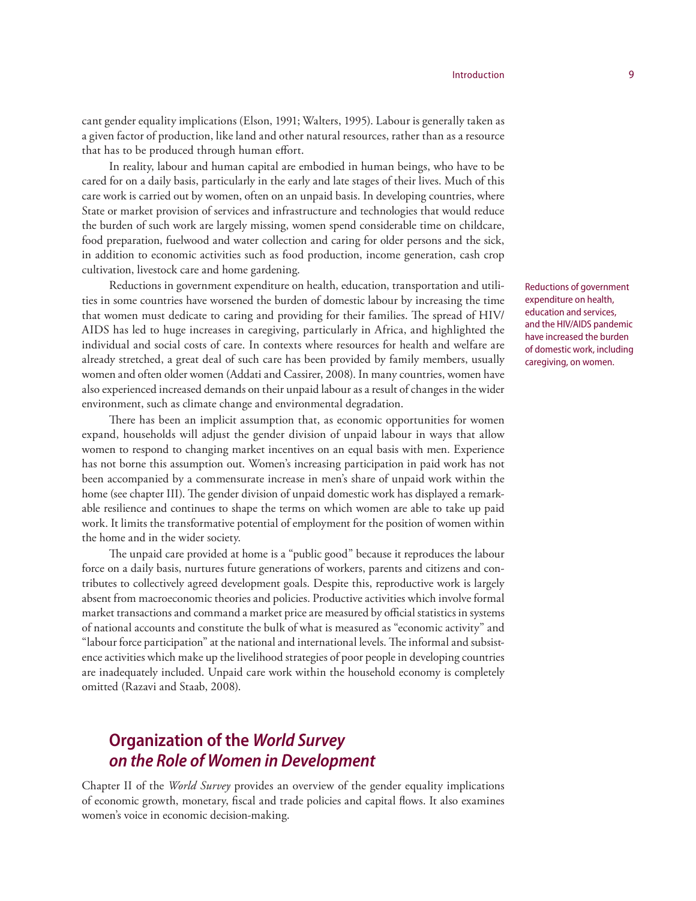cant gender equality implications (Elson, 1991; Walters, 1995). Labour is generally taken as a given factor of production, like land and other natural resources, rather than as a resource that has to be produced through human effort.

In reality, labour and human capital are embodied in human beings, who have to be cared for on a daily basis, particularly in the early and late stages of their lives. Much of this care work is carried out by women, often on an unpaid basis. In developing countries, where State or market provision of services and infrastructure and technologies that would reduce the burden of such work are largely missing, women spend considerable time on childcare, food preparation, fuelwood and water collection and caring for older persons and the sick, in addition to economic activities such as food production, income generation, cash crop cultivation, livestock care and home gardening.

Reductions in government expenditure on health, education, transportation and utilities in some countries have worsened the burden of domestic labour by increasing the time that women must dedicate to caring and providing for their families. The spread of HIV/AIDS has led to huge increases in caregiving, particularly in Africa, and highlighted the individual and social costs of care. In contexts where resources for health and welfare are already stretched, a great deal of such care has been provided by family members, usually women and often older women (Addati and Cassirer, 2008). In many countries, women have also experienced increased demands on their unpaid labour as a result of changes in the wider environment, such as climate change and environmental degradation.

Reductions of government expenditure on health, education and services, and the HIV/AIDS pandemic have increased the burden of domestic work, including caregiving, on women.

There has been an implicit assumption that, as economic opportunities for women expand, households will adjust the gender division of unpaid labour in ways that allow women to respond to changing market incentives on an equal basis with men. Experience has not borne this assumption out. Women's increasing participation in paid work has not been accompanied by a commensurate increase in men's share of unpaid work within the home (see chapter III). The gender division of unpaid domestic work has displayed a remarkable resilience and continues to shape the terms on which women are able to take up paid work. It limits the transformative potential of employment for the position of women within the home and in the wider society.

The unpaid care provided at home is a "public good" because it reproduces the labour force on a daily basis, nurtures future generations of workers, parents and citizens and contributes to collectively agreed development goals. Despite this, reproductive work is largely absent from macroeconomic theories and policies. Productive activities which involve formal market transactions and command a market price are measured by official statistics in systems of national accounts and constitute the bulk of what is measured as "economic activity" and "labour force participation" at the national and international levels. The informal and subsistence activities which make up the livelihood strategies of poor people in developing countries are inadequately included. Unpaid care work within the household economy is completely omitted (Razavi and Staab, 2008).

## Organization of the *World Survey on the Role of Women in Development*

Chapter II of the *World Survey* provides an overview of the gender equality implications of economic growth, monetary, fiscal and trade policies and capital flows. It also examines women's voice in economic decision-making.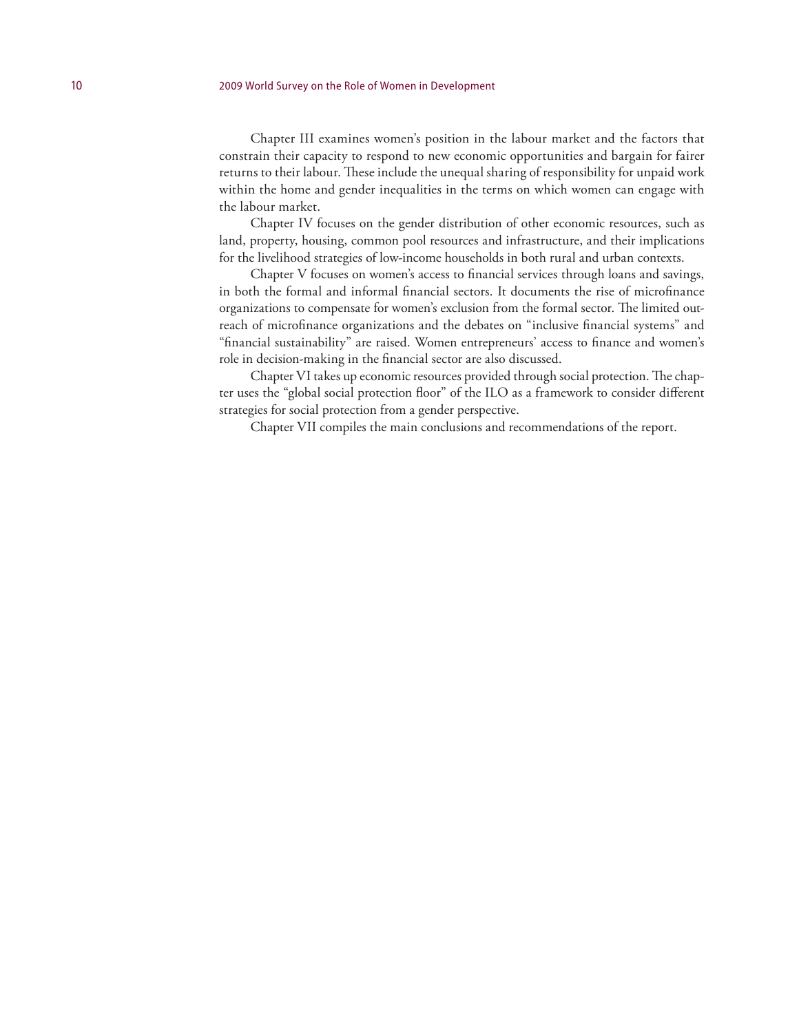Chapter III examines women's position in the labour market and the factors that constrain their capacity to respond to new economic opportunities and bargain for fairer returns to their labour. These include the unequal sharing of responsibility for unpaid work within the home and gender inequalities in the terms on which women can engage with the labour market.

Chapter IV focuses on the gender distribution of other economic resources, such as land, property, housing, common pool resources and infrastructure, and their implications for the livelihood strategies of low-income households in both rural and urban contexts.

Chapter V focuses on women's access to financial services through loans and savings, in both the formal and informal financial sectors. It documents the rise of microfinance organizations to compensate for women's exclusion from the formal sector. The limited outreach of microfinance organizations and the debates on "inclusive financial systems" and "financial sustainability" are raised. Women entrepreneurs' access to finance and women's role in decision-making in the financial sector are also discussed.

Chapter VI takes up economic resources provided through social protection. The chapter uses the "global social protection floor" of the ILO as a framework to consider different strategies for social protection from a gender perspective.

Chapter VII compiles the main conclusions and recommendations of the report.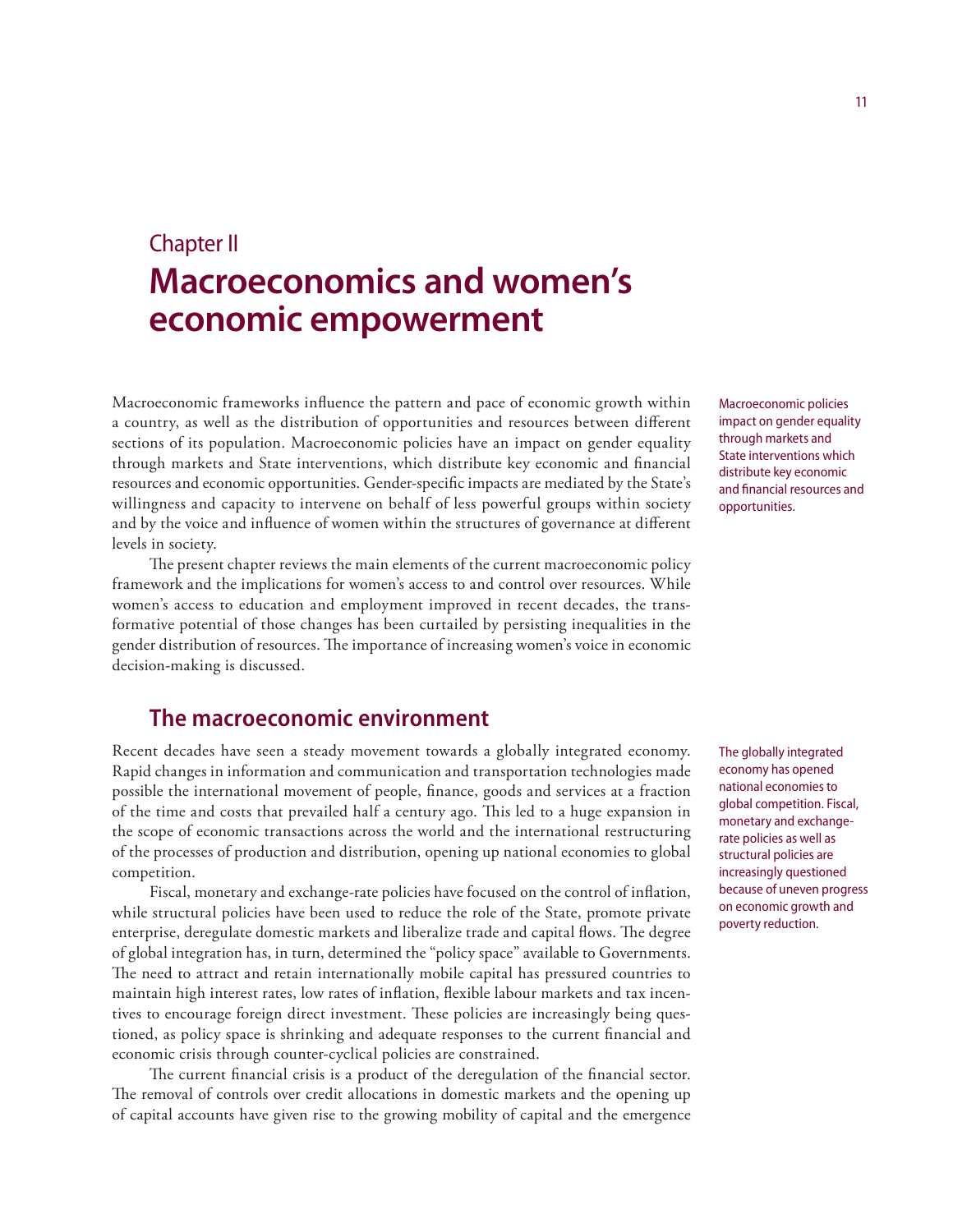Chapter II

# Macroeconomics and women's economic empowerment

Macroeconomic frameworks influence the pattern and pace of economic growth within a country, as well as the distribution of opportunities and resources between different sections of its population. Macroeconomic policies have an impact on gender equality through markets and State interventions, which distribute key economic and financial resources and economic opportunities. Gender-specific impacts are mediated by the State's willingness and capacity to intervene on behalf of less powerful groups within society and by the voice and influence of women within the structures of governance at different levels in society.

Macroeconomic policies impact on gender equality through markets and State interventions which distribute key economic and financial resources and opportunities.

The present chapter reviews the main elements of the current macroeconomic policy framework and the implications for women's access to and control over resources. While women's access to education and employment improved in recent decades, the transformative potential of those changes has been curtailed by persisting inequalities in the gender distribution of resources. The importance of increasing women's voice in economic decision-making is discussed.

## The macroeconomic environment

Recent decades have seen a steady movement towards a globally integrated economy. Rapid changes in information and communication and transportation technologies made possible the international movement of people, finance, goods and services at a fraction of the time and costs that prevailed half a century ago. This led to a huge expansion in the scope of economic transactions across the world and the international restructuring of the processes of production and distribution, opening up national economies to global competition.

The globally integrated economy has opened national economies to global competition. Fiscal, monetary and exchange-rate policies as well as structural policies are increasingly questioned because of uneven progress on economic growth and poverty reduction.

Fiscal, monetary and exchange-rate policies have focused on the control of inflation, while structural policies have been used to reduce the role of the State, promote private enterprise, deregulate domestic markets and liberalize trade and capital flows. The degree of global integration has, in turn, determined the "policy space" available to Governments. The need to attract and retain internationally mobile capital has pressured countries to maintain high interest rates, low rates of inflation, flexible labour markets and tax incentives to encourage foreign direct investment. These policies are increasingly being questioned, as policy space is shrinking and adequate responses to the current financial and economic crisis through counter-cyclical policies are constrained.

The current financial crisis is a product of the deregulation of the financial sector. The removal of controls over credit allocations in domestic markets and the opening up of capital accounts have given rise to the growing mobility of capital and the emergence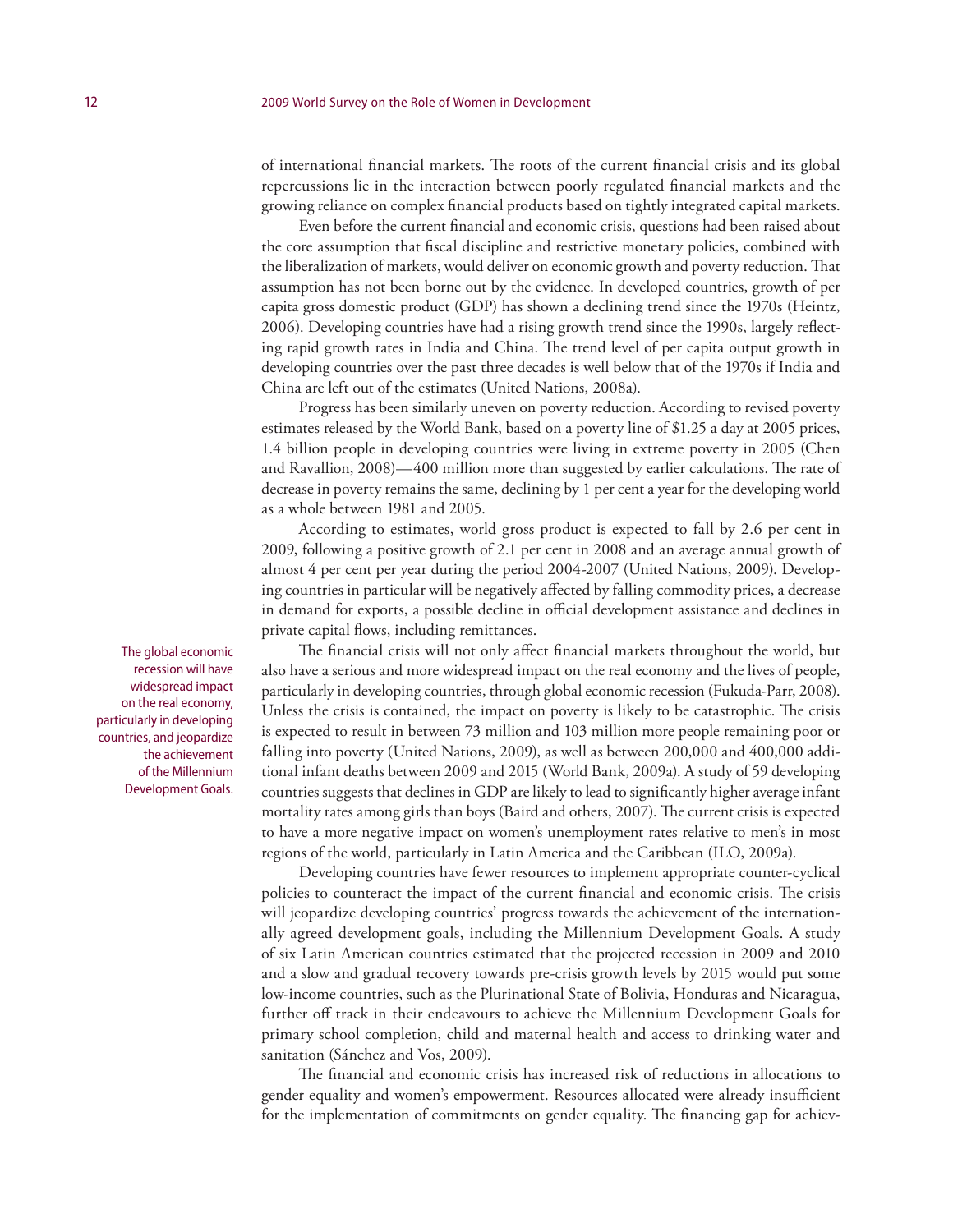of international financial markets. The roots of the current financial crisis and its global repercussions lie in the interaction between poorly regulated financial markets and the growing reliance on complex financial products based on tightly integrated capital markets.

Even before the current financial and economic crisis, questions had been raised about the core assumption that fiscal discipline and restrictive monetary policies, combined with the liberalization of markets, would deliver on economic growth and poverty reduction. That assumption has not been borne out by the evidence. In developed countries, growth of per capita gross domestic product (GDP) has shown a declining trend since the 1970s (Heintz, 2006). Developing countries have had a rising growth trend since the 1990s, largely reflecting rapid growth rates in India and China. The trend level of per capita output growth in developing countries over the past three decades is well below that of the 1970s if India and China are left out of the estimates (United Nations, 2008a).

Progress has been similarly uneven on poverty reduction. According to revised poverty estimates released by the World Bank, based on a poverty line of $1.25 a day at 2005 prices, 1.4 billion people in developing countries were living in extreme poverty in 2005 (Chen and Ravallion, 2008)—400 million more than suggested by earlier calculations. The rate of decrease in poverty remains the same, declining by 1 per cent a year for the developing world as a whole between 1981 and 2005.

According to estimates, world gross product is expected to fall by 2.6 per cent in 2009, following a positive growth of 2.1 per cent in 2008 and an average annual growth of almost 4 per cent per year during the period 2004-2007 (United Nations, 2009). Developing countries in particular will be negatively affected by falling commodity prices, a decrease in demand for exports, a possible decline in official development assistance and declines in private capital flows, including remittances.

The global economic recession will have widespread impact on the real economy, particularly in developing countries, and jeopardize the achievement of the Millennium Development Goals.

The financial crisis will not only affect financial markets throughout the world, but also have a serious and more widespread impact on the real economy and the lives of people, particularly in developing countries, through global economic recession (Fukuda-Parr, 2008). Unless the crisis is contained, the impact on poverty is likely to be catastrophic. The crisis is expected to result in between 73 million and 103 million more people remaining poor or falling into poverty (United Nations, 2009), as well as between 200,000 and 400,000 additional infant deaths between 2009 and 2015 (World Bank, 2009a). A study of 59 developing countries suggests that declines in GDP are likely to lead to significantly higher average infant mortality rates among girls than boys (Baird and others, 2007). The current crisis is expected to have a more negative impact on women's unemployment rates relative to men's in most regions of the world, particularly in Latin America and the Caribbean (ILO, 2009a).

Developing countries have fewer resources to implement appropriate counter-cyclical policies to counteract the impact of the current financial and economic crisis. The crisis will jeopardize developing countries' progress towards the achievement of the internationally agreed development goals, including the Millennium Development Goals. A study of six Latin American countries estimated that the projected recession in 2009 and 2010 and a slow and gradual recovery towards pre-crisis growth levels by 2015 would put some low-income countries, such as the Plurinational State of Bolivia, Honduras and Nicaragua, further off track in their endeavours to achieve the Millennium Development Goals for primary school completion, child and maternal health and access to drinking water and sanitation (Sánchez and Vos, 2009).

The financial and economic crisis has increased risk of reductions in allocations to gender equality and women's empowerment. Resources allocated were already insufficient for the implementation of commitments on gender equality. The financing gap for achiev-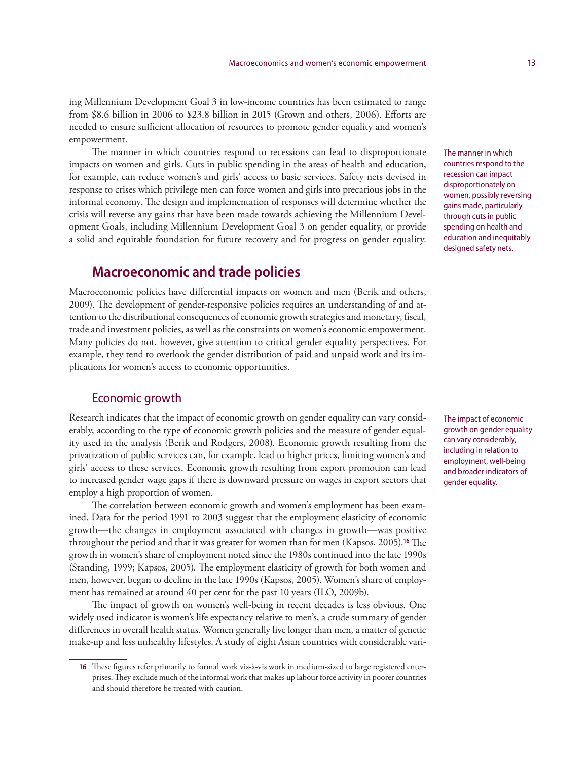ing Millennium Development Goal 3 in low-income countries has been estimated to range from $8.6 billion in 2006 to $23.8 billion in 2015 (Grown and others, 2006). Efforts are needed to ensure sufficient allocation of resources to promote gender equality and women's empowerment.

The manner in which countries respond to recessions can lead to disproportionate impacts on women and girls. Cuts in public spending in the areas of health and education, for example, can reduce women's and girls' access to basic services. Safety nets devised in response to crises which privilege men can force women and girls into precarious jobs in the informal economy. The design and implementation of responses will determine whether the crisis will reverse any gains that have been made towards achieving the Millennium Development Goals, including Millennium Development Goal 3 on gender equality, or provide a solid and equitable foundation for future recovery and for progress on gender equality.

The manner in which countries respond to the recession can impact disproportionately on women, possibly reversing gains made, particularly through cuts in public spending on health and education and inequitably designed safety nets.

## Macroeconomic and trade policies

Macroeconomic policies have differential impacts on women and men (Berik and others, 2009). The development of gender-responsive policies requires an understanding of and attention to the distributional consequences of economic growth strategies and monetary, fiscal, trade and investment policies, as well as the constraints on women's economic empowerment. Many policies do not, however, give attention to critical gender equality perspectives. For example, they tend to overlook the gender distribution of paid and unpaid work and its implications for women's access to economic opportunities.

### Economic growth

Research indicates that the impact of economic growth on gender equality can vary considerably, according to the type of economic growth policies and the measure of gender equality used in the analysis (Berik and Rodgers, 2008). Economic growth resulting from the privatization of public services can, for example, lead to higher prices, limiting women's and girls' access to these services. Economic growth resulting from export promotion can lead to increased gender wage gaps if there is downward pressure on wages in export sectors that employ a high proportion of women.

The impact of economic growth on gender equality can vary considerably, including in relation to employment, well-being and broader indicators of gender equality.

The correlation between economic growth and women's employment has been examined. Data for the period 1991 to 2003 suggest that the employment elasticity of economic growth—the changes in employment associated with changes in growth—was positive throughout the period and that it was greater for women than for men (Kapsos, 2005).[16] The growth in women's share of employment noted since the 1980s continued into the late 1990s (Standing, 1999; Kapsos, 2005). The employment elasticity of growth for both women and men, however, began to decline in the late 1990s (Kapsos, 2005). Women's share of employment has remained at around 40 per cent for the past 10 years (ILO, 2009b).

The impact of growth on women's well-being in recent decades is less obvious. One widely used indicator is women's life expectancy relative to men's, a crude summary of gender differences in overall health status. Women generally live longer than men, a matter of genetic make-up and less unhealthy lifestyles. A study of eight Asian countries with considerable vari-

[16] These figures refer primarily to formal work vis-à-vis work in medium-sized to large registered enterprises. They exclude much of the informal work that makes up labour force activity in poorer countries and should therefore be treated with caution.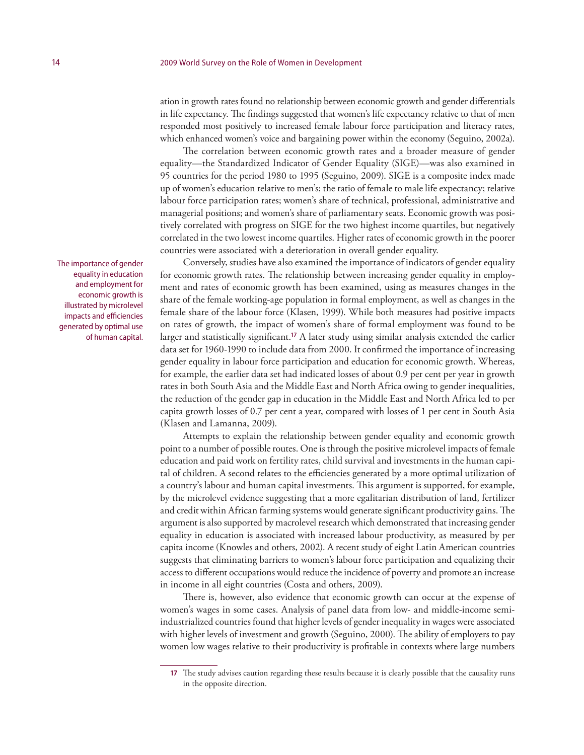ation in growth rates found no relationship between economic growth and gender differentials in life expectancy. The findings suggested that women's life expectancy relative to that of men responded most positively to increased female labour force participation and literacy rates, which enhanced women's voice and bargaining power within the economy (Seguino, 2002a).

The correlation between economic growth rates and a broader measure of gender equality—the Standardized Indicator of Gender Equality (SIGE)—was also examined in 95 countries for the period 1980 to 1995 (Seguino, 2009). SIGE is a composite index made up of women's education relative to men's; the ratio of female to male life expectancy; relative labour force participation rates; women's share of technical, professional, administrative and managerial positions; and women's share of parliamentary seats. Economic growth was positively correlated with progress on SIGE for the two highest income quartiles, but negatively correlated in the two lowest income quartiles. Higher rates of economic growth in the poorer countries were associated with a deterioration in overall gender equality.

The importance of gender equality in education and employment for economic growth is illustrated by microlevel impacts and efficiencies generated by optimal use of human capital.

Conversely, studies have also examined the importance of indicators of gender equality for economic growth rates. The relationship between increasing gender equality in employment and rates of economic growth has been examined, using as measures changes in the share of the female working-age population in formal employment, as well as changes in the female share of the labour force (Klasen, 1999). While both measures had positive impacts on rates of growth, the impact of women's share of formal employment was found to be larger and statistically significant.[17] A later study using similar analysis extended the earlier data set for 1960-1990 to include data from 2000. It confirmed the importance of increasing gender equality in labour force participation and education for economic growth. Whereas, for example, the earlier data set had indicated losses of about 0.9 per cent per year in growth rates in both South Asia and the Middle East and North Africa owing to gender inequalities, the reduction of the gender gap in education in the Middle East and North Africa led to per capita growth losses of 0.7 per cent a year, compared with losses of 1 per cent in South Asia (Klasen and Lamanna, 2009).

Attempts to explain the relationship between gender equality and economic growth point to a number of possible routes. One is through the positive microlevel impacts of female education and paid work on fertility rates, child survival and investments in the human capital of children. A second relates to the efficiencies generated by a more optimal utilization of a country's labour and human capital investments. This argument is supported, for example, by the microlevel evidence suggesting that a more egalitarian distribution of land, fertilizer and credit within African farming systems would generate significant productivity gains. The argument is also supported by macrolevel research which demonstrated that increasing gender equality in education is associated with increased labour productivity, as measured by per capita income (Knowles and others, 2002). A recent study of eight Latin American countries suggests that eliminating barriers to women's labour force participation and equalizing their access to different occupations would reduce the incidence of poverty and promote an increase in income in all eight countries (Costa and others, 2009).

There is, however, also evidence that economic growth can occur at the expense of women's wages in some cases. Analysis of panel data from low- and middle-income semi-industrialized countries found that higher levels of gender inequality in wages were associated with higher levels of investment and growth (Seguino, 2000). The ability of employers to pay women low wages relative to their productivity is profitable in contexts where large numbers

[17] The study advises caution regarding these results because it is clearly possible that the causality runs in the opposite direction.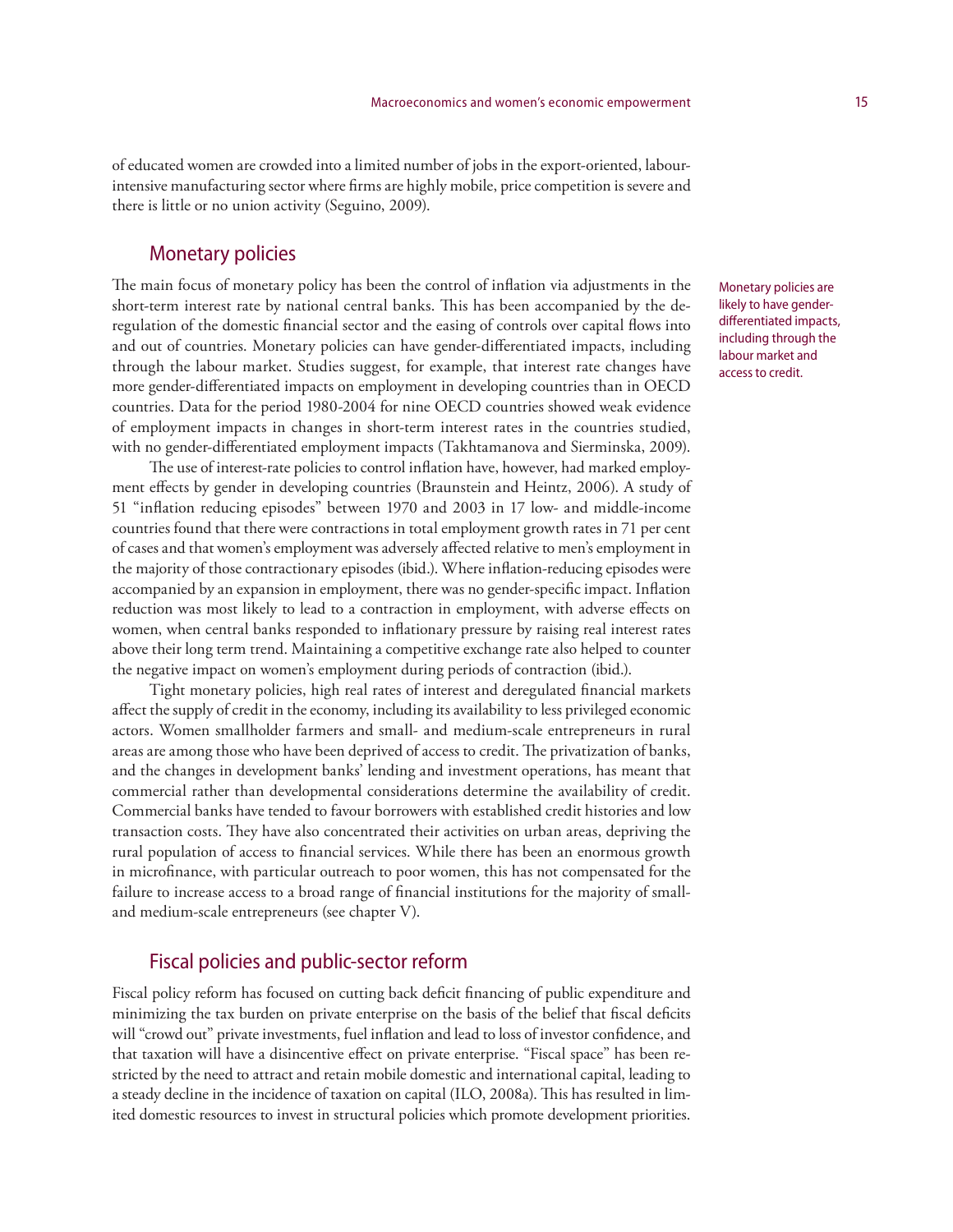of educated women are crowded into a limited number of jobs in the export-oriented, labour-intensive manufacturing sector where firms are highly mobile, price competition is severe and there is little or no union activity (Seguino, 2009).

## Monetary policies

Monetary policies are likely to have gender-differentiated impacts, including through the labour market and access to credit.

The main focus of monetary policy has been the control of inflation via adjustments in the short-term interest rate by national central banks. This has been accompanied by the deregulation of the domestic financial sector and the easing of controls over capital flows into and out of countries. Monetary policies can have gender-differentiated impacts, including through the labour market. Studies suggest, for example, that interest rate changes have more gender-differentiated impacts on employment in developing countries than in OECD countries. Data for the period 1980-2004 for nine OECD countries showed weak evidence of employment impacts in changes in short-term interest rates in the countries studied, with no gender-differentiated employment impacts (Takhtamanova and Sierminska, 2009).

The use of interest-rate policies to control inflation have, however, had marked employment effects by gender in developing countries (Braunstein and Heintz, 2006). A study of 51 "inflation reducing episodes" between 1970 and 2003 in 17 low- and middle-income countries found that there were contractions in total employment growth rates in 71 per cent of cases and that women's employment was adversely affected relative to men's employment in the majority of those contractionary episodes (ibid.). Where inflation-reducing episodes were accompanied by an expansion in employment, there was no gender-specific impact. Inflation reduction was most likely to lead to a contraction in employment, with adverse effects on women, when central banks responded to inflationary pressure by raising real interest rates above their long term trend. Maintaining a competitive exchange rate also helped to counter the negative impact on women's employment during periods of contraction (ibid.).

Tight monetary policies, high real rates of interest and deregulated financial markets affect the supply of credit in the economy, including its availability to less privileged economic actors. Women smallholder farmers and small- and medium-scale entrepreneurs in rural areas are among those who have been deprived of access to credit. The privatization of banks, and the changes in development banks' lending and investment operations, has meant that commercial rather than developmental considerations determine the availability of credit. Commercial banks have tended to favour borrowers with established credit histories and low transaction costs. They have also concentrated their activities on urban areas, depriving the rural population of access to financial services. While there has been an enormous growth in microfinance, with particular outreach to poor women, this has not compensated for the failure to increase access to a broad range of financial institutions for the majority of small- and medium-scale entrepreneurs (see chapter V).

## Fiscal policies and public-sector reform

Fiscal policy reform has focused on cutting back deficit financing of public expenditure and minimizing the tax burden on private enterprise on the basis of the belief that fiscal deficits will "crowd out" private investments, fuel inflation and lead to loss of investor confidence, and that taxation will have a disincentive effect on private enterprise. "Fiscal space" has been restricted by the need to attract and retain mobile domestic and international capital, leading to a steady decline in the incidence of taxation on capital (ILO, 2008a). This has resulted in limited domestic resources to invest in structural policies which promote development priorities.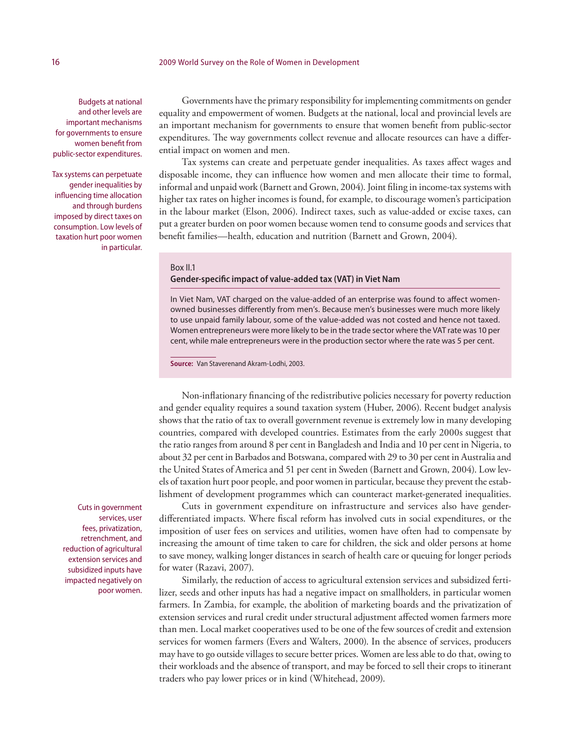Budgets at national and other levels are important mechanisms for governments to ensure women benefit from public-sector expenditures.

Governments have the primary responsibility for implementing commitments on gender equality and empowerment of women. Budgets at the national, local and provincial levels are an important mechanism for governments to ensure that women benefit from public-sector expenditures. The way governments collect revenue and allocate resources can have a differential impact on women and men.

Tax systems can perpetuate gender inequalities by influencing time allocation and through burdens imposed by direct taxes on consumption. Low levels of taxation hurt poor women in particular.

Tax systems can create and perpetuate gender inequalities. As taxes affect wages and disposable income, they can influence how women and men allocate their time to formal, informal and unpaid work (Barnett and Grown, 2004). Joint filing in income-tax systems with higher tax rates on higher incomes is found, for example, to discourage women's participation in the labour market (Elson, 2006). Indirect taxes, such as value-added or excise taxes, can put a greater burden on poor women because women tend to consume goods and services that benefit families—health, education and nutrition (Barnett and Grown, 2004).

> Box II.1
>
> **Gender-specific impact of value-added tax (VAT) in Viet Nam**
>
> In Viet Nam, VAT charged on the value-added of an enterprise was found to affect women-owned businesses differently from men's. Because men's businesses were much more likely to use unpaid family labour, some of the value-added was not costed and hence not taxed. Women entrepreneurs were more likely to be in the trade sector where the VAT rate was 10 per cent, while male entrepreneurs were in the production sector where the rate was 5 per cent.
>
> **Source:** Van Staverenand Akram-Lodhi, 2003.

Non-inflationary financing of the redistributive policies necessary for poverty reduction and gender equality requires a sound taxation system (Huber, 2006). Recent budget analysis shows that the ratio of tax to overall government revenue is extremely low in many developing countries, compared with developed countries. Estimates from the early 2000s suggest that the ratio ranges from around 8 per cent in Bangladesh and India and 10 per cent in Nigeria, to about 32 per cent in Barbados and Botswana, compared with 29 to 30 per cent in Australia and the United States of America and 51 per cent in Sweden (Barnett and Grown, 2004). Low levels of taxation hurt poor people, and poor women in particular, because they prevent the establishment of development programmes which can counteract market-generated inequalities.

Cuts in government services, user fees, privatization, retrenchment, and reduction of agricultural extension services and subsidized inputs have impacted negatively on poor women.

Cuts in government expenditure on infrastructure and services also have gender-differentiated impacts. Where fiscal reform has involved cuts in social expenditures, or the imposition of user fees on services and utilities, women have often had to compensate by increasing the amount of time taken to care for children, the sick and older persons at home to save money, walking longer distances in search of health care or queuing for longer periods for water (Razavi, 2007).

Similarly, the reduction of access to agricultural extension services and subsidized fertilizer, seeds and other inputs has had a negative impact on smallholders, in particular women farmers. In Zambia, for example, the abolition of marketing boards and the privatization of extension services and rural credit under structural adjustment affected women farmers more than men. Local market cooperatives used to be one of the few sources of credit and extension services for women farmers (Evers and Walters, 2000). In the absence of services, producers may have to go outside villages to secure better prices. Women are less able to do that, owing to their workloads and the absence of transport, and may be forced to sell their crops to itinerant traders who pay lower prices or in kind (Whitehead, 2009).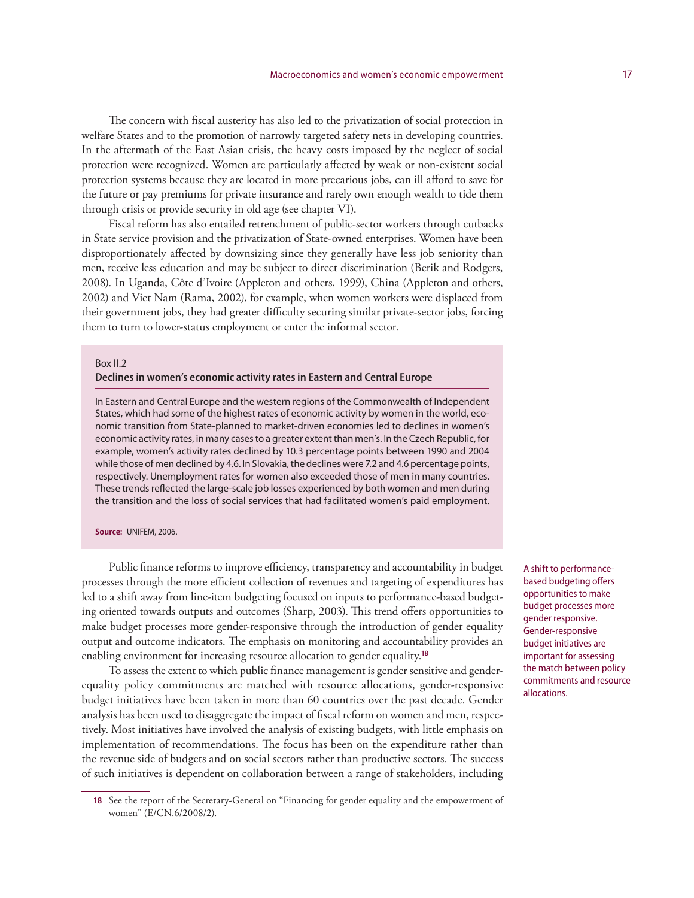The concern with fiscal austerity has also led to the privatization of social protection in welfare States and to the promotion of narrowly targeted safety nets in developing countries. In the aftermath of the East Asian crisis, the heavy costs imposed by the neglect of social protection were recognized. Women are particularly affected by weak or non-existent social protection systems because they are located in more precarious jobs, can ill afford to save for the future or pay premiums for private insurance and rarely own enough wealth to tide them through crisis or provide security in old age (see chapter VI).

Fiscal reform has also entailed retrenchment of public-sector workers through cutbacks in State service provision and the privatization of State-owned enterprises. Women have been disproportionately affected by downsizing since they generally have less job seniority than men, receive less education and may be subject to direct discrimination (Berik and Rodgers, 2008). In Uganda, Côte d'Ivoire (Appleton and others, 1999), China (Appleton and others, 2002) and Viet Nam (Rama, 2002), for example, when women workers were displaced from their government jobs, they had greater difficulty securing similar private-sector jobs, forcing them to turn to lower-status employment or enter the informal sector.

> Box II.2
>
> **Declines in women's economic activity rates in Eastern and Central Europe**
>
> In Eastern and Central Europe and the western regions of the Commonwealth of Independent States, which had some of the highest rates of economic activity by women in the world, economic transition from State-planned to market-driven economies led to declines in women's economic activity rates, in many cases to a greater extent than men's. In the Czech Republic, for example, women's activity rates declined by 10.3 percentage points between 1990 and 2004 while those of men declined by 4.6. In Slovakia, the declines were 7.2 and 4.6 percentage points, respectively. Unemployment rates for women also exceeded those of men in many countries. These trends reflected the large-scale job losses experienced by both women and men during the transition and the loss of social services that had facilitated women's paid employment.
>
> **Source:** UNIFEM, 2006.

Public finance reforms to improve efficiency, transparency and accountability in budget processes through the more efficient collection of revenues and targeting of expenditures has led to a shift away from line-item budgeting focused on inputs to performance-based budgeting oriented towards outputs and outcomes (Sharp, 2003). This trend offers opportunities to make budget processes more gender-responsive through the introduction of gender equality output and outcome indicators. The emphasis on monitoring and accountability provides an enabling environment for increasing resource allocation to gender equality.[18]

*A shift to performance-based budgeting offers opportunities to make budget processes more gender responsive. Gender-responsive budget initiatives are important for assessing the match between policy commitments and resource allocations.*

To assess the extent to which public finance management is gender sensitive and gender-equality policy commitments are matched with resource allocations, gender-responsive budget initiatives have been taken in more than 60 countries over the past decade. Gender analysis has been used to disaggregate the impact of fiscal reform on women and men, respectively. Most initiatives have involved the analysis of existing budgets, with little emphasis on implementation of recommendations. The focus has been on the expenditure rather than the revenue side of budgets and on social sectors rather than productive sectors. The success of such initiatives is dependent on collaboration between a range of stakeholders, including

---

[18] See the report of the Secretary-General on "Financing for gender equality and the empowerment of women" (E/CN.6/2008/2).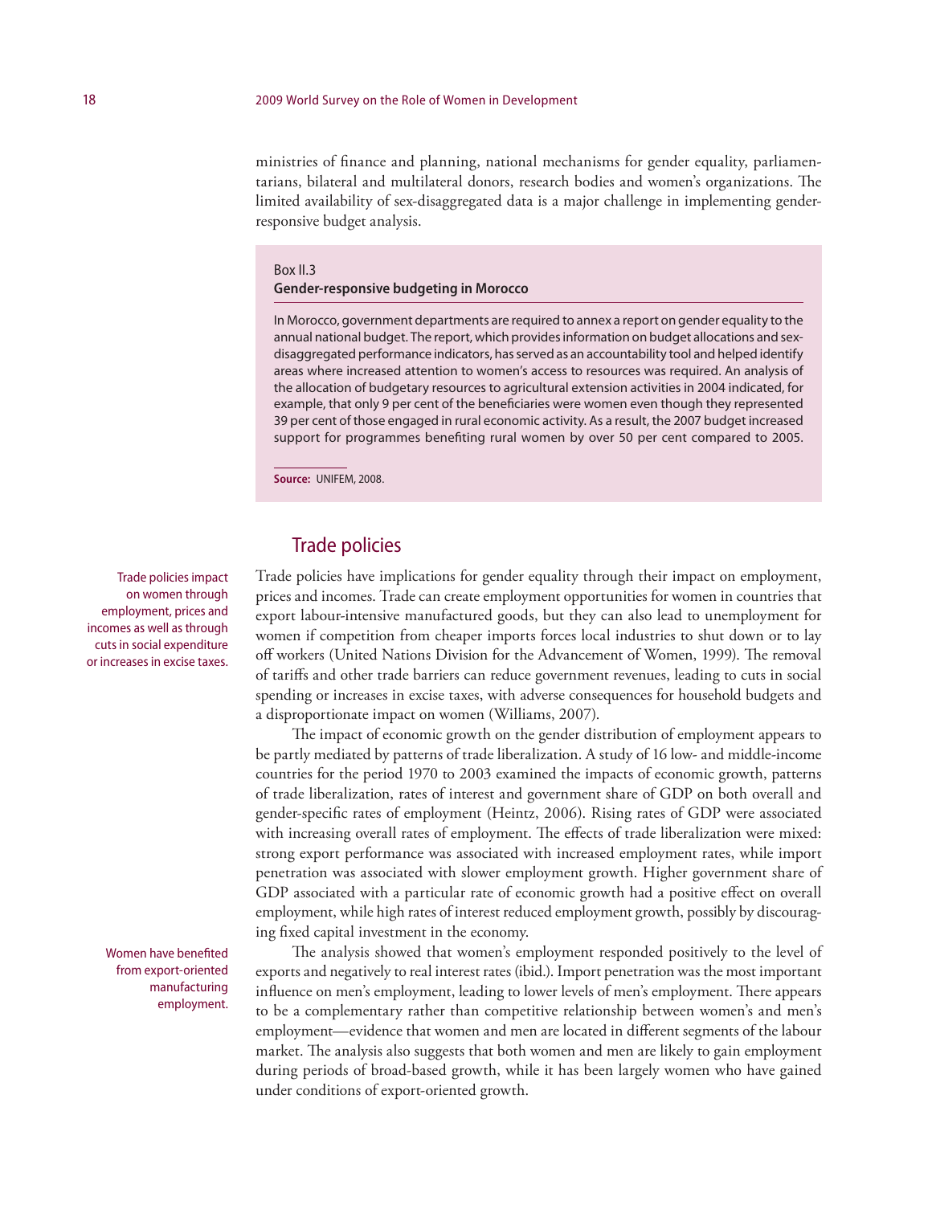ministries of finance and planning, national mechanisms for gender equality, parliamentarians, bilateral and multilateral donors, research bodies and women's organizations. The limited availability of sex-disaggregated data is a major challenge in implementing gender-responsive budget analysis.

> Box II.3
> **Gender-responsive budgeting in Morocco**
>
> In Morocco, government departments are required to annex a report on gender equality to the annual national budget. The report, which provides information on budget allocations and sex-disaggregated performance indicators, has served as an accountability tool and helped identify areas where increased attention to women's access to resources was required. An analysis of the allocation of budgetary resources to agricultural extension activities in 2004 indicated, for example, that only 9 per cent of the beneficiaries were women even though they represented 39 per cent of those engaged in rural economic activity. As a result, the 2007 budget increased support for programmes benefiting rural women by over 50 per cent compared to 2005.
>
> **Source:** UNIFEM, 2008.

## Trade policies

*Trade policies impact on women through employment, prices and incomes as well as through cuts in social expenditure or increases in excise taxes.*

Trade policies have implications for gender equality through their impact on employment, prices and incomes. Trade can create employment opportunities for women in countries that export labour-intensive manufactured goods, but they can also lead to unemployment for women if competition from cheaper imports forces local industries to shut down or to lay off workers (United Nations Division for the Advancement of Women, 1999). The removal of tariffs and other trade barriers can reduce government revenues, leading to cuts in social spending or increases in excise taxes, with adverse consequences for household budgets and a disproportionate impact on women (Williams, 2007).

The impact of economic growth on the gender distribution of employment appears to be partly mediated by patterns of trade liberalization. A study of 16 low- and middle-income countries for the period 1970 to 2003 examined the impacts of economic growth, patterns of trade liberalization, rates of interest and government share of GDP on both overall and gender-specific rates of employment (Heintz, 2006). Rising rates of GDP were associated with increasing overall rates of employment. The effects of trade liberalization were mixed: strong export performance was associated with increased employment rates, while import penetration was associated with slower employment growth. Higher government share of GDP associated with a particular rate of economic growth had a positive effect on overall employment, while high rates of interest reduced employment growth, possibly by discouraging fixed capital investment in the economy.

*Women have benefited from export-oriented manufacturing employment.*

The analysis showed that women's employment responded positively to the level of exports and negatively to real interest rates (ibid.). Import penetration was the most important influence on men's employment, leading to lower levels of men's employment. There appears to be a complementary rather than competitive relationship between women's and men's employment—evidence that women and men are located in different segments of the labour market. The analysis also suggests that both women and men are likely to gain employment during periods of broad-based growth, while it has been largely women who have gained under conditions of export-oriented growth.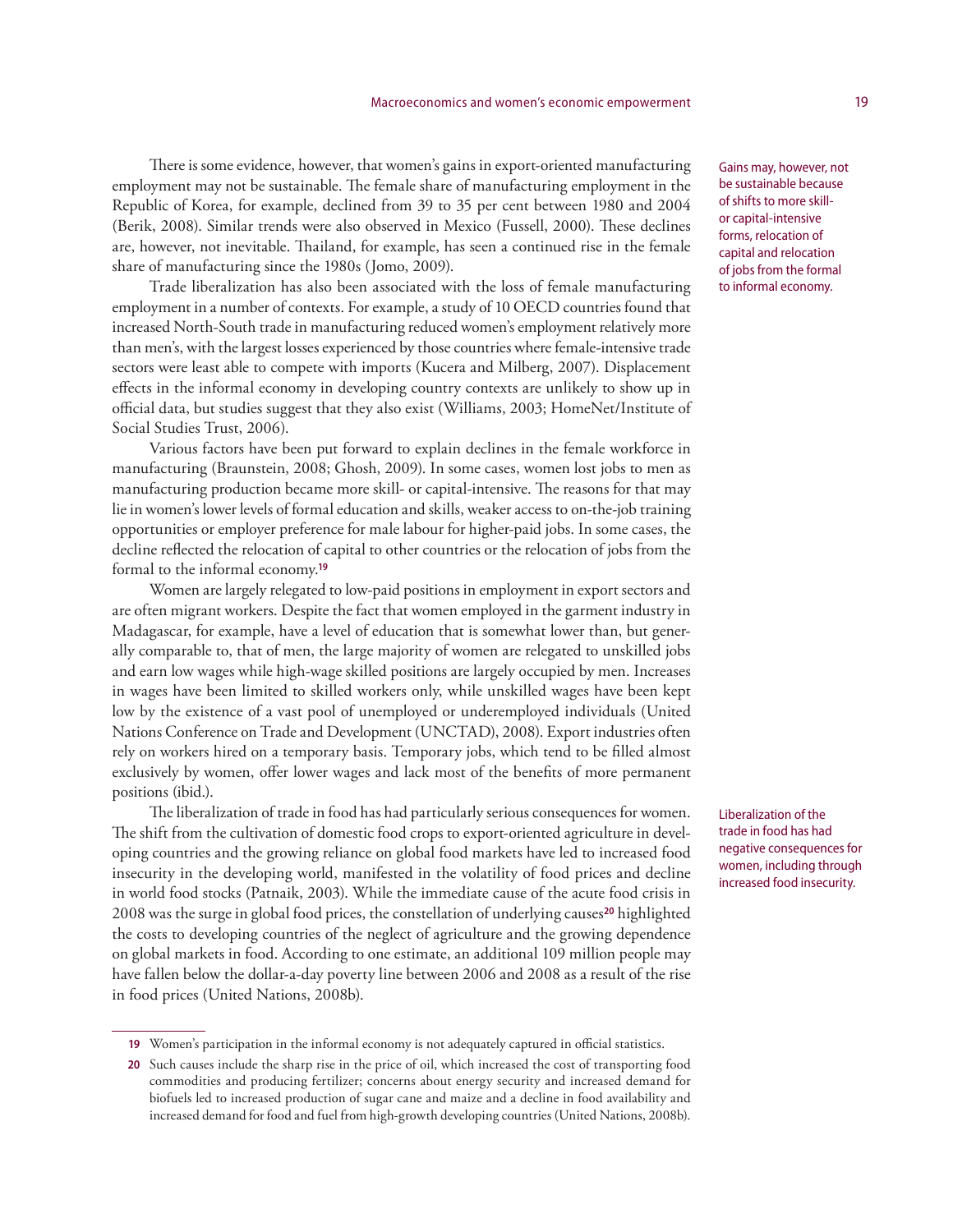There is some evidence, however, that women's gains in export-oriented manufacturing employment may not be sustainable. The female share of manufacturing employment in the Republic of Korea, for example, declined from 39 to 35 per cent between 1980 and 2004 (Berik, 2008). Similar trends were also observed in Mexico (Fussell, 2000). These declines are, however, not inevitable. Thailand, for example, has seen a continued rise in the female share of manufacturing since the 1980s (Jomo, 2009).

Gains may, however, not be sustainable because of shifts to more skill- or capital-intensive forms, relocation of capital and relocation of jobs from the formal to informal economy.

Trade liberalization has also been associated with the loss of female manufacturing employment in a number of contexts. For example, a study of 10 OECD countries found that increased North-South trade in manufacturing reduced women's employment relatively more than men's, with the largest losses experienced by those countries where female-intensive trade sectors were least able to compete with imports (Kucera and Milberg, 2007). Displacement effects in the informal economy in developing country contexts are unlikely to show up in official data, but studies suggest that they also exist (Williams, 2003; HomeNet/Institute of Social Studies Trust, 2006).

Various factors have been put forward to explain declines in the female workforce in manufacturing (Braunstein, 2008; Ghosh, 2009). In some cases, women lost jobs to men as manufacturing production became more skill- or capital-intensive. The reasons for that may lie in women's lower levels of formal education and skills, weaker access to on-the-job training opportunities or employer preference for male labour for higher-paid jobs. In some cases, the decline reflected the relocation of capital to other countries or the relocation of jobs from the formal to the informal economy.[19]

Women are largely relegated to low-paid positions in employment in export sectors and are often migrant workers. Despite the fact that women employed in the garment industry in Madagascar, for example, have a level of education that is somewhat lower than, but generally comparable to, that of men, the large majority of women are relegated to unskilled jobs and earn low wages while high-wage skilled positions are largely occupied by men. Increases in wages have been limited to skilled workers only, while unskilled wages have been kept low by the existence of a vast pool of unemployed or underemployed individuals (United Nations Conference on Trade and Development (UNCTAD), 2008). Export industries often rely on workers hired on a temporary basis. Temporary jobs, which tend to be filled almost exclusively by women, offer lower wages and lack most of the benefits of more permanent positions (ibid.).

The liberalization of trade in food has had particularly serious consequences for women. The shift from the cultivation of domestic food crops to export-oriented agriculture in developing countries and the growing reliance on global food markets have led to increased food insecurity in the developing world, manifested in the volatility of food prices and decline in world food stocks (Patnaik, 2003). While the immediate cause of the acute food crisis in 2008 was the surge in global food prices, the constellation of underlying causes[20] highlighted the costs to developing countries of the neglect of agriculture and the growing dependence on global markets in food. According to one estimate, an additional 109 million people may have fallen below the dollar-a-day poverty line between 2006 and 2008 as a result of the rise in food prices (United Nations, 2008b).

Liberalization of the trade in food has had negative consequences for women, including through increased food insecurity.

---

19 Women's participation in the informal economy is not adequately captured in official statistics.

20 Such causes include the sharp rise in the price of oil, which increased the cost of transporting food commodities and producing fertilizer; concerns about energy security and increased demand for biofuels led to increased production of sugar cane and maize and a decline in food availability and increased demand for food and fuel from high-growth developing countries (United Nations, 2008b).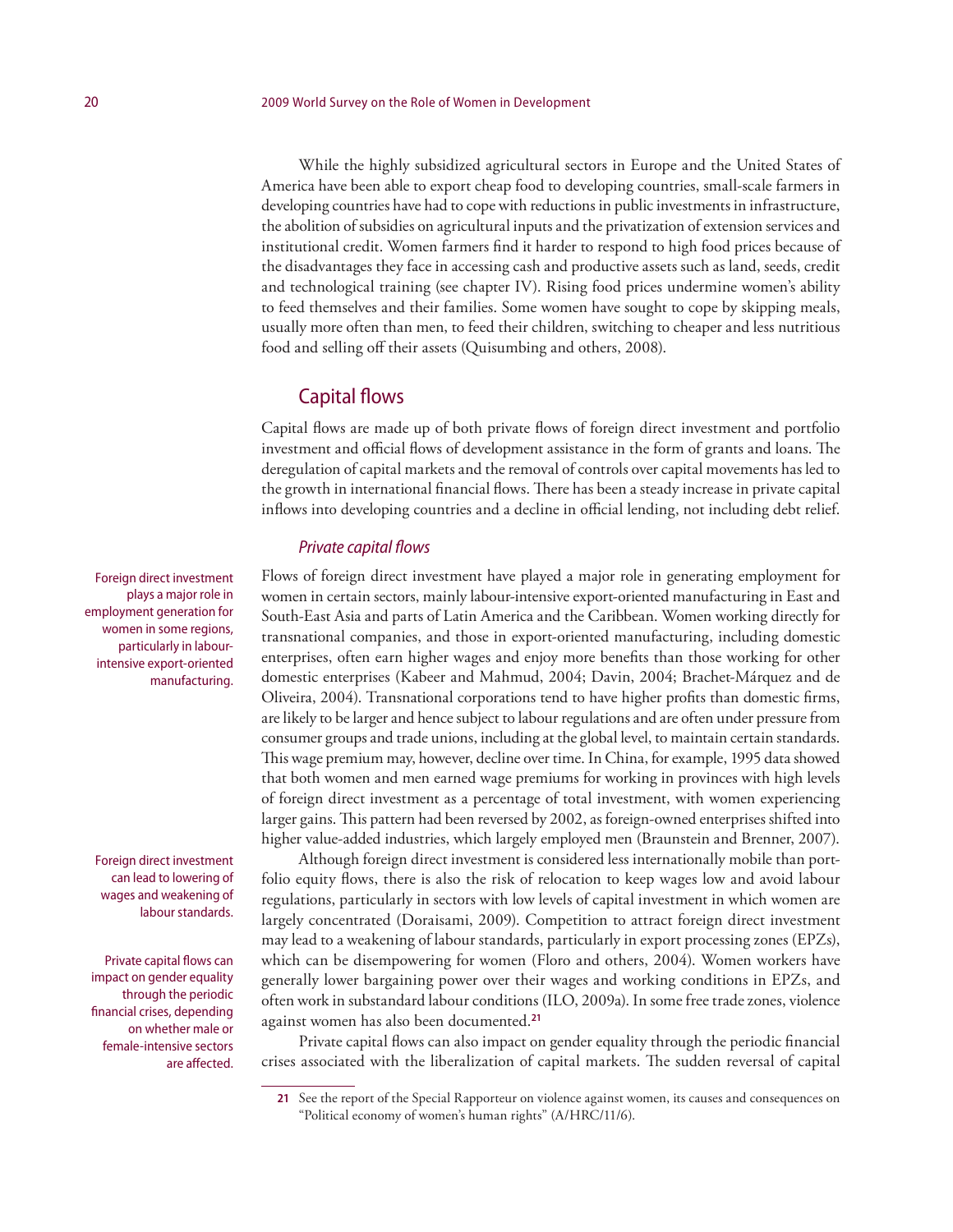While the highly subsidized agricultural sectors in Europe and the United States of America have been able to export cheap food to developing countries, small-scale farmers in developing countries have had to cope with reductions in public investments in infrastructure, the abolition of subsidies on agricultural inputs and the privatization of extension services and institutional credit. Women farmers find it harder to respond to high food prices because of the disadvantages they face in accessing cash and productive assets such as land, seeds, credit and technological training (see chapter IV). Rising food prices undermine women's ability to feed themselves and their families. Some women have sought to cope by skipping meals, usually more often than men, to feed their children, switching to cheaper and less nutritious food and selling off their assets (Quisumbing and others, 2008).

## Capital flows

Capital flows are made up of both private flows of foreign direct investment and portfolio investment and official flows of development assistance in the form of grants and loans. The deregulation of capital markets and the removal of controls over capital movements has led to the growth in international financial flows. There has been a steady increase in private capital inflows into developing countries and a decline in official lending, not including debt relief.

### *Private capital flows*

Foreign direct investment plays a major role in employment generation for women in some regions, particularly in labour-intensive export-oriented manufacturing.

Flows of foreign direct investment have played a major role in generating employment for women in certain sectors, mainly labour-intensive export-oriented manufacturing in East and South-East Asia and parts of Latin America and the Caribbean. Women working directly for transnational companies, and those in export-oriented manufacturing, including domestic enterprises, often earn higher wages and enjoy more benefits than those working for other domestic enterprises (Kabeer and Mahmud, 2004; Davin, 2004; Brachet-Márquez and de Oliveira, 2004). Transnational corporations tend to have higher profits than domestic firms, are likely to be larger and hence subject to labour regulations and are often under pressure from consumer groups and trade unions, including at the global level, to maintain certain standards. This wage premium may, however, decline over time. In China, for example, 1995 data showed that both women and men earned wage premiums for working in provinces with high levels of foreign direct investment as a percentage of total investment, with women experiencing larger gains. This pattern had been reversed by 2002, as foreign-owned enterprises shifted into higher value-added industries, which largely employed men (Braunstein and Brenner, 2007).

Foreign direct investment can lead to lowering of wages and weakening of labour standards.

Although foreign direct investment is considered less internationally mobile than portfolio equity flows, there is also the risk of relocation to keep wages low and avoid labour regulations, particularly in sectors with low levels of capital investment in which women are largely concentrated (Doraisami, 2009). Competition to attract foreign direct investment may lead to a weakening of labour standards, particularly in export processing zones (EPZs), which can be disempowering for women (Floro and others, 2004). Women workers have generally lower bargaining power over their wages and working conditions in EPZs, and often work in substandard labour conditions (ILO, 2009a). In some free trade zones, violence against women has also been documented.[21]

Private capital flows can impact on gender equality through the periodic financial crises, depending on whether male or female-intensive sectors are affected.

Private capital flows can also impact on gender equality through the periodic financial crises associated with the liberalization of capital markets. The sudden reversal of capital

[21] See the report of the Special Rapporteur on violence against women, its causes and consequences on "Political economy of women's human rights" (A/HRC/11/6).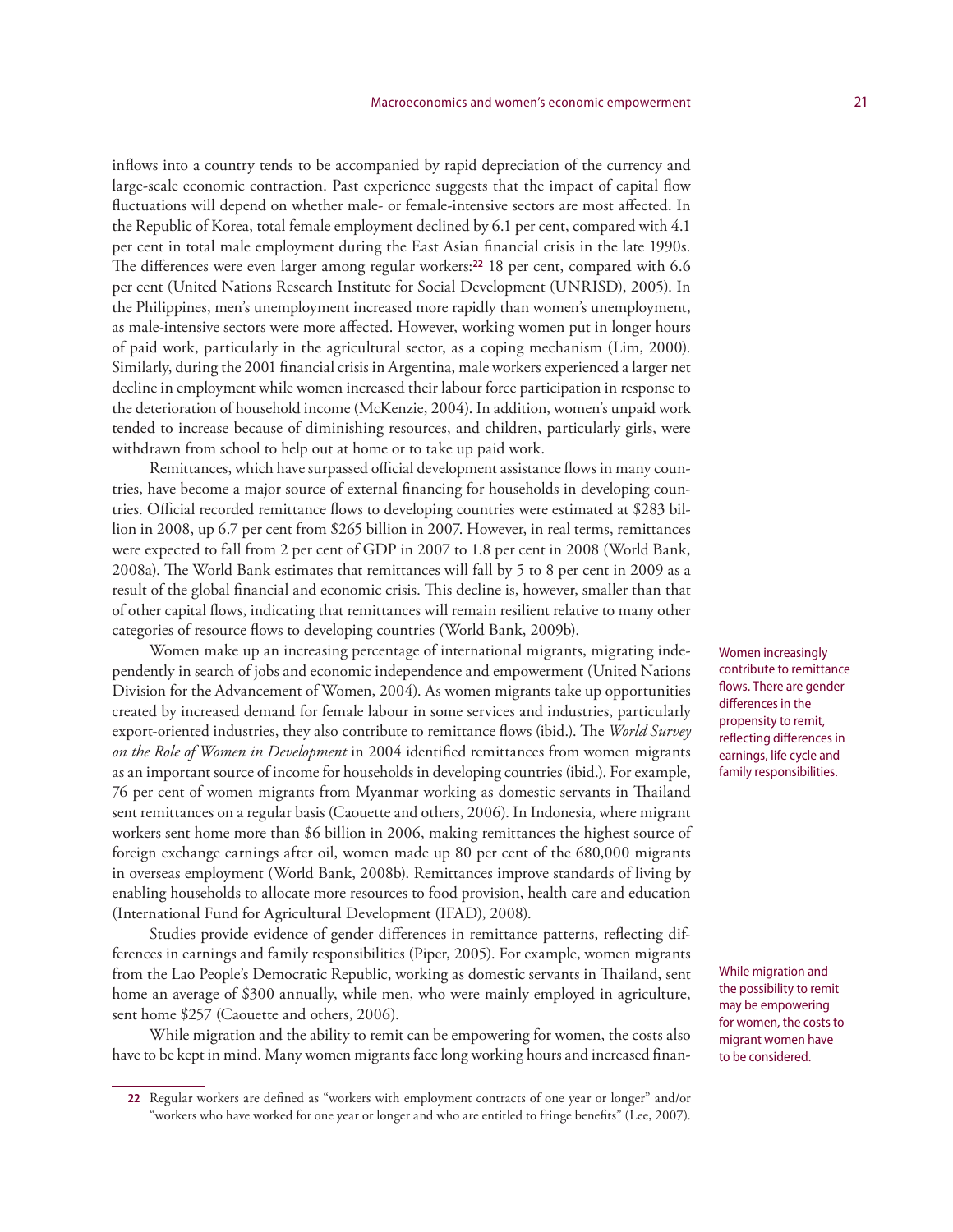inflows into a country tends to be accompanied by rapid depreciation of the currency and large-scale economic contraction. Past experience suggests that the impact of capital flow fluctuations will depend on whether male- or female-intensive sectors are most affected. In the Republic of Korea, total female employment declined by 6.1 per cent, compared with 4.1 per cent in total male employment during the East Asian financial crisis in the late 1990s. The differences were even larger among regular workers:[22] 18 per cent, compared with 6.6 per cent (United Nations Research Institute for Social Development (UNRISD), 2005). In the Philippines, men's unemployment increased more rapidly than women's unemployment, as male-intensive sectors were more affected. However, working women put in longer hours of paid work, particularly in the agricultural sector, as a coping mechanism (Lim, 2000). Similarly, during the 2001 financial crisis in Argentina, male workers experienced a larger net decline in employment while women increased their labour force participation in response to the deterioration of household income (McKenzie, 2004). In addition, women's unpaid work tended to increase because of diminishing resources, and children, particularly girls, were withdrawn from school to help out at home or to take up paid work.

Remittances, which have surpassed official development assistance flows in many countries, have become a major source of external financing for households in developing countries. Official recorded remittance flows to developing countries were estimated at $283 billion in 2008, up 6.7 per cent from $265 billion in 2007. However, in real terms, remittances were expected to fall from 2 per cent of GDP in 2007 to 1.8 per cent in 2008 (World Bank, 2008a). The World Bank estimates that remittances will fall by 5 to 8 per cent in 2009 as a result of the global financial and economic crisis. This decline is, however, smaller than that of other capital flows, indicating that remittances will remain resilient relative to many other categories of resource flows to developing countries (World Bank, 2009b).

Women increasingly contribute to remittance flows. There are gender differences in the propensity to remit, reflecting differences in earnings, life cycle and family responsibilities.

Women make up an increasing percentage of international migrants, migrating independently in search of jobs and economic independence and empowerment (United Nations Division for the Advancement of Women, 2004). As women migrants take up opportunities created by increased demand for female labour in some services and industries, particularly export-oriented industries, they also contribute to remittance flows (ibid.). The *World Survey on the Role of Women in Development* in 2004 identified remittances from women migrants as an important source of income for households in developing countries (ibid.). For example, 76 per cent of women migrants from Myanmar working as domestic servants in Thailand sent remittances on a regular basis (Caouette and others, 2006). In Indonesia, where migrant workers sent home more than $6 billion in 2006, making remittances the highest source of foreign exchange earnings after oil, women made up 80 per cent of the 680,000 migrants in overseas employment (World Bank, 2008b). Remittances improve standards of living by enabling households to allocate more resources to food provision, health care and education (International Fund for Agricultural Development (IFAD), 2008).

Studies provide evidence of gender differences in remittance patterns, reflecting differences in earnings and family responsibilities (Piper, 2005). For example, women migrants from the Lao People's Democratic Republic, working as domestic servants in Thailand, sent home an average of $300 annually, while men, who were mainly employed in agriculture, sent home $257 (Caouette and others, 2006).

While migration and the possibility to remit may be empowering for women, the costs to migrant women have to be considered.

While migration and the ability to remit can be empowering for women, the costs also have to be kept in mind. Many women migrants face long working hours and increased finan-

[22] Regular workers are defined as "workers with employment contracts of one year or longer" and/or "workers who have worked for one year or longer and who are entitled to fringe benefits" (Lee, 2007).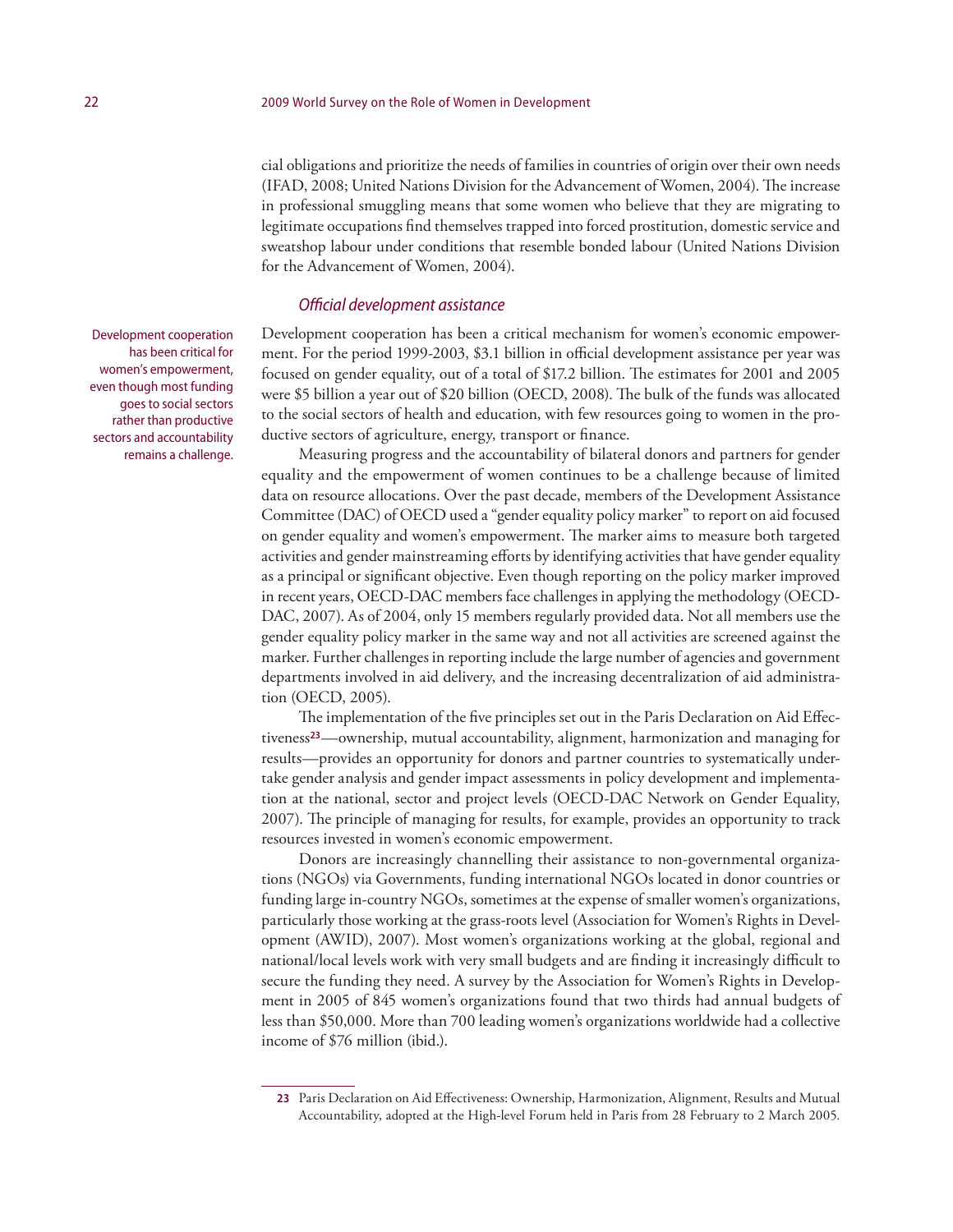cial obligations and prioritize the needs of families in countries of origin over their own needs (IFAD, 2008; United Nations Division for the Advancement of Women, 2004). The increase in professional smuggling means that some women who believe that they are migrating to legitimate occupations find themselves trapped into forced prostitution, domestic service and sweatshop labour under conditions that resemble bonded labour (United Nations Division for the Advancement of Women, 2004).

### *Official development assistance*

Development cooperation has been critical for women's empowerment, even though most funding goes to social sectors rather than productive sectors and accountability remains a challenge.

Development cooperation has been a critical mechanism for women's economic empowerment. For the period 1999-2003, $3.1 billion in official development assistance per year was focused on gender equality, out of a total of $17.2 billion. The estimates for 2001 and 2005 were $5 billion a year out of $20 billion (OECD, 2008). The bulk of the funds was allocated to the social sectors of health and education, with few resources going to women in the productive sectors of agriculture, energy, transport or finance.

Measuring progress and the accountability of bilateral donors and partners for gender equality and the empowerment of women continues to be a challenge because of limited data on resource allocations. Over the past decade, members of the Development Assistance Committee (DAC) of OECD used a "gender equality policy marker" to report on aid focused on gender equality and women's empowerment. The marker aims to measure both targeted activities and gender mainstreaming efforts by identifying activities that have gender equality as a principal or significant objective. Even though reporting on the policy marker improved in recent years, OECD-DAC members face challenges in applying the methodology (OECD-DAC, 2007). As of 2004, only 15 members regularly provided data. Not all members use the gender equality policy marker in the same way and not all activities are screened against the marker. Further challenges in reporting include the large number of agencies and government departments involved in aid delivery, and the increasing decentralization of aid administration (OECD, 2005).

The implementation of the five principles set out in the Paris Declaration on Aid Effectiveness[23]—ownership, mutual accountability, alignment, harmonization and managing for results—provides an opportunity for donors and partner countries to systematically undertake gender analysis and gender impact assessments in policy development and implementation at the national, sector and project levels (OECD-DAC Network on Gender Equality, 2007). The principle of managing for results, for example, provides an opportunity to track resources invested in women's economic empowerment.

Donors are increasingly channelling their assistance to non-governmental organizations (NGOs) via Governments, funding international NGOs located in donor countries or funding large in-country NGOs, sometimes at the expense of smaller women's organizations, particularly those working at the grass-roots level (Association for Women's Rights in Development (AWID), 2007). Most women's organizations working at the global, regional and national/local levels work with very small budgets and are finding it increasingly difficult to secure the funding they need. A survey by the Association for Women's Rights in Development in 2005 of 845 women's organizations found that two thirds had annual budgets of less than $50,000. More than 700 leading women's organizations worldwide had a collective income of $76 million (ibid.).

---

23 Paris Declaration on Aid Effectiveness: Ownership, Harmonization, Alignment, Results and Mutual Accountability, adopted at the High-level Forum held in Paris from 28 February to 2 March 2005.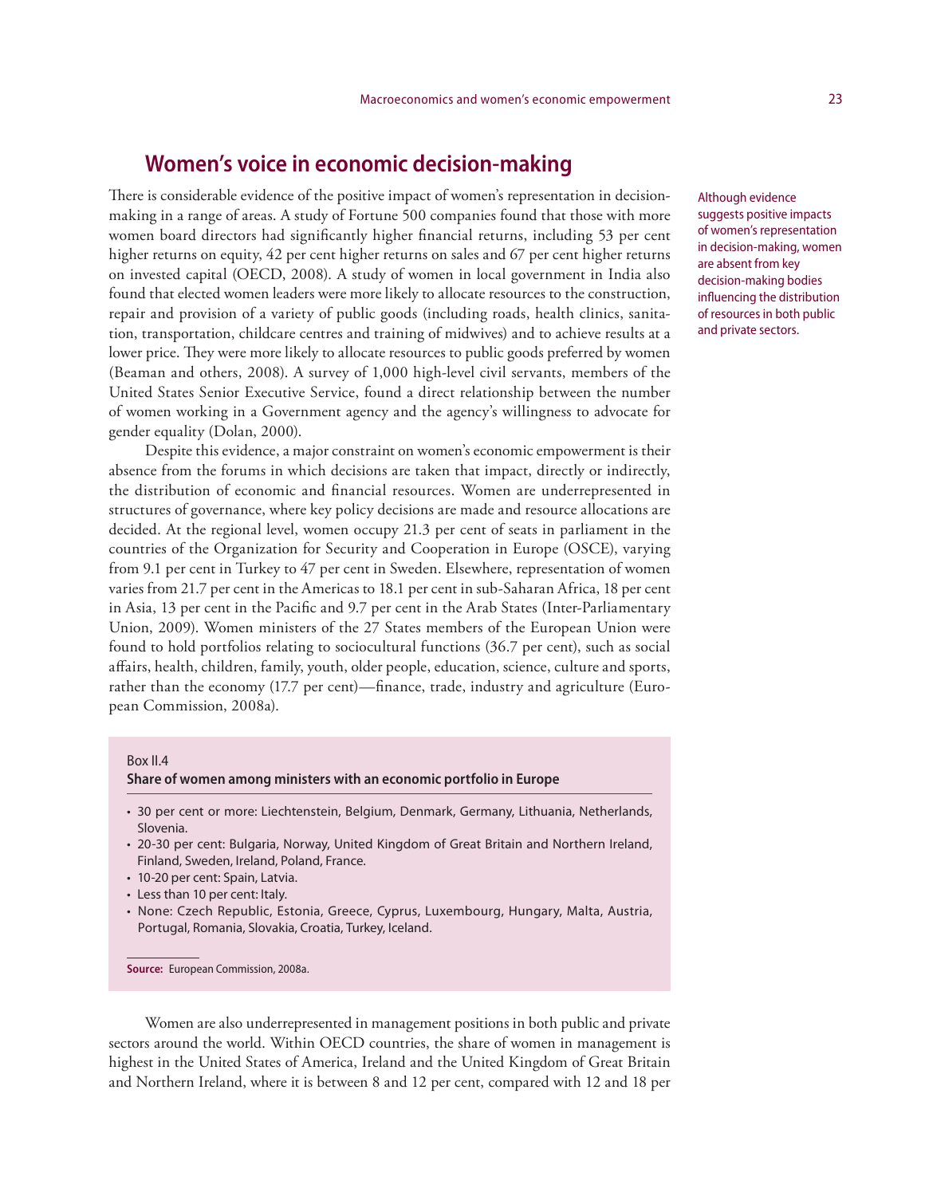## Women's voice in economic decision-making

There is considerable evidence of the positive impact of women's representation in decision-making in a range of areas. A study of Fortune 500 companies found that those with more women board directors had significantly higher financial returns, including 53 per cent higher returns on equity, 42 per cent higher returns on sales and 67 per cent higher returns on invested capital (OECD, 2008). A study of women in local government in India also found that elected women leaders were more likely to allocate resources to the construction, repair and provision of a variety of public goods (including roads, health clinics, sanitation, transportation, childcare centres and training of midwives) and to achieve results at a lower price. They were more likely to allocate resources to public goods preferred by women (Beaman and others, 2008). A survey of 1,000 high-level civil servants, members of the United States Senior Executive Service, found a direct relationship between the number of women working in a Government agency and the agency's willingness to advocate for gender equality (Dolan, 2000).

Although evidence suggests positive impacts of women's representation in decision-making, women are absent from key decision-making bodies influencing the distribution of resources in both public and private sectors.

Despite this evidence, a major constraint on women's economic empowerment is their absence from the forums in which decisions are taken that impact, directly or indirectly, the distribution of economic and financial resources. Women are underrepresented in structures of governance, where key policy decisions are made and resource allocations are decided. At the regional level, women occupy 21.3 per cent of seats in parliament in the countries of the Organization for Security and Cooperation in Europe (OSCE), varying from 9.1 per cent in Turkey to 47 per cent in Sweden. Elsewhere, representation of women varies from 21.7 per cent in the Americas to 18.1 per cent in sub-Saharan Africa, 18 per cent in Asia, 13 per cent in the Pacific and 9.7 per cent in the Arab States (Inter-Parliamentary Union, 2009). Women ministers of the 27 States members of the European Union were found to hold portfolios relating to sociocultural functions (36.7 per cent), such as social affairs, health, children, family, youth, older people, education, science, culture and sports, rather than the economy (17.7 per cent)—finance, trade, industry and agriculture (European Commission, 2008a).

Box II.4

**Share of women among ministers with an economic portfolio in Europe**

- 30 per cent or more: Liechtenstein, Belgium, Denmark, Germany, Lithuania, Netherlands, Slovenia.
- 20-30 per cent: Bulgaria, Norway, United Kingdom of Great Britain and Northern Ireland, Finland, Sweden, Ireland, Poland, France.
- 10-20 per cent: Spain, Latvia.
- Less than 10 per cent: Italy.
- None: Czech Republic, Estonia, Greece, Cyprus, Luxembourg, Hungary, Malta, Austria, Portugal, Romania, Slovakia, Croatia, Turkey, Iceland.

**Source:** European Commission, 2008a.

Women are also underrepresented in management positions in both public and private sectors around the world. Within OECD countries, the share of women in management is highest in the United States of America, Ireland and the United Kingdom of Great Britain and Northern Ireland, where it is between 8 and 12 per cent, compared with 12 and 18 per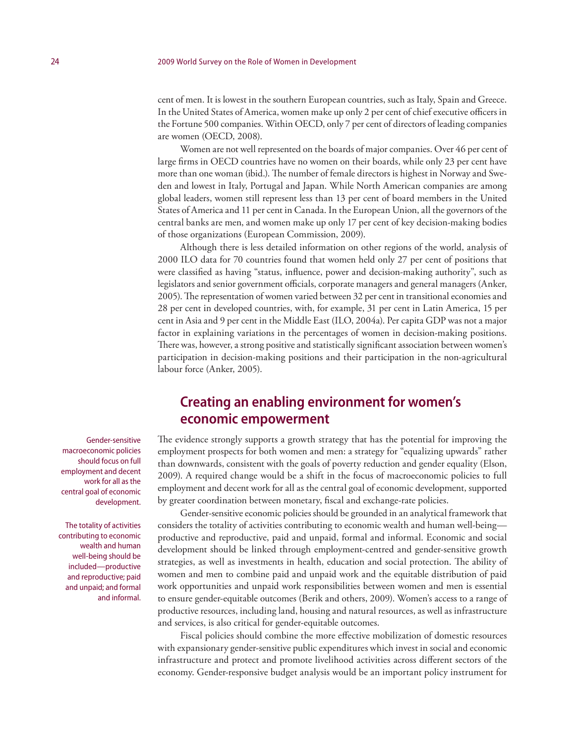cent of men. It is lowest in the southern European countries, such as Italy, Spain and Greece. In the United States of America, women make up only 2 per cent of chief executive officers in the Fortune 500 companies. Within OECD, only 7 per cent of directors of leading companies are women (OECD, 2008).

Women are not well represented on the boards of major companies. Over 46 per cent of large firms in OECD countries have no women on their boards, while only 23 per cent have more than one woman (ibid.). The number of female directors is highest in Norway and Sweden and lowest in Italy, Portugal and Japan. While North American companies are among global leaders, women still represent less than 13 per cent of board members in the United States of America and 11 per cent in Canada. In the European Union, all the governors of the central banks are men, and women make up only 17 per cent of key decision-making bodies of those organizations (European Commission, 2009).

Although there is less detailed information on other regions of the world, analysis of 2000 ILO data for 70 countries found that women held only 27 per cent of positions that were classified as having "status, influence, power and decision-making authority", such as legislators and senior government officials, corporate managers and general managers (Anker, 2005). The representation of women varied between 32 per cent in transitional economies and 28 per cent in developed countries, with, for example, 31 per cent in Latin America, 15 per cent in Asia and 9 per cent in the Middle East (ILO, 2004a). Per capita GDP was not a major factor in explaining variations in the percentages of women in decision-making positions. There was, however, a strong positive and statistically significant association between women's participation in decision-making positions and their participation in the non-agricultural labour force (Anker, 2005).

## Creating an enabling environment for women's economic empowerment

Gender-sensitive macroeconomic policies should focus on full employment and decent work for all as the central goal of economic development.

The evidence strongly supports a growth strategy that has the potential for improving the employment prospects for both women and men: a strategy for "equalizing upwards" rather than downwards, consistent with the goals of poverty reduction and gender equality (Elson, 2009). A required change would be a shift in the focus of macroeconomic policies to full employment and decent work for all as the central goal of economic development, supported by greater coordination between monetary, fiscal and exchange-rate policies.

The totality of activities contributing to economic wealth and human well-being should be included—productive and reproductive; paid and unpaid; and formal and informal.

Gender-sensitive economic policies should be grounded in an analytical framework that considers the totality of activities contributing to economic wealth and human well-being—productive and reproductive, paid and unpaid, formal and informal. Economic and social development should be linked through employment-centred and gender-sensitive growth strategies, as well as investments in health, education and social protection. The ability of women and men to combine paid and unpaid work and the equitable distribution of paid work opportunities and unpaid work responsibilities between women and men is essential to ensure gender-equitable outcomes (Berik and others, 2009). Women's access to a range of productive resources, including land, housing and natural resources, as well as infrastructure and services, is also critical for gender-equitable outcomes.

Fiscal policies should combine the more effective mobilization of domestic resources with expansionary gender-sensitive public expenditures which invest in social and economic infrastructure and protect and promote livelihood activities across different sectors of the economy. Gender-responsive budget analysis would be an important policy instrument for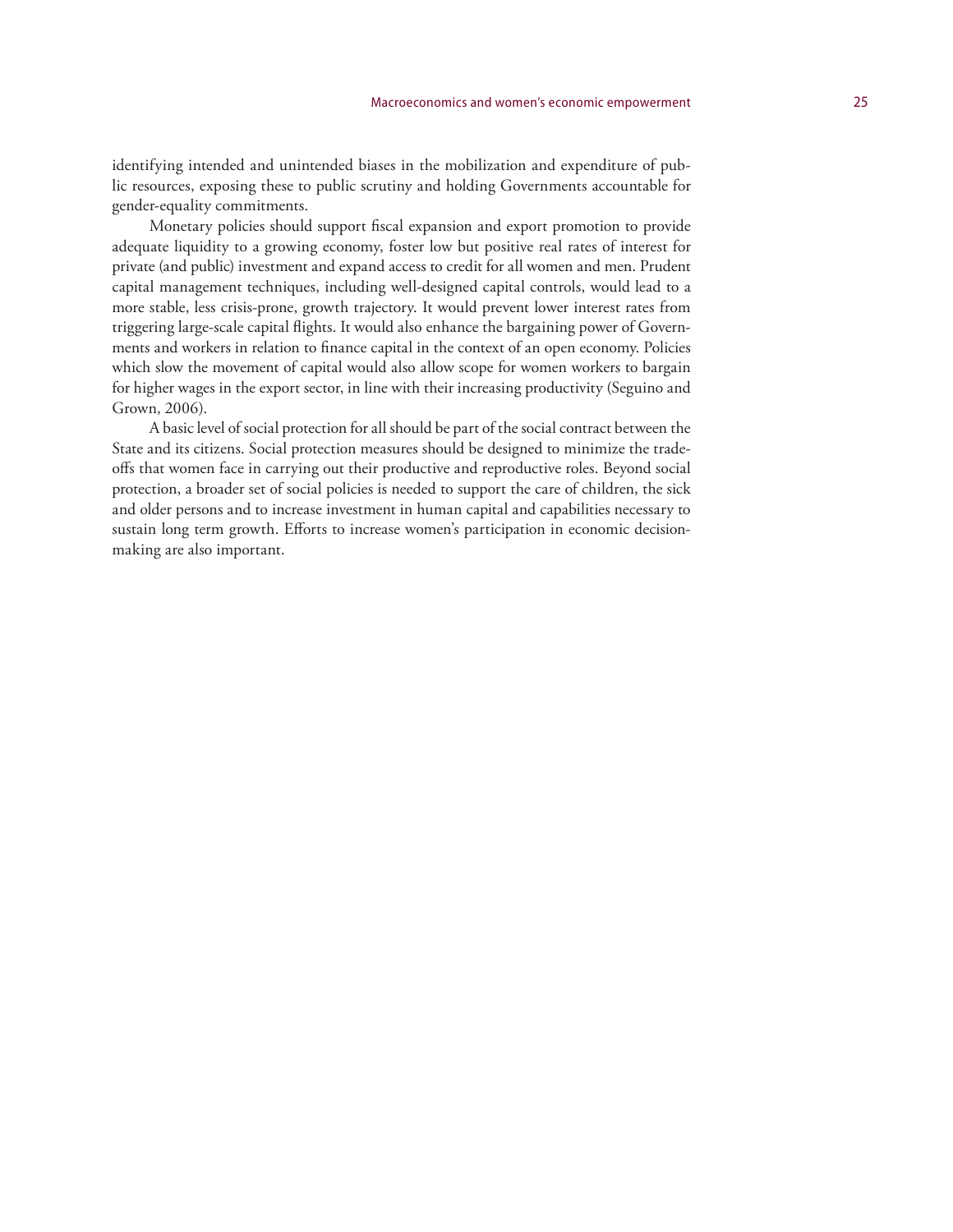identifying intended and unintended biases in the mobilization and expenditure of public resources, exposing these to public scrutiny and holding Governments accountable for gender-equality commitments.

Monetary policies should support fiscal expansion and export promotion to provide adequate liquidity to a growing economy, foster low but positive real rates of interest for private (and public) investment and expand access to credit for all women and men. Prudent capital management techniques, including well-designed capital controls, would lead to a more stable, less crisis-prone, growth trajectory. It would prevent lower interest rates from triggering large-scale capital flights. It would also enhance the bargaining power of Governments and workers in relation to finance capital in the context of an open economy. Policies which slow the movement of capital would also allow scope for women workers to bargain for higher wages in the export sector, in line with their increasing productivity (Seguino and Grown, 2006).

A basic level of social protection for all should be part of the social contract between the State and its citizens. Social protection measures should be designed to minimize the trade-offs that women face in carrying out their productive and reproductive roles. Beyond social protection, a broader set of social policies is needed to support the care of children, the sick and older persons and to increase investment in human capital and capabilities necessary to sustain long term growth. Efforts to increase women's participation in economic decision-making are also important.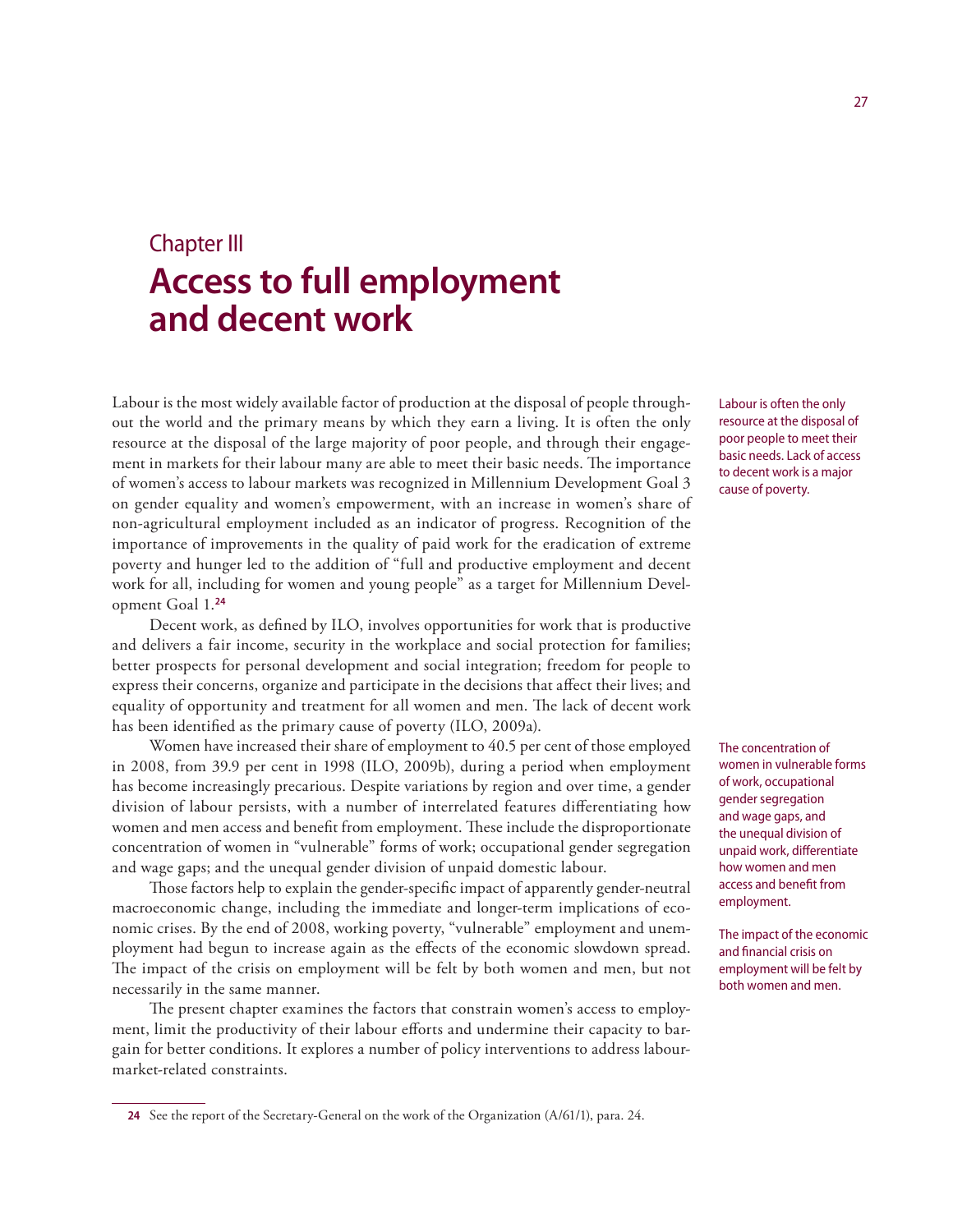# Chapter III
# Access to full employment and decent work

Labour is the most widely available factor of production at the disposal of people throughout the world and the primary means by which they earn a living. It is often the only resource at the disposal of the large majority of poor people, and through their engagement in markets for their labour many are able to meet their basic needs. The importance of women's access to labour markets was recognized in Millennium Development Goal 3 on gender equality and women's empowerment, with an increase in women's share of non-agricultural employment included as an indicator of progress. Recognition of the importance of improvements in the quality of paid work for the eradication of extreme poverty and hunger led to the addition of "full and productive employment and decent work for all, including for women and young people" as a target for Millennium Development Goal 1.[24]

Labour is often the only resource at the disposal of poor people to meet their basic needs. Lack of access to decent work is a major cause of poverty.

Decent work, as defined by ILO, involves opportunities for work that is productive and delivers a fair income, security in the workplace and social protection for families; better prospects for personal development and social integration; freedom for people to express their concerns, organize and participate in the decisions that affect their lives; and equality of opportunity and treatment for all women and men. The lack of decent work has been identified as the primary cause of poverty (ILO, 2009a).

Women have increased their share of employment to 40.5 per cent of those employed in 2008, from 39.9 per cent in 1998 (ILO, 2009b), during a period when employment has become increasingly precarious. Despite variations by region and over time, a gender division of labour persists, with a number of interrelated features differentiating how women and men access and benefit from employment. These include the disproportionate concentration of women in "vulnerable" forms of work; occupational gender segregation and wage gaps; and the unequal gender division of unpaid domestic labour.

The concentration of women in vulnerable forms of work, occupational gender segregation and wage gaps, and the unequal division of unpaid work, differentiate how women and men access and benefit from employment.

Those factors help to explain the gender-specific impact of apparently gender-neutral macroeconomic change, including the immediate and longer-term implications of economic crises. By the end of 2008, working poverty, "vulnerable" employment and unemployment had begun to increase again as the effects of the economic slowdown spread. The impact of the crisis on employment will be felt by both women and men, but not necessarily in the same manner.

The impact of the economic and financial crisis on employment will be felt by both women and men.

The present chapter examines the factors that constrain women's access to employment, limit the productivity of their labour efforts and undermine their capacity to bargain for better conditions. It explores a number of policy interventions to address labour-market-related constraints.

---

[24] See the report of the Secretary-General on the work of the Organization (A/61/1), para. 24.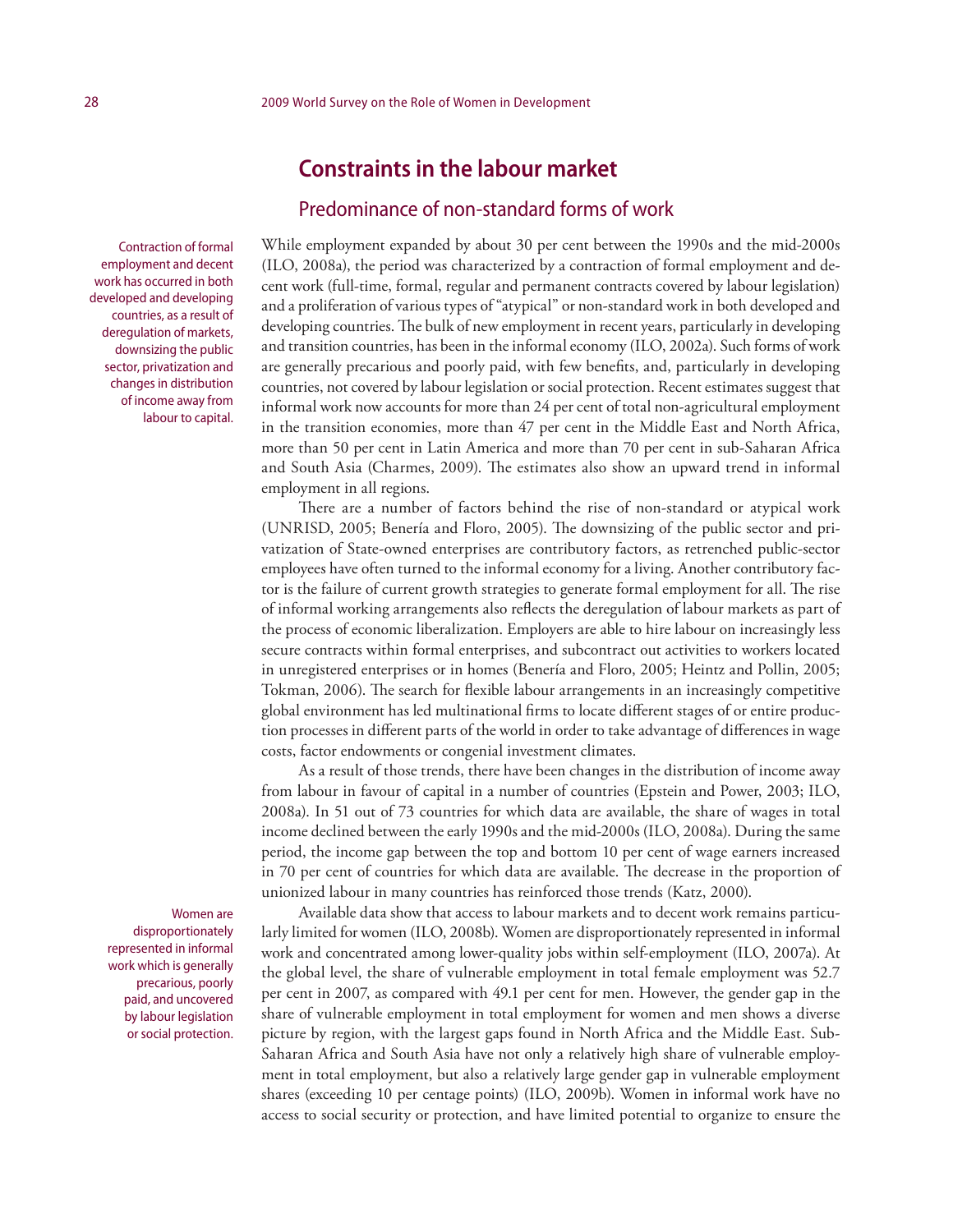## Constraints in the labour market

### Predominance of non-standard forms of work

Contraction of formal employment and decent work has occurred in both developed and developing countries, as a result of deregulation of markets, downsizing the public sector, privatization and changes in distribution of income away from labour to capital.

While employment expanded by about 30 per cent between the 1990s and the mid-2000s (ILO, 2008a), the period was characterized by a contraction of formal employment and decent work (full-time, formal, regular and permanent contracts covered by labour legislation) and a proliferation of various types of "atypical" or non-standard work in both developed and developing countries. The bulk of new employment in recent years, particularly in developing and transition countries, has been in the informal economy (ILO, 2002a). Such forms of work are generally precarious and poorly paid, with few benefits, and, particularly in developing countries, not covered by labour legislation or social protection. Recent estimates suggest that informal work now accounts for more than 24 per cent of total non-agricultural employment in the transition economies, more than 47 per cent in the Middle East and North Africa, more than 50 per cent in Latin America and more than 70 per cent in sub-Saharan Africa and South Asia (Charmes, 2009). The estimates also show an upward trend in informal employment in all regions.

There are a number of factors behind the rise of non-standard or atypical work (UNRISD, 2005; Benería and Floro, 2005). The downsizing of the public sector and privatization of State-owned enterprises are contributory factors, as retrenched public-sector employees have often turned to the informal economy for a living. Another contributory factor is the failure of current growth strategies to generate formal employment for all. The rise of informal working arrangements also reflects the deregulation of labour markets as part of the process of economic liberalization. Employers are able to hire labour on increasingly less secure contracts within formal enterprises, and subcontract out activities to workers located in unregistered enterprises or in homes (Benería and Floro, 2005; Heintz and Pollin, 2005; Tokman, 2006). The search for flexible labour arrangements in an increasingly competitive global environment has led multinational firms to locate different stages of or entire production processes in different parts of the world in order to take advantage of differences in wage costs, factor endowments or congenial investment climates.

As a result of those trends, there have been changes in the distribution of income away from labour in favour of capital in a number of countries (Epstein and Power, 2003; ILO, 2008a). In 51 out of 73 countries for which data are available, the share of wages in total income declined between the early 1990s and the mid-2000s (ILO, 2008a). During the same period, the income gap between the top and bottom 10 per cent of wage earners increased in 70 per cent of countries for which data are available. The decrease in the proportion of unionized labour in many countries has reinforced those trends (Katz, 2000).

Women are disproportionately represented in informal work which is generally precarious, poorly paid, and uncovered by labour legislation or social protection.

Available data show that access to labour markets and to decent work remains particularly limited for women (ILO, 2008b). Women are disproportionately represented in informal work and concentrated among lower-quality jobs within self-employment (ILO, 2007a). At the global level, the share of vulnerable employment in total female employment was 52.7 per cent in 2007, as compared with 49.1 per cent for men. However, the gender gap in the share of vulnerable employment in total employment for women and men shows a diverse picture by region, with the largest gaps found in North Africa and the Middle East. Sub-Saharan Africa and South Asia have not only a relatively high share of vulnerable employment in total employment, but also a relatively large gender gap in vulnerable employment shares (exceeding 10 per centage points) (ILO, 2009b). Women in informal work have no access to social security or protection, and have limited potential to organize to ensure the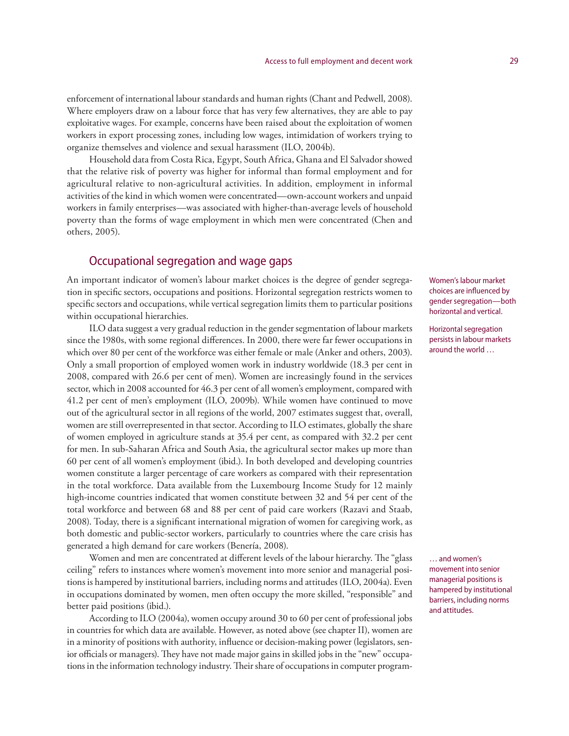enforcement of international labour standards and human rights (Chant and Pedwell, 2008). Where employers draw on a labour force that has very few alternatives, they are able to pay exploitative wages. For example, concerns have been raised about the exploitation of women workers in export processing zones, including low wages, intimidation of workers trying to organize themselves and violence and sexual harassment (ILO, 2004b).

Household data from Costa Rica, Egypt, South Africa, Ghana and El Salvador showed that the relative risk of poverty was higher for informal than formal employment and for agricultural relative to non-agricultural activities. In addition, employment in informal activities of the kind in which women were concentrated—own-account workers and unpaid workers in family enterprises—was associated with higher-than-average levels of household poverty than the forms of wage employment in which men were concentrated (Chen and others, 2005).

## Occupational segregation and wage gaps

Women's labour market choices are influenced by gender segregation—both horizontal and vertical.

An important indicator of women's labour market choices is the degree of gender segregation in specific sectors, occupations and positions. Horizontal segregation restricts women to specific sectors and occupations, while vertical segregation limits them to particular positions within occupational hierarchies.

Horizontal segregation persists in labour markets around the world …

ILO data suggest a very gradual reduction in the gender segmentation of labour markets since the 1980s, with some regional differences. In 2000, there were far fewer occupations in which over 80 per cent of the workforce was either female or male (Anker and others, 2003). Only a small proportion of employed women work in industry worldwide (18.3 per cent in 2008, compared with 26.6 per cent of men). Women are increasingly found in the services sector, which in 2008 accounted for 46.3 per cent of all women's employment, compared with 41.2 per cent of men's employment (ILO, 2009b). While women have continued to move out of the agricultural sector in all regions of the world, 2007 estimates suggest that, overall, women are still overrepresented in that sector. According to ILO estimates, globally the share of women employed in agriculture stands at 35.4 per cent, as compared with 32.2 per cent for men. In sub-Saharan Africa and South Asia, the agricultural sector makes up more than 60 per cent of all women's employment (ibid.). In both developed and developing countries women constitute a larger percentage of care workers as compared with their representation in the total workforce. Data available from the Luxembourg Income Study for 12 mainly high-income countries indicated that women constitute between 32 and 54 per cent of the total workforce and between 68 and 88 per cent of paid care workers (Razavi and Staab, 2008). Today, there is a significant international migration of women for caregiving work, as both domestic and public-sector workers, particularly to countries where the care crisis has generated a high demand for care workers (Benería, 2008).

… and women's movement into senior managerial positions is hampered by institutional barriers, including norms and attitudes.

Women and men are concentrated at different levels of the labour hierarchy. The "glass ceiling" refers to instances where women's movement into more senior and managerial positions is hampered by institutional barriers, including norms and attitudes (ILO, 2004a). Even in occupations dominated by women, men often occupy the more skilled, "responsible" and better paid positions (ibid.).

According to ILO (2004a), women occupy around 30 to 60 per cent of professional jobs in countries for which data are available. However, as noted above (see chapter II), women are in a minority of positions with authority, influence or decision-making power (legislators, senior officials or managers). They have not made major gains in skilled jobs in the "new" occupations in the information technology industry. Their share of occupations in computer program-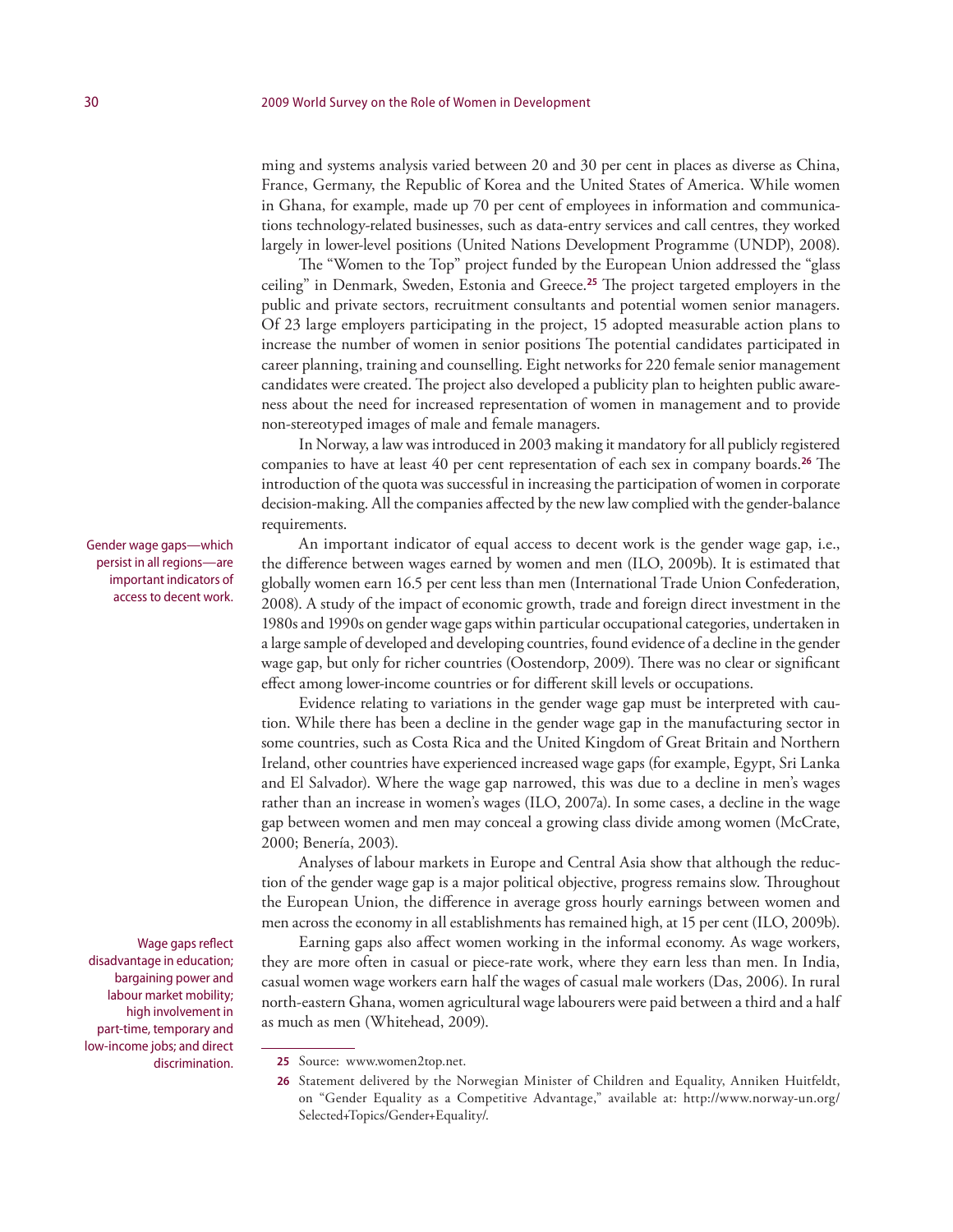ming and systems analysis varied between 20 and 30 per cent in places as diverse as China, France, Germany, the Republic of Korea and the United States of America. While women in Ghana, for example, made up 70 per cent of employees in information and communications technology-related businesses, such as data-entry services and call centres, they worked largely in lower-level positions (United Nations Development Programme (UNDP), 2008).

The "Women to the Top" project funded by the European Union addressed the "glass ceiling" in Denmark, Sweden, Estonia and Greece.[25] The project targeted employers in the public and private sectors, recruitment consultants and potential women senior managers. Of 23 large employers participating in the project, 15 adopted measurable action plans to increase the number of women in senior positions The potential candidates participated in career planning, training and counselling. Eight networks for 220 female senior management candidates were created. The project also developed a publicity plan to heighten public awareness about the need for increased representation of women in management and to provide non-stereotyped images of male and female managers.

In Norway, a law was introduced in 2003 making it mandatory for all publicly registered companies to have at least 40 per cent representation of each sex in company boards.[26] The introduction of the quota was successful in increasing the participation of women in corporate decision-making. All the companies affected by the new law complied with the gender-balance requirements.

Gender wage gaps—which persist in all regions—are important indicators of access to decent work.

An important indicator of equal access to decent work is the gender wage gap, i.e., the difference between wages earned by women and men (ILO, 2009b). It is estimated that globally women earn 16.5 per cent less than men (International Trade Union Confederation, 2008). A study of the impact of economic growth, trade and foreign direct investment in the 1980s and 1990s on gender wage gaps within particular occupational categories, undertaken in a large sample of developed and developing countries, found evidence of a decline in the gender wage gap, but only for richer countries (Oostendorp, 2009). There was no clear or significant effect among lower-income countries or for different skill levels or occupations.

Evidence relating to variations in the gender wage gap must be interpreted with caution. While there has been a decline in the gender wage gap in the manufacturing sector in some countries, such as Costa Rica and the United Kingdom of Great Britain and Northern Ireland, other countries have experienced increased wage gaps (for example, Egypt, Sri Lanka and El Salvador). Where the wage gap narrowed, this was due to a decline in men's wages rather than an increase in women's wages (ILO, 2007a). In some cases, a decline in the wage gap between women and men may conceal a growing class divide among women (McCrate, 2000; Benería, 2003).

Analyses of labour markets in Europe and Central Asia show that although the reduction of the gender wage gap is a major political objective, progress remains slow. Throughout the European Union, the difference in average gross hourly earnings between women and men across the economy in all establishments has remained high, at 15 per cent (ILO, 2009b).

Wage gaps reflect disadvantage in education; bargaining power and labour market mobility; high involvement in part-time, temporary and low-income jobs; and direct discrimination.

Earning gaps also affect women working in the informal economy. As wage workers, they are more often in casual or piece-rate work, where they earn less than men. In India, casual women wage workers earn half the wages of casual male workers (Das, 2006). In rural north-eastern Ghana, women agricultural wage labourers were paid between a third and a half as much as men (Whitehead, 2009).

---

[25] Source: www.women2top.net.

[26] Statement delivered by the Norwegian Minister of Children and Equality, Anniken Huitfeldt, on "Gender Equality as a Competitive Advantage," available at: http://www.norway-un.org/Selected+Topics/Gender+Equality/.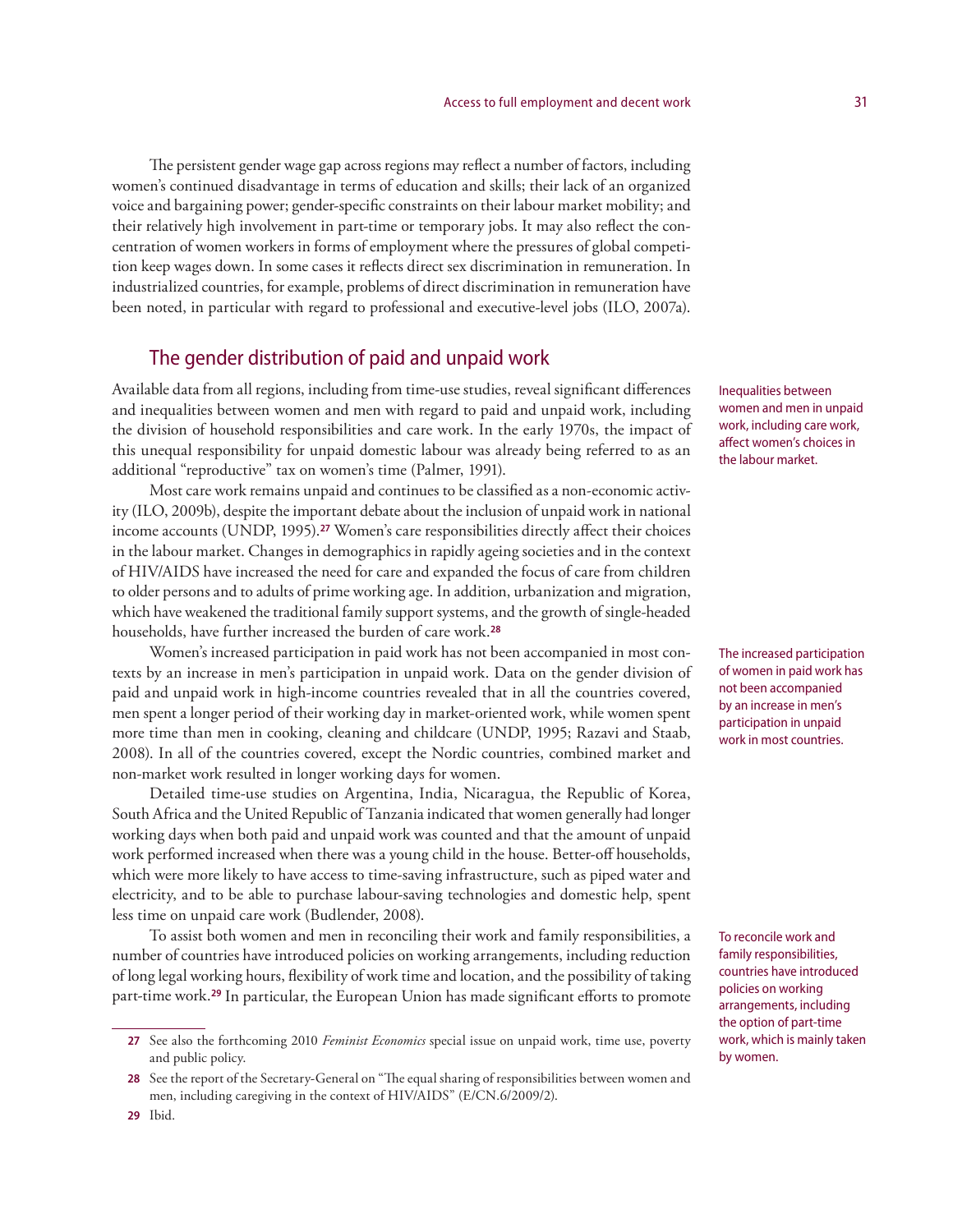The persistent gender wage gap across regions may reflect a number of factors, including women's continued disadvantage in terms of education and skills; their lack of an organized voice and bargaining power; gender-specific constraints on their labour market mobility; and their relatively high involvement in part-time or temporary jobs. It may also reflect the concentration of women workers in forms of employment where the pressures of global competition keep wages down. In some cases it reflects direct sex discrimination in remuneration. In industrialized countries, for example, problems of direct discrimination in remuneration have been noted, in particular with regard to professional and executive-level jobs (ILO, 2007a).

## The gender distribution of paid and unpaid work

Available data from all regions, including from time-use studies, reveal significant differences and inequalities between women and men with regard to paid and unpaid work, including the division of household responsibilities and care work. In the early 1970s, the impact of this unequal responsibility for unpaid domestic labour was already being referred to as an additional "reproductive" tax on women's time (Palmer, 1991).

Inequalities between women and men in unpaid work, including care work, affect women's choices in the labour market.

Most care work remains unpaid and continues to be classified as a non-economic activity (ILO, 2009b), despite the important debate about the inclusion of unpaid work in national income accounts (UNDP, 1995).[27] Women's care responsibilities directly affect their choices in the labour market. Changes in demographics in rapidly ageing societies and in the context of HIV/AIDS have increased the need for care and expanded the focus of care from children to older persons and to adults of prime working age. In addition, urbanization and migration, which have weakened the traditional family support systems, and the growth of single-headed households, have further increased the burden of care work.[28]

Women's increased participation in paid work has not been accompanied in most contexts by an increase in men's participation in unpaid work. Data on the gender division of paid and unpaid work in high-income countries revealed that in all the countries covered, men spent a longer period of their working day in market-oriented work, while women spent more time than men in cooking, cleaning and childcare (UNDP, 1995; Razavi and Staab, 2008). In all of the countries covered, except the Nordic countries, combined market and non-market work resulted in longer working days for women.

The increased participation of women in paid work has not been accompanied by an increase in men's participation in unpaid work in most countries.

Detailed time-use studies on Argentina, India, Nicaragua, the Republic of Korea, South Africa and the United Republic of Tanzania indicated that women generally had longer working days when both paid and unpaid work was counted and that the amount of unpaid work performed increased when there was a young child in the house. Better-off households, which were more likely to have access to time-saving infrastructure, such as piped water and electricity, and to be able to purchase labour-saving technologies and domestic help, spent less time on unpaid care work (Budlender, 2008).

To assist both women and men in reconciling their work and family responsibilities, a number of countries have introduced policies on working arrangements, including reduction of long legal working hours, flexibility of work time and location, and the possibility of taking part-time work.[29] In particular, the European Union has made significant efforts to promote

To reconcile work and family responsibilities, countries have introduced policies on working arrangements, including the option of part-time work, which is mainly taken by women.

---

27 See also the forthcoming 2010 *Feminist Economics* special issue on unpaid work, time use, poverty and public policy.

28 See the report of the Secretary-General on "The equal sharing of responsibilities between women and men, including caregiving in the context of HIV/AIDS" (E/CN.6/2009/2).

29 Ibid.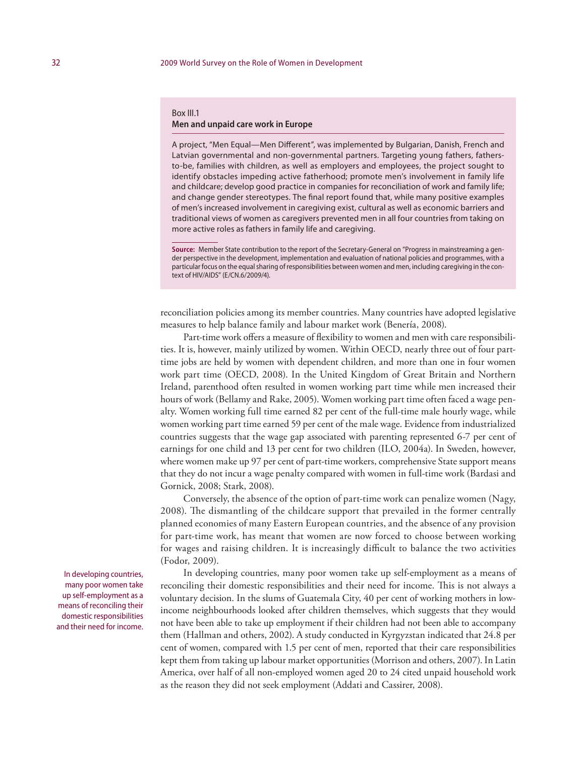Box III.1

**Men and unpaid care work in Europe**

A project, "Men Equal—Men Different", was implemented by Bulgarian, Danish, French and Latvian governmental and non-governmental partners. Targeting young fathers, fathers-to-be, families with children, as well as employers and employees, the project sought to identify obstacles impeding active fatherhood; promote men's involvement in family life and childcare; develop good practice in companies for reconciliation of work and family life; and change gender stereotypes. The final report found that, while many positive examples of men's increased involvement in caregiving exist, cultural as well as economic barriers and traditional views of women as caregivers prevented men in all four countries from taking on more active roles as fathers in family life and caregiving.

**Source:** Member State contribution to the report of the Secretary-General on "Progress in mainstreaming a gender perspective in the development, implementation and evaluation of national policies and programmes, with a particular focus on the equal sharing of responsibilities between women and men, including caregiving in the context of HIV/AIDS" (E/CN.6/2009/4).

reconciliation policies among its member countries. Many countries have adopted legislative measures to help balance family and labour market work (Benería, 2008).

Part-time work offers a measure of flexibility to women and men with care responsibilities. It is, however, mainly utilized by women. Within OECD, nearly three out of four part-time jobs are held by women with dependent children, and more than one in four women work part time (OECD, 2008). In the United Kingdom of Great Britain and Northern Ireland, parenthood often resulted in women working part time while men increased their hours of work (Bellamy and Rake, 2005). Women working part time often faced a wage penalty. Women working full time earned 82 per cent of the full-time male hourly wage, while women working part time earned 59 per cent of the male wage. Evidence from industrialized countries suggests that the wage gap associated with parenting represented 6-7 per cent of earnings for one child and 13 per cent for two children (ILO, 2004a). In Sweden, however, where women make up 97 per cent of part-time workers, comprehensive State support means that they do not incur a wage penalty compared with women in full-time work (Bardasi and Gornick, 2008; Stark, 2008).

Conversely, the absence of the option of part-time work can penalize women (Nagy, 2008). The dismantling of the childcare support that prevailed in the former centrally planned economies of many Eastern European countries, and the absence of any provision for part-time work, has meant that women are now forced to choose between working for wages and raising children. It is increasingly difficult to balance the two activities (Fodor, 2009).

In developing countries, many poor women take up self-employment as a means of reconciling their domestic responsibilities and their need for income.

In developing countries, many poor women take up self-employment as a means of reconciling their domestic responsibilities and their need for income. This is not always a voluntary decision. In the slums of Guatemala City, 40 per cent of working mothers in low-income neighbourhoods looked after children themselves, which suggests that they would not have been able to take up employment if their children had not been able to accompany them (Hallman and others, 2002). A study conducted in Kyrgyzstan indicated that 24.8 per cent of women, compared with 1.5 per cent of men, reported that their care responsibilities kept them from taking up labour market opportunities (Morrison and others, 2007). In Latin America, over half of all non-employed women aged 20 to 24 cited unpaid household work as the reason they did not seek employment (Addati and Cassirer, 2008).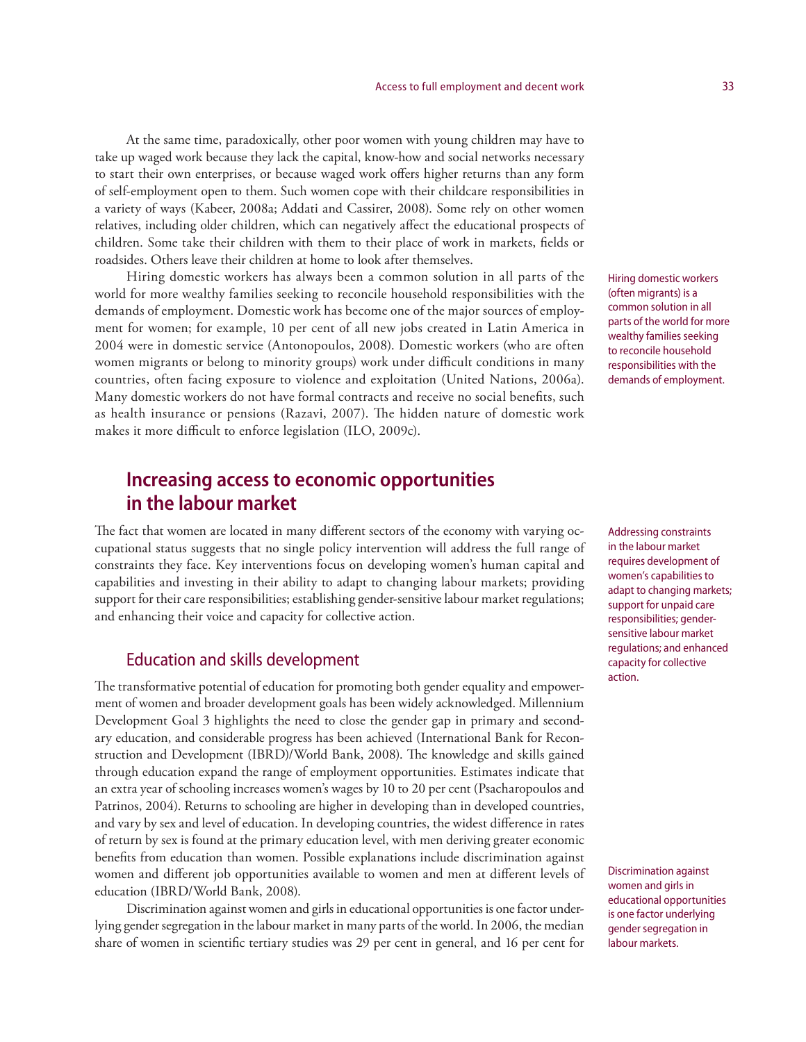At the same time, paradoxically, other poor women with young children may have to take up waged work because they lack the capital, know-how and social networks necessary to start their own enterprises, or because waged work offers higher returns than any form of self-employment open to them. Such women cope with their childcare responsibilities in a variety of ways (Kabeer, 2008a; Addati and Cassirer, 2008). Some rely on other women relatives, including older children, which can negatively affect the educational prospects of children. Some take their children with them to their place of work in markets, fields or roadsides. Others leave their children at home to look after themselves.

Hiring domestic workers has always been a common solution in all parts of the world for more wealthy families seeking to reconcile household responsibilities with the demands of employment. Domestic work has become one of the major sources of employment for women; for example, 10 per cent of all new jobs created in Latin America in 2004 were in domestic service (Antonopoulos, 2008). Domestic workers (who are often women migrants or belong to minority groups) work under difficult conditions in many countries, often facing exposure to violence and exploitation (United Nations, 2006a). Many domestic workers do not have formal contracts and receive no social benefits, such as health insurance or pensions (Razavi, 2007). The hidden nature of domestic work makes it more difficult to enforce legislation (ILO, 2009c).

Hiring domestic workers (often migrants) is a common solution in all parts of the world for more wealthy families seeking to reconcile household responsibilities with the demands of employment.

## Increasing access to economic opportunities in the labour market

The fact that women are located in many different sectors of the economy with varying occupational status suggests that no single policy intervention will address the full range of constraints they face. Key interventions focus on developing women's human capital and capabilities and investing in their ability to adapt to changing labour markets; providing support for their care responsibilities; establishing gender-sensitive labour market regulations; and enhancing their voice and capacity for collective action.

Addressing constraints in the labour market requires development of women's capabilities to adapt to changing markets; support for unpaid care responsibilities; gender-sensitive labour market regulations; and enhanced capacity for collective action.

### Education and skills development

The transformative potential of education for promoting both gender equality and empowerment of women and broader development goals has been widely acknowledged. Millennium Development Goal 3 highlights the need to close the gender gap in primary and secondary education, and considerable progress has been achieved (International Bank for Reconstruction and Development (IBRD)/World Bank, 2008). The knowledge and skills gained through education expand the range of employment opportunities. Estimates indicate that an extra year of schooling increases women's wages by 10 to 20 per cent (Psacharopoulos and Patrinos, 2004). Returns to schooling are higher in developing than in developed countries, and vary by sex and level of education. In developing countries, the widest difference in rates of return by sex is found at the primary education level, with men deriving greater economic benefits from education than women. Possible explanations include discrimination against women and different job opportunities available to women and men at different levels of education (IBRD/World Bank, 2008).

Discrimination against women and girls in educational opportunities is one factor underlying gender segregation in the labour market in many parts of the world. In 2006, the median share of women in scientific tertiary studies was 29 per cent in general, and 16 per cent for

Discrimination against women and girls in educational opportunities is one factor underlying gender segregation in labour markets.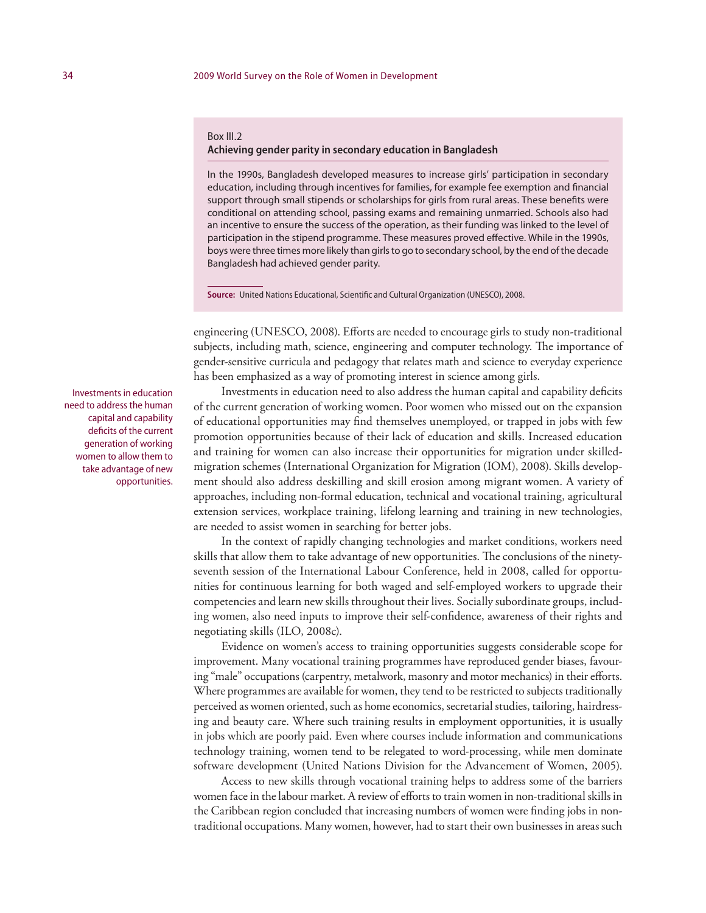**Box III.2**

**Achieving gender parity in secondary education in Bangladesh**

In the 1990s, Bangladesh developed measures to increase girls' participation in secondary education, including through incentives for families, for example fee exemption and financial support through small stipends or scholarships for girls from rural areas. These benefits were conditional on attending school, passing exams and remaining unmarried. Schools also had an incentive to ensure the success of the operation, as their funding was linked to the level of participation in the stipend programme. These measures proved effective. While in the 1990s, boys were three times more likely than girls to go to secondary school, by the end of the decade Bangladesh had achieved gender parity.

**Source:** United Nations Educational, Scientific and Cultural Organization (UNESCO), 2008.

engineering (UNESCO, 2008). Efforts are needed to encourage girls to study non-traditional subjects, including math, science, engineering and computer technology. The importance of gender-sensitive curricula and pedagogy that relates math and science to everyday experience has been emphasized as a way of promoting interest in science among girls.

Investments in education need to address the human capital and capability deficits of the current generation of working women to allow them to take advantage of new opportunities.

Investments in education need to also address the human capital and capability deficits of the current generation of working women. Poor women who missed out on the expansion of educational opportunities may find themselves unemployed, or trapped in jobs with few promotion opportunities because of their lack of education and skills. Increased education and training for women can also increase their opportunities for migration under skilled-migration schemes (International Organization for Migration (IOM), 2008). Skills development should also address deskilling and skill erosion among migrant women. A variety of approaches, including non-formal education, technical and vocational training, agricultural extension services, workplace training, lifelong learning and training in new technologies, are needed to assist women in searching for better jobs.

In the context of rapidly changing technologies and market conditions, workers need skills that allow them to take advantage of new opportunities. The conclusions of the ninety-seventh session of the International Labour Conference, held in 2008, called for opportunities for continuous learning for both waged and self-employed workers to upgrade their competencies and learn new skills throughout their lives. Socially subordinate groups, including women, also need inputs to improve their self-confidence, awareness of their rights and negotiating skills (ILO, 2008c).

Evidence on women's access to training opportunities suggests considerable scope for improvement. Many vocational training programmes have reproduced gender biases, favouring "male" occupations (carpentry, metalwork, masonry and motor mechanics) in their efforts. Where programmes are available for women, they tend to be restricted to subjects traditionally perceived as women oriented, such as home economics, secretarial studies, tailoring, hairdressing and beauty care. Where such training results in employment opportunities, it is usually in jobs which are poorly paid. Even where courses include information and communications technology training, women tend to be relegated to word-processing, while men dominate software development (United Nations Division for the Advancement of Women, 2005).

Access to new skills through vocational training helps to address some of the barriers women face in the labour market. A review of efforts to train women in non-traditional skills in the Caribbean region concluded that increasing numbers of women were finding jobs in non-traditional occupations. Many women, however, had to start their own businesses in areas such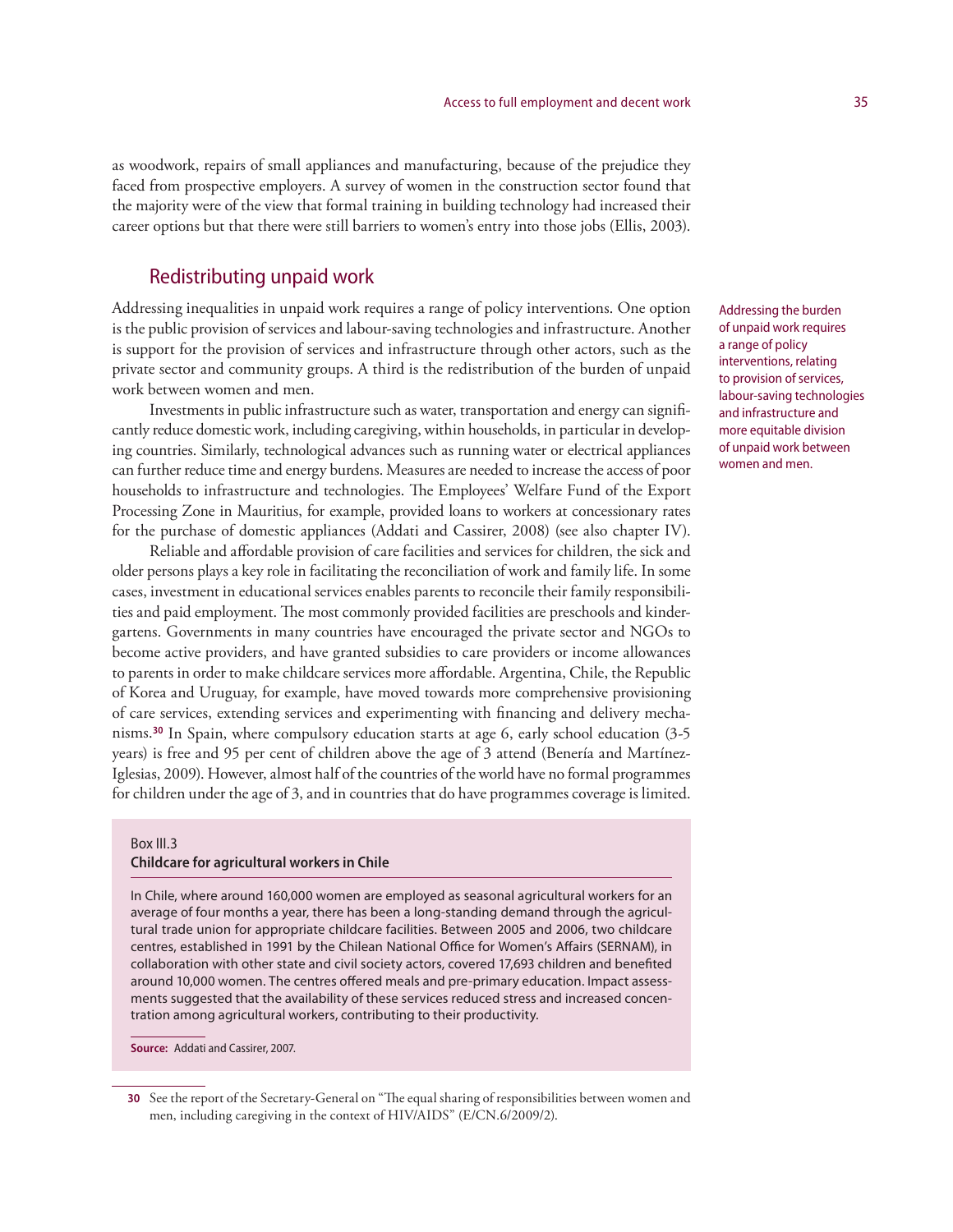as woodwork, repairs of small appliances and manufacturing, because of the prejudice they faced from prospective employers. A survey of women in the construction sector found that the majority were of the view that formal training in building technology had increased their career options but that there were still barriers to women's entry into those jobs (Ellis, 2003).

## Redistributing unpaid work

Addressing inequalities in unpaid work requires a range of policy interventions. One option is the public provision of services and labour-saving technologies and infrastructure. Another is support for the provision of services and infrastructure through other actors, such as the private sector and community groups. A third is the redistribution of the burden of unpaid work between women and men.

Addressing the burden of unpaid work requires a range of policy interventions, relating to provision of services, labour-saving technologies and infrastructure and more equitable division of unpaid work between women and men.

Investments in public infrastructure such as water, transportation and energy can significantly reduce domestic work, including caregiving, within households, in particular in developing countries. Similarly, technological advances such as running water or electrical appliances can further reduce time and energy burdens. Measures are needed to increase the access of poor households to infrastructure and technologies. The Employees' Welfare Fund of the Export Processing Zone in Mauritius, for example, provided loans to workers at concessionary rates for the purchase of domestic appliances (Addati and Cassirer, 2008) (see also chapter IV).

Reliable and affordable provision of care facilities and services for children, the sick and older persons plays a key role in facilitating the reconciliation of work and family life. In some cases, investment in educational services enables parents to reconcile their family responsibilities and paid employment. The most commonly provided facilities are preschools and kindergartens. Governments in many countries have encouraged the private sector and NGOs to become active providers, and have granted subsidies to care providers or income allowances to parents in order to make childcare services more affordable. Argentina, Chile, the Republic of Korea and Uruguay, for example, have moved towards more comprehensive provisioning of care services, extending services and experimenting with financing and delivery mechanisms.[30] In Spain, where compulsory education starts at age 6, early school education (3-5 years) is free and 95 per cent of children above the age of 3 attend (Benería and Martínez-Iglesias, 2009). However, almost half of the countries of the world have no formal programmes for children under the age of 3, and in countries that do have programmes coverage is limited.

> Box III.3
> **Childcare for agricultural workers in Chile**
>
> In Chile, where around 160,000 women are employed as seasonal agricultural workers for an average of four months a year, there has been a long-standing demand through the agricultural trade union for appropriate childcare facilities. Between 2005 and 2006, two childcare centres, established in 1991 by the Chilean National Office for Women's Affairs (SERNAM), in collaboration with other state and civil society actors, covered 17,693 children and benefited around 10,000 women. The centres offered meals and pre-primary education. Impact assessments suggested that the availability of these services reduced stress and increased concentration among agricultural workers, contributing to their productivity.
>
> **Source:** Addati and Cassirer, 2007.

30 See the report of the Secretary-General on "The equal sharing of responsibilities between women and men, including caregiving in the context of HIV/AIDS" (E/CN.6/2009/2).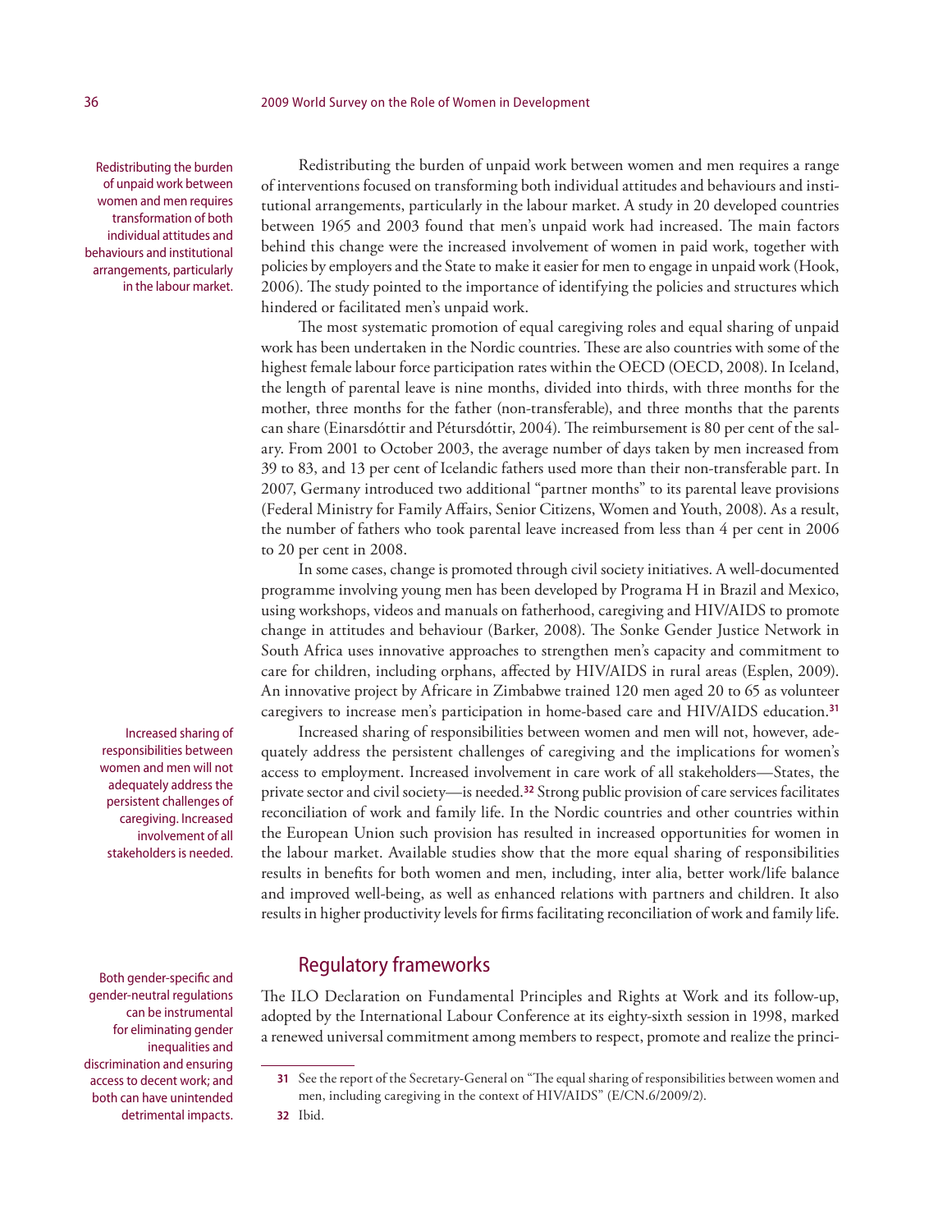Redistributing the burden of unpaid work between women and men requires transformation of both individual attitudes and behaviours and institutional arrangements, particularly in the labour market.

Redistributing the burden of unpaid work between women and men requires a range of interventions focused on transforming both individual attitudes and behaviours and institutional arrangements, particularly in the labour market. A study in 20 developed countries between 1965 and 2003 found that men's unpaid work had increased. The main factors behind this change were the increased involvement of women in paid work, together with policies by employers and the State to make it easier for men to engage in unpaid work (Hook, 2006). The study pointed to the importance of identifying the policies and structures which hindered or facilitated men's unpaid work.

The most systematic promotion of equal caregiving roles and equal sharing of unpaid work has been undertaken in the Nordic countries. These are also countries with some of the highest female labour force participation rates within the OECD (OECD, 2008). In Iceland, the length of parental leave is nine months, divided into thirds, with three months for the mother, three months for the father (non-transferable), and three months that the parents can share (Einarsdóttir and Pétursdóttir, 2004). The reimbursement is 80 per cent of the salary. From 2001 to October 2003, the average number of days taken by men increased from 39 to 83, and 13 per cent of Icelandic fathers used more than their non-transferable part. In 2007, Germany introduced two additional "partner months" to its parental leave provisions (Federal Ministry for Family Affairs, Senior Citizens, Women and Youth, 2008). As a result, the number of fathers who took parental leave increased from less than 4 per cent in 2006 to 20 per cent in 2008.

In some cases, change is promoted through civil society initiatives. A well-documented programme involving young men has been developed by Programa H in Brazil and Mexico, using workshops, videos and manuals on fatherhood, caregiving and HIV/AIDS to promote change in attitudes and behaviour (Barker, 2008). The Sonke Gender Justice Network in South Africa uses innovative approaches to strengthen men's capacity and commitment to care for children, including orphans, affected by HIV/AIDS in rural areas (Esplen, 2009). An innovative project by Africare in Zimbabwe trained 120 men aged 20 to 65 as volunteer caregivers to increase men's participation in home-based care and HIV/AIDS education.[31]

Increased sharing of responsibilities between women and men will not adequately address the persistent challenges of caregiving. Increased involvement of all stakeholders is needed.

Increased sharing of responsibilities between women and men will not, however, adequately address the persistent challenges of caregiving and the implications for women's access to employment. Increased involvement in care work of all stakeholders—States, the private sector and civil society—is needed.[32] Strong public provision of care services facilitates reconciliation of work and family life. In the Nordic countries and other countries within the European Union such provision has resulted in increased opportunities for women in the labour market. Available studies show that the more equal sharing of responsibilities results in benefits for both women and men, including, inter alia, better work/life balance and improved well-being, as well as enhanced relations with partners and children. It also results in higher productivity levels for firms facilitating reconciliation of work and family life.

## Regulatory frameworks

Both gender-specific and gender-neutral regulations can be instrumental for eliminating gender inequalities and discrimination and ensuring access to decent work; and both can have unintended detrimental impacts.

The ILO Declaration on Fundamental Principles and Rights at Work and its follow-up, adopted by the International Labour Conference at its eighty-sixth session in 1998, marked a renewed universal commitment among members to respect, promote and realize the princi-

[31] See the report of the Secretary-General on "The equal sharing of responsibilities between women and men, including caregiving in the context of HIV/AIDS" (E/CN.6/2009/2).

[32] Ibid.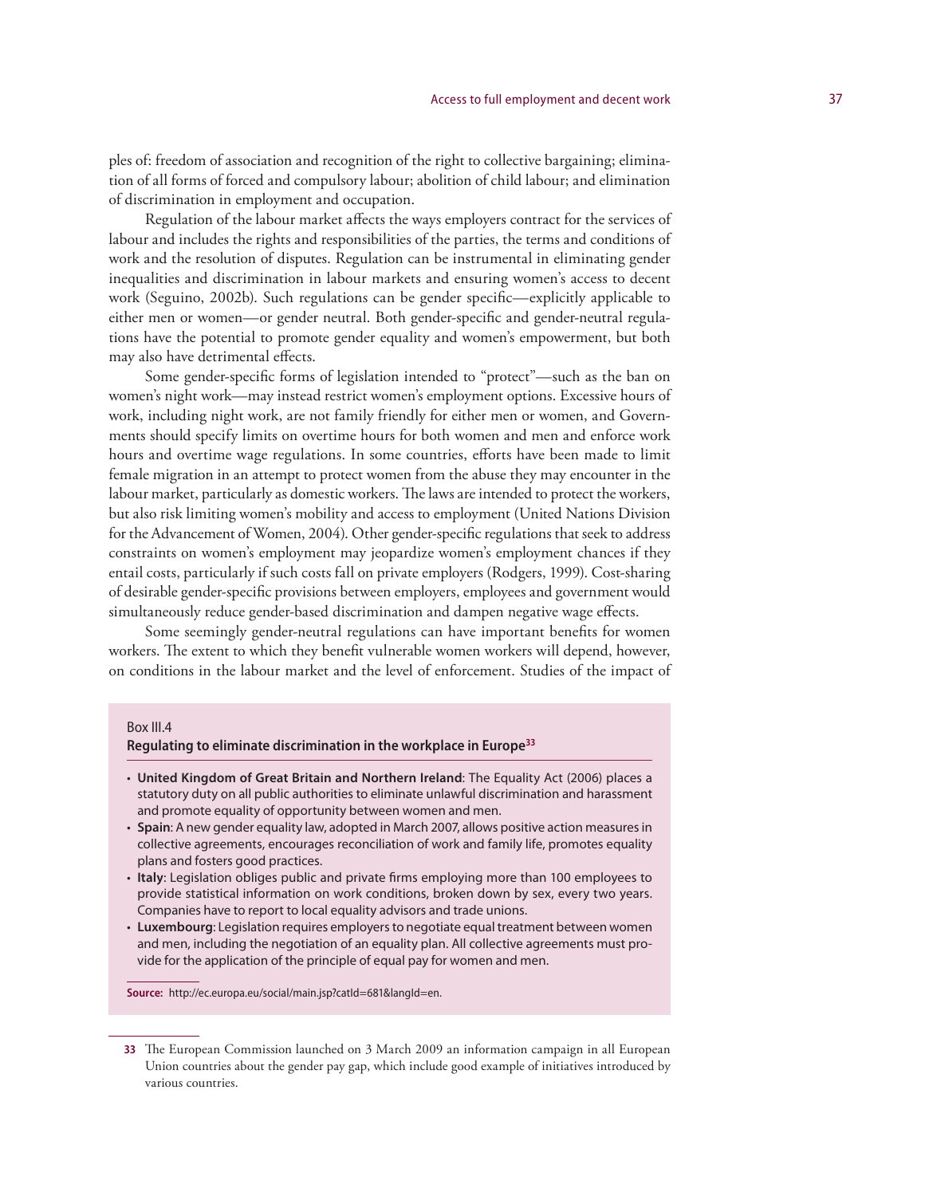ples of: freedom of association and recognition of the right to collective bargaining; elimination of all forms of forced and compulsory labour; abolition of child labour; and elimination of discrimination in employment and occupation.

Regulation of the labour market affects the ways employers contract for the services of labour and includes the rights and responsibilities of the parties, the terms and conditions of work and the resolution of disputes. Regulation can be instrumental in eliminating gender inequalities and discrimination in labour markets and ensuring women's access to decent work (Seguino, 2002b). Such regulations can be gender specific—explicitly applicable to either men or women—or gender neutral. Both gender-specific and gender-neutral regulations have the potential to promote gender equality and women's empowerment, but both may also have detrimental effects.

Some gender-specific forms of legislation intended to "protect"—such as the ban on women's night work—may instead restrict women's employment options. Excessive hours of work, including night work, are not family friendly for either men or women, and Governments should specify limits on overtime hours for both women and men and enforce work hours and overtime wage regulations. In some countries, efforts have been made to limit female migration in an attempt to protect women from the abuse they may encounter in the labour market, particularly as domestic workers. The laws are intended to protect the workers, but also risk limiting women's mobility and access to employment (United Nations Division for the Advancement of Women, 2004). Other gender-specific regulations that seek to address constraints on women's employment may jeopardize women's employment chances if they entail costs, particularly if such costs fall on private employers (Rodgers, 1999). Cost-sharing of desirable gender-specific provisions between employers, employees and government would simultaneously reduce gender-based discrimination and dampen negative wage effects.

Some seemingly gender-neutral regulations can have important benefits for women workers. The extent to which they benefit vulnerable women workers will depend, however, on conditions in the labour market and the level of enforcement. Studies of the impact of

> Box III.4
>
> **Regulating to eliminate discrimination in the workplace in Europe**[33]
>
> - **United Kingdom of Great Britain and Northern Ireland**: The Equality Act (2006) places a statutory duty on all public authorities to eliminate unlawful discrimination and harassment and promote equality of opportunity between women and men.
> - **Spain**: A new gender equality law, adopted in March 2007, allows positive action measures in collective agreements, encourages reconciliation of work and family life, promotes equality plans and fosters good practices.
> - **Italy**: Legislation obliges public and private firms employing more than 100 employees to provide statistical information on work conditions, broken down by sex, every two years. Companies have to report to local equality advisors and trade unions.
> - **Luxembourg**: Legislation requires employers to negotiate equal treatment between women and men, including the negotiation of an equality plan. All collective agreements must provide for the application of the principle of equal pay for women and men.
>
> **Source:** http://ec.europa.eu/social/main.jsp?catId=681&langId=en.

[33] The European Commission launched on 3 March 2009 an information campaign in all European Union countries about the gender pay gap, which include good example of initiatives introduced by various countries.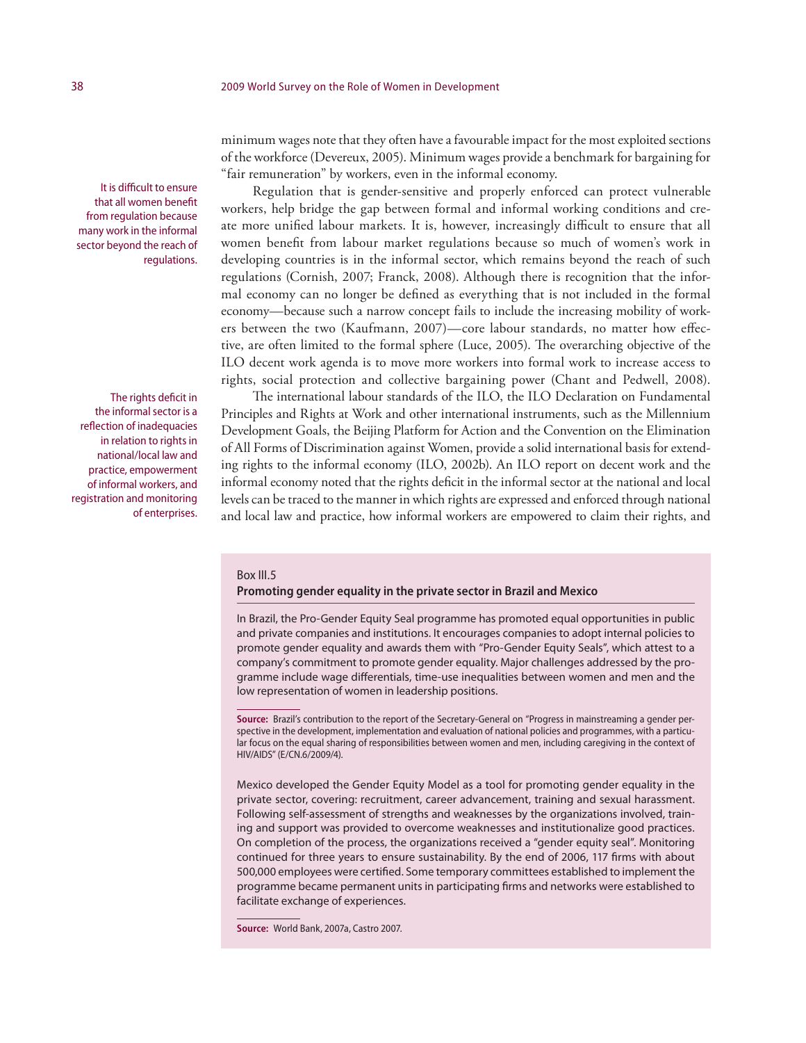minimum wages note that they often have a favourable impact for the most exploited sections of the workforce (Devereux, 2005). Minimum wages provide a benchmark for bargaining for "fair remuneration" by workers, even in the informal economy.

It is difficult to ensure that all women benefit from regulation because many work in the informal sector beyond the reach of regulations.

Regulation that is gender-sensitive and properly enforced can protect vulnerable workers, help bridge the gap between formal and informal working conditions and create more unified labour markets. It is, however, increasingly difficult to ensure that all women benefit from labour market regulations because so much of women's work in developing countries is in the informal sector, which remains beyond the reach of such regulations (Cornish, 2007; Franck, 2008). Although there is recognition that the informal economy can no longer be defined as everything that is not included in the formal economy—because such a narrow concept fails to include the increasing mobility of workers between the two (Kaufmann, 2007)—core labour standards, no matter how effective, are often limited to the formal sphere (Luce, 2005). The overarching objective of the ILO decent work agenda is to move more workers into formal work to increase access to rights, social protection and collective bargaining power (Chant and Pedwell, 2008).

The rights deficit in the informal sector is a reflection of inadequacies in relation to rights in national/local law and practice, empowerment of informal workers, and registration and monitoring of enterprises.

The international labour standards of the ILO, the ILO Declaration on Fundamental Principles and Rights at Work and other international instruments, such as the Millennium Development Goals, the Beijing Platform for Action and the Convention on the Elimination of All Forms of Discrimination against Women, provide a solid international basis for extending rights to the informal economy (ILO, 2002b). An ILO report on decent work and the informal economy noted that the rights deficit in the informal sector at the national and local levels can be traced to the manner in which rights are expressed and enforced through national and local law and practice, how informal workers are empowered to claim their rights, and

Box III.5

**Promoting gender equality in the private sector in Brazil and Mexico**

In Brazil, the Pro-Gender Equity Seal programme has promoted equal opportunities in public and private companies and institutions. It encourages companies to adopt internal policies to promote gender equality and awards them with "Pro-Gender Equity Seals", which attest to a company's commitment to promote gender equality. Major challenges addressed by the programme include wage differentials, time-use inequalities between women and men and the low representation of women in leadership positions.

**Source:** Brazil's contribution to the report of the Secretary-General on "Progress in mainstreaming a gender perspective in the development, implementation and evaluation of national policies and programmes, with a particular focus on the equal sharing of responsibilities between women and men, including caregiving in the context of HIV/AIDS" (E/CN.6/2009/4).

Mexico developed the Gender Equity Model as a tool for promoting gender equality in the private sector, covering: recruitment, career advancement, training and sexual harassment. Following self-assessment of strengths and weaknesses by the organizations involved, training and support was provided to overcome weaknesses and institutionalize good practices. On completion of the process, the organizations received a "gender equity seal". Monitoring continued for three years to ensure sustainability. By the end of 2006, 117 firms with about 500,000 employees were certified. Some temporary committees established to implement the programme became permanent units in participating firms and networks were established to facilitate exchange of experiences.

**Source:** World Bank, 2007a, Castro 2007.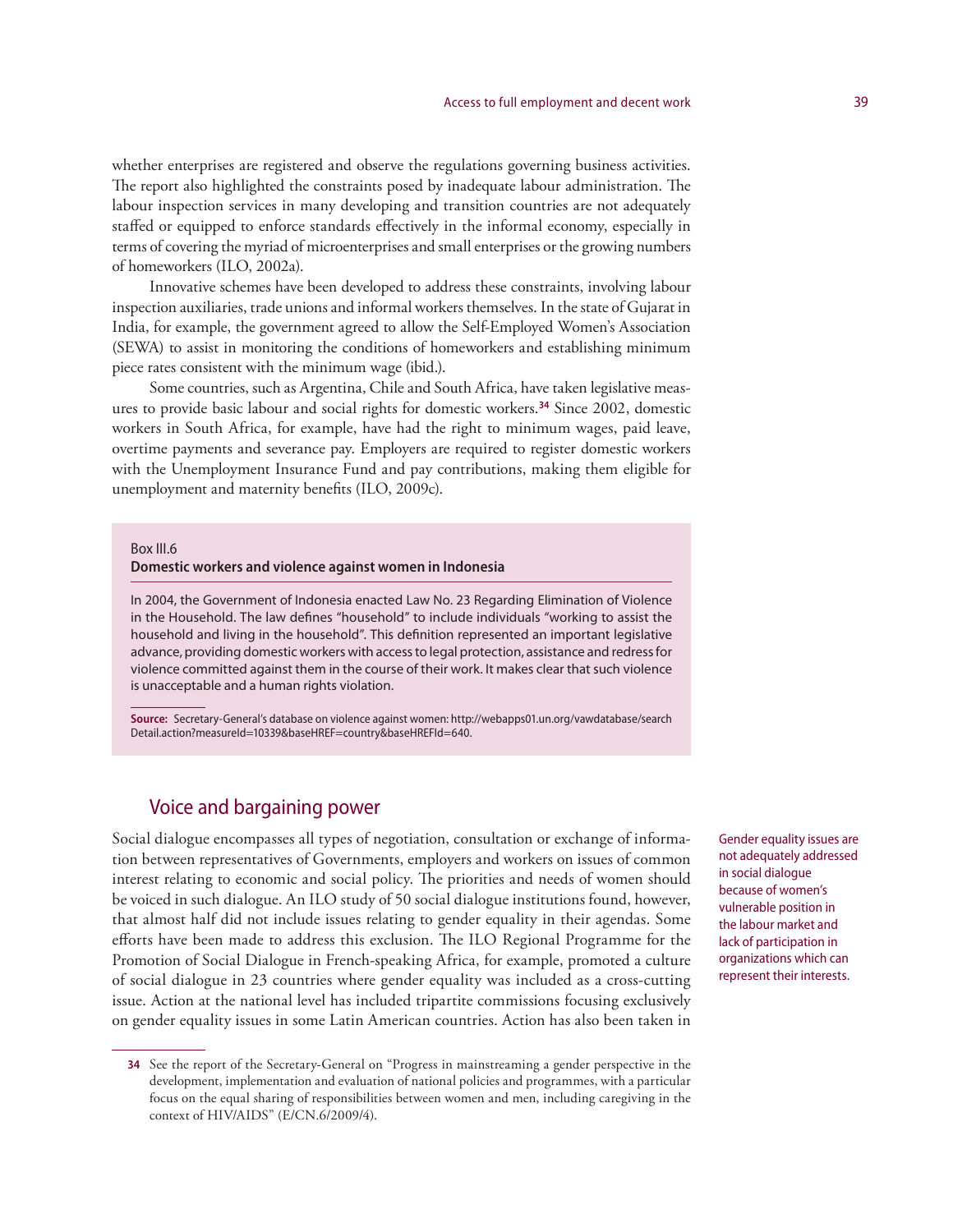whether enterprises are registered and observe the regulations governing business activities. The report also highlighted the constraints posed by inadequate labour administration. The labour inspection services in many developing and transition countries are not adequately staffed or equipped to enforce standards effectively in the informal economy, especially in terms of covering the myriad of microenterprises and small enterprises or the growing numbers of homeworkers (ILO, 2002a).

Innovative schemes have been developed to address these constraints, involving labour inspection auxiliaries, trade unions and informal workers themselves. In the state of Gujarat in India, for example, the government agreed to allow the Self-Employed Women's Association (SEWA) to assist in monitoring the conditions of homeworkers and establishing minimum piece rates consistent with the minimum wage (ibid.).

Some countries, such as Argentina, Chile and South Africa, have taken legislative measures to provide basic labour and social rights for domestic workers.[34] Since 2002, domestic workers in South Africa, for example, have had the right to minimum wages, paid leave, overtime payments and severance pay. Employers are required to register domestic workers with the Unemployment Insurance Fund and pay contributions, making them eligible for unemployment and maternity benefits (ILO, 2009c).

> Box III.6
> **Domestic workers and violence against women in Indonesia**
>
> In 2004, the Government of Indonesia enacted Law No. 23 Regarding Elimination of Violence in the Household. The law defines "household" to include individuals "working to assist the household and living in the household". This definition represented an important legislative advance, providing domestic workers with access to legal protection, assistance and redress for violence committed against them in the course of their work. It makes clear that such violence is unacceptable and a human rights violation.
>
> **Source:** Secretary-General's database on violence against women: http://webapps01.un.org/vawdatabase/searchDetail.action?measureId=10339&baseHREF=country&baseHREFId=640.

## Voice and bargaining power

Social dialogue encompasses all types of negotiation, consultation or exchange of information between representatives of Governments, employers and workers on issues of common interest relating to economic and social policy. The priorities and needs of women should be voiced in such dialogue. An ILO study of 50 social dialogue institutions found, however, that almost half did not include issues relating to gender equality in their agendas. Some efforts have been made to address this exclusion. The ILO Regional Programme for the Promotion of Social Dialogue in French-speaking Africa, for example, promoted a culture of social dialogue in 23 countries where gender equality was included as a cross-cutting issue. Action at the national level has included tripartite commissions focusing exclusively on gender equality issues in some Latin American countries. Action has also been taken in

Gender equality issues are not adequately addressed in social dialogue because of women's vulnerable position in the labour market and lack of participation in organizations which can represent their interests.

[34] See the report of the Secretary-General on "Progress in mainstreaming a gender perspective in the development, implementation and evaluation of national policies and programmes, with a particular focus on the equal sharing of responsibilities between women and men, including caregiving in the context of HIV/AIDS" (E/CN.6/2009/4).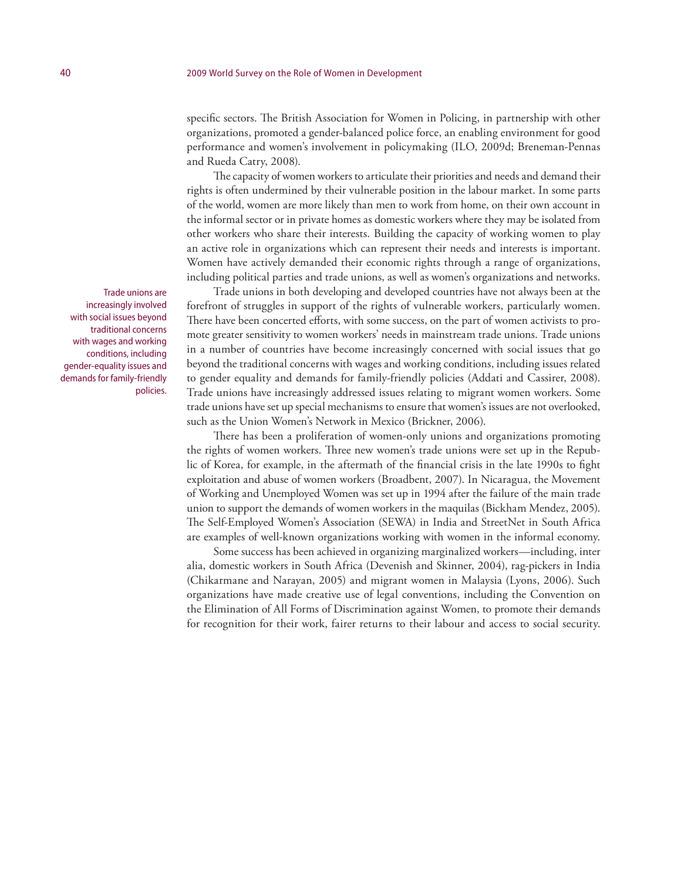specific sectors. The British Association for Women in Policing, in partnership with other organizations, promoted a gender-balanced police force, an enabling environment for good performance and women's involvement in policymaking (ILO, 2009d; Breneman-Pennas and Rueda Catry, 2008).

The capacity of women workers to articulate their priorities and needs and demand their rights is often undermined by their vulnerable position in the labour market. In some parts of the world, women are more likely than men to work from home, on their own account in the informal sector or in private homes as domestic workers where they may be isolated from other workers who share their interests. Building the capacity of working women to play an active role in organizations which can represent their needs and interests is important. Women have actively demanded their economic rights through a range of organizations, including political parties and trade unions, as well as women's organizations and networks.

Trade unions are increasingly involved with social issues beyond traditional concerns with wages and working conditions, including gender-equality issues and demands for family-friendly policies.

Trade unions in both developing and developed countries have not always been at the forefront of struggles in support of the rights of vulnerable workers, particularly women. There have been concerted efforts, with some success, on the part of women activists to promote greater sensitivity to women workers' needs in mainstream trade unions. Trade unions in a number of countries have become increasingly concerned with social issues that go beyond the traditional concerns with wages and working conditions, including issues related to gender equality and demands for family-friendly policies (Addati and Cassirer, 2008). Trade unions have increasingly addressed issues relating to migrant women workers. Some trade unions have set up special mechanisms to ensure that women's issues are not overlooked, such as the Union Women's Network in Mexico (Brickner, 2006).

There has been a proliferation of women-only unions and organizations promoting the rights of women workers. Three new women's trade unions were set up in the Republic of Korea, for example, in the aftermath of the financial crisis in the late 1990s to fight exploitation and abuse of women workers (Broadbent, 2007). In Nicaragua, the Movement of Working and Unemployed Women was set up in 1994 after the failure of the main trade union to support the demands of women workers in the maquilas (Bickham Mendez, 2005). The Self-Employed Women's Association (SEWA) in India and StreetNet in South Africa are examples of well-known organizations working with women in the informal economy.

Some success has been achieved in organizing marginalized workers—including, inter alia, domestic workers in South Africa (Devenish and Skinner, 2004), rag-pickers in India (Chikarmane and Narayan, 2005) and migrant women in Malaysia (Lyons, 2006). Such organizations have made creative use of legal conventions, including the Convention on the Elimination of All Forms of Discrimination against Women, to promote their demands for recognition for their work, fairer returns to their labour and access to social security.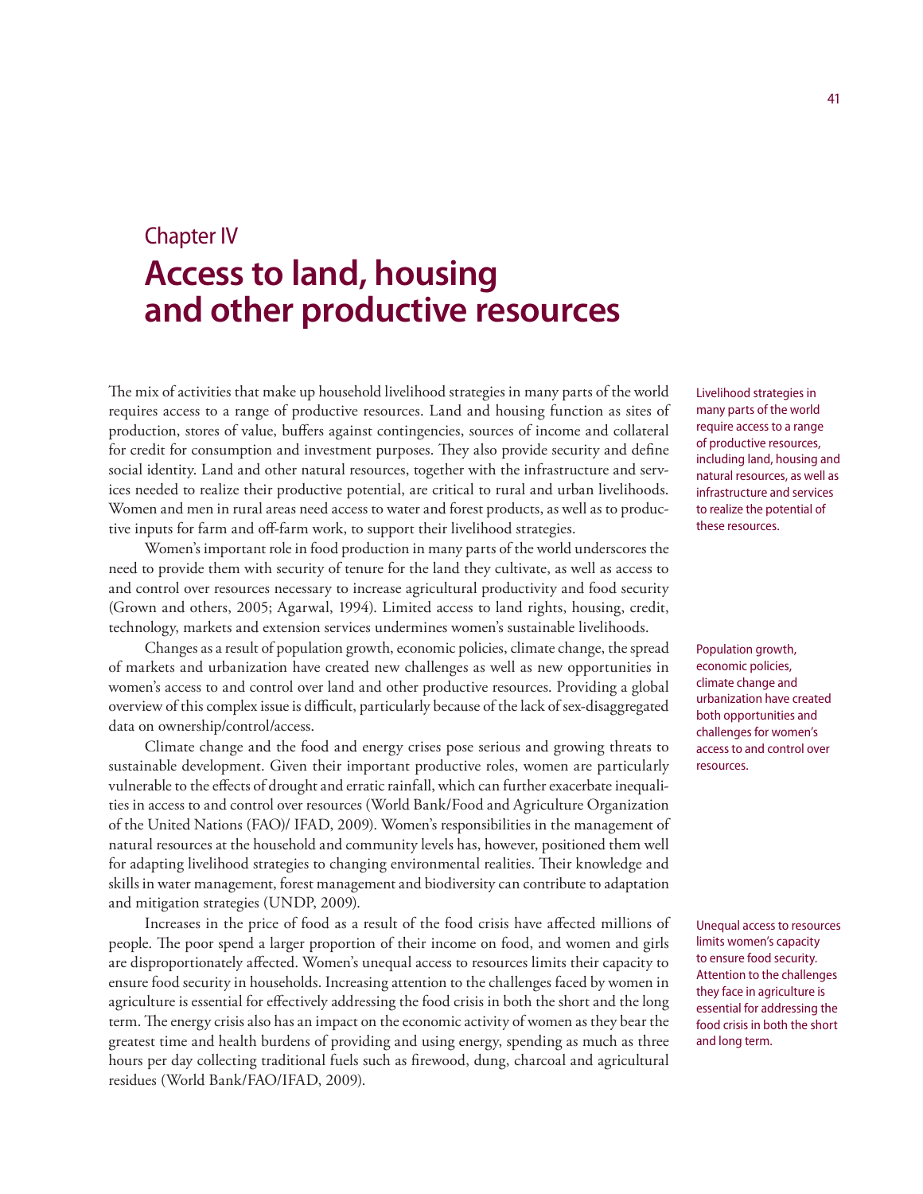# Chapter IV

# Access to land, housing and other productive resources

The mix of activities that make up household livelihood strategies in many parts of the world requires access to a range of productive resources. Land and housing function as sites of production, stores of value, buffers against contingencies, sources of income and collateral for credit for consumption and investment purposes. They also provide security and define social identity. Land and other natural resources, together with the infrastructure and services needed to realize their productive potential, are critical to rural and urban livelihoods. Women and men in rural areas need access to water and forest products, as well as to productive inputs for farm and off-farm work, to support their livelihood strategies.

Livelihood strategies in many parts of the world require access to a range of productive resources, including land, housing and natural resources, as well as infrastructure and services to realize the potential of these resources.

Women's important role in food production in many parts of the world underscores the need to provide them with security of tenure for the land they cultivate, as well as access to and control over resources necessary to increase agricultural productivity and food security (Grown and others, 2005; Agarwal, 1994). Limited access to land rights, housing, credit, technology, markets and extension services undermines women's sustainable livelihoods.

Changes as a result of population growth, economic policies, climate change, the spread of markets and urbanization have created new challenges as well as new opportunities in women's access to and control over land and other productive resources. Providing a global overview of this complex issue is difficult, particularly because of the lack of sex-disaggregated data on ownership/control/access.

Population growth, economic policies, climate change and urbanization have created both opportunities and challenges for women's access to and control over resources.

Climate change and the food and energy crises pose serious and growing threats to sustainable development. Given their important productive roles, women are particularly vulnerable to the effects of drought and erratic rainfall, which can further exacerbate inequalities in access to and control over resources (World Bank/Food and Agriculture Organization of the United Nations (FAO)/ IFAD, 2009). Women's responsibilities in the management of natural resources at the household and community levels has, however, positioned them well for adapting livelihood strategies to changing environmental realities. Their knowledge and skills in water management, forest management and biodiversity can contribute to adaptation and mitigation strategies (UNDP, 2009).

Increases in the price of food as a result of the food crisis have affected millions of people. The poor spend a larger proportion of their income on food, and women and girls are disproportionately affected. Women's unequal access to resources limits their capacity to ensure food security in households. Increasing attention to the challenges faced by women in agriculture is essential for effectively addressing the food crisis in both the short and the long term. The energy crisis also has an impact on the economic activity of women as they bear the greatest time and health burdens of providing and using energy, spending as much as three hours per day collecting traditional fuels such as firewood, dung, charcoal and agricultural residues (World Bank/FAO/IFAD, 2009).

Unequal access to resources limits women's capacity to ensure food security. Attention to the challenges they face in agriculture is essential for addressing the food crisis in both the short and long term.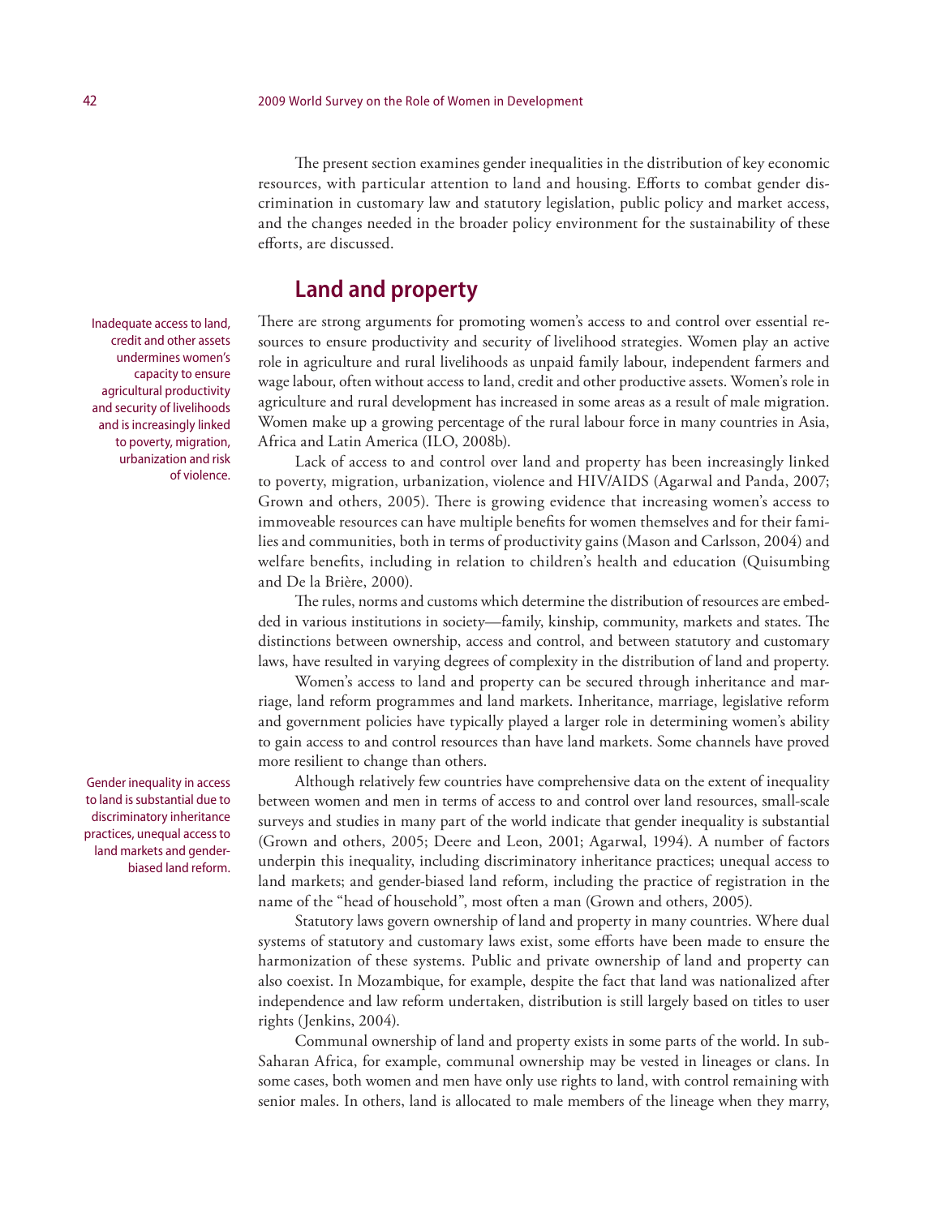The present section examines gender inequalities in the distribution of key economic resources, with particular attention to land and housing. Efforts to combat gender discrimination in customary law and statutory legislation, public policy and market access, and the changes needed in the broader policy environment for the sustainability of these efforts, are discussed.

## Land and property

Inadequate access to land, credit and other assets undermines women's capacity to ensure agricultural productivity and security of livelihoods and is increasingly linked to poverty, migration, urbanization and risk of violence.

There are strong arguments for promoting women's access to and control over essential resources to ensure productivity and security of livelihood strategies. Women play an active role in agriculture and rural livelihoods as unpaid family labour, independent farmers and wage labour, often without access to land, credit and other productive assets. Women's role in agriculture and rural development has increased in some areas as a result of male migration. Women make up a growing percentage of the rural labour force in many countries in Asia, Africa and Latin America (ILO, 2008b).

Lack of access to and control over land and property has been increasingly linked to poverty, migration, urbanization, violence and HIV/AIDS (Agarwal and Panda, 2007; Grown and others, 2005). There is growing evidence that increasing women's access to immoveable resources can have multiple benefits for women themselves and for their families and communities, both in terms of productivity gains (Mason and Carlsson, 2004) and welfare benefits, including in relation to children's health and education (Quisumbing and De la Brière, 2000).

The rules, norms and customs which determine the distribution of resources are embedded in various institutions in society—family, kinship, community, markets and states. The distinctions between ownership, access and control, and between statutory and customary laws, have resulted in varying degrees of complexity in the distribution of land and property.

Women's access to land and property can be secured through inheritance and marriage, land reform programmes and land markets. Inheritance, marriage, legislative reform and government policies have typically played a larger role in determining women's ability to gain access to and control resources than have land markets. Some channels have proved more resilient to change than others.

Gender inequality in access to land is substantial due to discriminatory inheritance practices, unequal access to land markets and gender-biased land reform.

Although relatively few countries have comprehensive data on the extent of inequality between women and men in terms of access to and control over land resources, small-scale surveys and studies in many part of the world indicate that gender inequality is substantial (Grown and others, 2005; Deere and Leon, 2001; Agarwal, 1994). A number of factors underpin this inequality, including discriminatory inheritance practices; unequal access to land markets; and gender-biased land reform, including the practice of registration in the name of the "head of household", most often a man (Grown and others, 2005).

Statutory laws govern ownership of land and property in many countries. Where dual systems of statutory and customary laws exist, some efforts have been made to ensure the harmonization of these systems. Public and private ownership of land and property can also coexist. In Mozambique, for example, despite the fact that land was nationalized after independence and law reform undertaken, distribution is still largely based on titles to user rights (Jenkins, 2004).

Communal ownership of land and property exists in some parts of the world. In sub-Saharan Africa, for example, communal ownership may be vested in lineages or clans. In some cases, both women and men have only use rights to land, with control remaining with senior males. In others, land is allocated to male members of the lineage when they marry,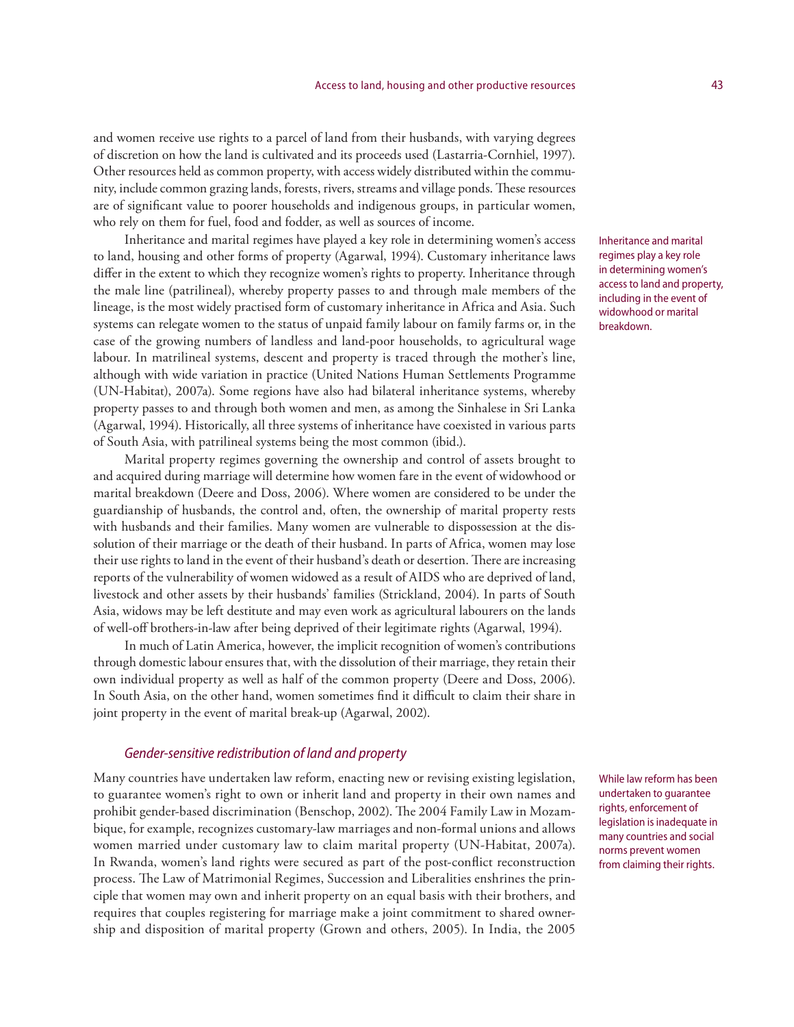and women receive use rights to a parcel of land from their husbands, with varying degrees of discretion on how the land is cultivated and its proceeds used (Lastarria-Cornhiel, 1997). Other resources held as common property, with access widely distributed within the community, include common grazing lands, forests, rivers, streams and village ponds. These resources are of significant value to poorer households and indigenous groups, in particular women, who rely on them for fuel, food and fodder, as well as sources of income.

Inheritance and marital regimes have played a key role in determining women's access to land, housing and other forms of property (Agarwal, 1994). Customary inheritance laws differ in the extent to which they recognize women's rights to property. Inheritance through the male line (patrilineal), whereby property passes to and through male members of the lineage, is the most widely practised form of customary inheritance in Africa and Asia. Such systems can relegate women to the status of unpaid family labour on family farms or, in the case of the growing numbers of landless and land-poor households, to agricultural wage labour. In matrilineal systems, descent and property is traced through the mother's line, although with wide variation in practice (United Nations Human Settlements Programme (UN-Habitat), 2007a). Some regions have also had bilateral inheritance systems, whereby property passes to and through both women and men, as among the Sinhalese in Sri Lanka (Agarwal, 1994). Historically, all three systems of inheritance have coexisted in various parts of South Asia, with patrilineal systems being the most common (ibid.).

Inheritance and marital regimes play a key role in determining women's access to land and property, including in the event of widowhood or marital breakdown.

Marital property regimes governing the ownership and control of assets brought to and acquired during marriage will determine how women fare in the event of widowhood or marital breakdown (Deere and Doss, 2006). Where women are considered to be under the guardianship of husbands, the control and, often, the ownership of marital property rests with husbands and their families. Many women are vulnerable to dispossession at the dissolution of their marriage or the death of their husband. In parts of Africa, women may lose their use rights to land in the event of their husband's death or desertion. There are increasing reports of the vulnerability of women widowed as a result of AIDS who are deprived of land, livestock and other assets by their husbands' families (Strickland, 2004). In parts of South Asia, widows may be left destitute and may even work as agricultural labourers on the lands of well-off brothers-in-law after being deprived of their legitimate rights (Agarwal, 1994).

In much of Latin America, however, the implicit recognition of women's contributions through domestic labour ensures that, with the dissolution of their marriage, they retain their own individual property as well as half of the common property (Deere and Doss, 2006). In South Asia, on the other hand, women sometimes find it difficult to claim their share in joint property in the event of marital break-up (Agarwal, 2002).

### *Gender-sensitive redistribution of land and property*

Many countries have undertaken law reform, enacting new or revising existing legislation, to guarantee women's right to own or inherit land and property in their own names and prohibit gender-based discrimination (Benschop, 2002). The 2004 Family Law in Mozambique, for example, recognizes customary-law marriages and non-formal unions and allows women married under customary law to claim marital property (UN-Habitat, 2007a). In Rwanda, women's land rights were secured as part of the post-conflict reconstruction process. The Law of Matrimonial Regimes, Succession and Liberalities enshrines the principle that women may own and inherit property on an equal basis with their brothers, and requires that couples registering for marriage make a joint commitment to shared ownership and disposition of marital property (Grown and others, 2005). In India, the 2005

While law reform has been undertaken to guarantee rights, enforcement of legislation is inadequate in many countries and social norms prevent women from claiming their rights.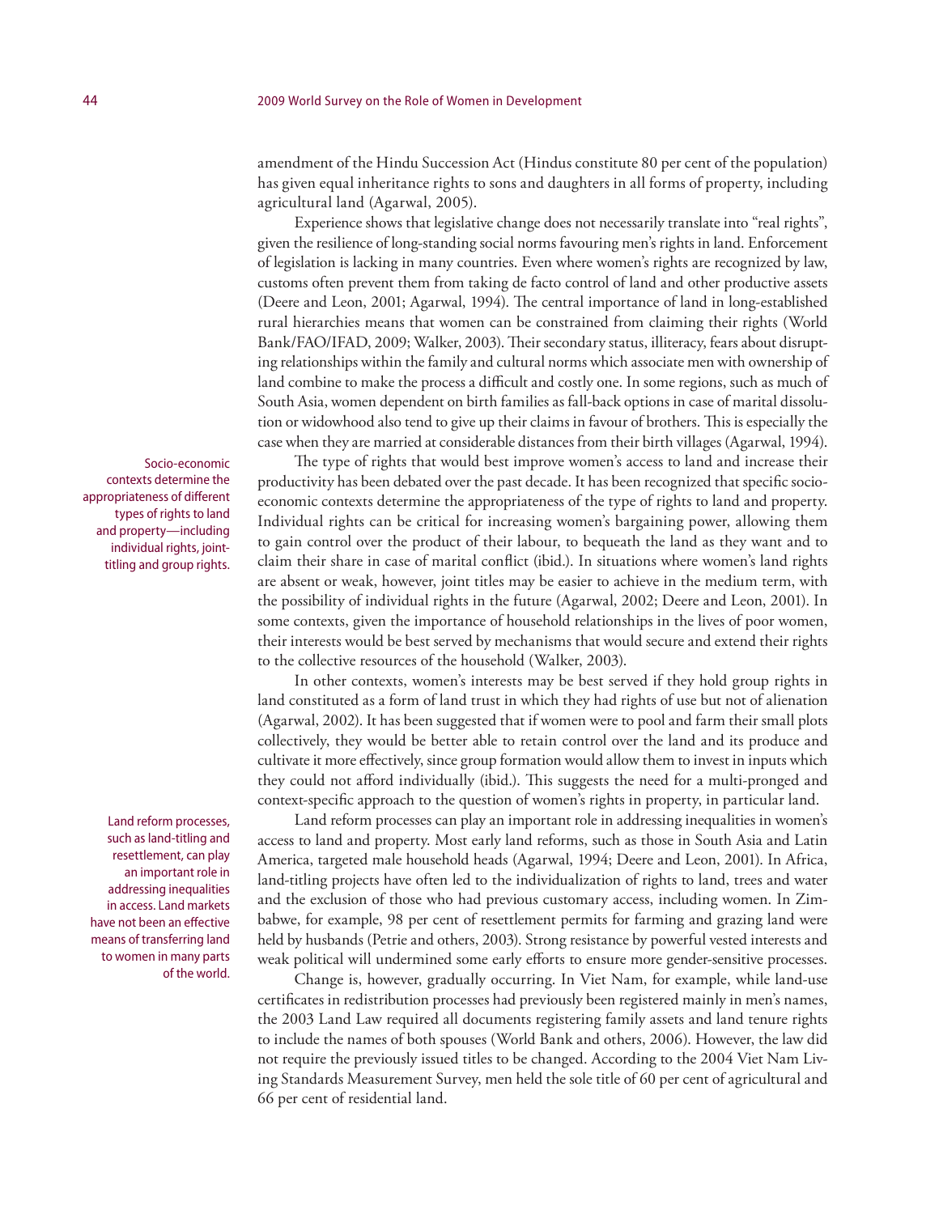amendment of the Hindu Succession Act (Hindus constitute 80 per cent of the population) has given equal inheritance rights to sons and daughters in all forms of property, including agricultural land (Agarwal, 2005).

Experience shows that legislative change does not necessarily translate into "real rights", given the resilience of long-standing social norms favouring men's rights in land. Enforcement of legislation is lacking in many countries. Even where women's rights are recognized by law, customs often prevent them from taking de facto control of land and other productive assets (Deere and Leon, 2001; Agarwal, 1994). The central importance of land in long-established rural hierarchies means that women can be constrained from claiming their rights (World Bank/FAO/IFAD, 2009; Walker, 2003). Their secondary status, illiteracy, fears about disrupting relationships within the family and cultural norms which associate men with ownership of land combine to make the process a difficult and costly one. In some regions, such as much of South Asia, women dependent on birth families as fall-back options in case of marital dissolution or widowhood also tend to give up their claims in favour of brothers. This is especially the case when they are married at considerable distances from their birth villages (Agarwal, 1994).

Socio-economic contexts determine the appropriateness of different types of rights to land and property—including individual rights, joint-titling and group rights.

The type of rights that would best improve women's access to land and increase their productivity has been debated over the past decade. It has been recognized that specific socio-economic contexts determine the appropriateness of the type of rights to land and property. Individual rights can be critical for increasing women's bargaining power, allowing them to gain control over the product of their labour, to bequeath the land as they want and to claim their share in case of marital conflict (ibid.). In situations where women's land rights are absent or weak, however, joint titles may be easier to achieve in the medium term, with the possibility of individual rights in the future (Agarwal, 2002; Deere and Leon, 2001). In some contexts, given the importance of household relationships in the lives of poor women, their interests would be best served by mechanisms that would secure and extend their rights to the collective resources of the household (Walker, 2003).

In other contexts, women's interests may be best served if they hold group rights in land constituted as a form of land trust in which they had rights of use but not of alienation (Agarwal, 2002). It has been suggested that if women were to pool and farm their small plots collectively, they would be better able to retain control over the land and its produce and cultivate it more effectively, since group formation would allow them to invest in inputs which they could not afford individually (ibid.). This suggests the need for a multi-pronged and context-specific approach to the question of women's rights in property, in particular land.

Land reform processes, such as land-titling and resettlement, can play an important role in addressing inequalities in access. Land markets have not been an effective means of transferring land to women in many parts of the world.

Land reform processes can play an important role in addressing inequalities in women's access to land and property. Most early land reforms, such as those in South Asia and Latin America, targeted male household heads (Agarwal, 1994; Deere and Leon, 2001). In Africa, land-titling projects have often led to the individualization of rights to land, trees and water and the exclusion of those who had previous customary access, including women. In Zimbabwe, for example, 98 per cent of resettlement permits for farming and grazing land were held by husbands (Petrie and others, 2003). Strong resistance by powerful vested interests and weak political will undermined some early efforts to ensure more gender-sensitive processes.

Change is, however, gradually occurring. In Viet Nam, for example, while land-use certificates in redistribution processes had previously been registered mainly in men's names, the 2003 Land Law required all documents registering family assets and land tenure rights to include the names of both spouses (World Bank and others, 2006). However, the law did not require the previously issued titles to be changed. According to the 2004 Viet Nam Living Standards Measurement Survey, men held the sole title of 60 per cent of agricultural and 66 per cent of residential land.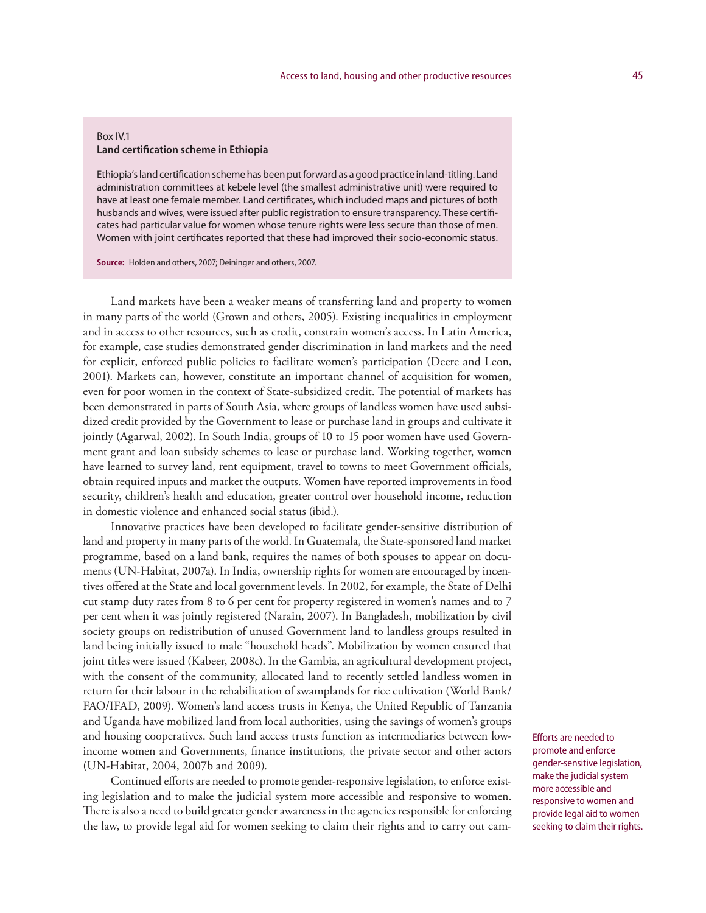Box IV.1
**Land certification scheme in Ethiopia**

Ethiopia's land certification scheme has been put forward as a good practice in land-titling. Land administration committees at kebele level (the smallest administrative unit) were required to have at least one female member. Land certificates, which included maps and pictures of both husbands and wives, were issued after public registration to ensure transparency. These certificates had particular value for women whose tenure rights were less secure than those of men. Women with joint certificates reported that these had improved their socio-economic status.

**Source:** Holden and others, 2007; Deininger and others, 2007.

Land markets have been a weaker means of transferring land and property to women in many parts of the world (Grown and others, 2005). Existing inequalities in employment and in access to other resources, such as credit, constrain women's access. In Latin America, for example, case studies demonstrated gender discrimination in land markets and the need for explicit, enforced public policies to facilitate women's participation (Deere and Leon, 2001). Markets can, however, constitute an important channel of acquisition for women, even for poor women in the context of State-subsidized credit. The potential of markets has been demonstrated in parts of South Asia, where groups of landless women have used subsidized credit provided by the Government to lease or purchase land in groups and cultivate it jointly (Agarwal, 2002). In South India, groups of 10 to 15 poor women have used Government grant and loan subsidy schemes to lease or purchase land. Working together, women have learned to survey land, rent equipment, travel to towns to meet Government officials, obtain required inputs and market the outputs. Women have reported improvements in food security, children's health and education, greater control over household income, reduction in domestic violence and enhanced social status (ibid.).

Innovative practices have been developed to facilitate gender-sensitive distribution of land and property in many parts of the world. In Guatemala, the State-sponsored land market programme, based on a land bank, requires the names of both spouses to appear on documents (UN-Habitat, 2007a). In India, ownership rights for women are encouraged by incentives offered at the State and local government levels. In 2002, for example, the State of Delhi cut stamp duty rates from 8 to 6 per cent for property registered in women's names and to 7 per cent when it was jointly registered (Narain, 2007). In Bangladesh, mobilization by civil society groups on redistribution of unused Government land to landless groups resulted in land being initially issued to male "household heads". Mobilization by women ensured that joint titles were issued (Kabeer, 2008c). In the Gambia, an agricultural development project, with the consent of the community, allocated land to recently settled landless women in return for their labour in the rehabilitation of swamplands for rice cultivation (World Bank/FAO/IFAD, 2009). Women's land access trusts in Kenya, the United Republic of Tanzania and Uganda have mobilized land from local authorities, using the savings of women's groups and housing cooperatives. Such land access trusts function as intermediaries between low-income women and Governments, finance institutions, the private sector and other actors (UN-Habitat, 2004, 2007b and 2009).

Efforts are needed to promote and enforce gender-sensitive legislation, make the judicial system more accessible and responsive to women and provide legal aid to women seeking to claim their rights.

Continued efforts are needed to promote gender-responsive legislation, to enforce existing legislation and to make the judicial system more accessible and responsive to women. There is also a need to build greater gender awareness in the agencies responsible for enforcing the law, to provide legal aid for women seeking to claim their rights and to carry out cam-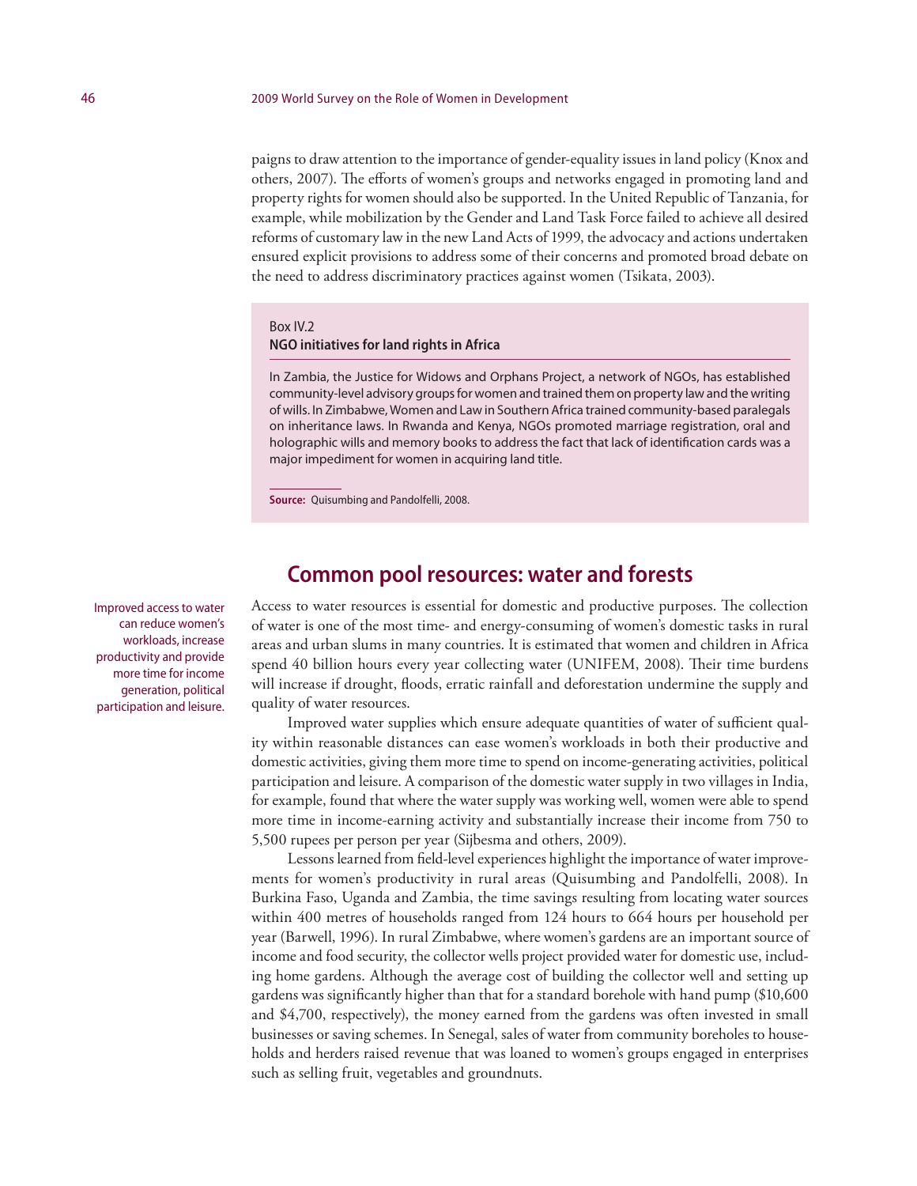paigns to draw attention to the importance of gender-equality issues in land policy (Knox and others, 2007). The efforts of women's groups and networks engaged in promoting land and property rights for women should also be supported. In the United Republic of Tanzania, for example, while mobilization by the Gender and Land Task Force failed to achieve all desired reforms of customary law in the new Land Acts of 1999, the advocacy and actions undertaken ensured explicit provisions to address some of their concerns and promoted broad debate on the need to address discriminatory practices against women (Tsikata, 2003).

> Box IV.2
> **NGO initiatives for land rights in Africa**
>
> In Zambia, the Justice for Widows and Orphans Project, a network of NGOs, has established community-level advisory groups for women and trained them on property law and the writing of wills. In Zimbabwe, Women and Law in Southern Africa trained community-based paralegals on inheritance laws. In Rwanda and Kenya, NGOs promoted marriage registration, oral and holographic wills and memory books to address the fact that lack of identification cards was a major impediment for women in acquiring land title.
>
> **Source:** Quisumbing and Pandolfelli, 2008.

## Common pool resources: water and forests

Improved access to water can reduce women's workloads, increase productivity and provide more time for income generation, political participation and leisure.

Access to water resources is essential for domestic and productive purposes. The collection of water is one of the most time- and energy-consuming of women's domestic tasks in rural areas and urban slums in many countries. It is estimated that women and children in Africa spend 40 billion hours every year collecting water (UNIFEM, 2008). Their time burdens will increase if drought, floods, erratic rainfall and deforestation undermine the supply and quality of water resources.

Improved water supplies which ensure adequate quantities of water of sufficient quality within reasonable distances can ease women's workloads in both their productive and domestic activities, giving them more time to spend on income-generating activities, political participation and leisure. A comparison of the domestic water supply in two villages in India, for example, found that where the water supply was working well, women were able to spend more time in income-earning activity and substantially increase their income from 750 to 5,500 rupees per person per year (Sijbesma and others, 2009).

Lessons learned from field-level experiences highlight the importance of water improvements for women's productivity in rural areas (Quisumbing and Pandolfelli, 2008). In Burkina Faso, Uganda and Zambia, the time savings resulting from locating water sources within 400 metres of households ranged from 124 hours to 664 hours per household per year (Barwell, 1996). In rural Zimbabwe, where women's gardens are an important source of income and food security, the collector wells project provided water for domestic use, including home gardens. Although the average cost of building the collector well and setting up gardens was significantly higher than that for a standard borehole with hand pump ($10,600 and $4,700, respectively), the money earned from the gardens was often invested in small businesses or saving schemes. In Senegal, sales of water from community boreholes to households and herders raised revenue that was loaned to women's groups engaged in enterprises such as selling fruit, vegetables and groundnuts.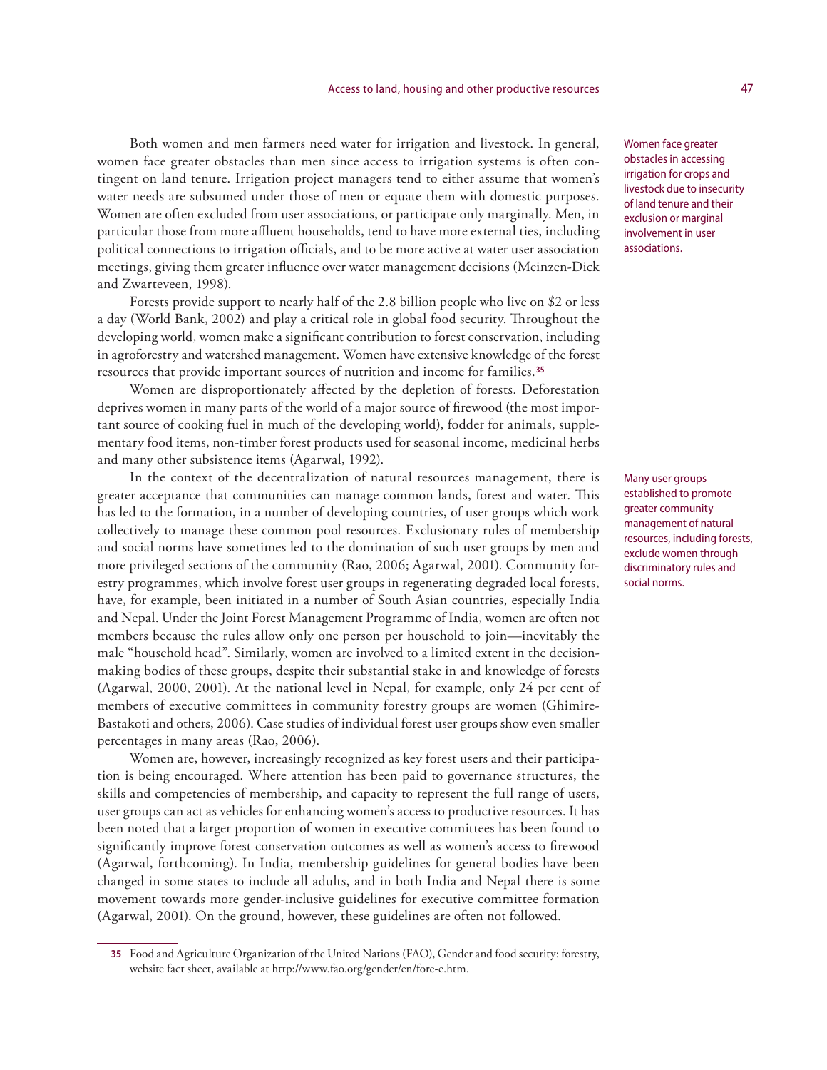Both women and men farmers need water for irrigation and livestock. In general, women face greater obstacles than men since access to irrigation systems is often contingent on land tenure. Irrigation project managers tend to either assume that women's water needs are subsumed under those of men or equate them with domestic purposes. Women are often excluded from user associations, or participate only marginally. Men, in particular those from more affluent households, tend to have more external ties, including political connections to irrigation officials, and to be more active at water user association meetings, giving them greater influence over water management decisions (Meinzen-Dick and Zwarteveen, 1998).

Women face greater obstacles in accessing irrigation for crops and livestock due to insecurity of land tenure and their exclusion or marginal involvement in user associations.

Forests provide support to nearly half of the 2.8 billion people who live on $2 or less a day (World Bank, 2002) and play a critical role in global food security. Throughout the developing world, women make a significant contribution to forest conservation, including in agroforestry and watershed management. Women have extensive knowledge of the forest resources that provide important sources of nutrition and income for families.[35]

Women are disproportionately affected by the depletion of forests. Deforestation deprives women in many parts of the world of a major source of firewood (the most important source of cooking fuel in much of the developing world), fodder for animals, supplementary food items, non-timber forest products used for seasonal income, medicinal herbs and many other subsistence items (Agarwal, 1992).

In the context of the decentralization of natural resources management, there is greater acceptance that communities can manage common lands, forest and water. This has led to the formation, in a number of developing countries, of user groups which work collectively to manage these common pool resources. Exclusionary rules of membership and social norms have sometimes led to the domination of such user groups by men and more privileged sections of the community (Rao, 2006; Agarwal, 2001). Community forestry programmes, which involve forest user groups in regenerating degraded local forests, have, for example, been initiated in a number of South Asian countries, especially India and Nepal. Under the Joint Forest Management Programme of India, women are often not members because the rules allow only one person per household to join—inevitably the male "household head". Similarly, women are involved to a limited extent in the decision-making bodies of these groups, despite their substantial stake in and knowledge of forests (Agarwal, 2000, 2001). At the national level in Nepal, for example, only 24 per cent of members of executive committees in community forestry groups are women (Ghimire-Bastakoti and others, 2006). Case studies of individual forest user groups show even smaller percentages in many areas (Rao, 2006).

Many user groups established to promote greater community management of natural resources, including forests, exclude women through discriminatory rules and social norms.

Women are, however, increasingly recognized as key forest users and their participation is being encouraged. Where attention has been paid to governance structures, the skills and competencies of membership, and capacity to represent the full range of users, user groups can act as vehicles for enhancing women's access to productive resources. It has been noted that a larger proportion of women in executive committees has been found to significantly improve forest conservation outcomes as well as women's access to firewood (Agarwal, forthcoming). In India, membership guidelines for general bodies have been changed in some states to include all adults, and in both India and Nepal there is some movement towards more gender-inclusive guidelines for executive committee formation (Agarwal, 2001). On the ground, however, these guidelines are often not followed.

---

[35] Food and Agriculture Organization of the United Nations (FAO), Gender and food security: forestry, website fact sheet, available at http://www.fao.org/gender/en/fore-e.htm.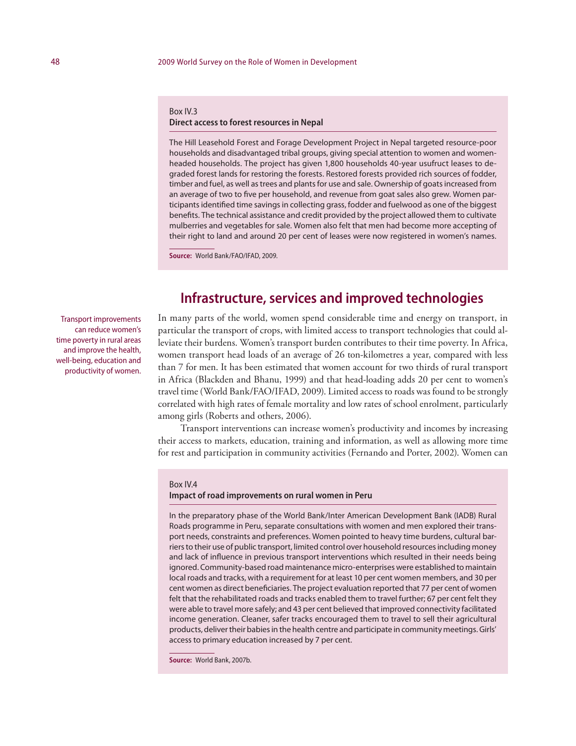**Box IV.3**

**Direct access to forest resources in Nepal**

The Hill Leasehold Forest and Forage Development Project in Nepal targeted resource-poor households and disadvantaged tribal groups, giving special attention to women and women-headed households. The project has given 1,800 households 40-year usufruct leases to degraded forest lands for restoring the forests. Restored forests provided rich sources of fodder, timber and fuel, as well as trees and plants for use and sale. Ownership of goats increased from an average of two to five per household, and revenue from goat sales also grew. Women participants identified time savings in collecting grass, fodder and fuelwood as one of the biggest benefits. The technical assistance and credit provided by the project allowed them to cultivate mulberries and vegetables for sale. Women also felt that men had become more accepting of their right to land and around 20 per cent of leases were now registered in women's names.

**Source:** World Bank/FAO/IFAD, 2009.

## Infrastructure, services and improved technologies

Transport improvements can reduce women's time poverty in rural areas and improve the health, well-being, education and productivity of women.

In many parts of the world, women spend considerable time and energy on transport, in particular the transport of crops, with limited access to transport technologies that could alleviate their burdens. Women's transport burden contributes to their time poverty. In Africa, women transport head loads of an average of 26 ton-kilometres a year, compared with less than 7 for men. It has been estimated that women account for two thirds of rural transport in Africa (Blackden and Bhanu, 1999) and that head-loading adds 20 per cent to women's travel time (World Bank/FAO/IFAD, 2009). Limited access to roads was found to be strongly correlated with high rates of female mortality and low rates of school enrolment, particularly among girls (Roberts and others, 2006).

Transport interventions can increase women's productivity and incomes by increasing their access to markets, education, training and information, as well as allowing more time for rest and participation in community activities (Fernando and Porter, 2002). Women can

**Box IV.4**

**Impact of road improvements on rural women in Peru**

In the preparatory phase of the World Bank/Inter American Development Bank (IADB) Rural Roads programme in Peru, separate consultations with women and men explored their transport needs, constraints and preferences. Women pointed to heavy time burdens, cultural barriers to their use of public transport, limited control over household resources including money and lack of influence in previous transport interventions which resulted in their needs being ignored. Community-based road maintenance micro-enterprises were established to maintain local roads and tracks, with a requirement for at least 10 per cent women members, and 30 per cent women as direct beneficiaries. The project evaluation reported that 77 per cent of women felt that the rehabilitated roads and tracks enabled them to travel further; 67 per cent felt they were able to travel more safely; and 43 per cent believed that improved connectivity facilitated income generation. Cleaner, safer tracks encouraged them to travel to sell their agricultural products, deliver their babies in the health centre and participate in community meetings. Girls' access to primary education increased by 7 per cent.

**Source:** World Bank, 2007b.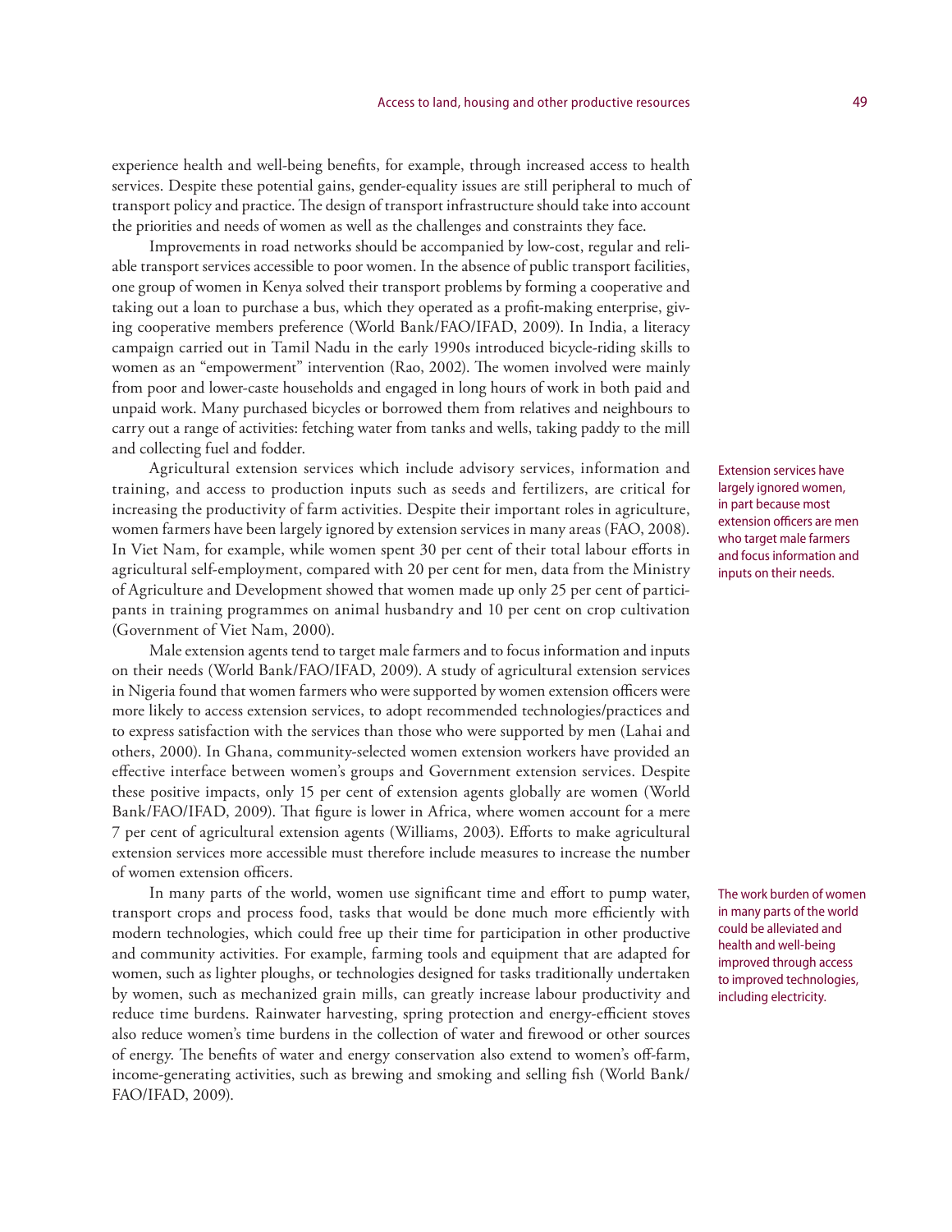experience health and well-being benefits, for example, through increased access to health services. Despite these potential gains, gender-equality issues are still peripheral to much of transport policy and practice. The design of transport infrastructure should take into account the priorities and needs of women as well as the challenges and constraints they face.

Improvements in road networks should be accompanied by low-cost, regular and reliable transport services accessible to poor women. In the absence of public transport facilities, one group of women in Kenya solved their transport problems by forming a cooperative and taking out a loan to purchase a bus, which they operated as a profit-making enterprise, giving cooperative members preference (World Bank/FAO/IFAD, 2009). In India, a literacy campaign carried out in Tamil Nadu in the early 1990s introduced bicycle-riding skills to women as an "empowerment" intervention (Rao, 2002). The women involved were mainly from poor and lower-caste households and engaged in long hours of work in both paid and unpaid work. Many purchased bicycles or borrowed them from relatives and neighbours to carry out a range of activities: fetching water from tanks and wells, taking paddy to the mill and collecting fuel and fodder.

Extension services have largely ignored women, in part because most extension officers are men who target male farmers and focus information and inputs on their needs.

Agricultural extension services which include advisory services, information and training, and access to production inputs such as seeds and fertilizers, are critical for increasing the productivity of farm activities. Despite their important roles in agriculture, women farmers have been largely ignored by extension services in many areas (FAO, 2008). In Viet Nam, for example, while women spent 30 per cent of their total labour efforts in agricultural self-employment, compared with 20 per cent for men, data from the Ministry of Agriculture and Development showed that women made up only 25 per cent of participants in training programmes on animal husbandry and 10 per cent on crop cultivation (Government of Viet Nam, 2000).

Male extension agents tend to target male farmers and to focus information and inputs on their needs (World Bank/FAO/IFAD, 2009). A study of agricultural extension services in Nigeria found that women farmers who were supported by women extension officers were more likely to access extension services, to adopt recommended technologies/practices and to express satisfaction with the services than those who were supported by men (Lahai and others, 2000). In Ghana, community-selected women extension workers have provided an effective interface between women's groups and Government extension services. Despite these positive impacts, only 15 per cent of extension agents globally are women (World Bank/FAO/IFAD, 2009). That figure is lower in Africa, where women account for a mere 7 per cent of agricultural extension agents (Williams, 2003). Efforts to make agricultural extension services more accessible must therefore include measures to increase the number of women extension officers.

The work burden of women in many parts of the world could be alleviated and health and well-being improved through access to improved technologies, including electricity.

In many parts of the world, women use significant time and effort to pump water, transport crops and process food, tasks that would be done much more efficiently with modern technologies, which could free up their time for participation in other productive and community activities. For example, farming tools and equipment that are adapted for women, such as lighter ploughs, or technologies designed for tasks traditionally undertaken by women, such as mechanized grain mills, can greatly increase labour productivity and reduce time burdens. Rainwater harvesting, spring protection and energy-efficient stoves also reduce women's time burdens in the collection of water and firewood or other sources of energy. The benefits of water and energy conservation also extend to women's off-farm, income-generating activities, such as brewing and smoking and selling fish (World Bank/FAO/IFAD, 2009).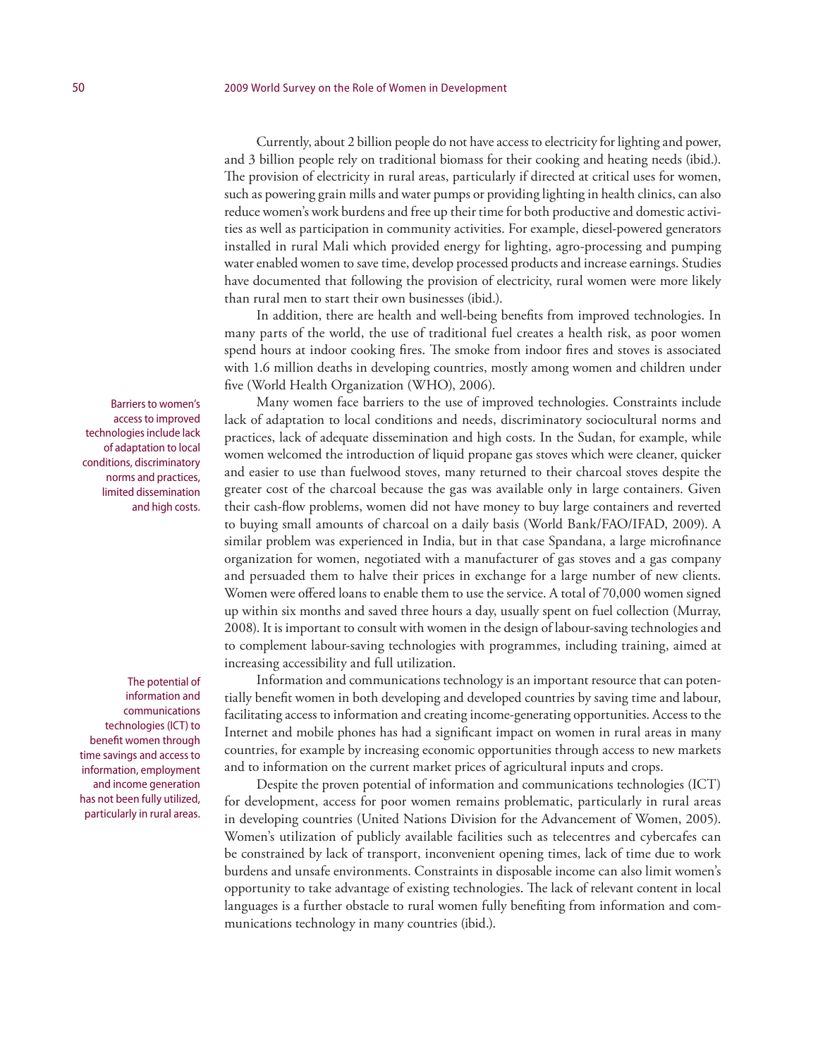Currently, about 2 billion people do not have access to electricity for lighting and power, and 3 billion people rely on traditional biomass for their cooking and heating needs (ibid.). The provision of electricity in rural areas, particularly if directed at critical uses for women, such as powering grain mills and water pumps or providing lighting in health clinics, can also reduce women's work burdens and free up their time for both productive and domestic activities as well as participation in community activities. For example, diesel-powered generators installed in rural Mali which provided energy for lighting, agro-processing and pumping water enabled women to save time, develop processed products and increase earnings. Studies have documented that following the provision of electricity, rural women were more likely than rural men to start their own businesses (ibid.).

In addition, there are health and well-being benefits from improved technologies. In many parts of the world, the use of traditional fuel creates a health risk, as poor women spend hours at indoor cooking fires. The smoke from indoor fires and stoves is associated with 1.6 million deaths in developing countries, mostly among women and children under five (World Health Organization (WHO), 2006).

> Barriers to women's access to improved technologies include lack of adaptation to local conditions, discriminatory norms and practices, limited dissemination and high costs.

Many women face barriers to the use of improved technologies. Constraints include lack of adaptation to local conditions and needs, discriminatory sociocultural norms and practices, lack of adequate dissemination and high costs. In the Sudan, for example, while women welcomed the introduction of liquid propane gas stoves which were cleaner, quicker and easier to use than fuelwood stoves, many returned to their charcoal stoves despite the greater cost of the charcoal because the gas was available only in large containers. Given their cash-flow problems, women did not have money to buy large containers and reverted to buying small amounts of charcoal on a daily basis (World Bank/FAO/IFAD, 2009). A similar problem was experienced in India, but in that case Spandana, a large microfinance organization for women, negotiated with a manufacturer of gas stoves and a gas company and persuaded them to halve their prices in exchange for a large number of new clients. Women were offered loans to enable them to use the service. A total of 70,000 women signed up within six months and saved three hours a day, usually spent on fuel collection (Murray, 2008). It is important to consult with women in the design of labour-saving technologies and to complement labour-saving technologies with programmes, including training, aimed at increasing accessibility and full utilization.

> The potential of information and communications technologies (ICT) to benefit women through time savings and access to information, employment and income generation has not been fully utilized, particularly in rural areas.

Information and communications technology is an important resource that can potentially benefit women in both developing and developed countries by saving time and labour, facilitating access to information and creating income-generating opportunities. Access to the Internet and mobile phones has had a significant impact on women in rural areas in many countries, for example by increasing economic opportunities through access to new markets and to information on the current market prices of agricultural inputs and crops.

Despite the proven potential of information and communications technologies (ICT) for development, access for poor women remains problematic, particularly in rural areas in developing countries (United Nations Division for the Advancement of Women, 2005). Women's utilization of publicly available facilities such as telecentres and cybercafes can be constrained by lack of transport, inconvenient opening times, lack of time due to work burdens and unsafe environments. Constraints in disposable income can also limit women's opportunity to take advantage of existing technologies. The lack of relevant content in local languages is a further obstacle to rural women fully benefiting from information and communications technology in many countries (ibid.).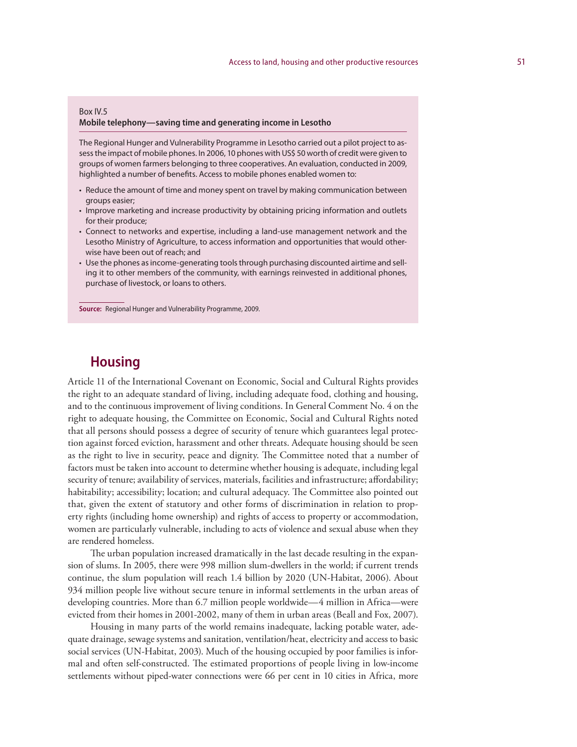Box IV.5

**Mobile telephony—saving time and generating income in Lesotho**

The Regional Hunger and Vulnerability Programme in Lesotho carried out a pilot project to assess the impact of mobile phones. In 2006, 10 phones with US$ 50 worth of credit were given to groups of women farmers belonging to three cooperatives. An evaluation, conducted in 2009, highlighted a number of benefits. Access to mobile phones enabled women to:

- Reduce the amount of time and money spent on travel by making communication between groups easier;
- Improve marketing and increase productivity by obtaining pricing information and outlets for their produce;
- Connect to networks and expertise, including a land-use management network and the Lesotho Ministry of Agriculture, to access information and opportunities that would otherwise have been out of reach; and
- Use the phones as income-generating tools through purchasing discounted airtime and selling it to other members of the community, with earnings reinvested in additional phones, purchase of livestock, or loans to others.

**Source:** Regional Hunger and Vulnerability Programme, 2009.

## Housing

Article 11 of the International Covenant on Economic, Social and Cultural Rights provides the right to an adequate standard of living, including adequate food, clothing and housing, and to the continuous improvement of living conditions. In General Comment No. 4 on the right to adequate housing, the Committee on Economic, Social and Cultural Rights noted that all persons should possess a degree of security of tenure which guarantees legal protection against forced eviction, harassment and other threats. Adequate housing should be seen as the right to live in security, peace and dignity. The Committee noted that a number of factors must be taken into account to determine whether housing is adequate, including legal security of tenure; availability of services, materials, facilities and infrastructure; affordability; habitability; accessibility; location; and cultural adequacy. The Committee also pointed out that, given the extent of statutory and other forms of discrimination in relation to property rights (including home ownership) and rights of access to property or accommodation, women are particularly vulnerable, including to acts of violence and sexual abuse when they are rendered homeless.

The urban population increased dramatically in the last decade resulting in the expansion of slums. In 2005, there were 998 million slum-dwellers in the world; if current trends continue, the slum population will reach 1.4 billion by 2020 (UN-Habitat, 2006). About 934 million people live without secure tenure in informal settlements in the urban areas of developing countries. More than 6.7 million people worldwide—4 million in Africa—were evicted from their homes in 2001-2002, many of them in urban areas (Beall and Fox, 2007).

Housing in many parts of the world remains inadequate, lacking potable water, adequate drainage, sewage systems and sanitation, ventilation/heat, electricity and access to basic social services (UN-Habitat, 2003). Much of the housing occupied by poor families is informal and often self-constructed. The estimated proportions of people living in low-income settlements without piped-water connections were 66 per cent in 10 cities in Africa, more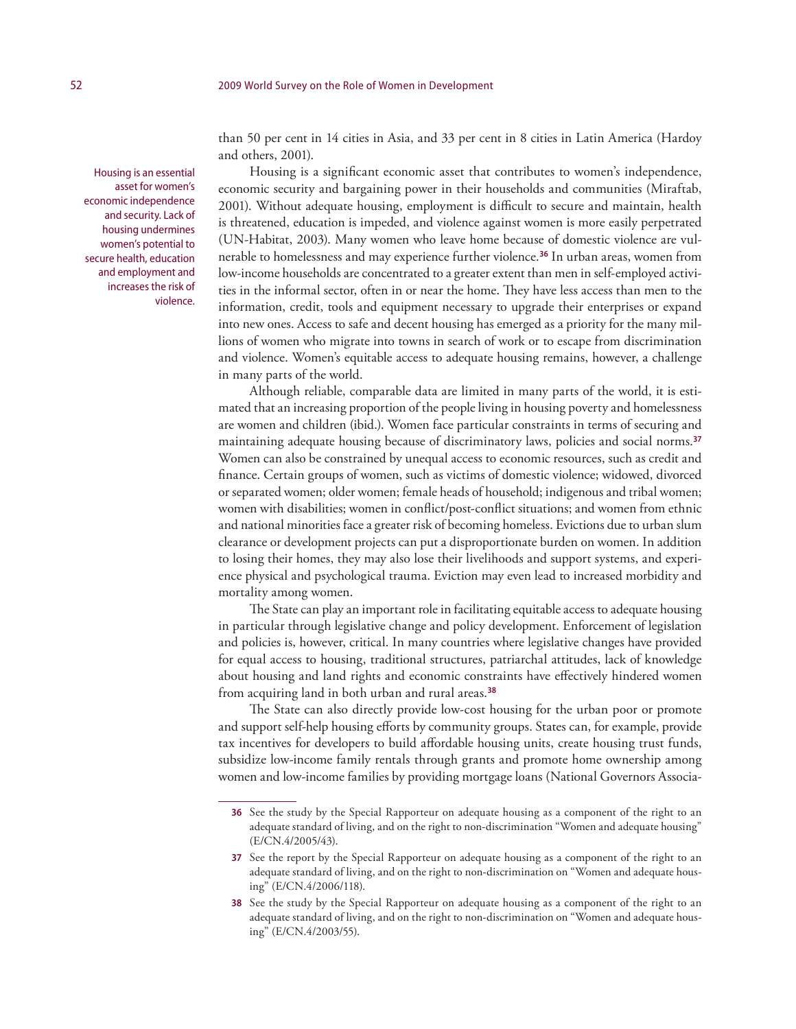than 50 per cent in 14 cities in Asia, and 33 per cent in 8 cities in Latin America (Hardoy and others, 2001).

Housing is an essential asset for women's economic independence and security. Lack of housing undermines women's potential to secure health, education and employment and increases the risk of violence.

Housing is a significant economic asset that contributes to women's independence, economic security and bargaining power in their households and communities (Miraftab, 2001). Without adequate housing, employment is difficult to secure and maintain, health is threatened, education is impeded, and violence against women is more easily perpetrated (UN-Habitat, 2003). Many women who leave home because of domestic violence are vulnerable to homelessness and may experience further violence.[36] In urban areas, women from low-income households are concentrated to a greater extent than men in self-employed activities in the informal sector, often in or near the home. They have less access than men to the information, credit, tools and equipment necessary to upgrade their enterprises or expand into new ones. Access to safe and decent housing has emerged as a priority for the many millions of women who migrate into towns in search of work or to escape from discrimination and violence. Women's equitable access to adequate housing remains, however, a challenge in many parts of the world.

Although reliable, comparable data are limited in many parts of the world, it is estimated that an increasing proportion of the people living in housing poverty and homelessness are women and children (ibid.). Women face particular constraints in terms of securing and maintaining adequate housing because of discriminatory laws, policies and social norms.[37] Women can also be constrained by unequal access to economic resources, such as credit and finance. Certain groups of women, such as victims of domestic violence; widowed, divorced or separated women; older women; female heads of household; indigenous and tribal women; women with disabilities; women in conflict/post-conflict situations; and women from ethnic and national minorities face a greater risk of becoming homeless. Evictions due to urban slum clearance or development projects can put a disproportionate burden on women. In addition to losing their homes, they may also lose their livelihoods and support systems, and experience physical and psychological trauma. Eviction may even lead to increased morbidity and mortality among women.

The State can play an important role in facilitating equitable access to adequate housing in particular through legislative change and policy development. Enforcement of legislation and policies is, however, critical. In many countries where legislative changes have provided for equal access to housing, traditional structures, patriarchal attitudes, lack of knowledge about housing and land rights and economic constraints have effectively hindered women from acquiring land in both urban and rural areas.[38]

The State can also directly provide low-cost housing for the urban poor or promote and support self-help housing efforts by community groups. States can, for example, provide tax incentives for developers to build affordable housing units, create housing trust funds, subsidize low-income family rentals through grants and promote home ownership among women and low-income families by providing mortgage loans (National Governors Associa-

---

[36] See the study by the Special Rapporteur on adequate housing as a component of the right to an adequate standard of living, and on the right to non-discrimination "Women and adequate housing" (E/CN.4/2005/43).

[37] See the report by the Special Rapporteur on adequate housing as a component of the right to an adequate standard of living, and on the right to non-discrimination on "Women and adequate housing" (E/CN.4/2006/118).

[38] See the study by the Special Rapporteur on adequate housing as a component of the right to an adequate standard of living, and on the right to non-discrimination on "Women and adequate housing" (E/CN.4/2003/55).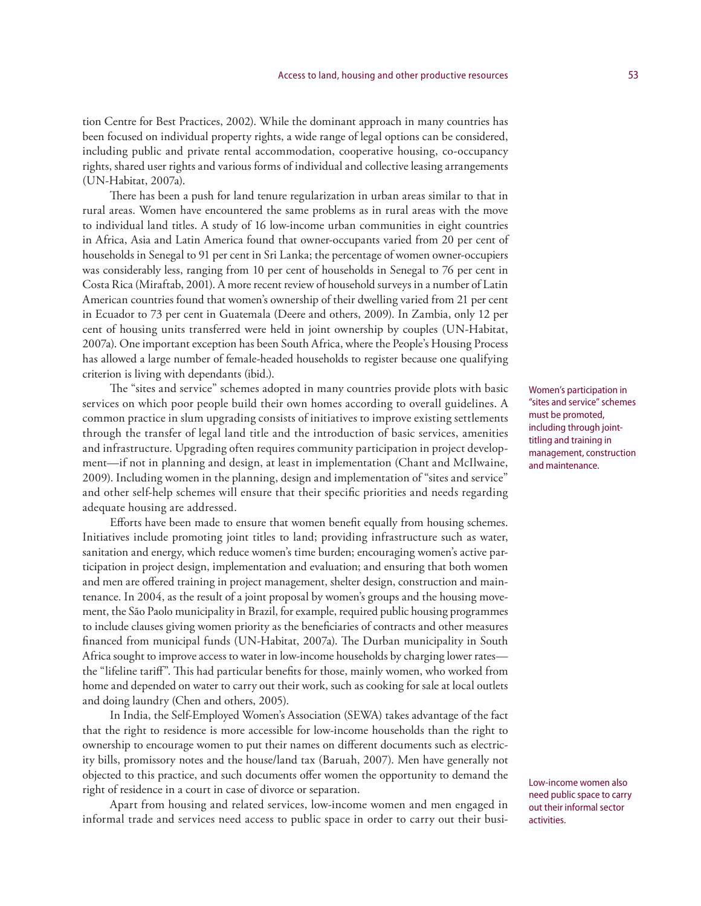tion Centre for Best Practices, 2002). While the dominant approach in many countries has been focused on individual property rights, a wide range of legal options can be considered, including public and private rental accommodation, cooperative housing, co-occupancy rights, shared user rights and various forms of individual and collective leasing arrangements (UN-Habitat, 2007a).

There has been a push for land tenure regularization in urban areas similar to that in rural areas. Women have encountered the same problems as in rural areas with the move to individual land titles. A study of 16 low-income urban communities in eight countries in Africa, Asia and Latin America found that owner-occupants varied from 20 per cent of households in Senegal to 91 per cent in Sri Lanka; the percentage of women owner-occupiers was considerably less, ranging from 10 per cent of households in Senegal to 76 per cent in Costa Rica (Miraftab, 2001). A more recent review of household surveys in a number of Latin American countries found that women's ownership of their dwelling varied from 21 per cent in Ecuador to 73 per cent in Guatemala (Deere and others, 2009). In Zambia, only 12 per cent of housing units transferred were held in joint ownership by couples (UN-Habitat, 2007a). One important exception has been South Africa, where the People's Housing Process has allowed a large number of female-headed households to register because one qualifying criterion is living with dependants (ibid.).

The "sites and service" schemes adopted in many countries provide plots with basic services on which poor people build their own homes according to overall guidelines. A common practice in slum upgrading consists of initiatives to improve existing settlements through the transfer of legal land title and the introduction of basic services, amenities and infrastructure. Upgrading often requires community participation in project development—if not in planning and design, at least in implementation (Chant and McIlwaine, 2009). Including women in the planning, design and implementation of "sites and service" and other self-help schemes will ensure that their specific priorities and needs regarding adequate housing are addressed.

Women's participation in "sites and service" schemes must be promoted, including through joint-titling and training in management, construction and maintenance.

Efforts have been made to ensure that women benefit equally from housing schemes. Initiatives include promoting joint titles to land; providing infrastructure such as water, sanitation and energy, which reduce women's time burden; encouraging women's active participation in project design, implementation and evaluation; and ensuring that both women and men are offered training in project management, shelter design, construction and maintenance. In 2004, as the result of a joint proposal by women's groups and the housing movement, the São Paolo municipality in Brazil, for example, required public housing programmes to include clauses giving women priority as the beneficiaries of contracts and other measures financed from municipal funds (UN-Habitat, 2007a). The Durban municipality in South Africa sought to improve access to water in low-income households by charging lower rates—the "lifeline tariff". This had particular benefits for those, mainly women, who worked from home and depended on water to carry out their work, such as cooking for sale at local outlets and doing laundry (Chen and others, 2005).

In India, the Self-Employed Women's Association (SEWA) takes advantage of the fact that the right to residence is more accessible for low-income households than the right to ownership to encourage women to put their names on different documents such as electricity bills, promissory notes and the house/land tax (Baruah, 2007). Men have generally not objected to this practice, and such documents offer women the opportunity to demand the right of residence in a court in case of divorce or separation.

Low-income women also need public space to carry out their informal sector activities.

Apart from housing and related services, low-income women and men engaged in informal trade and services need access to public space in order to carry out their busi-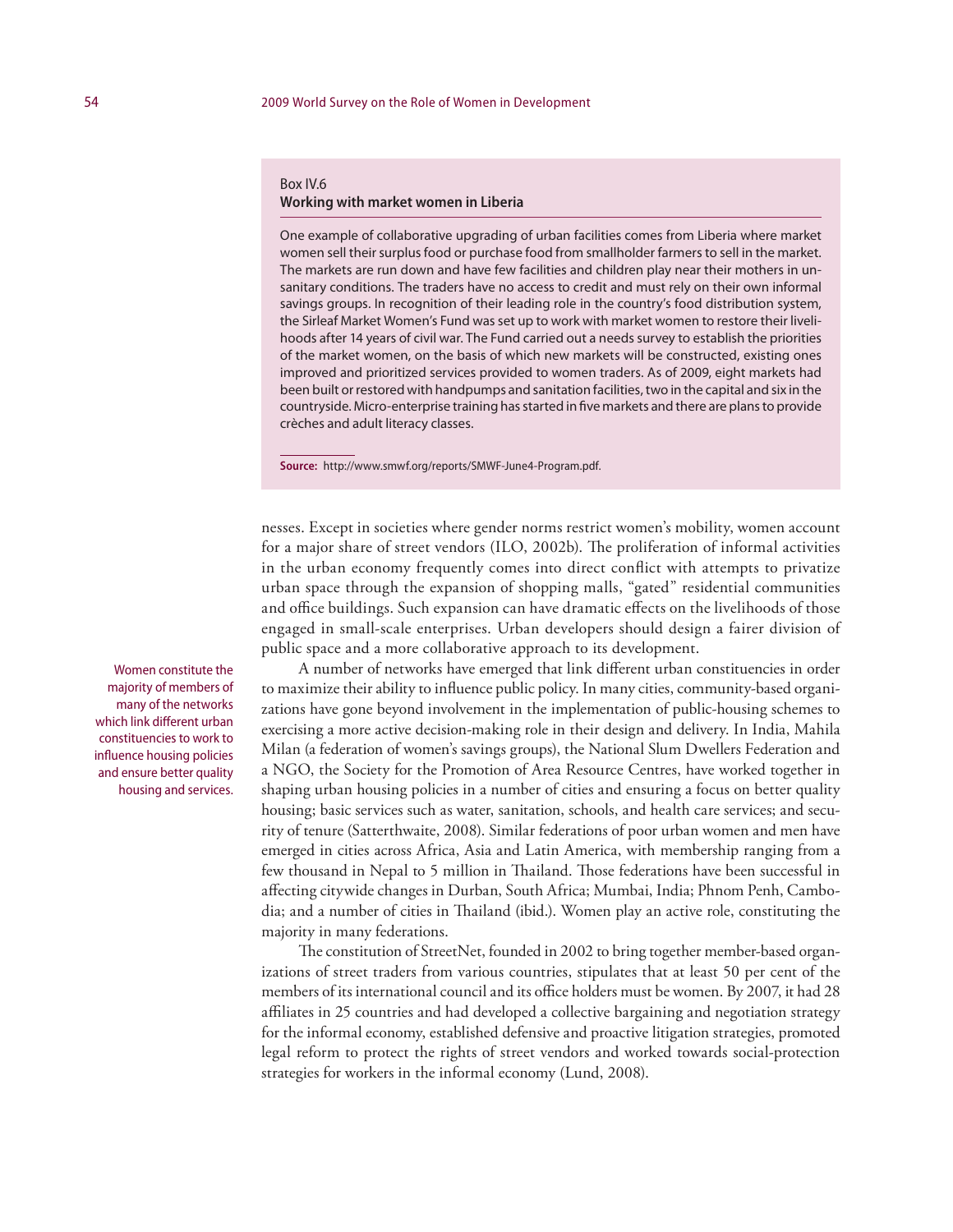Box IV.6
**Working with market women in Liberia**

One example of collaborative upgrading of urban facilities comes from Liberia where market women sell their surplus food or purchase food from smallholder farmers to sell in the market. The markets are run down and have few facilities and children play near their mothers in unsanitary conditions. The traders have no access to credit and must rely on their own informal savings groups. In recognition of their leading role in the country's food distribution system, the Sirleaf Market Women's Fund was set up to work with market women to restore their livelihoods after 14 years of civil war. The Fund carried out a needs survey to establish the priorities of the market women, on the basis of which new markets will be constructed, existing ones improved and prioritized services provided to women traders. As of 2009, eight markets had been built or restored with handpumps and sanitation facilities, two in the capital and six in the countryside. Micro-enterprise training has started in five markets and there are plans to provide crèches and adult literacy classes.

**Source:** http://www.smwf.org/reports/SMWF-June4-Program.pdf.

nesses. Except in societies where gender norms restrict women's mobility, women account for a major share of street vendors (ILO, 2002b). The proliferation of informal activities in the urban economy frequently comes into direct conflict with attempts to privatize urban space through the expansion of shopping malls, "gated" residential communities and office buildings. Such expansion can have dramatic effects on the livelihoods of those engaged in small-scale enterprises. Urban developers should design a fairer division of public space and a more collaborative approach to its development.

Women constitute the majority of members of many of the networks which link different urban constituencies to work to influence housing policies and ensure better quality housing and services.

A number of networks have emerged that link different urban constituencies in order to maximize their ability to influence public policy. In many cities, community-based organizations have gone beyond involvement in the implementation of public-housing schemes to exercising a more active decision-making role in their design and delivery. In India, Mahila Milan (a federation of women's savings groups), the National Slum Dwellers Federation and a NGO, the Society for the Promotion of Area Resource Centres, have worked together in shaping urban housing policies in a number of cities and ensuring a focus on better quality housing; basic services such as water, sanitation, schools, and health care services; and security of tenure (Satterthwaite, 2008). Similar federations of poor urban women and men have emerged in cities across Africa, Asia and Latin America, with membership ranging from a few thousand in Nepal to 5 million in Thailand. Those federations have been successful in affecting citywide changes in Durban, South Africa; Mumbai, India; Phnom Penh, Cambodia; and a number of cities in Thailand (ibid.). Women play an active role, constituting the majority in many federations.

The constitution of StreetNet, founded in 2002 to bring together member-based organizations of street traders from various countries, stipulates that at least 50 per cent of the members of its international council and its office holders must be women. By 2007, it had 28 affiliates in 25 countries and had developed a collective bargaining and negotiation strategy for the informal economy, established defensive and proactive litigation strategies, promoted legal reform to protect the rights of street vendors and worked towards social-protection strategies for workers in the informal economy (Lund, 2008).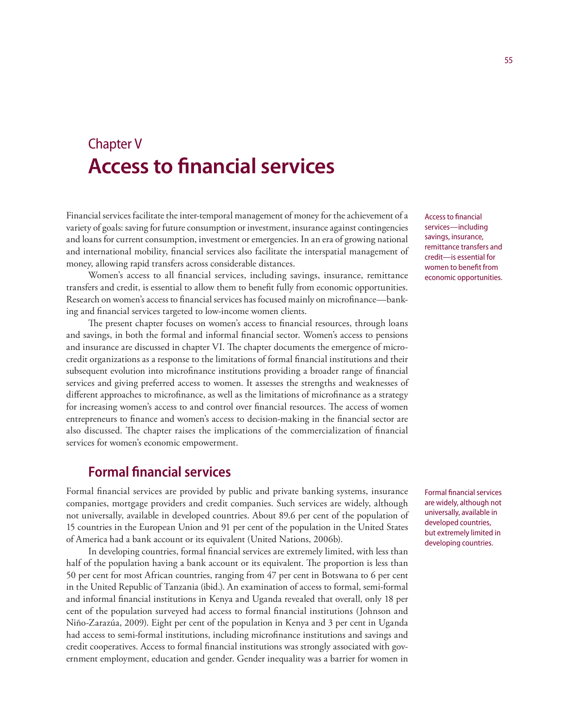# Chapter V
# Access to financial services

Financial services facilitate the inter-temporal management of money for the achievement of a variety of goals: saving for future consumption or investment, insurance against contingencies and loans for current consumption, investment or emergencies. In an era of growing national and international mobility, financial services also facilitate the interspatial management of money, allowing rapid transfers across considerable distances.

Access to financial services—including savings, insurance, remittance transfers and credit—is essential for women to benefit from economic opportunities.

Women's access to all financial services, including savings, insurance, remittance transfers and credit, is essential to allow them to benefit fully from economic opportunities. Research on women's access to financial services has focused mainly on microfinance—banking and financial services targeted to low-income women clients.

The present chapter focuses on women's access to financial resources, through loans and savings, in both the formal and informal financial sector. Women's access to pensions and insurance are discussed in chapter VI. The chapter documents the emergence of micro-credit organizations as a response to the limitations of formal financial institutions and their subsequent evolution into microfinance institutions providing a broader range of financial services and giving preferred access to women. It assesses the strengths and weaknesses of different approaches to microfinance, as well as the limitations of microfinance as a strategy for increasing women's access to and control over financial resources. The access of women entrepreneurs to finance and women's access to decision-making in the financial sector are also discussed. The chapter raises the implications of the commercialization of financial services for women's economic empowerment.

## Formal financial services

Formal financial services are provided by public and private banking systems, insurance companies, mortgage providers and credit companies. Such services are widely, although not universally, available in developed countries. About 89.6 per cent of the population of 15 countries in the European Union and 91 per cent of the population in the United States of America had a bank account or its equivalent (United Nations, 2006b).

Formal financial services are widely, although not universally, available in developed countries, but extremely limited in developing countries.

In developing countries, formal financial services are extremely limited, with less than half of the population having a bank account or its equivalent. The proportion is less than 50 per cent for most African countries, ranging from 47 per cent in Botswana to 6 per cent in the United Republic of Tanzania (ibid.). An examination of access to formal, semi-formal and informal financial institutions in Kenya and Uganda revealed that overall, only 18 per cent of the population surveyed had access to formal financial institutions (Johnson and Niño-Zarazúa, 2009). Eight per cent of the population in Kenya and 3 per cent in Uganda had access to semi-formal institutions, including microfinance institutions and savings and credit cooperatives. Access to formal financial institutions was strongly associated with government employment, education and gender. Gender inequality was a barrier for women in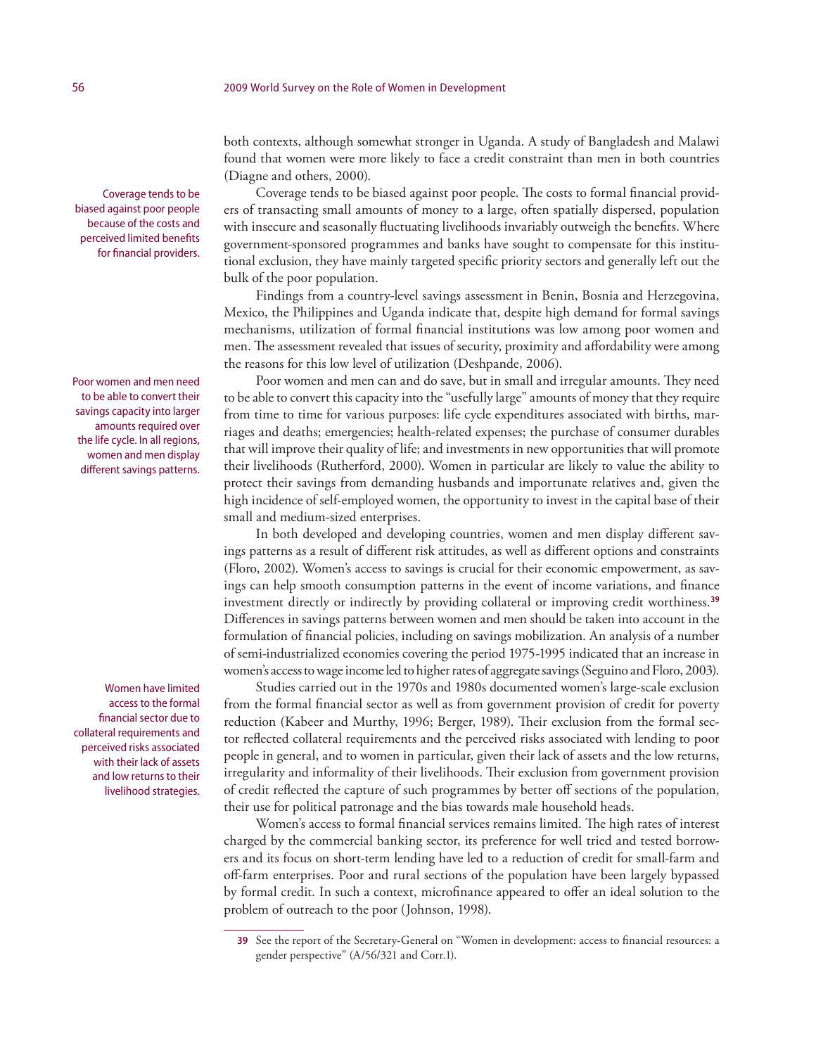both contexts, although somewhat stronger in Uganda. A study of Bangladesh and Malawi found that women were more likely to face a credit constraint than men in both countries (Diagne and others, 2000).

Coverage tends to be biased against poor people because of the costs and perceived limited benefits for financial providers.

Coverage tends to be biased against poor people. The costs to formal financial providers of transacting small amounts of money to a large, often spatially dispersed, population with insecure and seasonally fluctuating livelihoods invariably outweigh the benefits. Where government-sponsored programmes and banks have sought to compensate for this institutional exclusion, they have mainly targeted specific priority sectors and generally left out the bulk of the poor population.

Findings from a country-level savings assessment in Benin, Bosnia and Herzegovina, Mexico, the Philippines and Uganda indicate that, despite high demand for formal savings mechanisms, utilization of formal financial institutions was low among poor women and men. The assessment revealed that issues of security, proximity and affordability were among the reasons for this low level of utilization (Deshpande, 2006).

Poor women and men need to be able to convert their savings capacity into larger amounts required over the life cycle. In all regions, women and men display different savings patterns.

Poor women and men can and do save, but in small and irregular amounts. They need to be able to convert this capacity into the "usefully large" amounts of money that they require from time to time for various purposes: life cycle expenditures associated with births, marriages and deaths; emergencies; health-related expenses; the purchase of consumer durables that will improve their quality of life; and investments in new opportunities that will promote their livelihoods (Rutherford, 2000). Women in particular are likely to value the ability to protect their savings from demanding husbands and importunate relatives and, given the high incidence of self-employed women, the opportunity to invest in the capital base of their small and medium-sized enterprises.

In both developed and developing countries, women and men display different savings patterns as a result of different risk attitudes, as well as different options and constraints (Floro, 2002). Women's access to savings is crucial for their economic empowerment, as savings can help smooth consumption patterns in the event of income variations, and finance investment directly or indirectly by providing collateral or improving credit worthiness.[39] Differences in savings patterns between women and men should be taken into account in the formulation of financial policies, including on savings mobilization. An analysis of a number of semi-industrialized economies covering the period 1975-1995 indicated that an increase in women's access to wage income led to higher rates of aggregate savings (Seguino and Floro, 2003).

Women have limited access to the formal financial sector due to collateral requirements and perceived risks associated with their lack of assets and low returns to their livelihood strategies.

Studies carried out in the 1970s and 1980s documented women's large-scale exclusion from the formal financial sector as well as from government provision of credit for poverty reduction (Kabeer and Murthy, 1996; Berger, 1989). Their exclusion from the formal sector reflected collateral requirements and the perceived risks associated with lending to poor people in general, and to women in particular, given their lack of assets and the low returns, irregularity and informality of their livelihoods. Their exclusion from government provision of credit reflected the capture of such programmes by better off sections of the population, their use for political patronage and the bias towards male household heads.

Women's access to formal financial services remains limited. The high rates of interest charged by the commercial banking sector, its preference for well tried and tested borrowers and its focus on short-term lending have led to a reduction of credit for small-farm and off-farm enterprises. Poor and rural sections of the population have been largely bypassed by formal credit. In such a context, microfinance appeared to offer an ideal solution to the problem of outreach to the poor (Johnson, 1998).

---

[39] See the report of the Secretary-General on "Women in development: access to financial resources: a gender perspective" (A/56/321 and Corr.1).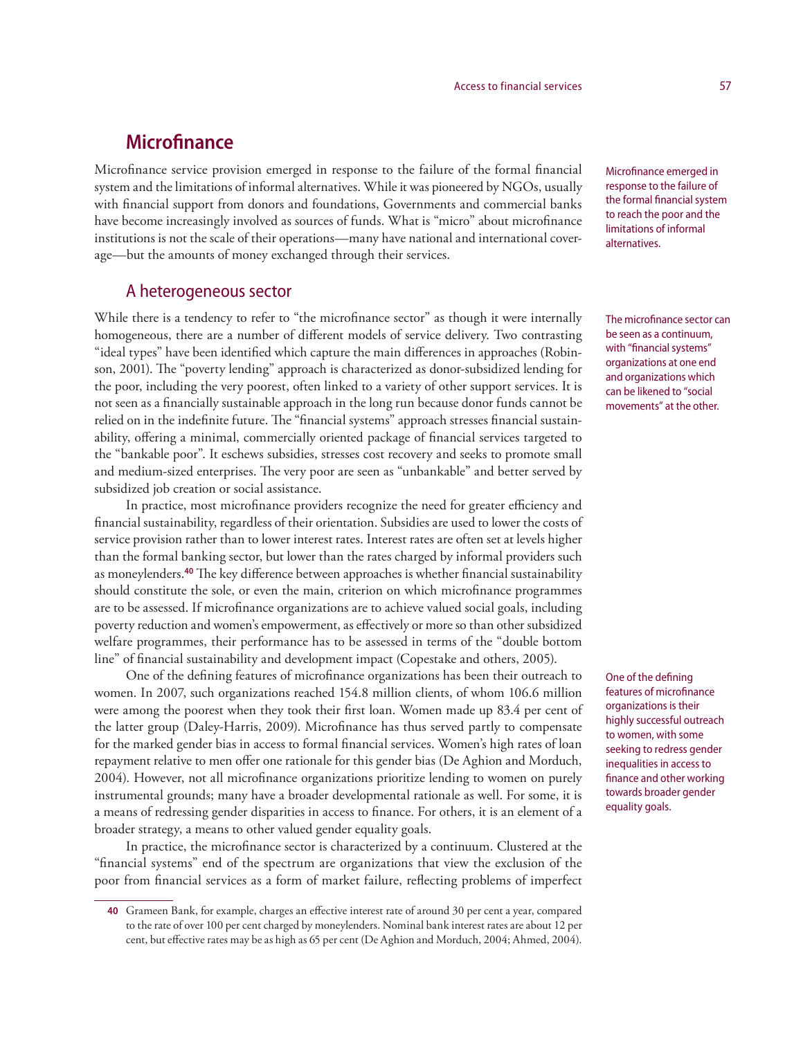## Microfinance

Microfinance service provision emerged in response to the failure of the formal financial system and the limitations of informal alternatives. While it was pioneered by NGOs, usually with financial support from donors and foundations, Governments and commercial banks have become increasingly involved as sources of funds. What is "micro" about microfinance institutions is not the scale of their operations—many have national and international coverage—but the amounts of money exchanged through their services.

Microfinance emerged in response to the failure of the formal financial system to reach the poor and the limitations of informal alternatives.

### A heterogeneous sector

While there is a tendency to refer to "the microfinance sector" as though it were internally homogeneous, there are a number of different models of service delivery. Two contrasting "ideal types" have been identified which capture the main differences in approaches (Robinson, 2001). The "poverty lending" approach is characterized as donor-subsidized lending for the poor, including the very poorest, often linked to a variety of other support services. It is not seen as a financially sustainable approach in the long run because donor funds cannot be relied on in the indefinite future. The "financial systems" approach stresses financial sustainability, offering a minimal, commercially oriented package of financial services targeted to the "bankable poor". It eschews subsidies, stresses cost recovery and seeks to promote small and medium-sized enterprises. The very poor are seen as "unbankable" and better served by subsidized job creation or social assistance.

The microfinance sector can be seen as a continuum, with "financial systems" organizations at one end and organizations which can be likened to "social movements" at the other.

In practice, most microfinance providers recognize the need for greater efficiency and financial sustainability, regardless of their orientation. Subsidies are used to lower the costs of service provision rather than to lower interest rates. Interest rates are often set at levels higher than the formal banking sector, but lower than the rates charged by informal providers such as moneylenders.[40] The key difference between approaches is whether financial sustainability should constitute the sole, or even the main, criterion on which microfinance programmes are to be assessed. If microfinance organizations are to achieve valued social goals, including poverty reduction and women's empowerment, as effectively or more so than other subsidized welfare programmes, their performance has to be assessed in terms of the "double bottom line" of financial sustainability and development impact (Copestake and others, 2005).

One of the defining features of microfinance organizations has been their outreach to women. In 2007, such organizations reached 154.8 million clients, of whom 106.6 million were among the poorest when they took their first loan. Women made up 83.4 per cent of the latter group (Daley-Harris, 2009). Microfinance has thus served partly to compensate for the marked gender bias in access to formal financial services. Women's high rates of loan repayment relative to men offer one rationale for this gender bias (De Aghion and Morduch, 2004). However, not all microfinance organizations prioritize lending to women on purely instrumental grounds; many have a broader developmental rationale as well. For some, it is a means of redressing gender disparities in access to finance. For others, it is an element of a broader strategy, a means to other valued gender equality goals.

One of the defining features of microfinance organizations is their highly successful outreach to women, with some seeking to redress gender inequalities in access to finance and other working towards broader gender equality goals.

In practice, the microfinance sector is characterized by a continuum. Clustered at the "financial systems" end of the spectrum are organizations that view the exclusion of the poor from financial services as a form of market failure, reflecting problems of imperfect

---

40 Grameen Bank, for example, charges an effective interest rate of around 30 per cent a year, compared to the rate of over 100 per cent charged by moneylenders. Nominal bank interest rates are about 12 per cent, but effective rates may be as high as 65 per cent (De Aghion and Morduch, 2004; Ahmed, 2004).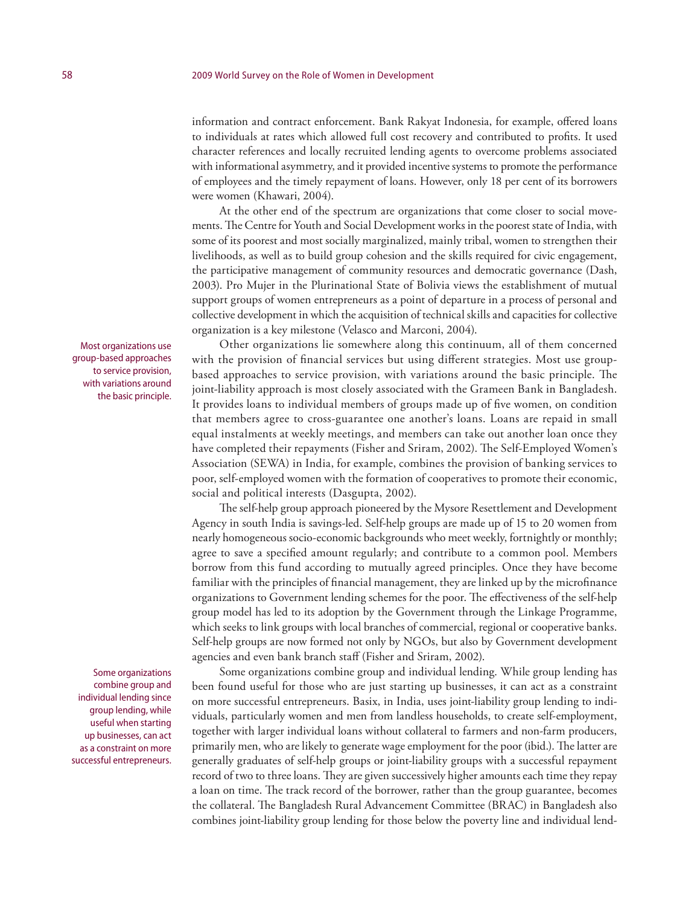information and contract enforcement. Bank Rakyat Indonesia, for example, offered loans to individuals at rates which allowed full cost recovery and contributed to profits. It used character references and locally recruited lending agents to overcome problems associated with informational asymmetry, and it provided incentive systems to promote the performance of employees and the timely repayment of loans. However, only 18 per cent of its borrowers were women (Khawari, 2004).

At the other end of the spectrum are organizations that come closer to social movements. The Centre for Youth and Social Development works in the poorest state of India, with some of its poorest and most socially marginalized, mainly tribal, women to strengthen their livelihoods, as well as to build group cohesion and the skills required for civic engagement, the participative management of community resources and democratic governance (Dash, 2003). Pro Mujer in the Plurinational State of Bolivia views the establishment of mutual support groups of women entrepreneurs as a point of departure in a process of personal and collective development in which the acquisition of technical skills and capacities for collective organization is a key milestone (Velasco and Marconi, 2004).

Most organizations use group-based approaches to service provision, with variations around the basic principle.

Other organizations lie somewhere along this continuum, all of them concerned with the provision of financial services but using different strategies. Most use group-based approaches to service provision, with variations around the basic principle. The joint-liability approach is most closely associated with the Grameen Bank in Bangladesh. It provides loans to individual members of groups made up of five women, on condition that members agree to cross-guarantee one another's loans. Loans are repaid in small equal instalments at weekly meetings, and members can take out another loan once they have completed their repayments (Fisher and Sriram, 2002). The Self-Employed Women's Association (SEWA) in India, for example, combines the provision of banking services to poor, self-employed women with the formation of cooperatives to promote their economic, social and political interests (Dasgupta, 2002).

The self-help group approach pioneered by the Mysore Resettlement and Development Agency in south India is savings-led. Self-help groups are made up of 15 to 20 women from nearly homogeneous socio-economic backgrounds who meet weekly, fortnightly or monthly; agree to save a specified amount regularly; and contribute to a common pool. Members borrow from this fund according to mutually agreed principles. Once they have become familiar with the principles of financial management, they are linked up by the microfinance organizations to Government lending schemes for the poor. The effectiveness of the self-help group model has led to its adoption by the Government through the Linkage Programme, which seeks to link groups with local branches of commercial, regional or cooperative banks. Self-help groups are now formed not only by NGOs, but also by Government development agencies and even bank branch staff (Fisher and Sriram, 2002).

Some organizations combine group and individual lending since group lending, while useful when starting up businesses, can act as a constraint on more successful entrepreneurs.

Some organizations combine group and individual lending. While group lending has been found useful for those who are just starting up businesses, it can act as a constraint on more successful entrepreneurs. Basix, in India, uses joint-liability group lending to individuals, particularly women and men from landless households, to create self-employment, together with larger individual loans without collateral to farmers and non-farm producers, primarily men, who are likely to generate wage employment for the poor (ibid.). The latter are generally graduates of self-help groups or joint-liability groups with a successful repayment record of two to three loans. They are given successively higher amounts each time they repay a loan on time. The track record of the borrower, rather than the group guarantee, becomes the collateral. The Bangladesh Rural Advancement Committee (BRAC) in Bangladesh also combines joint-liability group lending for those below the poverty line and individual lend-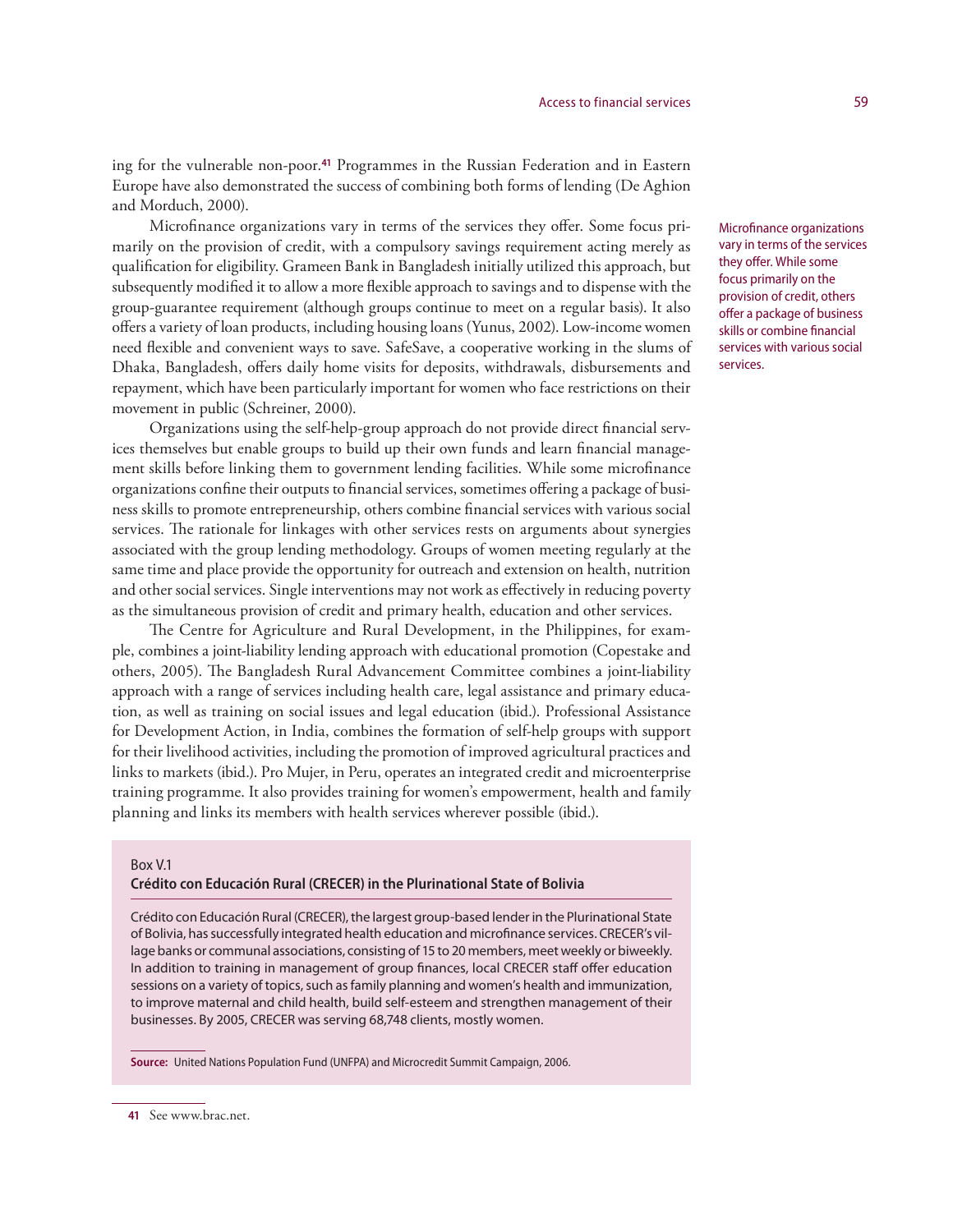ing for the vulnerable non-poor.[41] Programmes in the Russian Federation and in Eastern Europe have also demonstrated the success of combining both forms of lending (De Aghion and Morduch, 2000).

Microfinance organizations vary in terms of the services they offer. Some focus primarily on the provision of credit, with a compulsory savings requirement acting merely as qualification for eligibility. Grameen Bank in Bangladesh initially utilized this approach, but subsequently modified it to allow a more flexible approach to savings and to dispense with the group-guarantee requirement (although groups continue to meet on a regular basis). It also offers a variety of loan products, including housing loans (Yunus, 2002). Low-income women need flexible and convenient ways to save. SafeSave, a cooperative working in the slums of Dhaka, Bangladesh, offers daily home visits for deposits, withdrawals, disbursements and repayment, which have been particularly important for women who face restrictions on their movement in public (Schreiner, 2000).

Microfinance organizations vary in terms of the services they offer. While some focus primarily on the provision of credit, others offer a package of business skills or combine financial services with various social services.

Organizations using the self-help-group approach do not provide direct financial services themselves but enable groups to build up their own funds and learn financial management skills before linking them to government lending facilities. While some microfinance organizations confine their outputs to financial services, sometimes offering a package of business skills to promote entrepreneurship, others combine financial services with various social services. The rationale for linkages with other services rests on arguments about synergies associated with the group lending methodology. Groups of women meeting regularly at the same time and place provide the opportunity for outreach and extension on health, nutrition and other social services. Single interventions may not work as effectively in reducing poverty as the simultaneous provision of credit and primary health, education and other services.

The Centre for Agriculture and Rural Development, in the Philippines, for example, combines a joint-liability lending approach with educational promotion (Copestake and others, 2005). The Bangladesh Rural Advancement Committee combines a joint-liability approach with a range of services including health care, legal assistance and primary education, as well as training on social issues and legal education (ibid.). Professional Assistance for Development Action, in India, combines the formation of self-help groups with support for their livelihood activities, including the promotion of improved agricultural practices and links to markets (ibid.). Pro Mujer, in Peru, operates an integrated credit and microenterprise training programme. It also provides training for women's empowerment, health and family planning and links its members with health services wherever possible (ibid.).

Box V.1

**Crédito con Educación Rural (CRECER) in the Plurinational State of Bolivia**

Crédito con Educación Rural (CRECER), the largest group-based lender in the Plurinational State of Bolivia, has successfully integrated health education and microfinance services. CRECER's village banks or communal associations, consisting of 15 to 20 members, meet weekly or biweekly. In addition to training in management of group finances, local CRECER staff offer education sessions on a variety of topics, such as family planning and women's health and immunization, to improve maternal and child health, build self-esteem and strengthen management of their businesses. By 2005, CRECER was serving 68,748 clients, mostly women.

**Source:** United Nations Population Fund (UNFPA) and Microcredit Summit Campaign, 2006.

41 See www.brac.net.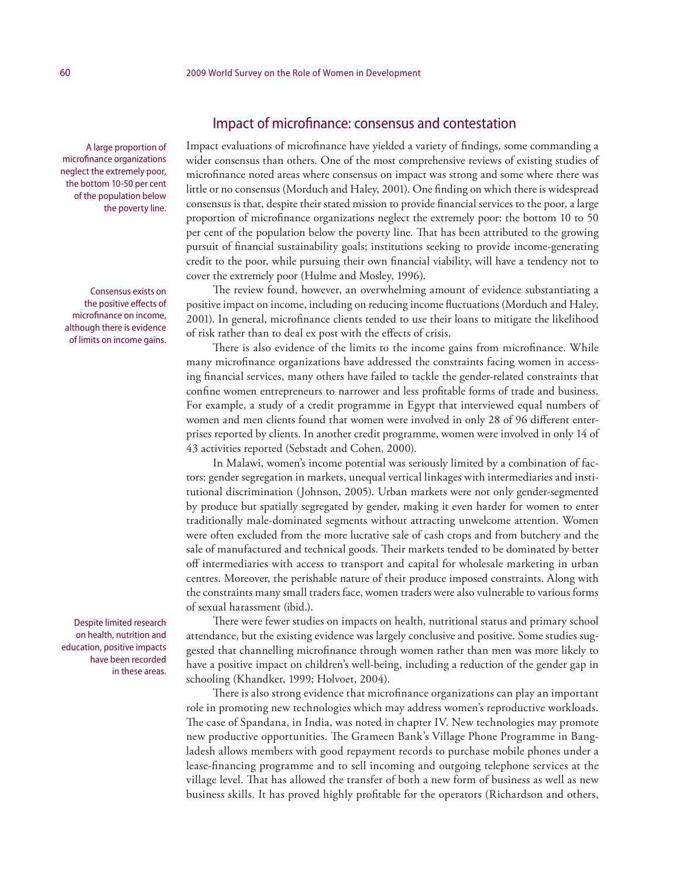## Impact of microfinance: consensus and contestation

A large proportion of microfinance organizations neglect the extremely poor, the bottom 10-50 per cent of the population below the poverty line.

Impact evaluations of microfinance have yielded a variety of findings, some commanding a wider consensus than others. One of the most comprehensive reviews of existing studies of microfinance noted areas where consensus on impact was strong and some where there was little or no consensus (Morduch and Haley, 2001). One finding on which there is widespread consensus is that, despite their stated mission to provide financial services to the poor, a large proportion of microfinance organizations neglect the extremely poor: the bottom 10 to 50 per cent of the population below the poverty line. That has been attributed to the growing pursuit of financial sustainability goals; institutions seeking to provide income-generating credit to the poor, while pursuing their own financial viability, will have a tendency not to cover the extremely poor (Hulme and Mosley, 1996).

Consensus exists on the positive effects of microfinance on income, although there is evidence of limits on income gains.

The review found, however, an overwhelming amount of evidence substantiating a positive impact on income, including on reducing income fluctuations (Morduch and Haley, 2001). In general, microfinance clients tended to use their loans to mitigate the likelihood of risk rather than to deal ex post with the effects of crisis.

There is also evidence of the limits to the income gains from microfinance. While many microfinance organizations have addressed the constraints facing women in accessing financial services, many others have failed to tackle the gender-related constraints that confine women entrepreneurs to narrower and less profitable forms of trade and business. For example, a study of a credit programme in Egypt that interviewed equal numbers of women and men clients found that women were involved in only 28 of 96 different enterprises reported by clients. In another credit programme, women were involved in only 14 of 43 activities reported (Sebstadt and Cohen, 2000).

In Malawi, women's income potential was seriously limited by a combination of factors: gender segregation in markets, unequal vertical linkages with intermediaries and institutional discrimination (Johnson, 2005). Urban markets were not only gender-segmented by produce but spatially segregated by gender, making it even harder for women to enter traditionally male-dominated segments without attracting unwelcome attention. Women were often excluded from the more lucrative sale of cash crops and from butchery and the sale of manufactured and technical goods. Their markets tended to be dominated by better off intermediaries with access to transport and capital for wholesale marketing in urban centres. Moreover, the perishable nature of their produce imposed constraints. Along with the constraints many small traders face, women traders were also vulnerable to various forms of sexual harassment (ibid.).

Despite limited research on health, nutrition and education, positive impacts have been recorded in these areas.

There were fewer studies on impacts on health, nutritional status and primary school attendance, but the existing evidence was largely conclusive and positive. Some studies suggested that channelling microfinance through women rather than men was more likely to have a positive impact on children's well-being, including a reduction of the gender gap in schooling (Khandker, 1999; Holvoet, 2004).

There is also strong evidence that microfinance organizations can play an important role in promoting new technologies which may address women's reproductive workloads. The case of Spandana, in India, was noted in chapter IV. New technologies may promote new productive opportunities. The Grameen Bank's Village Phone Programme in Bangladesh allows members with good repayment records to purchase mobile phones under a lease-financing programme and to sell incoming and outgoing telephone services at the village level. That has allowed the transfer of both a new form of business as well as new business skills. It has proved highly profitable for the operators (Richardson and others,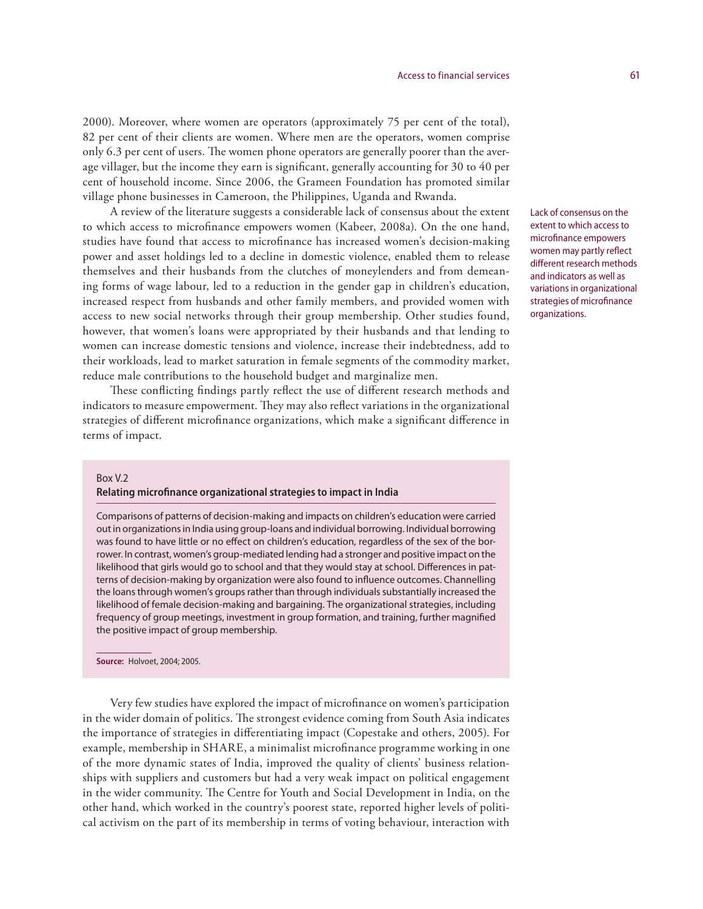2000). Moreover, where women are operators (approximately 75 per cent of the total), 82 per cent of their clients are women. Where men are the operators, women comprise only 6.3 per cent of users. The women phone operators are generally poorer than the average villager, but the income they earn is significant, generally accounting for 30 to 40 per cent of household income. Since 2006, the Grameen Foundation has promoted similar village phone businesses in Cameroon, the Philippines, Uganda and Rwanda.

A review of the literature suggests a considerable lack of consensus about the extent to which access to microfinance empowers women (Kabeer, 2008a). On the one hand, studies have found that access to microfinance has increased women's decision-making power and asset holdings led to a decline in domestic violence, enabled them to release themselves and their husbands from the clutches of moneylenders and from demeaning forms of wage labour, led to a reduction in the gender gap in children's education, increased respect from husbands and other family members, and provided women with access to new social networks through their group membership. Other studies found, however, that women's loans were appropriated by their husbands and that lending to women can increase domestic tensions and violence, increase their indebtedness, add to their workloads, lead to market saturation in female segments of the commodity market, reduce male contributions to the household budget and marginalize men.

*Lack of consensus on the extent to which access to microfinance empowers women may partly reflect different research methods and indicators as well as variations in organizational strategies of microfinance organizations.*

These conflicting findings partly reflect the use of different research methods and indicators to measure empowerment. They may also reflect variations in the organizational strategies of different microfinance organizations, which make a significant difference in terms of impact.

Box V.2

**Relating microfinance organizational strategies to impact in India**

Comparisons of patterns of decision-making and impacts on children's education were carried out in organizations in India using group-loans and individual borrowing. Individual borrowing was found to have little or no effect on children's education, regardless of the sex of the borrower. In contrast, women's group-mediated lending had a stronger and positive impact on the likelihood that girls would go to school and that they would stay at school. Differences in patterns of decision-making by organization were also found to influence outcomes. Channelling the loans through women's groups rather than through individuals substantially increased the likelihood of female decision-making and bargaining. The organizational strategies, including frequency of group meetings, investment in group formation, and training, further magnified the positive impact of group membership.

**Source:** Holvoet, 2004; 2005.

Very few studies have explored the impact of microfinance on women's participation in the wider domain of politics. The strongest evidence coming from South Asia indicates the importance of strategies in differentiating impact (Copestake and others, 2005). For example, membership in SHARE, a minimalist microfinance programme working in one of the more dynamic states of India, improved the quality of clients' business relationships with suppliers and customers but had a very weak impact on political engagement in the wider community. The Centre for Youth and Social Development in India, on the other hand, which worked in the country's poorest state, reported higher levels of political activism on the part of its membership in terms of voting behaviour, interaction with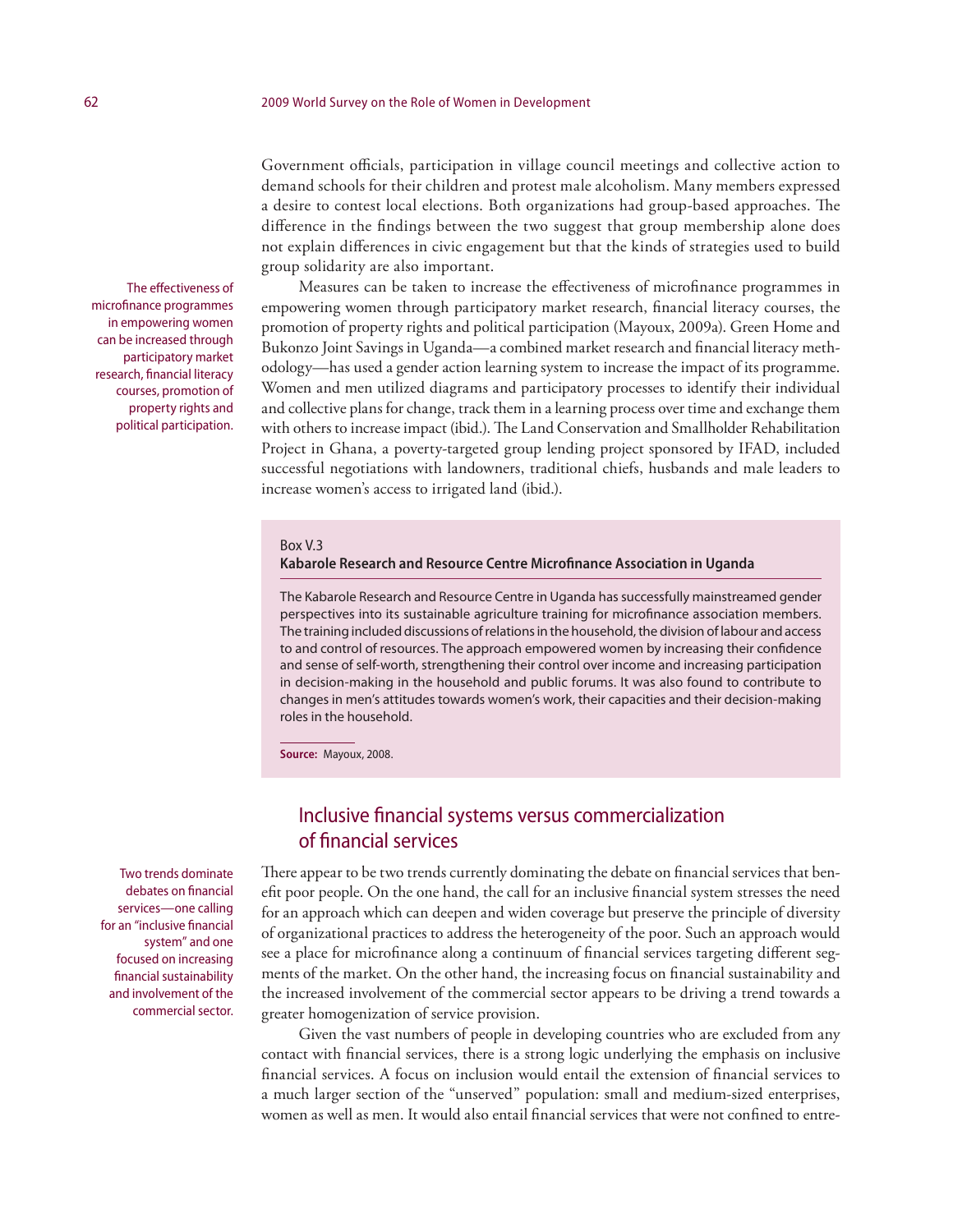Government officials, participation in village council meetings and collective action to demand schools for their children and protest male alcoholism. Many members expressed a desire to contest local elections. Both organizations had group-based approaches. The difference in the findings between the two suggest that group membership alone does not explain differences in civic engagement but that the kinds of strategies used to build group solidarity are also important.

The effectiveness of microfinance programmes in empowering women can be increased through participatory market research, financial literacy courses, promotion of property rights and political participation.

Measures can be taken to increase the effectiveness of microfinance programmes in empowering women through participatory market research, financial literacy courses, the promotion of property rights and political participation (Mayoux, 2009a). Green Home and Bukonzo Joint Savings in Uganda—a combined market research and financial literacy methodology—has used a gender action learning system to increase the impact of its programme. Women and men utilized diagrams and participatory processes to identify their individual and collective plans for change, track them in a learning process over time and exchange them with others to increase impact (ibid.). The Land Conservation and Smallholder Rehabilitation Project in Ghana, a poverty-targeted group lending project sponsored by IFAD, included successful negotiations with landowners, traditional chiefs, husbands and male leaders to increase women's access to irrigated land (ibid.).

> Box V.3
>
> **Kabarole Research and Resource Centre Microfinance Association in Uganda**
>
> The Kabarole Research and Resource Centre in Uganda has successfully mainstreamed gender perspectives into its sustainable agriculture training for microfinance association members. The training included discussions of relations in the household, the division of labour and access to and control of resources. The approach empowered women by increasing their confidence and sense of self-worth, strengthening their control over income and increasing participation in decision-making in the household and public forums. It was also found to contribute to changes in men's attitudes towards women's work, their capacities and their decision-making roles in the household.
>
> **Source:** Mayoux, 2008.

## Inclusive financial systems versus commercialization of financial services

Two trends dominate debates on financial services—one calling for an "inclusive financial system" and one focused on increasing financial sustainability and involvement of the commercial sector.

There appear to be two trends currently dominating the debate on financial services that benefit poor people. On the one hand, the call for an inclusive financial system stresses the need for an approach which can deepen and widen coverage but preserve the principle of diversity of organizational practices to address the heterogeneity of the poor. Such an approach would see a place for microfinance along a continuum of financial services targeting different segments of the market. On the other hand, the increasing focus on financial sustainability and the increased involvement of the commercial sector appears to be driving a trend towards a greater homogenization of service provision.

Given the vast numbers of people in developing countries who are excluded from any contact with financial services, there is a strong logic underlying the emphasis on inclusive financial services. A focus on inclusion would entail the extension of financial services to a much larger section of the "unserved" population: small and medium-sized enterprises, women as well as men. It would also entail financial services that were not confined to entre-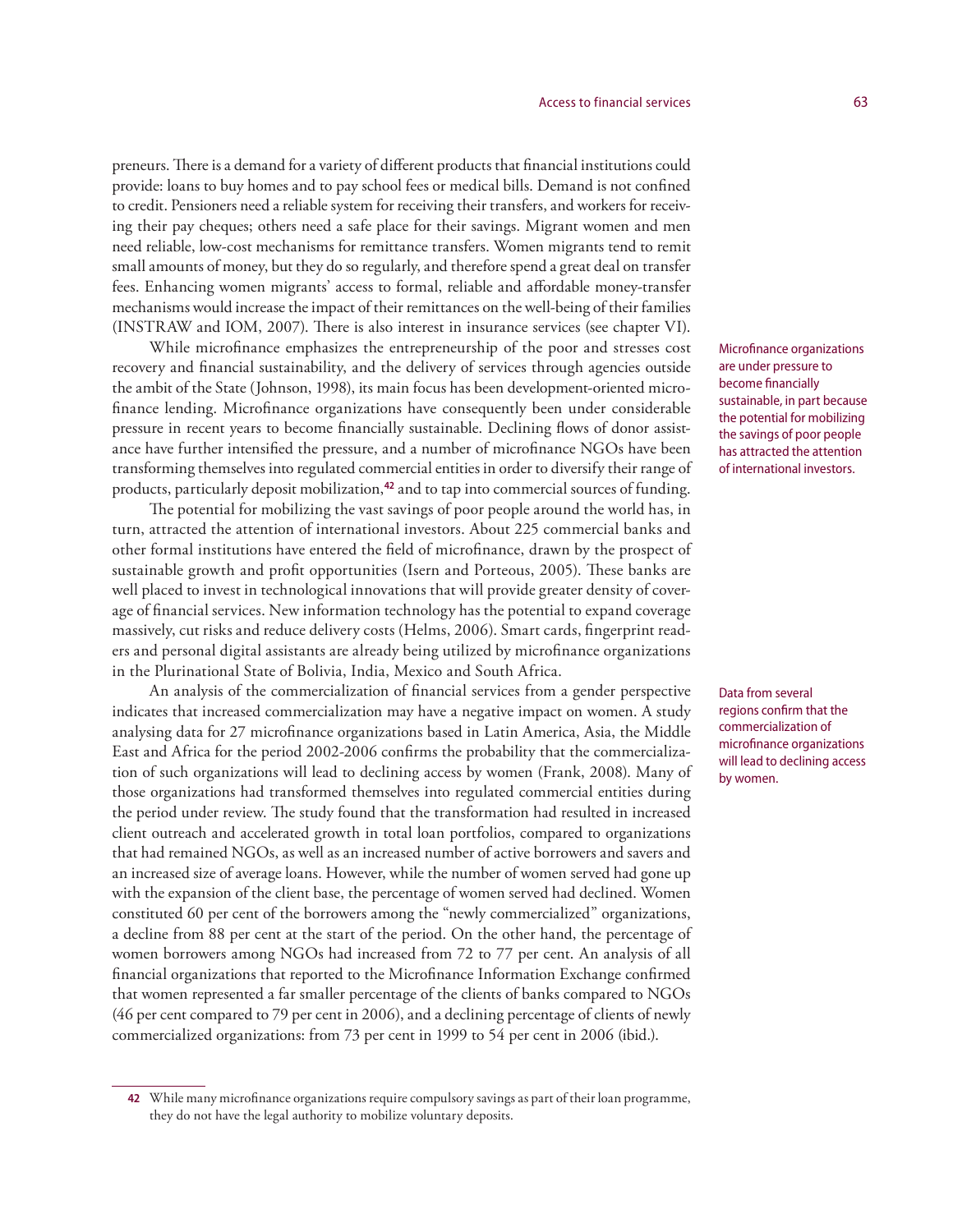preneurs. There is a demand for a variety of different products that financial institutions could provide: loans to buy homes and to pay school fees or medical bills. Demand is not confined to credit. Pensioners need a reliable system for receiving their transfers, and workers for receiving their pay cheques; others need a safe place for their savings. Migrant women and men need reliable, low-cost mechanisms for remittance transfers. Women migrants tend to remit small amounts of money, but they do so regularly, and therefore spend a great deal on transfer fees. Enhancing women migrants' access to formal, reliable and affordable money-transfer mechanisms would increase the impact of their remittances on the well-being of their families (INSTRAW and IOM, 2007). There is also interest in insurance services (see chapter VI).

While microfinance emphasizes the entrepreneurship of the poor and stresses cost recovery and financial sustainability, and the delivery of services through agencies outside the ambit of the State (Johnson, 1998), its main focus has been development-oriented microfinance lending. Microfinance organizations have consequently been under considerable pressure in recent years to become financially sustainable. Declining flows of donor assistance have further intensified the pressure, and a number of microfinance NGOs have been transforming themselves into regulated commercial entities in order to diversify their range of products, particularly deposit mobilization,[42] and to tap into commercial sources of funding.

> Microfinance organizations are under pressure to become financially sustainable, in part because the potential for mobilizing the savings of poor people has attracted the attention of international investors.

The potential for mobilizing the vast savings of poor people around the world has, in turn, attracted the attention of international investors. About 225 commercial banks and other formal institutions have entered the field of microfinance, drawn by the prospect of sustainable growth and profit opportunities (Isern and Porteous, 2005). These banks are well placed to invest in technological innovations that will provide greater density of coverage of financial services. New information technology has the potential to expand coverage massively, cut risks and reduce delivery costs (Helms, 2006). Smart cards, fingerprint readers and personal digital assistants are already being utilized by microfinance organizations in the Plurinational State of Bolivia, India, Mexico and South Africa.

An analysis of the commercialization of financial services from a gender perspective indicates that increased commercialization may have a negative impact on women. A study analysing data for 27 microfinance organizations based in Latin America, Asia, the Middle East and Africa for the period 2002-2006 confirms the probability that the commercialization of such organizations will lead to declining access by women (Frank, 2008). Many of those organizations had transformed themselves into regulated commercial entities during the period under review. The study found that the transformation had resulted in increased client outreach and accelerated growth in total loan portfolios, compared to organizations that had remained NGOs, as well as an increased number of active borrowers and savers and an increased size of average loans. However, while the number of women served had gone up with the expansion of the client base, the percentage of women served had declined. Women constituted 60 per cent of the borrowers among the "newly commercialized" organizations, a decline from 88 per cent at the start of the period. On the other hand, the percentage of women borrowers among NGOs had increased from 72 to 77 per cent. An analysis of all financial organizations that reported to the Microfinance Information Exchange confirmed that women represented a far smaller percentage of the clients of banks compared to NGOs (46 per cent compared to 79 per cent in 2006), and a declining percentage of clients of newly commercialized organizations: from 73 per cent in 1999 to 54 per cent in 2006 (ibid.).

> Data from several regions confirm that the commercialization of microfinance organizations will lead to declining access by women.

---

[42] While many microfinance organizations require compulsory savings as part of their loan programme, they do not have the legal authority to mobilize voluntary deposits.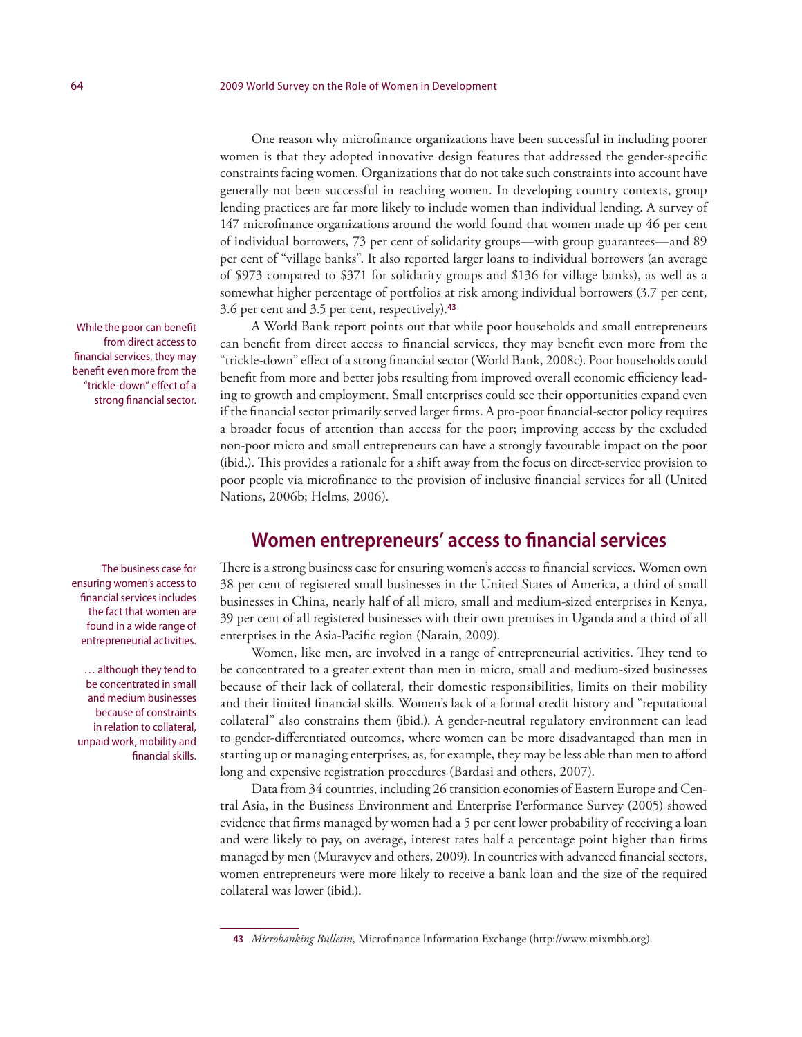One reason why microfinance organizations have been successful in including poorer women is that they adopted innovative design features that addressed the gender-specific constraints facing women. Organizations that do not take such constraints into account have generally not been successful in reaching women. In developing country contexts, group lending practices are far more likely to include women than individual lending. A survey of 147 microfinance organizations around the world found that women made up 46 per cent of individual borrowers, 73 per cent of solidarity groups—with group guarantees—and 89 per cent of "village banks". It also reported larger loans to individual borrowers (an average of \$973 compared to \$371 for solidarity groups and \$136 for village banks), as well as a somewhat higher percentage of portfolios at risk among individual borrowers (3.7 per cent, 3.6 per cent and 3.5 per cent, respectively).[43]

While the poor can benefit from direct access to financial services, they may benefit even more from the "trickle-down" effect of a strong financial sector.

A World Bank report points out that while poor households and small entrepreneurs can benefit from direct access to financial services, they may benefit even more from the "trickle-down" effect of a strong financial sector (World Bank, 2008c). Poor households could benefit from more and better jobs resulting from improved overall economic efficiency leading to growth and employment. Small enterprises could see their opportunities expand even if the financial sector primarily served larger firms. A pro-poor financial-sector policy requires a broader focus of attention than access for the poor; improving access by the excluded non-poor micro and small entrepreneurs can have a strongly favourable impact on the poor (ibid.). This provides a rationale for a shift away from the focus on direct-service provision to poor people via microfinance to the provision of inclusive financial services for all (United Nations, 2006b; Helms, 2006).

## Women entrepreneurs' access to financial services

The business case for ensuring women's access to financial services includes the fact that women are found in a wide range of entrepreneurial activities.

… although they tend to be concentrated in small and medium businesses because of constraints in relation to collateral, unpaid work, mobility and financial skills.

There is a strong business case for ensuring women's access to financial services. Women own 38 per cent of registered small businesses in the United States of America, a third of small businesses in China, nearly half of all micro, small and medium-sized enterprises in Kenya, 39 per cent of all registered businesses with their own premises in Uganda and a third of all enterprises in the Asia-Pacific region (Narain, 2009).

Women, like men, are involved in a range of entrepreneurial activities. They tend to be concentrated to a greater extent than men in micro, small and medium-sized businesses because of their lack of collateral, their domestic responsibilities, limits on their mobility and their limited financial skills. Women's lack of a formal credit history and "reputational collateral" also constrains them (ibid.). A gender-neutral regulatory environment can lead to gender-differentiated outcomes, where women can be more disadvantaged than men in starting up or managing enterprises, as, for example, they may be less able than men to afford long and expensive registration procedures (Bardasi and others, 2007).

Data from 34 countries, including 26 transition economies of Eastern Europe and Central Asia, in the Business Environment and Enterprise Performance Survey (2005) showed evidence that firms managed by women had a 5 per cent lower probability of receiving a loan and were likely to pay, on average, interest rates half a percentage point higher than firms managed by men (Muravyev and others, 2009). In countries with advanced financial sectors, women entrepreneurs were more likely to receive a bank loan and the size of the required collateral was lower (ibid.).

---

[43] *Microbanking Bulletin*, Microfinance Information Exchange (http://www.mixmbb.org).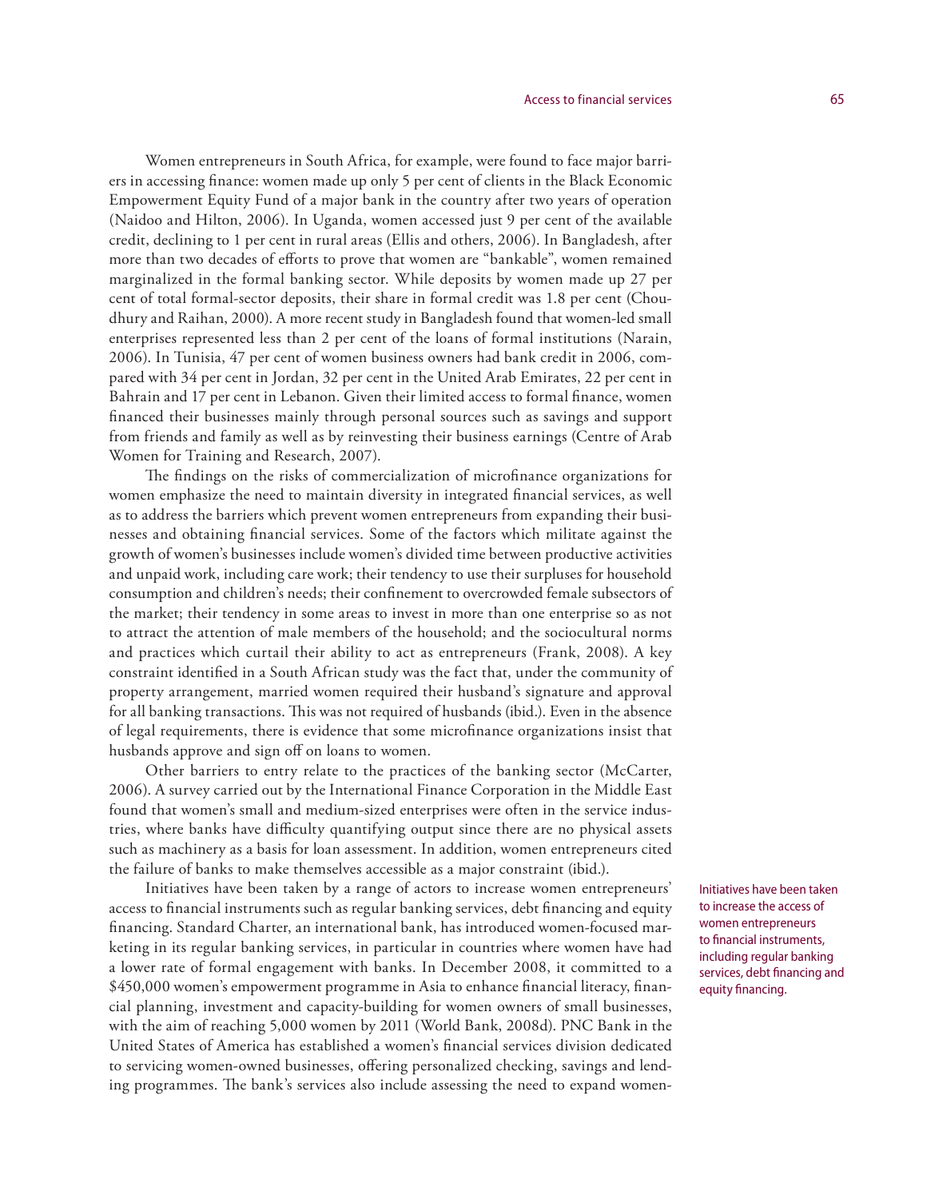Women entrepreneurs in South Africa, for example, were found to face major barriers in accessing finance: women made up only 5 per cent of clients in the Black Economic Empowerment Equity Fund of a major bank in the country after two years of operation (Naidoo and Hilton, 2006). In Uganda, women accessed just 9 per cent of the available credit, declining to 1 per cent in rural areas (Ellis and others, 2006). In Bangladesh, after more than two decades of efforts to prove that women are "bankable", women remained marginalized in the formal banking sector. While deposits by women made up 27 per cent of total formal-sector deposits, their share in formal credit was 1.8 per cent (Choudhury and Raihan, 2000). A more recent study in Bangladesh found that women-led small enterprises represented less than 2 per cent of the loans of formal institutions (Narain, 2006). In Tunisia, 47 per cent of women business owners had bank credit in 2006, compared with 34 per cent in Jordan, 32 per cent in the United Arab Emirates, 22 per cent in Bahrain and 17 per cent in Lebanon. Given their limited access to formal finance, women financed their businesses mainly through personal sources such as savings and support from friends and family as well as by reinvesting their business earnings (Centre of Arab Women for Training and Research, 2007).

The findings on the risks of commercialization of microfinance organizations for women emphasize the need to maintain diversity in integrated financial services, as well as to address the barriers which prevent women entrepreneurs from expanding their businesses and obtaining financial services. Some of the factors which militate against the growth of women's businesses include women's divided time between productive activities and unpaid work, including care work; their tendency to use their surpluses for household consumption and children's needs; their confinement to overcrowded female subsectors of the market; their tendency in some areas to invest in more than one enterprise so as not to attract the attention of male members of the household; and the sociocultural norms and practices which curtail their ability to act as entrepreneurs (Frank, 2008). A key constraint identified in a South African study was the fact that, under the community of property arrangement, married women required their husband's signature and approval for all banking transactions. This was not required of husbands (ibid.). Even in the absence of legal requirements, there is evidence that some microfinance organizations insist that husbands approve and sign off on loans to women.

Other barriers to entry relate to the practices of the banking sector (McCarter, 2006). A survey carried out by the International Finance Corporation in the Middle East found that women's small and medium-sized enterprises were often in the service industries, where banks have difficulty quantifying output since there are no physical assets such as machinery as a basis for loan assessment. In addition, women entrepreneurs cited the failure of banks to make themselves accessible as a major constraint (ibid.).

Initiatives have been taken by a range of actors to increase women entrepreneurs' access to financial instruments such as regular banking services, debt financing and equity financing. Standard Charter, an international bank, has introduced women-focused marketing in its regular banking services, in particular in countries where women have had a lower rate of formal engagement with banks. In December 2008, it committed to a $450,000 women's empowerment programme in Asia to enhance financial literacy, financial planning, investment and capacity-building for women owners of small businesses, with the aim of reaching 5,000 women by 2011 (World Bank, 2008d). PNC Bank in the United States of America has established a women's financial services division dedicated to servicing women-owned businesses, offering personalized checking, savings and lending programmes. The bank's services also include assessing the need to expand women-

Initiatives have been taken to increase the access of women entrepreneurs to financial instruments, including regular banking services, debt financing and equity financing.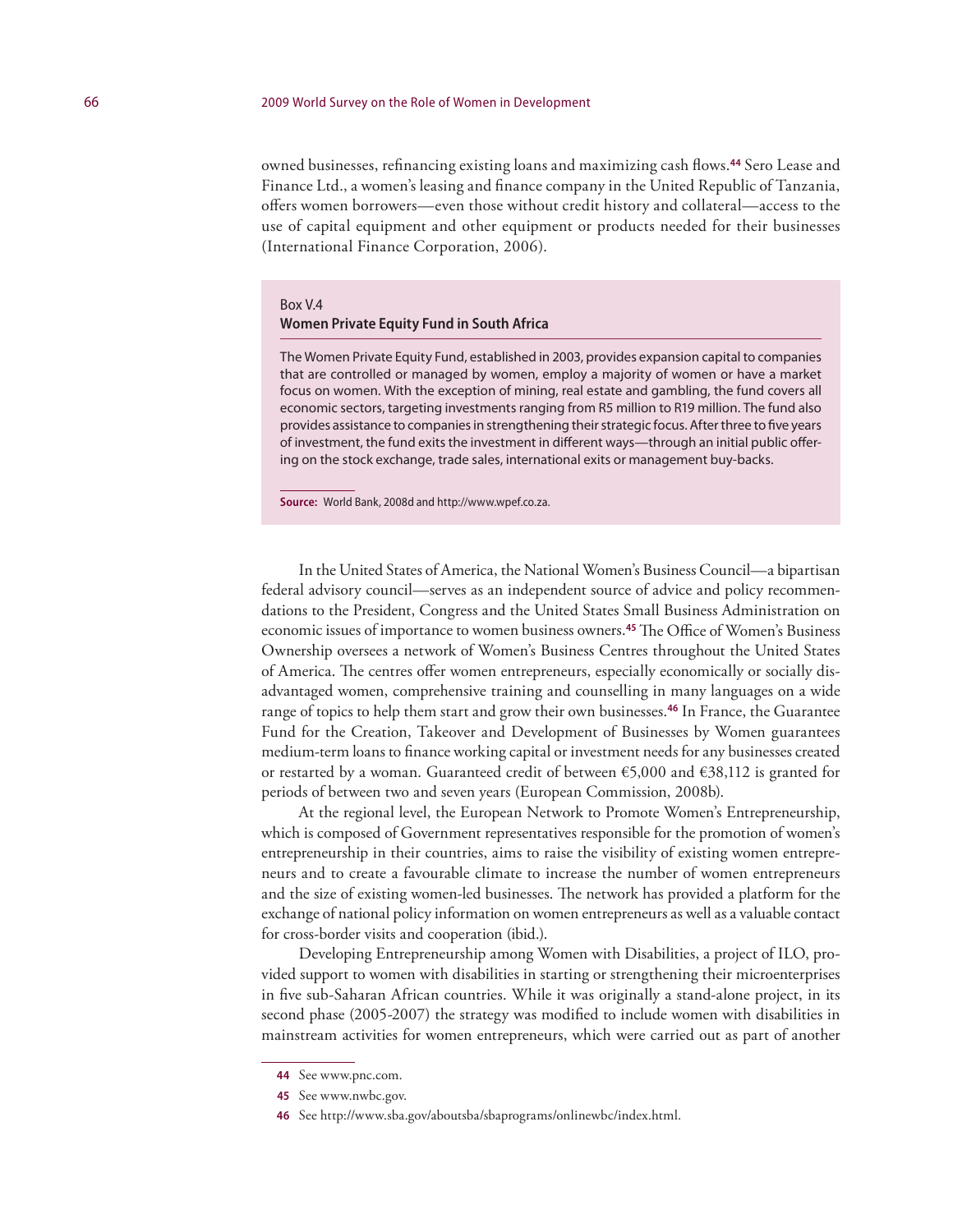owned businesses, refinancing existing loans and maximizing cash flows.[44] Sero Lease and Finance Ltd., a women's leasing and finance company in the United Republic of Tanzania, offers women borrowers—even those without credit history and collateral—access to the use of capital equipment and other equipment or products needed for their businesses (International Finance Corporation, 2006).

> Box V.4
> **Women Private Equity Fund in South Africa**
>
> The Women Private Equity Fund, established in 2003, provides expansion capital to companies that are controlled or managed by women, employ a majority of women or have a market focus on women. With the exception of mining, real estate and gambling, the fund covers all economic sectors, targeting investments ranging from R5 million to R19 million. The fund also provides assistance to companies in strengthening their strategic focus. After three to five years of investment, the fund exits the investment in different ways—through an initial public offering on the stock exchange, trade sales, international exits or management buy-backs.
>
> **Source:** World Bank, 2008d and http://www.wpef.co.za.

In the United States of America, the National Women's Business Council—a bipartisan federal advisory council—serves as an independent source of advice and policy recommendations to the President, Congress and the United States Small Business Administration on economic issues of importance to women business owners.[45] The Office of Women's Business Ownership oversees a network of Women's Business Centres throughout the United States of America. The centres offer women entrepreneurs, especially economically or socially disadvantaged women, comprehensive training and counselling in many languages on a wide range of topics to help them start and grow their own businesses.[46] In France, the Guarantee Fund for the Creation, Takeover and Development of Businesses by Women guarantees medium-term loans to finance working capital or investment needs for any businesses created or restarted by a woman. Guaranteed credit of between €5,000 and €38,112 is granted for periods of between two and seven years (European Commission, 2008b).

At the regional level, the European Network to Promote Women's Entrepreneurship, which is composed of Government representatives responsible for the promotion of women's entrepreneurship in their countries, aims to raise the visibility of existing women entrepreneurs and to create a favourable climate to increase the number of women entrepreneurs and the size of existing women-led businesses. The network has provided a platform for the exchange of national policy information on women entrepreneurs as well as a valuable contact for cross-border visits and cooperation (ibid.).

Developing Entrepreneurship among Women with Disabilities, a project of ILO, provided support to women with disabilities in starting or strengthening their microenterprises in five sub-Saharan African countries. While it was originally a stand-alone project, in its second phase (2005-2007) the strategy was modified to include women with disabilities in mainstream activities for women entrepreneurs, which were carried out as part of another

---

44 See www.pnc.com.

45 See www.nwbc.gov.

46 See http://www.sba.gov/aboutsba/sbaprograms/onlinewbc/index.html.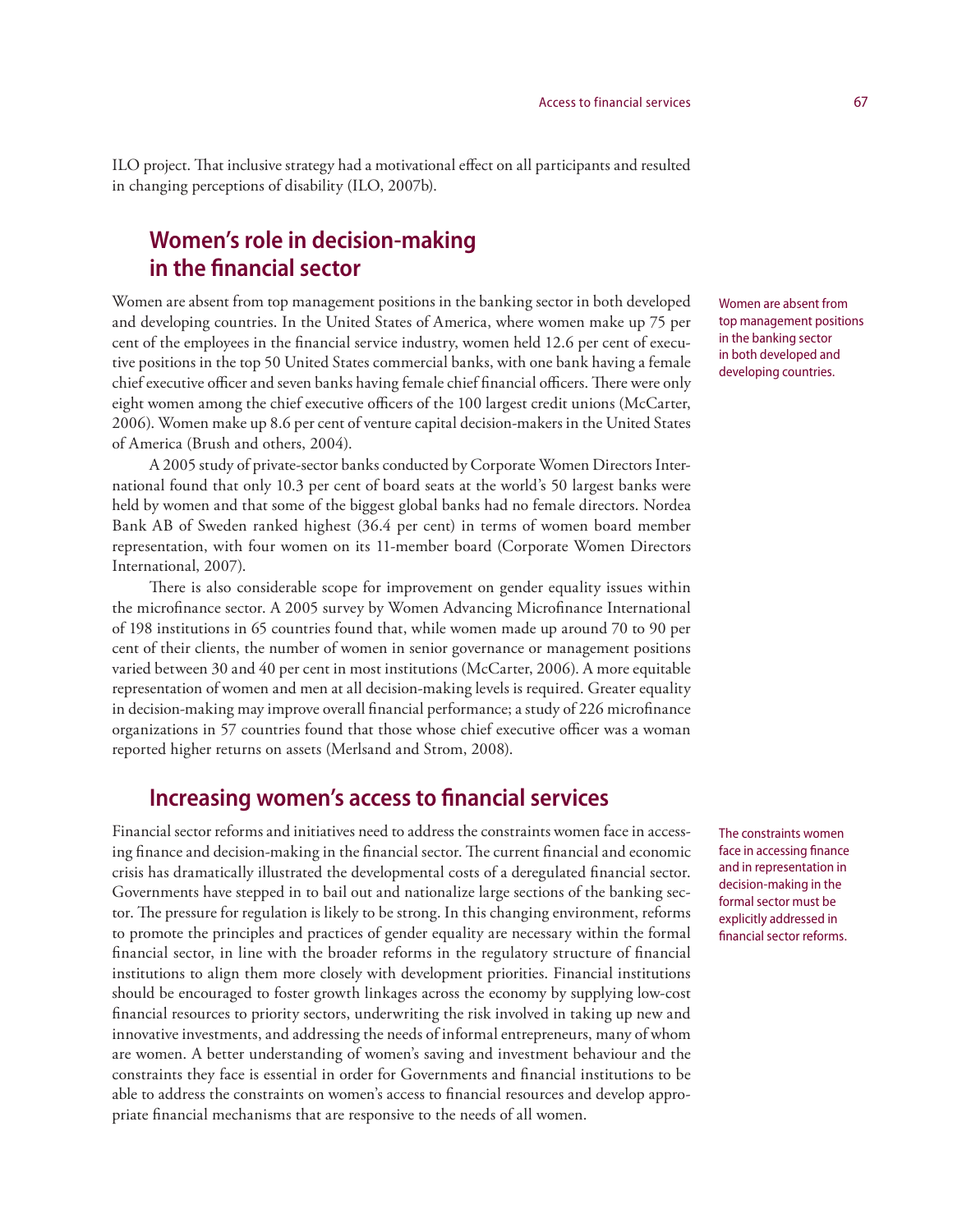ILO project. That inclusive strategy had a motivational effect on all participants and resulted in changing perceptions of disability (ILO, 2007b).

## Women's role in decision-making in the financial sector

Women are absent from top management positions in the banking sector in both developed and developing countries. In the United States of America, where women make up 75 per cent of the employees in the financial service industry, women held 12.6 per cent of executive positions in the top 50 United States commercial banks, with one bank having a female chief executive officer and seven banks having female chief financial officers. There were only eight women among the chief executive officers of the 100 largest credit unions (McCarter, 2006). Women make up 8.6 per cent of venture capital decision-makers in the United States of America (Brush and others, 2004).

Women are absent from top management positions in the banking sector in both developed and developing countries.

A 2005 study of private-sector banks conducted by Corporate Women Directors International found that only 10.3 per cent of board seats at the world's 50 largest banks were held by women and that some of the biggest global banks had no female directors. Nordea Bank AB of Sweden ranked highest (36.4 per cent) in terms of women board member representation, with four women on its 11-member board (Corporate Women Directors International, 2007).

There is also considerable scope for improvement on gender equality issues within the microfinance sector. A 2005 survey by Women Advancing Microfinance International of 198 institutions in 65 countries found that, while women made up around 70 to 90 per cent of their clients, the number of women in senior governance or management positions varied between 30 and 40 per cent in most institutions (McCarter, 2006). A more equitable representation of women and men at all decision-making levels is required. Greater equality in decision-making may improve overall financial performance; a study of 226 microfinance organizations in 57 countries found that those whose chief executive officer was a woman reported higher returns on assets (Merlsand and Strom, 2008).

## Increasing women's access to financial services

Financial sector reforms and initiatives need to address the constraints women face in accessing finance and decision-making in the financial sector. The current financial and economic crisis has dramatically illustrated the developmental costs of a deregulated financial sector. Governments have stepped in to bail out and nationalize large sections of the banking sector. The pressure for regulation is likely to be strong. In this changing environment, reforms to promote the principles and practices of gender equality are necessary within the formal financial sector, in line with the broader reforms in the regulatory structure of financial institutions to align them more closely with development priorities. Financial institutions should be encouraged to foster growth linkages across the economy by supplying low-cost financial resources to priority sectors, underwriting the risk involved in taking up new and innovative investments, and addressing the needs of informal entrepreneurs, many of whom are women. A better understanding of women's saving and investment behaviour and the constraints they face is essential in order for Governments and financial institutions to be able to address the constraints on women's access to financial resources and develop appropriate financial mechanisms that are responsive to the needs of all women.

The constraints women face in accessing finance and in representation in decision-making in the formal sector must be explicitly addressed in financial sector reforms.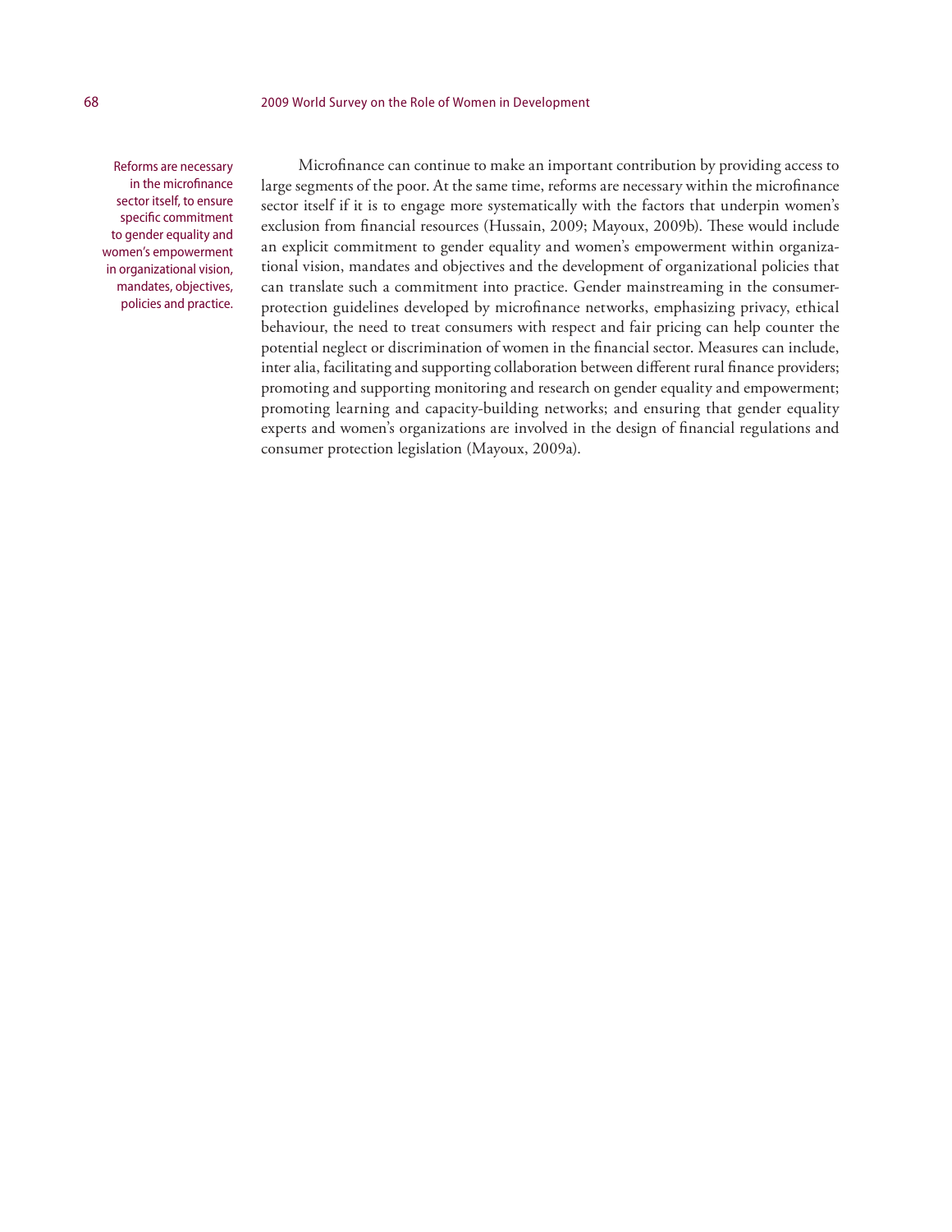Reforms are necessary in the microfinance sector itself, to ensure specific commitment to gender equality and women's empowerment in organizational vision, mandates, objectives, policies and practice.

Microfinance can continue to make an important contribution by providing access to large segments of the poor. At the same time, reforms are necessary within the microfinance sector itself if it is to engage more systematically with the factors that underpin women's exclusion from financial resources (Hussain, 2009; Mayoux, 2009b). These would include an explicit commitment to gender equality and women's empowerment within organizational vision, mandates and objectives and the development of organizational policies that can translate such a commitment into practice. Gender mainstreaming in the consumer-protection guidelines developed by microfinance networks, emphasizing privacy, ethical behaviour, the need to treat consumers with respect and fair pricing can help counter the potential neglect or discrimination of women in the financial sector. Measures can include, inter alia, facilitating and supporting collaboration between different rural finance providers; promoting and supporting monitoring and research on gender equality and empowerment; promoting learning and capacity-building networks; and ensuring that gender equality experts and women's organizations are involved in the design of financial regulations and consumer protection legislation (Mayoux, 2009a).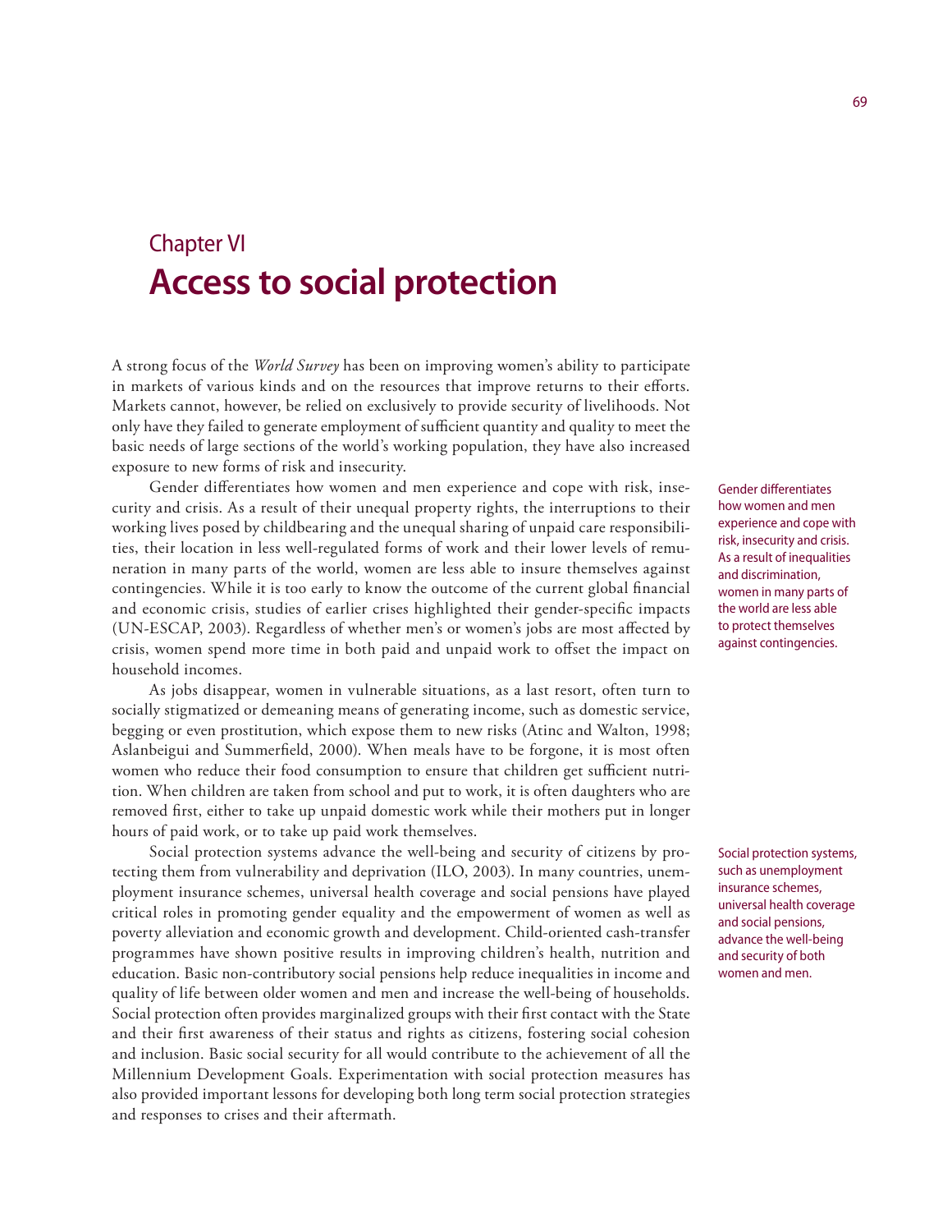# Chapter VI
# Access to social protection

A strong focus of the *World Survey* has been on improving women's ability to participate in markets of various kinds and on the resources that improve returns to their efforts. Markets cannot, however, be relied on exclusively to provide security of livelihoods. Not only have they failed to generate employment of sufficient quantity and quality to meet the basic needs of large sections of the world's working population, they have also increased exposure to new forms of risk and insecurity.

Gender differentiates how women and men experience and cope with risk, insecurity and crisis. As a result of their unequal property rights, the interruptions to their working lives posed by childbearing and the unequal sharing of unpaid care responsibilities, their location in less well-regulated forms of work and their lower levels of remuneration in many parts of the world, women are less able to insure themselves against contingencies. While it is too early to know the outcome of the current global financial and economic crisis, studies of earlier crises highlighted their gender-specific impacts (UN-ESCAP, 2003). Regardless of whether men's or women's jobs are most affected by crisis, women spend more time in both paid and unpaid work to offset the impact on household incomes.

> Gender differentiates how women and men experience and cope with risk, insecurity and crisis. As a result of inequalities and discrimination, women in many parts of the world are less able to protect themselves against contingencies.

As jobs disappear, women in vulnerable situations, as a last resort, often turn to socially stigmatized or demeaning means of generating income, such as domestic service, begging or even prostitution, which expose them to new risks (Atinc and Walton, 1998; Aslanbeigui and Summerfield, 2000). When meals have to be forgone, it is most often women who reduce their food consumption to ensure that children get sufficient nutrition. When children are taken from school and put to work, it is often daughters who are removed first, either to take up unpaid domestic work while their mothers put in longer hours of paid work, or to take up paid work themselves.

Social protection systems advance the well-being and security of citizens by protecting them from vulnerability and deprivation (ILO, 2003). In many countries, unemployment insurance schemes, universal health coverage and social pensions have played critical roles in promoting gender equality and the empowerment of women as well as poverty alleviation and economic growth and development. Child-oriented cash-transfer programmes have shown positive results in improving children's health, nutrition and education. Basic non-contributory social pensions help reduce inequalities in income and quality of life between older women and men and increase the well-being of households. Social protection often provides marginalized groups with their first contact with the State and their first awareness of their status and rights as citizens, fostering social cohesion and inclusion. Basic social security for all would contribute to the achievement of all the Millennium Development Goals. Experimentation with social protection measures has also provided important lessons for developing both long term social protection strategies and responses to crises and their aftermath.

> Social protection systems, such as unemployment insurance schemes, universal health coverage and social pensions, advance the well-being and security of both women and men.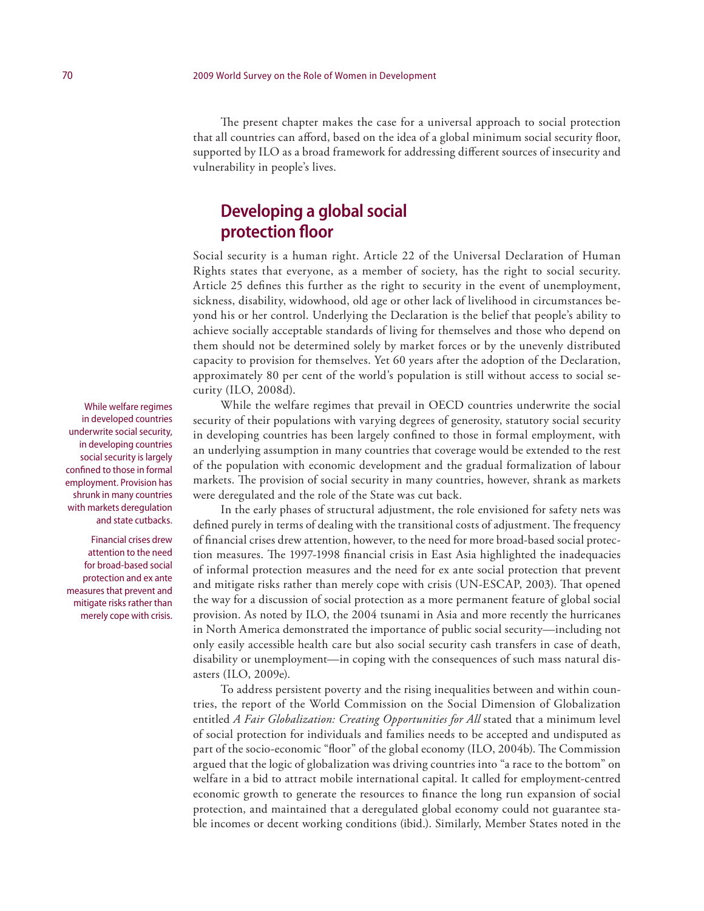The present chapter makes the case for a universal approach to social protection that all countries can afford, based on the idea of a global minimum social security floor, supported by ILO as a broad framework for addressing different sources of insecurity and vulnerability in people's lives.

## Developing a global social protection floor

Social security is a human right. Article 22 of the Universal Declaration of Human Rights states that everyone, as a member of society, has the right to social security. Article 25 defines this further as the right to security in the event of unemployment, sickness, disability, widowhood, old age or other lack of livelihood in circumstances beyond his or her control. Underlying the Declaration is the belief that people's ability to achieve socially acceptable standards of living for themselves and those who depend on them should not be determined solely by market forces or by the unevenly distributed capacity to provision for themselves. Yet 60 years after the adoption of the Declaration, approximately 80 per cent of the world's population is still without access to social security (ILO, 2008d).

While welfare regimes in developed countries underwrite social security, in developing countries social security is largely confined to those in formal employment. Provision has shrunk in many countries with markets deregulation and state cutbacks.

While the welfare regimes that prevail in OECD countries underwrite the social security of their populations with varying degrees of generosity, statutory social security in developing countries has been largely confined to those in formal employment, with an underlying assumption in many countries that coverage would be extended to the rest of the population with economic development and the gradual formalization of labour markets. The provision of social security in many countries, however, shrank as markets were deregulated and the role of the State was cut back.

Financial crises drew attention to the need for broad-based social protection and ex ante measures that prevent and mitigate risks rather than merely cope with crisis.

In the early phases of structural adjustment, the role envisioned for safety nets was defined purely in terms of dealing with the transitional costs of adjustment. The frequency of financial crises drew attention, however, to the need for more broad-based social protection measures. The 1997-1998 financial crisis in East Asia highlighted the inadequacies of informal protection measures and the need for ex ante social protection that prevent and mitigate risks rather than merely cope with crisis (UN-ESCAP, 2003). That opened the way for a discussion of social protection as a more permanent feature of global social provision. As noted by ILO, the 2004 tsunami in Asia and more recently the hurricanes in North America demonstrated the importance of public social security—including not only easily accessible health care but also social security cash transfers in case of death, disability or unemployment—in coping with the consequences of such mass natural disasters (ILO, 2009e).

To address persistent poverty and the rising inequalities between and within countries, the report of the World Commission on the Social Dimension of Globalization entitled *A Fair Globalization: Creating Opportunities for All* stated that a minimum level of social protection for individuals and families needs to be accepted and undisputed as part of the socio-economic "floor" of the global economy (ILO, 2004b). The Commission argued that the logic of globalization was driving countries into "a race to the bottom" on welfare in a bid to attract mobile international capital. It called for employment-centred economic growth to generate the resources to finance the long run expansion of social protection, and maintained that a deregulated global economy could not guarantee stable incomes or decent working conditions (ibid.). Similarly, Member States noted in the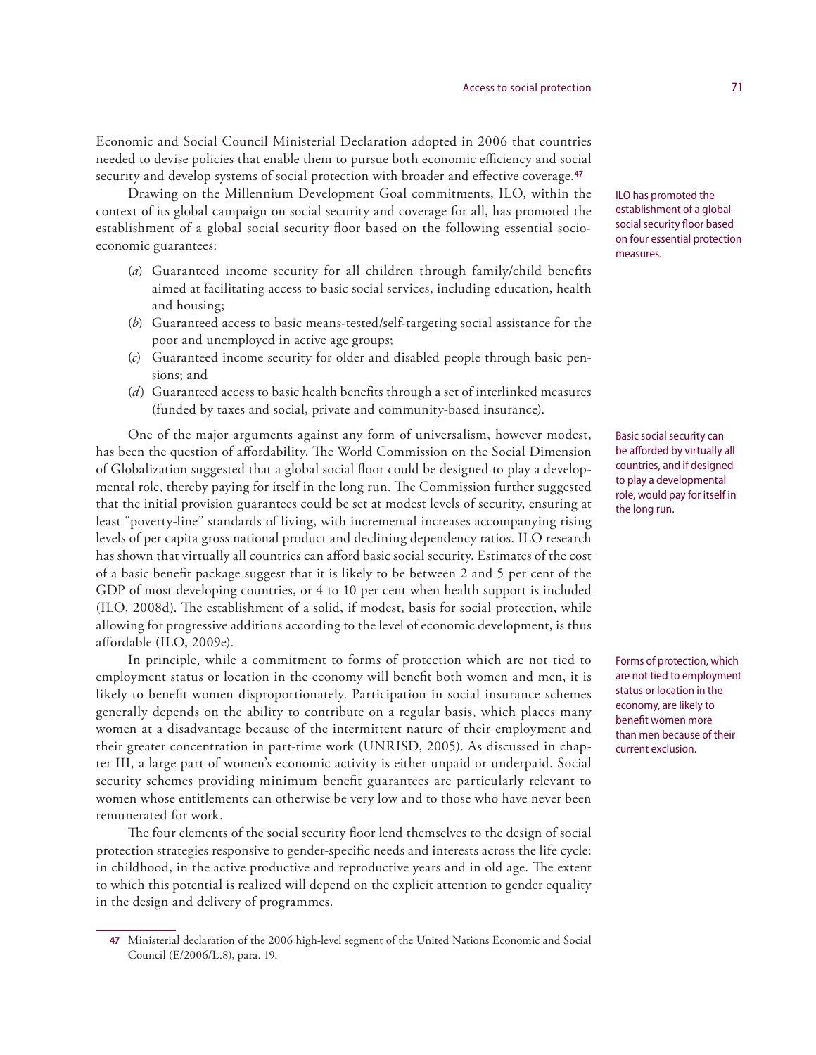Economic and Social Council Ministerial Declaration adopted in 2006 that countries needed to devise policies that enable them to pursue both economic efficiency and social security and develop systems of social protection with broader and effective coverage.[47]

ILO has promoted the establishment of a global social security floor based on four essential protection measures.

Drawing on the Millennium Development Goal commitments, ILO, within the context of its global campaign on social security and coverage for all, has promoted the establishment of a global social security floor based on the following essential socio-economic guarantees:

(*a*) Guaranteed income security for all children through family/child benefits aimed at facilitating access to basic social services, including education, health and housing;

(*b*) Guaranteed access to basic means-tested/self-targeting social assistance for the poor and unemployed in active age groups;

(*c*) Guaranteed income security for older and disabled people through basic pensions; and

(*d*) Guaranteed access to basic health benefits through a set of interlinked measures (funded by taxes and social, private and community-based insurance).

Basic social security can be afforded by virtually all countries, and if designed to play a developmental role, would pay for itself in the long run.

One of the major arguments against any form of universalism, however modest, has been the question of affordability. The World Commission on the Social Dimension of Globalization suggested that a global social floor could be designed to play a developmental role, thereby paying for itself in the long run. The Commission further suggested that the initial provision guarantees could be set at modest levels of security, ensuring at least "poverty-line" standards of living, with incremental increases accompanying rising levels of per capita gross national product and declining dependency ratios. ILO research has shown that virtually all countries can afford basic social security. Estimates of the cost of a basic benefit package suggest that it is likely to be between 2 and 5 per cent of the GDP of most developing countries, or 4 to 10 per cent when health support is included (ILO, 2008d). The establishment of a solid, if modest, basis for social protection, while allowing for progressive additions according to the level of economic development, is thus affordable (ILO, 2009e).

Forms of protection, which are not tied to employment status or location in the economy, are likely to benefit women more than men because of their current exclusion.

In principle, while a commitment to forms of protection which are not tied to employment status or location in the economy will benefit both women and men, it is likely to benefit women disproportionately. Participation in social insurance schemes generally depends on the ability to contribute on a regular basis, which places many women at a disadvantage because of the intermittent nature of their employment and their greater concentration in part-time work (UNRISD, 2005). As discussed in chapter III, a large part of women's economic activity is either unpaid or underpaid. Social security schemes providing minimum benefit guarantees are particularly relevant to women whose entitlements can otherwise be very low and to those who have never been remunerated for work.

The four elements of the social security floor lend themselves to the design of social protection strategies responsive to gender-specific needs and interests across the life cycle: in childhood, in the active productive and reproductive years and in old age. The extent to which this potential is realized will depend on the explicit attention to gender equality in the design and delivery of programmes.

---

[47] Ministerial declaration of the 2006 high-level segment of the United Nations Economic and Social Council (E/2006/L.8), para. 19.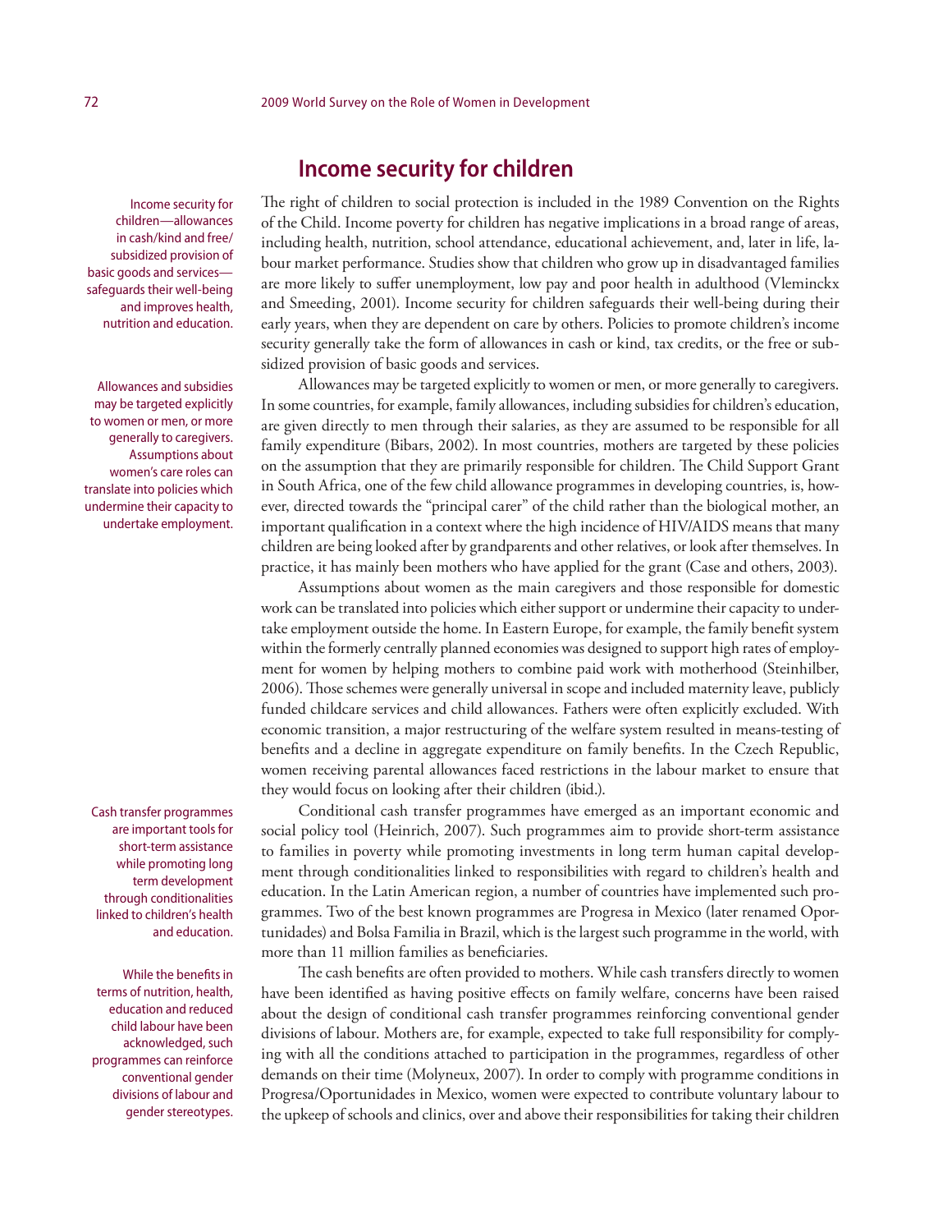## Income security for children

Income security for children—allowances in cash/kind and free/subsidized provision of basic goods and services—safeguards their well-being and improves health, nutrition and education.

The right of children to social protection is included in the 1989 Convention on the Rights of the Child. Income poverty for children has negative implications in a broad range of areas, including health, nutrition, school attendance, educational achievement, and, later in life, labour market performance. Studies show that children who grow up in disadvantaged families are more likely to suffer unemployment, low pay and poor health in adulthood (Vleminckx and Smeeding, 2001). Income security for children safeguards their well-being during their early years, when they are dependent on care by others. Policies to promote children's income security generally take the form of allowances in cash or kind, tax credits, or the free or subsidized provision of basic goods and services.

Allowances and subsidies may be targeted explicitly to women or men, or more generally to caregivers. Assumptions about women's care roles can translate into policies which undermine their capacity to undertake employment.

Allowances may be targeted explicitly to women or men, or more generally to caregivers. In some countries, for example, family allowances, including subsidies for children's education, are given directly to men through their salaries, as they are assumed to be responsible for all family expenditure (Bibars, 2002). In most countries, mothers are targeted by these policies on the assumption that they are primarily responsible for children. The Child Support Grant in South Africa, one of the few child allowance programmes in developing countries, is, however, directed towards the "principal carer" of the child rather than the biological mother, an important qualification in a context where the high incidence of HIV/AIDS means that many children are being looked after by grandparents and other relatives, or look after themselves. In practice, it has mainly been mothers who have applied for the grant (Case and others, 2003).

Assumptions about women as the main caregivers and those responsible for domestic work can be translated into policies which either support or undermine their capacity to undertake employment outside the home. In Eastern Europe, for example, the family benefit system within the formerly centrally planned economies was designed to support high rates of employment for women by helping mothers to combine paid work with motherhood (Steinhilber, 2006). Those schemes were generally universal in scope and included maternity leave, publicly funded childcare services and child allowances. Fathers were often explicitly excluded. With economic transition, a major restructuring of the welfare system resulted in means-testing of benefits and a decline in aggregate expenditure on family benefits. In the Czech Republic, women receiving parental allowances faced restrictions in the labour market to ensure that they would focus on looking after their children (ibid.).

Cash transfer programmes are important tools for short-term assistance while promoting long term development through conditionalities linked to children's health and education.

Conditional cash transfer programmes have emerged as an important economic and social policy tool (Heinrich, 2007). Such programmes aim to provide short-term assistance to families in poverty while promoting investments in long term human capital development through conditionalities linked to responsibilities with regard to children's health and education. In the Latin American region, a number of countries have implemented such programmes. Two of the best known programmes are Progresa in Mexico (later renamed Oportunidades) and Bolsa Familia in Brazil, which is the largest such programme in the world, with more than 11 million families as beneficiaries.

While the benefits in terms of nutrition, health, education and reduced child labour have been acknowledged, such programmes can reinforce conventional gender divisions of labour and gender stereotypes.

The cash benefits are often provided to mothers. While cash transfers directly to women have been identified as having positive effects on family welfare, concerns have been raised about the design of conditional cash transfer programmes reinforcing conventional gender divisions of labour. Mothers are, for example, expected to take full responsibility for complying with all the conditions attached to participation in the programmes, regardless of other demands on their time (Molyneux, 2007). In order to comply with programme conditions in Progresa/Oportunidades in Mexico, women were expected to contribute voluntary labour to the upkeep of schools and clinics, over and above their responsibilities for taking their children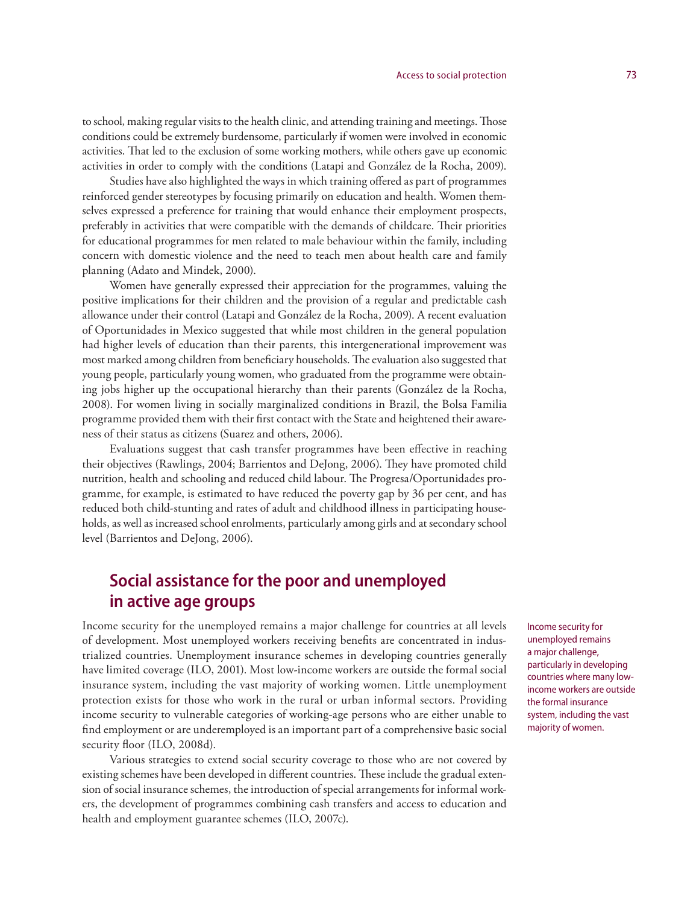to school, making regular visits to the health clinic, and attending training and meetings. Those conditions could be extremely burdensome, particularly if women were involved in economic activities. That led to the exclusion of some working mothers, while others gave up economic activities in order to comply with the conditions (Latapi and González de la Rocha, 2009).

Studies have also highlighted the ways in which training offered as part of programmes reinforced gender stereotypes by focusing primarily on education and health. Women themselves expressed a preference for training that would enhance their employment prospects, preferably in activities that were compatible with the demands of childcare. Their priorities for educational programmes for men related to male behaviour within the family, including concern with domestic violence and the need to teach men about health care and family planning (Adato and Mindek, 2000).

Women have generally expressed their appreciation for the programmes, valuing the positive implications for their children and the provision of a regular and predictable cash allowance under their control (Latapi and González de la Rocha, 2009). A recent evaluation of Oportunidades in Mexico suggested that while most children in the general population had higher levels of education than their parents, this intergenerational improvement was most marked among children from beneficiary households. The evaluation also suggested that young people, particularly young women, who graduated from the programme were obtaining jobs higher up the occupational hierarchy than their parents (González de la Rocha, 2008). For women living in socially marginalized conditions in Brazil, the Bolsa Familia programme provided them with their first contact with the State and heightened their awareness of their status as citizens (Suarez and others, 2006).

Evaluations suggest that cash transfer programmes have been effective in reaching their objectives (Rawlings, 2004; Barrientos and DeJong, 2006). They have promoted child nutrition, health and schooling and reduced child labour. The Progresa/Oportunidades programme, for example, is estimated to have reduced the poverty gap by 36 per cent, and has reduced both child-stunting and rates of adult and childhood illness in participating households, as well as increased school enrolments, particularly among girls and at secondary school level (Barrientos and DeJong, 2006).

## Social assistance for the poor and unemployed in active age groups

Income security for the unemployed remains a major challenge for countries at all levels of development. Most unemployed workers receiving benefits are concentrated in industrialized countries. Unemployment insurance schemes in developing countries generally have limited coverage (ILO, 2001). Most low-income workers are outside the formal social insurance system, including the vast majority of working women. Little unemployment protection exists for those who work in the rural or urban informal sectors. Providing income security to vulnerable categories of working-age persons who are either unable to find employment or are underemployed is an important part of a comprehensive basic social security floor (ILO, 2008d).

> Income security for unemployed remains a major challenge, particularly in developing countries where many low-income workers are outside the formal insurance system, including the vast majority of women.

Various strategies to extend social security coverage to those who are not covered by existing schemes have been developed in different countries. These include the gradual extension of social insurance schemes, the introduction of special arrangements for informal workers, the development of programmes combining cash transfers and access to education and health and employment guarantee schemes (ILO, 2007c).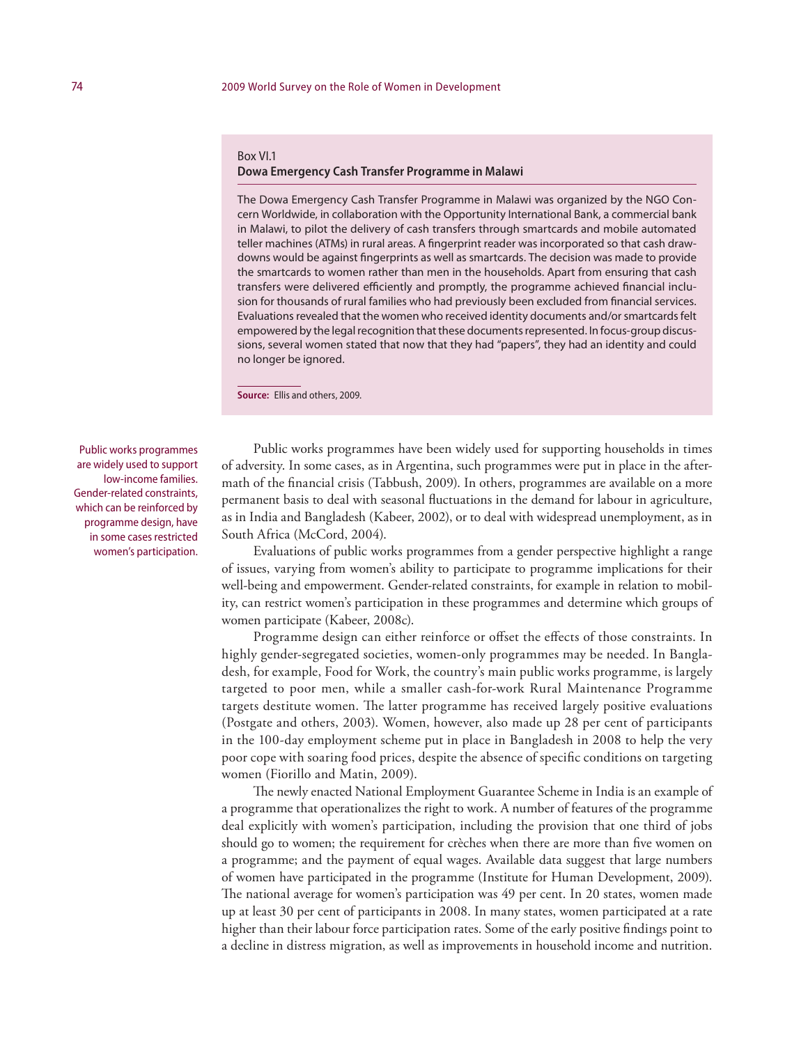Box VI.1

**Dowa Emergency Cash Transfer Programme in Malawi**

The Dowa Emergency Cash Transfer Programme in Malawi was organized by the NGO Concern Worldwide, in collaboration with the Opportunity International Bank, a commercial bank in Malawi, to pilot the delivery of cash transfers through smartcards and mobile automated teller machines (ATMs) in rural areas. A fingerprint reader was incorporated so that cash drawdowns would be against fingerprints as well as smartcards. The decision was made to provide the smartcards to women rather than men in the households. Apart from ensuring that cash transfers were delivered efficiently and promptly, the programme achieved financial inclusion for thousands of rural families who had previously been excluded from financial services. Evaluations revealed that the women who received identity documents and/or smartcards felt empowered by the legal recognition that these documents represented. In focus-group discussions, several women stated that now that they had "papers", they had an identity and could no longer be ignored.

**Source:** Ellis and others, 2009.

Public works programmes are widely used to support low-income families. Gender-related constraints, which can be reinforced by programme design, have in some cases restricted women's participation.

Public works programmes have been widely used for supporting households in times of adversity. In some cases, as in Argentina, such programmes were put in place in the aftermath of the financial crisis (Tabbush, 2009). In others, programmes are available on a more permanent basis to deal with seasonal fluctuations in the demand for labour in agriculture, as in India and Bangladesh (Kabeer, 2002), or to deal with widespread unemployment, as in South Africa (McCord, 2004).

Evaluations of public works programmes from a gender perspective highlight a range of issues, varying from women's ability to participate to programme implications for their well-being and empowerment. Gender-related constraints, for example in relation to mobility, can restrict women's participation in these programmes and determine which groups of women participate (Kabeer, 2008c).

Programme design can either reinforce or offset the effects of those constraints. In highly gender-segregated societies, women-only programmes may be needed. In Bangladesh, for example, Food for Work, the country's main public works programme, is largely targeted to poor men, while a smaller cash-for-work Rural Maintenance Programme targets destitute women. The latter programme has received largely positive evaluations (Postgate and others, 2003). Women, however, also made up 28 per cent of participants in the 100-day employment scheme put in place in Bangladesh in 2008 to help the very poor cope with soaring food prices, despite the absence of specific conditions on targeting women (Fiorillo and Matin, 2009).

The newly enacted National Employment Guarantee Scheme in India is an example of a programme that operationalizes the right to work. A number of features of the programme deal explicitly with women's participation, including the provision that one third of jobs should go to women; the requirement for crèches when there are more than five women on a programme; and the payment of equal wages. Available data suggest that large numbers of women have participated in the programme (Institute for Human Development, 2009). The national average for women's participation was 49 per cent. In 20 states, women made up at least 30 per cent of participants in 2008. In many states, women participated at a rate higher than their labour force participation rates. Some of the early positive findings point to a decline in distress migration, as well as improvements in household income and nutrition.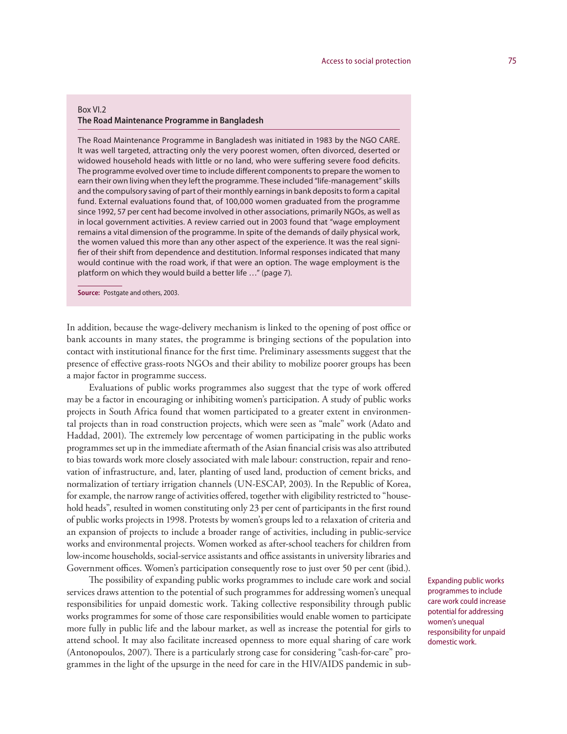**Box VI.2**
**The Road Maintenance Programme in Bangladesh**

The Road Maintenance Programme in Bangladesh was initiated in 1983 by the NGO CARE. It was well targeted, attracting only the very poorest women, often divorced, deserted or widowed household heads with little or no land, who were suffering severe food deficits. The programme evolved over time to include different components to prepare the women to earn their own living when they left the programme. These included "life-management" skills and the compulsory saving of part of their monthly earnings in bank deposits to form a capital fund. External evaluations found that, of 100,000 women graduated from the programme since 1992, 57 per cent had become involved in other associations, primarily NGOs, as well as in local government activities. A review carried out in 2003 found that "wage employment remains a vital dimension of the programme. In spite of the demands of daily physical work, the women valued this more than any other aspect of the experience. It was the real signifier of their shift from dependence and destitution. Informal responses indicated that many would continue with the road work, if that were an option. The wage employment is the platform on which they would build a better life …" (page 7).

**Source:** Postgate and others, 2003.

In addition, because the wage-delivery mechanism is linked to the opening of post office or bank accounts in many states, the programme is bringing sections of the population into contact with institutional finance for the first time. Preliminary assessments suggest that the presence of effective grass-roots NGOs and their ability to mobilize poorer groups has been a major factor in programme success.

Evaluations of public works programmes also suggest that the type of work offered may be a factor in encouraging or inhibiting women's participation. A study of public works projects in South Africa found that women participated to a greater extent in environmental projects than in road construction projects, which were seen as "male" work (Adato and Haddad, 2001). The extremely low percentage of women participating in the public works programmes set up in the immediate aftermath of the Asian financial crisis was also attributed to bias towards work more closely associated with male labour: construction, repair and renovation of infrastructure, and, later, planting of used land, production of cement bricks, and normalization of tertiary irrigation channels (UN-ESCAP, 2003). In the Republic of Korea, for example, the narrow range of activities offered, together with eligibility restricted to "household heads", resulted in women constituting only 23 per cent of participants in the first round of public works projects in 1998. Protests by women's groups led to a relaxation of criteria and an expansion of projects to include a broader range of activities, including in public-service works and environmental projects. Women worked as after-school teachers for children from low-income households, social-service assistants and office assistants in university libraries and Government offices. Women's participation consequently rose to just over 50 per cent (ibid.).

The possibility of expanding public works programmes to include care work and social services draws attention to the potential of such programmes for addressing women's unequal responsibilities for unpaid domestic work. Taking collective responsibility through public works programmes for some of those care responsibilities would enable women to participate more fully in public life and the labour market, as well as increase the potential for girls to attend school. It may also facilitate increased openness to more equal sharing of care work (Antonopoulos, 2007). There is a particularly strong case for considering "cash-for-care" programmes in the light of the upsurge in the need for care in the HIV/AIDS pandemic in sub-

Expanding public works programmes to include care work could increase potential for addressing women's unequal responsibility for unpaid domestic work.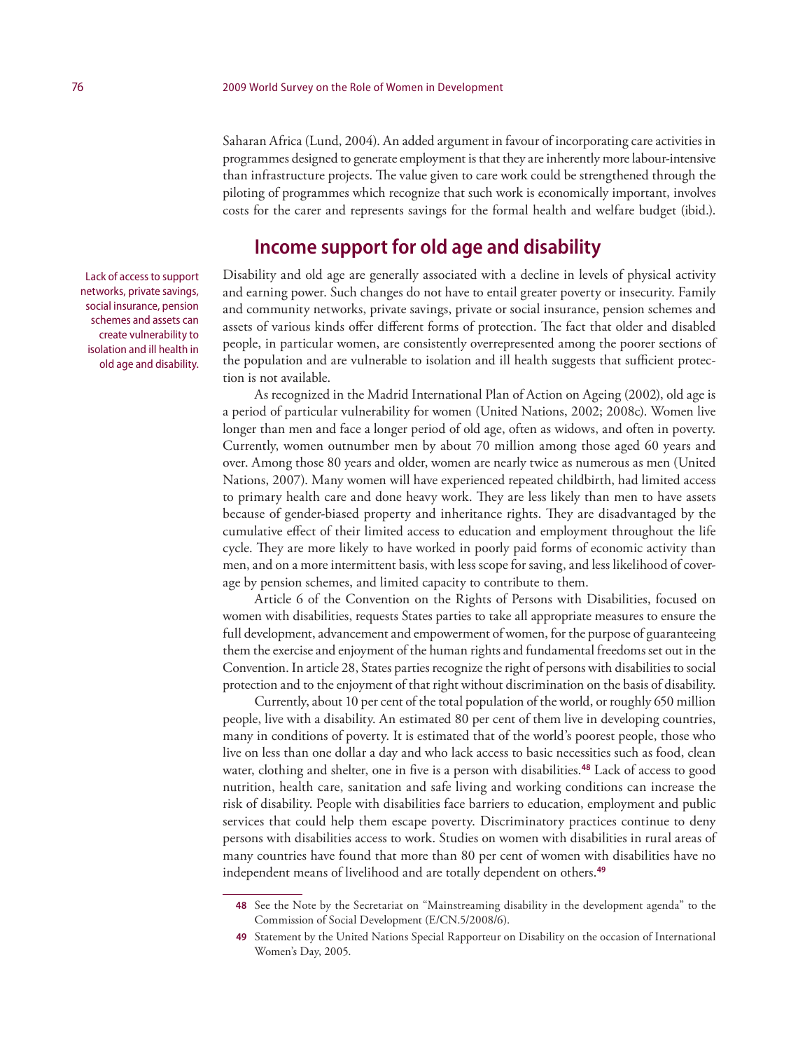Saharan Africa (Lund, 2004). An added argument in favour of incorporating care activities in programmes designed to generate employment is that they are inherently more labour-intensive than infrastructure projects. The value given to care work could be strengthened through the piloting of programmes which recognize that such work is economically important, involves costs for the carer and represents savings for the formal health and welfare budget (ibid.).

## Income support for old age and disability

Lack of access to support networks, private savings, social insurance, pension schemes and assets can create vulnerability to isolation and ill health in old age and disability.

Disability and old age are generally associated with a decline in levels of physical activity and earning power. Such changes do not have to entail greater poverty or insecurity. Family and community networks, private savings, private or social insurance, pension schemes and assets of various kinds offer different forms of protection. The fact that older and disabled people, in particular women, are consistently overrepresented among the poorer sections of the population and are vulnerable to isolation and ill health suggests that sufficient protection is not available.

As recognized in the Madrid International Plan of Action on Ageing (2002), old age is a period of particular vulnerability for women (United Nations, 2002; 2008c). Women live longer than men and face a longer period of old age, often as widows, and often in poverty. Currently, women outnumber men by about 70 million among those aged 60 years and over. Among those 80 years and older, women are nearly twice as numerous as men (United Nations, 2007). Many women will have experienced repeated childbirth, had limited access to primary health care and done heavy work. They are less likely than men to have assets because of gender-biased property and inheritance rights. They are disadvantaged by the cumulative effect of their limited access to education and employment throughout the life cycle. They are more likely to have worked in poorly paid forms of economic activity than men, and on a more intermittent basis, with less scope for saving, and less likelihood of coverage by pension schemes, and limited capacity to contribute to them.

Article 6 of the Convention on the Rights of Persons with Disabilities, focused on women with disabilities, requests States parties to take all appropriate measures to ensure the full development, advancement and empowerment of women, for the purpose of guaranteeing them the exercise and enjoyment of the human rights and fundamental freedoms set out in the Convention. In article 28, States parties recognize the right of persons with disabilities to social protection and to the enjoyment of that right without discrimination on the basis of disability.

Currently, about 10 per cent of the total population of the world, or roughly 650 million people, live with a disability. An estimated 80 per cent of them live in developing countries, many in conditions of poverty. It is estimated that of the world's poorest people, those who live on less than one dollar a day and who lack access to basic necessities such as food, clean water, clothing and shelter, one in five is a person with disabilities.[48] Lack of access to good nutrition, health care, sanitation and safe living and working conditions can increase the risk of disability. People with disabilities face barriers to education, employment and public services that could help them escape poverty. Discriminatory practices continue to deny persons with disabilities access to work. Studies on women with disabilities in rural areas of many countries have found that more than 80 per cent of women with disabilities have no independent means of livelihood and are totally dependent on others.[49]

---

48 See the Note by the Secretariat on "Mainstreaming disability in the development agenda" to the Commission of Social Development (E/CN.5/2008/6).

49 Statement by the United Nations Special Rapporteur on Disability on the occasion of International Women's Day, 2005.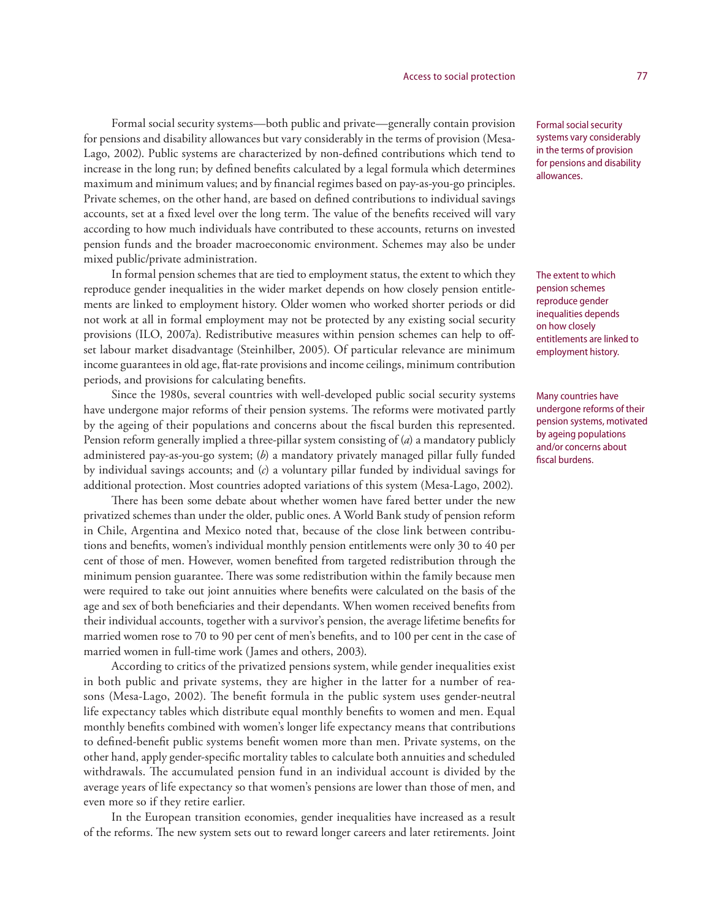Formal social security systems—both public and private—generally contain provision for pensions and disability allowances but vary considerably in the terms of provision (Mesa-Lago, 2002). Public systems are characterized by non-defined contributions which tend to increase in the long run; by defined benefits calculated by a legal formula which determines maximum and minimum values; and by financial regimes based on pay-as-you-go principles. Private schemes, on the other hand, are based on defined contributions to individual savings accounts, set at a fixed level over the long term. The value of the benefits received will vary according to how much individuals have contributed to these accounts, returns on invested pension funds and the broader macroeconomic environment. Schemes may also be under mixed public/private administration.

Formal social security systems vary considerably in the terms of provision for pensions and disability allowances.

In formal pension schemes that are tied to employment status, the extent to which they reproduce gender inequalities in the wider market depends on how closely pension entitlements are linked to employment history. Older women who worked shorter periods or did not work at all in formal employment may not be protected by any existing social security provisions (ILO, 2007a). Redistributive measures within pension schemes can help to offset labour market disadvantage (Steinhilber, 2005). Of particular relevance are minimum income guarantees in old age, flat-rate provisions and income ceilings, minimum contribution periods, and provisions for calculating benefits.

The extent to which pension schemes reproduce gender inequalities depends on how closely entitlements are linked to employment history.

Since the 1980s, several countries with well-developed public social security systems have undergone major reforms of their pension systems. The reforms were motivated partly by the ageing of their populations and concerns about the fiscal burden this represented. Pension reform generally implied a three-pillar system consisting of (*a*) a mandatory publicly administered pay-as-you-go system; (*b*) a mandatory privately managed pillar fully funded by individual savings accounts; and (*c*) a voluntary pillar funded by individual savings for additional protection. Most countries adopted variations of this system (Mesa-Lago, 2002).

Many countries have undergone reforms of their pension systems, motivated by ageing populations and/or concerns about fiscal burdens.

There has been some debate about whether women have fared better under the new privatized schemes than under the older, public ones. A World Bank study of pension reform in Chile, Argentina and Mexico noted that, because of the close link between contributions and benefits, women's individual monthly pension entitlements were only 30 to 40 per cent of those of men. However, women benefited from targeted redistribution through the minimum pension guarantee. There was some redistribution within the family because men were required to take out joint annuities where benefits were calculated on the basis of the age and sex of both beneficiaries and their dependants. When women received benefits from their individual accounts, together with a survivor's pension, the average lifetime benefits for married women rose to 70 to 90 per cent of men's benefits, and to 100 per cent in the case of married women in full-time work (James and others, 2003).

According to critics of the privatized pensions system, while gender inequalities exist in both public and private systems, they are higher in the latter for a number of reasons (Mesa-Lago, 2002). The benefit formula in the public system uses gender-neutral life expectancy tables which distribute equal monthly benefits to women and men. Equal monthly benefits combined with women's longer life expectancy means that contributions to defined-benefit public systems benefit women more than men. Private systems, on the other hand, apply gender-specific mortality tables to calculate both annuities and scheduled withdrawals. The accumulated pension fund in an individual account is divided by the average years of life expectancy so that women's pensions are lower than those of men, and even more so if they retire earlier.

In the European transition economies, gender inequalities have increased as a result of the reforms. The new system sets out to reward longer careers and later retirements. Joint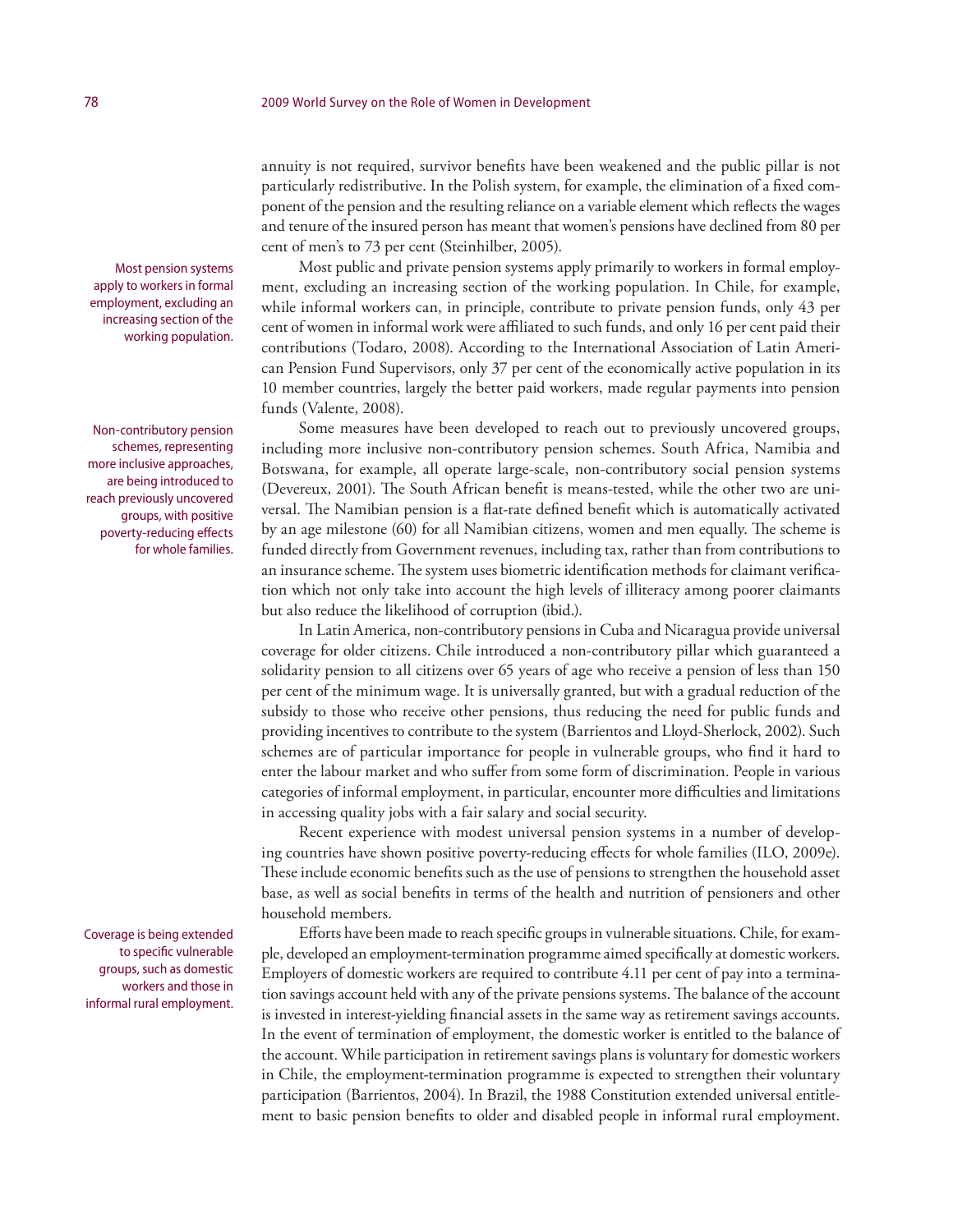annuity is not required, survivor benefits have been weakened and the public pillar is not particularly redistributive. In the Polish system, for example, the elimination of a fixed component of the pension and the resulting reliance on a variable element which reflects the wages and tenure of the insured person has meant that women's pensions have declined from 80 per cent of men's to 73 per cent (Steinhilber, 2005).

Most pension systems apply to workers in formal employment, excluding an increasing section of the working population.

Most public and private pension systems apply primarily to workers in formal employment, excluding an increasing section of the working population. In Chile, for example, while informal workers can, in principle, contribute to private pension funds, only 43 per cent of women in informal work were affiliated to such funds, and only 16 per cent paid their contributions (Todaro, 2008). According to the International Association of Latin American Pension Fund Supervisors, only 37 per cent of the economically active population in its 10 member countries, largely the better paid workers, made regular payments into pension funds (Valente, 2008).

Non-contributory pension schemes, representing more inclusive approaches, are being introduced to reach previously uncovered groups, with positive poverty-reducing effects for whole families.

Some measures have been developed to reach out to previously uncovered groups, including more inclusive non-contributory pension schemes. South Africa, Namibia and Botswana, for example, all operate large-scale, non-contributory social pension systems (Devereux, 2001). The South African benefit is means-tested, while the other two are universal. The Namibian pension is a flat-rate defined benefit which is automatically activated by an age milestone (60) for all Namibian citizens, women and men equally. The scheme is funded directly from Government revenues, including tax, rather than from contributions to an insurance scheme. The system uses biometric identification methods for claimant verification which not only take into account the high levels of illiteracy among poorer claimants but also reduce the likelihood of corruption (ibid.).

In Latin America, non-contributory pensions in Cuba and Nicaragua provide universal coverage for older citizens. Chile introduced a non-contributory pillar which guaranteed a solidarity pension to all citizens over 65 years of age who receive a pension of less than 150 per cent of the minimum wage. It is universally granted, but with a gradual reduction of the subsidy to those who receive other pensions, thus reducing the need for public funds and providing incentives to contribute to the system (Barrientos and Lloyd-Sherlock, 2002). Such schemes are of particular importance for people in vulnerable groups, who find it hard to enter the labour market and who suffer from some form of discrimination. People in various categories of informal employment, in particular, encounter more difficulties and limitations in accessing quality jobs with a fair salary and social security.

Recent experience with modest universal pension systems in a number of developing countries have shown positive poverty-reducing effects for whole families (ILO, 2009e). These include economic benefits such as the use of pensions to strengthen the household asset base, as well as social benefits in terms of the health and nutrition of pensioners and other household members.

Coverage is being extended to specific vulnerable groups, such as domestic workers and those in informal rural employment.

Efforts have been made to reach specific groups in vulnerable situations. Chile, for example, developed an employment-termination programme aimed specifically at domestic workers. Employers of domestic workers are required to contribute 4.11 per cent of pay into a termination savings account held with any of the private pensions systems. The balance of the account is invested in interest-yielding financial assets in the same way as retirement savings accounts. In the event of termination of employment, the domestic worker is entitled to the balance of the account. While participation in retirement savings plans is voluntary for domestic workers in Chile, the employment-termination programme is expected to strengthen their voluntary participation (Barrientos, 2004). In Brazil, the 1988 Constitution extended universal entitlement to basic pension benefits to older and disabled people in informal rural employment.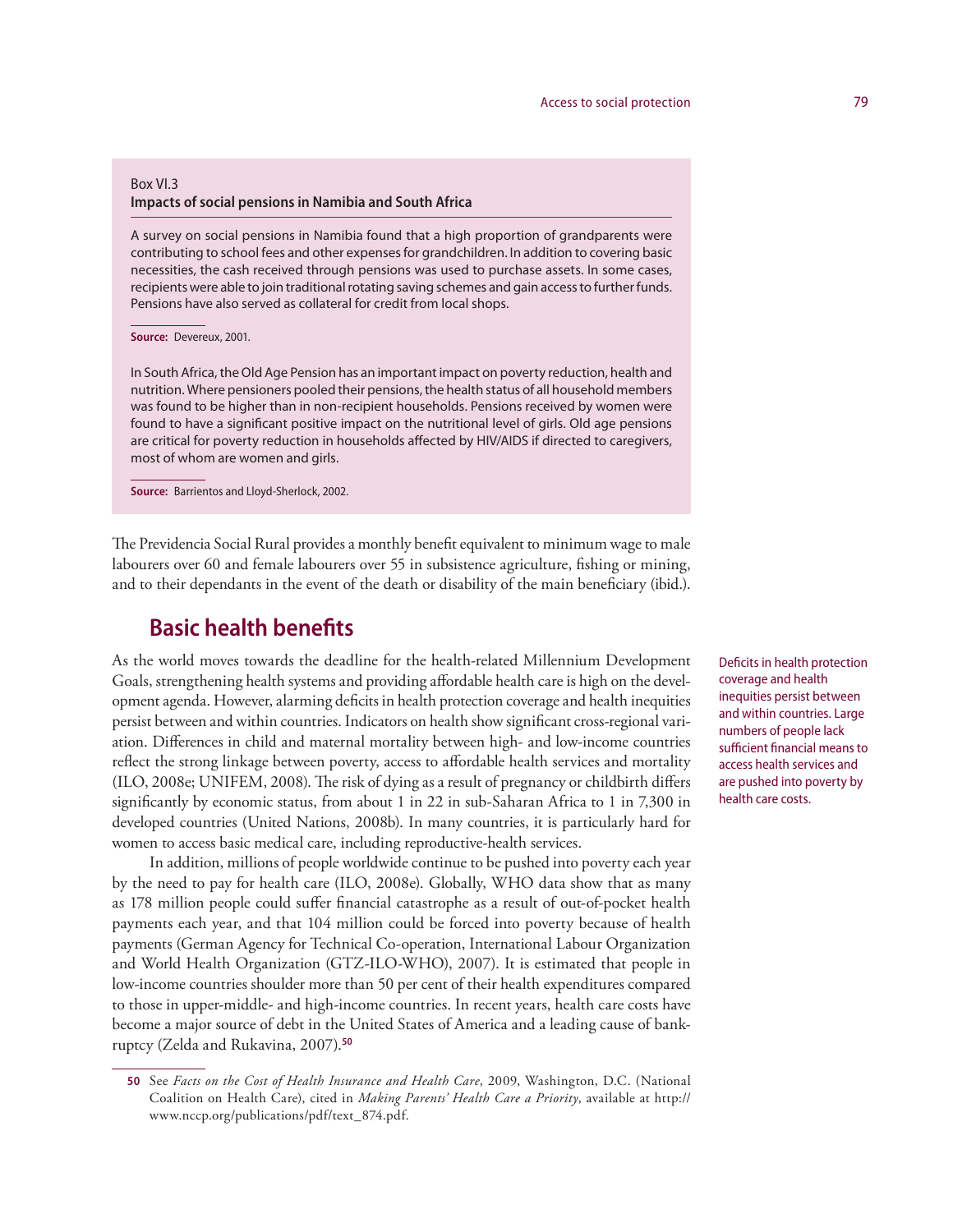Box VI.3

**Impacts of social pensions in Namibia and South Africa**

A survey on social pensions in Namibia found that a high proportion of grandparents were contributing to school fees and other expenses for grandchildren. In addition to covering basic necessities, the cash received through pensions was used to purchase assets. In some cases, recipients were able to join traditional rotating saving schemes and gain access to further funds. Pensions have also served as collateral for credit from local shops.

**Source:** Devereux, 2001.

In South Africa, the Old Age Pension has an important impact on poverty reduction, health and nutrition. Where pensioners pooled their pensions, the health status of all household members was found to be higher than in non-recipient households. Pensions received by women were found to have a significant positive impact on the nutritional level of girls. Old age pensions are critical for poverty reduction in households affected by HIV/AIDS if directed to caregivers, most of whom are women and girls.

**Source:** Barrientos and Lloyd-Sherlock, 2002.

The Previdencia Social Rural provides a monthly benefit equivalent to minimum wage to male labourers over 60 and female labourers over 55 in subsistence agriculture, fishing or mining, and to their dependants in the event of the death or disability of the main beneficiary (ibid.).

## Basic health benefits

Deficits in health protection coverage and health inequities persist between and within countries. Large numbers of people lack sufficient financial means to access health services and are pushed into poverty by health care costs.

As the world moves towards the deadline for the health-related Millennium Development Goals, strengthening health systems and providing affordable health care is high on the development agenda. However, alarming deficits in health protection coverage and health inequities persist between and within countries. Indicators on health show significant cross-regional variation. Differences in child and maternal mortality between high- and low-income countries reflect the strong linkage between poverty, access to affordable health services and mortality (ILO, 2008e; UNIFEM, 2008). The risk of dying as a result of pregnancy or childbirth differs significantly by economic status, from about 1 in 22 in sub-Saharan Africa to 1 in 7,300 in developed countries (United Nations, 2008b). In many countries, it is particularly hard for women to access basic medical care, including reproductive-health services.

In addition, millions of people worldwide continue to be pushed into poverty each year by the need to pay for health care (ILO, 2008e). Globally, WHO data show that as many as 178 million people could suffer financial catastrophe as a result of out-of-pocket health payments each year, and that 104 million could be forced into poverty because of health payments (German Agency for Technical Co-operation, International Labour Organization and World Health Organization (GTZ-ILO-WHO), 2007). It is estimated that people in low-income countries shoulder more than 50 per cent of their health expenditures compared to those in upper-middle- and high-income countries. In recent years, health care costs have become a major source of debt in the United States of America and a leading cause of bankruptcy (Zelda and Rukavina, 2007).[50]

[50] See *Facts on the Cost of Health Insurance and Health Care*, 2009, Washington, D.C. (National Coalition on Health Care), cited in *Making Parents' Health Care a Priority*, available at http://www.nccp.org/publications/pdf/text_874.pdf.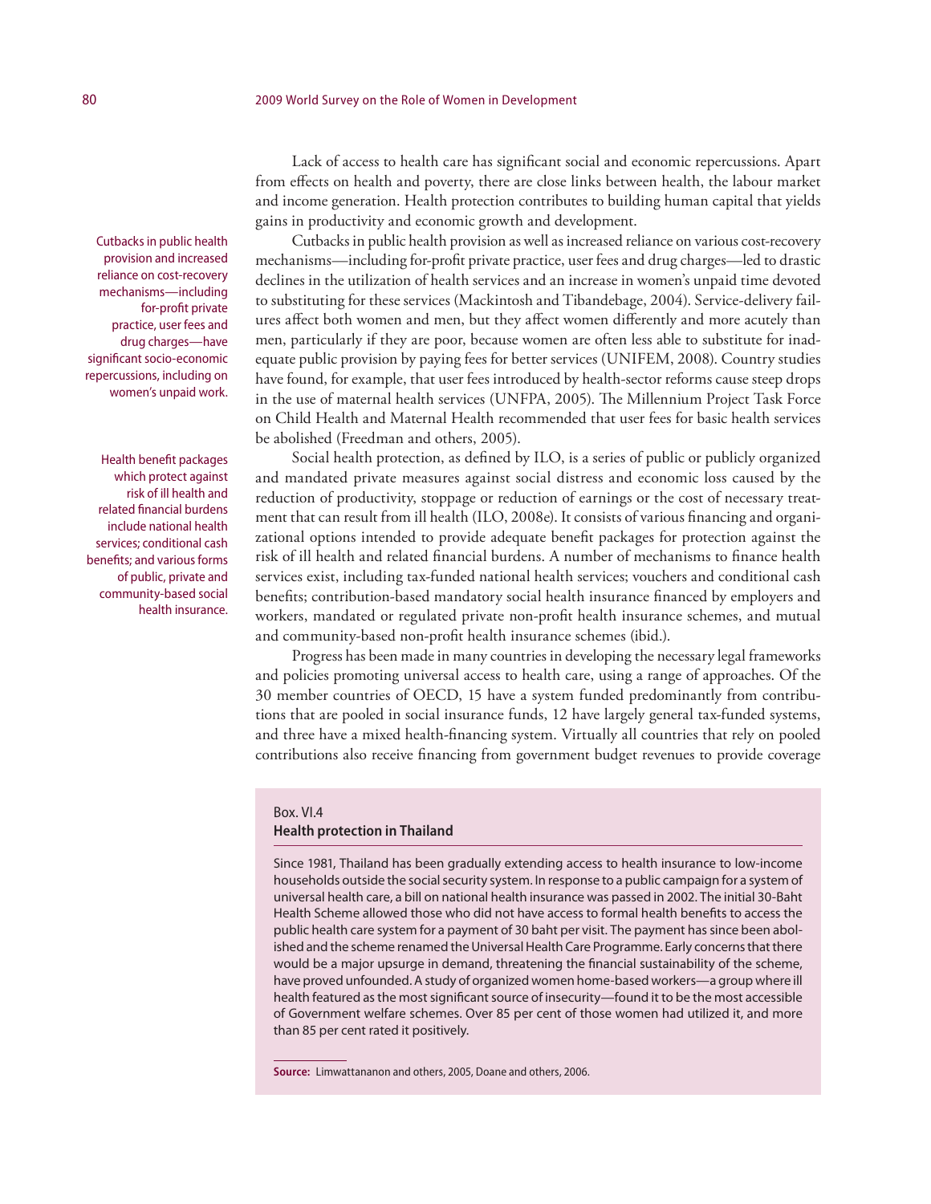Lack of access to health care has significant social and economic repercussions. Apart from effects on health and poverty, there are close links between health, the labour market and income generation. Health protection contributes to building human capital that yields gains in productivity and economic growth and development.

Cutbacks in public health provision and increased reliance on cost-recovery mechanisms—including for-profit private practice, user fees and drug charges—have significant socio-economic repercussions, including on women's unpaid work.

Cutbacks in public health provision as well as increased reliance on various cost-recovery mechanisms—including for-profit private practice, user fees and drug charges—led to drastic declines in the utilization of health services and an increase in women's unpaid time devoted to substituting for these services (Mackintosh and Tibandebage, 2004). Service-delivery failures affect both women and men, but they affect women differently and more acutely than men, particularly if they are poor, because women are often less able to substitute for inadequate public provision by paying fees for better services (UNIFEM, 2008). Country studies have found, for example, that user fees introduced by health-sector reforms cause steep drops in the use of maternal health services (UNFPA, 2005). The Millennium Project Task Force on Child Health and Maternal Health recommended that user fees for basic health services be abolished (Freedman and others, 2005).

Health benefit packages which protect against risk of ill health and related financial burdens include national health services; conditional cash benefits; and various forms of public, private and community-based social health insurance.

Social health protection, as defined by ILO, is a series of public or publicly organized and mandated private measures against social distress and economic loss caused by the reduction of productivity, stoppage or reduction of earnings or the cost of necessary treatment that can result from ill health (ILO, 2008e). It consists of various financing and organizational options intended to provide adequate benefit packages for protection against the risk of ill health and related financial burdens. A number of mechanisms to finance health services exist, including tax-funded national health services; vouchers and conditional cash benefits; contribution-based mandatory social health insurance financed by employers and workers, mandated or regulated private non-profit health insurance schemes, and mutual and community-based non-profit health insurance schemes (ibid.).

Progress has been made in many countries in developing the necessary legal frameworks and policies promoting universal access to health care, using a range of approaches. Of the 30 member countries of OECD, 15 have a system funded predominantly from contributions that are pooled in social insurance funds, 12 have largely general tax-funded systems, and three have a mixed health-financing system. Virtually all countries that rely on pooled contributions also receive financing from government budget revenues to provide coverage

> Box. VI.4
> **Health protection in Thailand**
>
> Since 1981, Thailand has been gradually extending access to health insurance to low-income households outside the social security system. In response to a public campaign for a system of universal health care, a bill on national health insurance was passed in 2002. The initial 30-Baht Health Scheme allowed those who did not have access to formal health benefits to access the public health care system for a payment of 30 baht per visit. The payment has since been abolished and the scheme renamed the Universal Health Care Programme. Early concerns that there would be a major upsurge in demand, threatening the financial sustainability of the scheme, have proved unfounded. A study of organized women home-based workers—a group where ill health featured as the most significant source of insecurity—found it to be the most accessible of Government welfare schemes. Over 85 per cent of those women had utilized it, and more than 85 per cent rated it positively.
>
> **Source:** Limwattananon and others, 2005, Doane and others, 2006.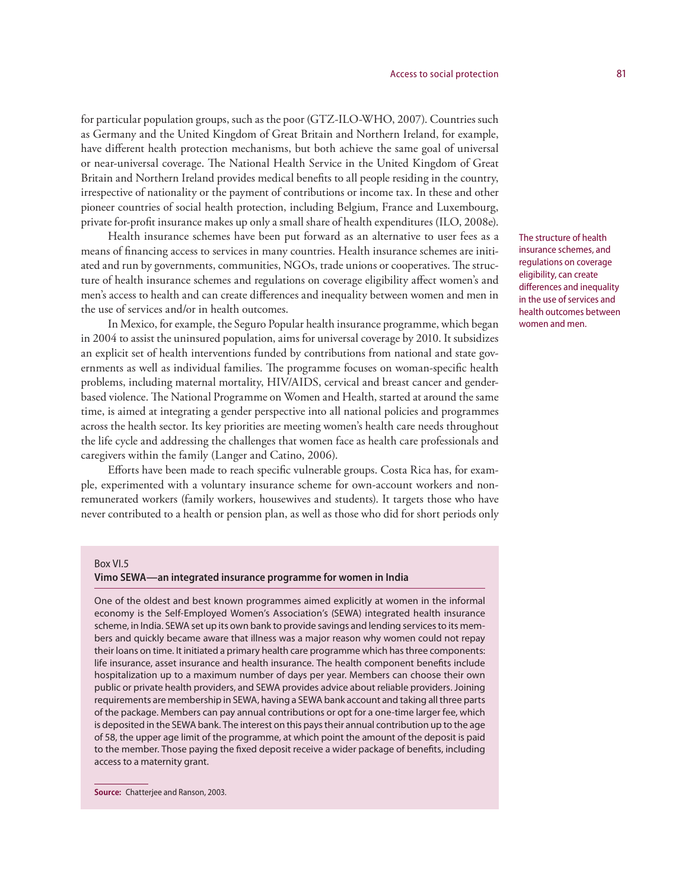for particular population groups, such as the poor (GTZ-ILO-WHO, 2007). Countries such as Germany and the United Kingdom of Great Britain and Northern Ireland, for example, have different health protection mechanisms, but both achieve the same goal of universal or near-universal coverage. The National Health Service in the United Kingdom of Great Britain and Northern Ireland provides medical benefits to all people residing in the country, irrespective of nationality or the payment of contributions or income tax. In these and other pioneer countries of social health protection, including Belgium, France and Luxembourg, private for-profit insurance makes up only a small share of health expenditures (ILO, 2008e).

Health insurance schemes have been put forward as an alternative to user fees as a means of financing access to services in many countries. Health insurance schemes are initiated and run by governments, communities, NGOs, trade unions or cooperatives. The structure of health insurance schemes and regulations on coverage eligibility affect women's and men's access to health and can create differences and inequality between women and men in the use of services and/or in health outcomes.

The structure of health insurance schemes, and regulations on coverage eligibility, can create differences and inequality in the use of services and health outcomes between women and men.

In Mexico, for example, the Seguro Popular health insurance programme, which began in 2004 to assist the uninsured population, aims for universal coverage by 2010. It subsidizes an explicit set of health interventions funded by contributions from national and state governments as well as individual families. The programme focuses on woman-specific health problems, including maternal mortality, HIV/AIDS, cervical and breast cancer and gender-based violence. The National Programme on Women and Health, started at around the same time, is aimed at integrating a gender perspective into all national policies and programmes across the health sector. Its key priorities are meeting women's health care needs throughout the life cycle and addressing the challenges that women face as health care professionals and caregivers within the family (Langer and Catino, 2006).

Efforts have been made to reach specific vulnerable groups. Costa Rica has, for example, experimented with a voluntary insurance scheme for own-account workers and non-remunerated workers (family workers, housewives and students). It targets those who have never contributed to a health or pension plan, as well as those who did for short periods only

Box VI.5

**Vimo SEWA—an integrated insurance programme for women in India**

One of the oldest and best known programmes aimed explicitly at women in the informal economy is the Self-Employed Women's Association's (SEWA) integrated health insurance scheme, in India. SEWA set up its own bank to provide savings and lending services to its members and quickly became aware that illness was a major reason why women could not repay their loans on time. It initiated a primary health care programme which has three components: life insurance, asset insurance and health insurance. The health component benefits include hospitalization up to a maximum number of days per year. Members can choose their own public or private health providers, and SEWA provides advice about reliable providers. Joining requirements are membership in SEWA, having a SEWA bank account and taking all three parts of the package. Members can pay annual contributions or opt for a one-time larger fee, which is deposited in the SEWA bank. The interest on this pays their annual contribution up to the age of 58, the upper age limit of the programme, at which point the amount of the deposit is paid to the member. Those paying the fixed deposit receive a wider package of benefits, including access to a maternity grant.

**Source:** Chatterjee and Ranson, 2003.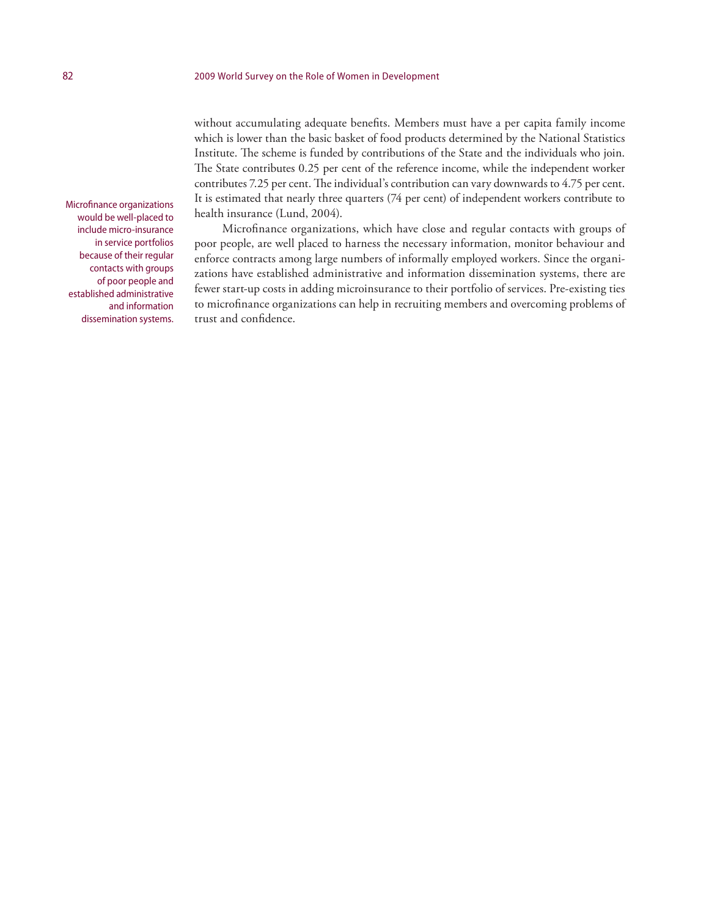without accumulating adequate benefits. Members must have a per capita family income which is lower than the basic basket of food products determined by the National Statistics Institute. The scheme is funded by contributions of the State and the individuals who join. The State contributes 0.25 per cent of the reference income, while the independent worker contributes 7.25 per cent. The individual's contribution can vary downwards to 4.75 per cent. It is estimated that nearly three quarters (74 per cent) of independent workers contribute to health insurance (Lund, 2004).

Microfinance organizations would be well-placed to include micro-insurance in service portfolios because of their regular contacts with groups of poor people and established administrative and information dissemination systems.

Microfinance organizations, which have close and regular contacts with groups of poor people, are well placed to harness the necessary information, monitor behaviour and enforce contracts among large numbers of informally employed workers. Since the organizations have established administrative and information dissemination systems, there are fewer start-up costs in adding microinsurance to their portfolio of services. Pre-existing ties to microfinance organizations can help in recruiting members and overcoming problems of trust and confidence.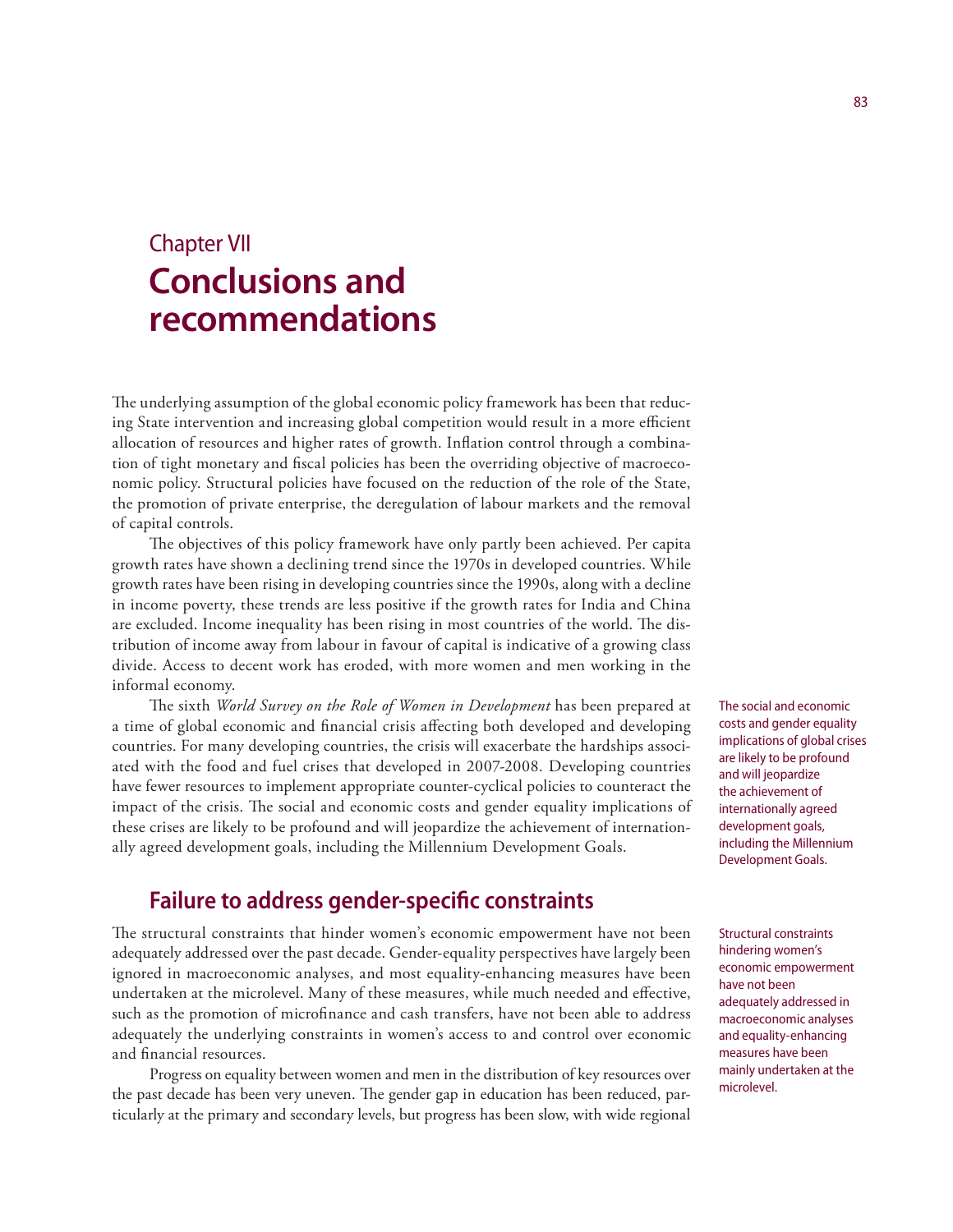# Chapter VII
# Conclusions and recommendations

The underlying assumption of the global economic policy framework has been that reducing State intervention and increasing global competition would result in a more efficient allocation of resources and higher rates of growth. Inflation control through a combination of tight monetary and fiscal policies has been the overriding objective of macroeconomic policy. Structural policies have focused on the reduction of the role of the State, the promotion of private enterprise, the deregulation of labour markets and the removal of capital controls.

The objectives of this policy framework have only partly been achieved. Per capita growth rates have shown a declining trend since the 1970s in developed countries. While growth rates have been rising in developing countries since the 1990s, along with a decline in income poverty, these trends are less positive if the growth rates for India and China are excluded. Income inequality has been rising in most countries of the world. The distribution of income away from labour in favour of capital is indicative of a growing class divide. Access to decent work has eroded, with more women and men working in the informal economy.

The sixth *World Survey on the Role of Women in Development* has been prepared at a time of global economic and financial crisis affecting both developed and developing countries. For many developing countries, the crisis will exacerbate the hardships associated with the food and fuel crises that developed in 2007-2008. Developing countries have fewer resources to implement appropriate counter-cyclical policies to counteract the impact of the crisis. The social and economic costs and gender equality implications of these crises are likely to be profound and will jeopardize the achievement of internationally agreed development goals, including the Millennium Development Goals.

The social and economic costs and gender equality implications of global crises are likely to be profound and will jeopardize the achievement of internationally agreed development goals, including the Millennium Development Goals.

## Failure to address gender-specific constraints

The structural constraints that hinder women's economic empowerment have not been adequately addressed over the past decade. Gender-equality perspectives have largely been ignored in macroeconomic analyses, and most equality-enhancing measures have been undertaken at the microlevel. Many of these measures, while much needed and effective, such as the promotion of microfinance and cash transfers, have not been able to address adequately the underlying constraints in women's access to and control over economic and financial resources.

Structural constraints hindering women's economic empowerment have not been adequately addressed in macroeconomic analyses and equality-enhancing measures have been mainly undertaken at the microlevel.

Progress on equality between women and men in the distribution of key resources over the past decade has been very uneven. The gender gap in education has been reduced, particularly at the primary and secondary levels, but progress has been slow, with wide regional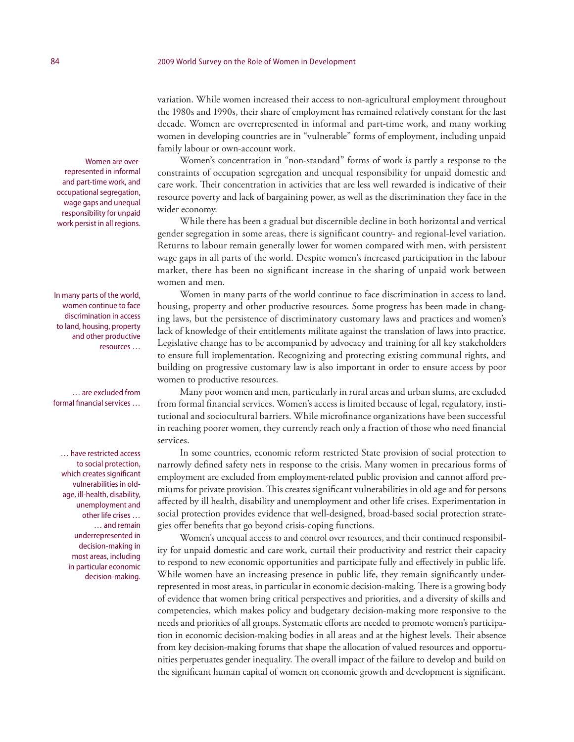variation. While women increased their access to non-agricultural employment throughout the 1980s and 1990s, their share of employment has remained relatively constant for the last decade. Women are overrepresented in informal and part-time work, and many working women in developing countries are in "vulnerable" forms of employment, including unpaid family labour or own-account work.

Women are overrepresented in informal and part-time work, and occupational segregation, wage gaps and unequal responsibility for unpaid work persist in all regions.

Women's concentration in "non-standard" forms of work is partly a response to the constraints of occupation segregation and unequal responsibility for unpaid domestic and care work. Their concentration in activities that are less well rewarded is indicative of their resource poverty and lack of bargaining power, as well as the discrimination they face in the wider economy.

While there has been a gradual but discernible decline in both horizontal and vertical gender segregation in some areas, there is significant country- and regional-level variation. Returns to labour remain generally lower for women compared with men, with persistent wage gaps in all parts of the world. Despite women's increased participation in the labour market, there has been no significant increase in the sharing of unpaid work between women and men.

In many parts of the world, women continue to face discrimination in access to land, housing, property and other productive resources …

Women in many parts of the world continue to face discrimination in access to land, housing, property and other productive resources. Some progress has been made in changing laws, but the persistence of discriminatory customary laws and practices and women's lack of knowledge of their entitlements militate against the translation of laws into practice. Legislative change has to be accompanied by advocacy and training for all key stakeholders to ensure full implementation. Recognizing and protecting existing communal rights, and building on progressive customary law is also important in order to ensure access by poor women to productive resources.

… are excluded from formal financial services …

Many poor women and men, particularly in rural areas and urban slums, are excluded from formal financial services. Women's access is limited because of legal, regulatory, institutional and sociocultural barriers. While microfinance organizations have been successful in reaching poorer women, they currently reach only a fraction of those who need financial services.

… have restricted access to social protection, which creates significant vulnerabilities in old-age, ill-health, disability, unemployment and other life crises …

In some countries, economic reform restricted State provision of social protection to narrowly defined safety nets in response to the crisis. Many women in precarious forms of employment are excluded from employment-related public provision and cannot afford premiums for private provision. This creates significant vulnerabilities in old age and for persons affected by ill health, disability and unemployment and other life crises. Experimentation in social protection provides evidence that well-designed, broad-based social protection strategies offer benefits that go beyond crisis-coping functions.

… and remain underrepresented in decision-making in most areas, including in particular economic decision-making.

Women's unequal access to and control over resources, and their continued responsibility for unpaid domestic and care work, curtail their productivity and restrict their capacity to respond to new economic opportunities and participate fully and effectively in public life. While women have an increasing presence in public life, they remain significantly underrepresented in most areas, in particular in economic decision-making. There is a growing body of evidence that women bring critical perspectives and priorities, and a diversity of skills and competencies, which makes policy and budgetary decision-making more responsive to the needs and priorities of all groups. Systematic efforts are needed to promote women's participation in economic decision-making bodies in all areas and at the highest levels. Their absence from key decision-making forums that shape the allocation of valued resources and opportunities perpetuates gender inequality. The overall impact of the failure to develop and build on the significant human capital of women on economic growth and development is significant.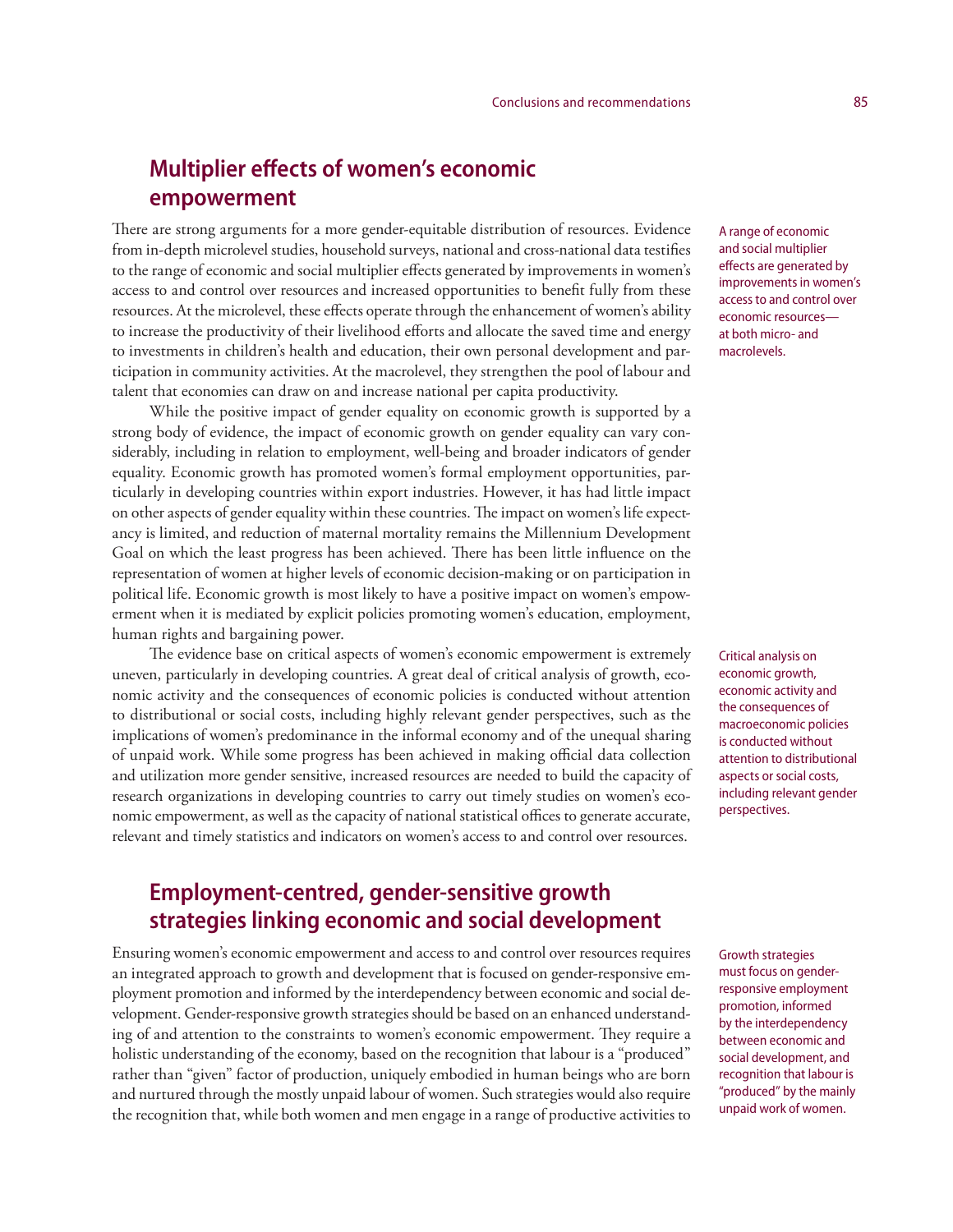## Multiplier effects of women's economic empowerment

There are strong arguments for a more gender-equitable distribution of resources. Evidence from in-depth microlevel studies, household surveys, national and cross-national data testifies to the range of economic and social multiplier effects generated by improvements in women's access to and control over resources and increased opportunities to benefit fully from these resources. At the microlevel, these effects operate through the enhancement of women's ability to increase the productivity of their livelihood efforts and allocate the saved time and energy to investments in children's health and education, their own personal development and participation in community activities. At the macrolevel, they strengthen the pool of labour and talent that economies can draw on and increase national per capita productivity.

A range of economic and social multiplier effects are generated by improvements in women's access to and control over economic resources—at both micro- and macrolevels.

While the positive impact of gender equality on economic growth is supported by a strong body of evidence, the impact of economic growth on gender equality can vary considerably, including in relation to employment, well-being and broader indicators of gender equality. Economic growth has promoted women's formal employment opportunities, particularly in developing countries within export industries. However, it has had little impact on other aspects of gender equality within these countries. The impact on women's life expectancy is limited, and reduction of maternal mortality remains the Millennium Development Goal on which the least progress has been achieved. There has been little influence on the representation of women at higher levels of economic decision-making or on participation in political life. Economic growth is most likely to have a positive impact on women's empowerment when it is mediated by explicit policies promoting women's education, employment, human rights and bargaining power.

The evidence base on critical aspects of women's economic empowerment is extremely uneven, particularly in developing countries. A great deal of critical analysis of growth, economic activity and the consequences of economic policies is conducted without attention to distributional or social costs, including highly relevant gender perspectives, such as the implications of women's predominance in the informal economy and of the unequal sharing of unpaid work. While some progress has been achieved in making official data collection and utilization more gender sensitive, increased resources are needed to build the capacity of research organizations in developing countries to carry out timely studies on women's economic empowerment, as well as the capacity of national statistical offices to generate accurate, relevant and timely statistics and indicators on women's access to and control over resources.

Critical analysis on economic growth, economic activity and the consequences of macroeconomic policies is conducted without attention to distributional aspects or social costs, including relevant gender perspectives.

## Employment-centred, gender-sensitive growth strategies linking economic and social development

Ensuring women's economic empowerment and access to and control over resources requires an integrated approach to growth and development that is focused on gender-responsive employment promotion and informed by the interdependency between economic and social development. Gender-responsive growth strategies should be based on an enhanced understanding of and attention to the constraints to women's economic empowerment. They require a holistic understanding of the economy, based on the recognition that labour is a "produced" rather than "given" factor of production, uniquely embodied in human beings who are born and nurtured through the mostly unpaid labour of women. Such strategies would also require the recognition that, while both women and men engage in a range of productive activities to

Growth strategies must focus on gender-responsive employment promotion, informed by the interdependency between economic and social development, and recognition that labour is "produced" by the mainly unpaid work of women.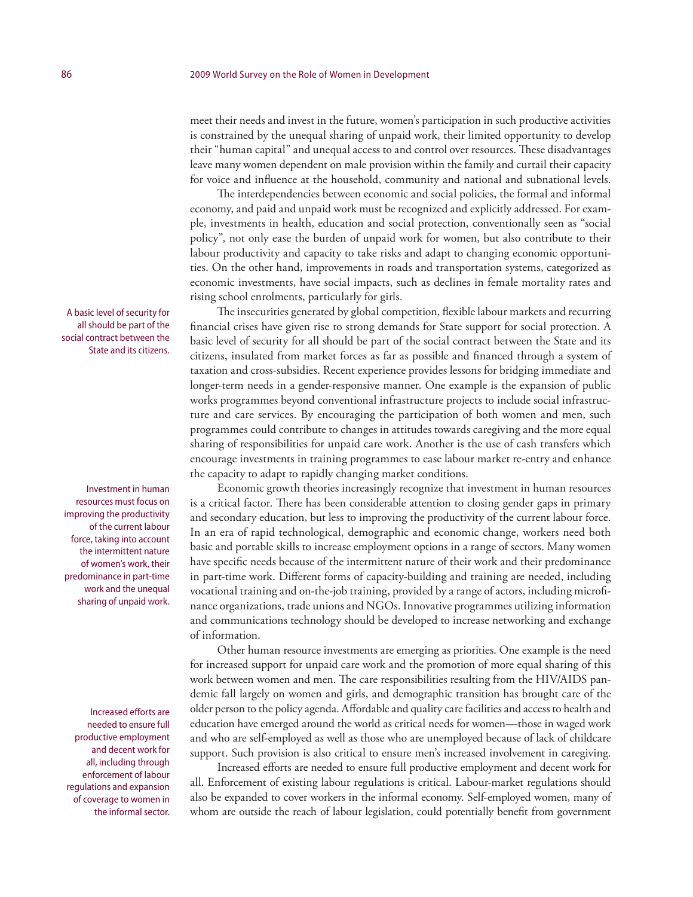meet their needs and invest in the future, women's participation in such productive activities is constrained by the unequal sharing of unpaid work, their limited opportunity to develop their "human capital" and unequal access to and control over resources. These disadvantages leave many women dependent on male provision within the family and curtail their capacity for voice and influence at the household, community and national and subnational levels.

The interdependencies between economic and social policies, the formal and informal economy, and paid and unpaid work must be recognized and explicitly addressed. For example, investments in health, education and social protection, conventionally seen as "social policy", not only ease the burden of unpaid work for women, but also contribute to their labour productivity and capacity to take risks and adapt to changing economic opportunities. On the other hand, improvements in roads and transportation systems, categorized as economic investments, have social impacts, such as declines in female mortality rates and rising school enrolments, particularly for girls.

A basic level of security for all should be part of the social contract between the State and its citizens.

The insecurities generated by global competition, flexible labour markets and recurring financial crises have given rise to strong demands for State support for social protection. A basic level of security for all should be part of the social contract between the State and its citizens, insulated from market forces as far as possible and financed through a system of taxation and cross-subsidies. Recent experience provides lessons for bridging immediate and longer-term needs in a gender-responsive manner. One example is the expansion of public works programmes beyond conventional infrastructure projects to include social infrastructure and care services. By encouraging the participation of both women and men, such programmes could contribute to changes in attitudes towards caregiving and the more equal sharing of responsibilities for unpaid care work. Another is the use of cash transfers which encourage investments in training programmes to ease labour market re-entry and enhance the capacity to adapt to rapidly changing market conditions.

Investment in human resources must focus on improving the productivity of the current labour force, taking into account the intermittent nature of women's work, their predominance in part-time work and the unequal sharing of unpaid work.

Economic growth theories increasingly recognize that investment in human resources is a critical factor. There has been considerable attention to closing gender gaps in primary and secondary education, but less to improving the productivity of the current labour force. In an era of rapid technological, demographic and economic change, workers need both basic and portable skills to increase employment options in a range of sectors. Many women have specific needs because of the intermittent nature of their work and their predominance in part-time work. Different forms of capacity-building and training are needed, including vocational training and on-the-job training, provided by a range of actors, including microfinance organizations, trade unions and NGOs. Innovative programmes utilizing information and communications technology should be developed to increase networking and exchange of information.

Other human resource investments are emerging as priorities. One example is the need for increased support for unpaid care work and the promotion of more equal sharing of this work between women and men. The care responsibilities resulting from the HIV/AIDS pandemic fall largely on women and girls, and demographic transition has brought care of the older person to the policy agenda. Affordable and quality care facilities and access to health and education have emerged around the world as critical needs for women—those in waged work and who are self-employed as well as those who are unemployed because of lack of childcare support. Such provision is also critical to ensure men's increased involvement in caregiving.

Increased efforts are needed to ensure full productive employment and decent work for all, including through enforcement of labour regulations and expansion of coverage to women in the informal sector.

Increased efforts are needed to ensure full productive employment and decent work for all. Enforcement of existing labour regulations is critical. Labour-market regulations should also be expanded to cover workers in the informal economy. Self-employed women, many of whom are outside the reach of labour legislation, could potentially benefit from government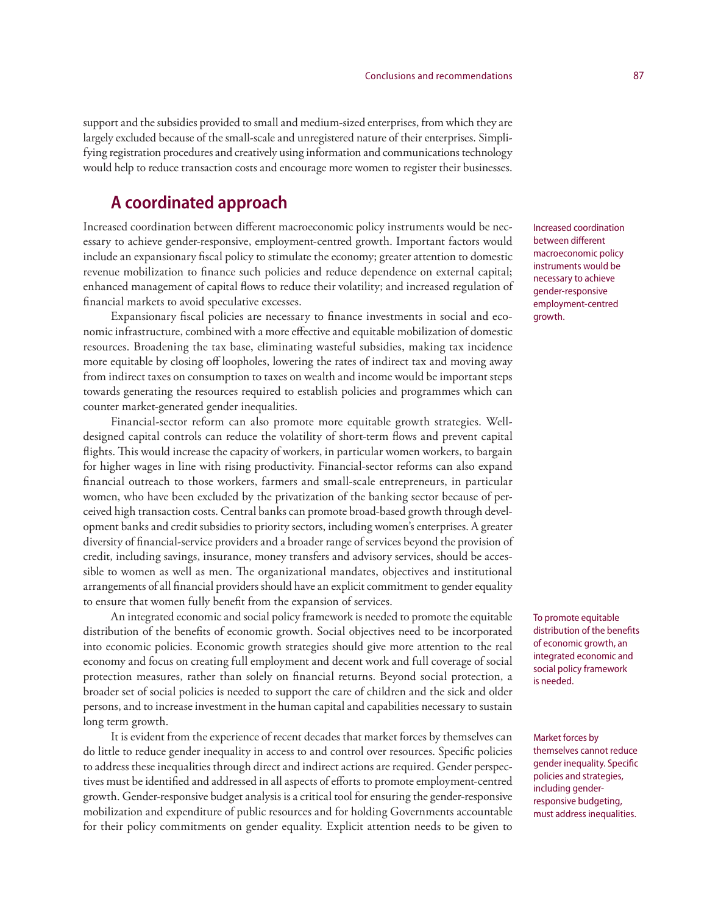support and the subsidies provided to small and medium-sized enterprises, from which they are largely excluded because of the small-scale and unregistered nature of their enterprises. Simplifying registration procedures and creatively using information and communications technology would help to reduce transaction costs and encourage more women to register their businesses.

## A coordinated approach

Increased coordination between different macroeconomic policy instruments would be necessary to achieve gender-responsive, employment-centred growth. Important factors would include an expansionary fiscal policy to stimulate the economy; greater attention to domestic revenue mobilization to finance such policies and reduce dependence on external capital; enhanced management of capital flows to reduce their volatility; and increased regulation of financial markets to avoid speculative excesses.

Increased coordination between different macroeconomic policy instruments would be necessary to achieve gender-responsive employment-centred growth.

Expansionary fiscal policies are necessary to finance investments in social and economic infrastructure, combined with a more effective and equitable mobilization of domestic resources. Broadening the tax base, eliminating wasteful subsidies, making tax incidence more equitable by closing off loopholes, lowering the rates of indirect tax and moving away from indirect taxes on consumption to taxes on wealth and income would be important steps towards generating the resources required to establish policies and programmes which can counter market-generated gender inequalities.

Financial-sector reform can also promote more equitable growth strategies. Well-designed capital controls can reduce the volatility of short-term flows and prevent capital flights. This would increase the capacity of workers, in particular women workers, to bargain for higher wages in line with rising productivity. Financial-sector reforms can also expand financial outreach to those workers, farmers and small-scale entrepreneurs, in particular women, who have been excluded by the privatization of the banking sector because of perceived high transaction costs. Central banks can promote broad-based growth through development banks and credit subsidies to priority sectors, including women's enterprises. A greater diversity of financial-service providers and a broader range of services beyond the provision of credit, including savings, insurance, money transfers and advisory services, should be accessible to women as well as men. The organizational mandates, objectives and institutional arrangements of all financial providers should have an explicit commitment to gender equality to ensure that women fully benefit from the expansion of services.

An integrated economic and social policy framework is needed to promote the equitable distribution of the benefits of economic growth. Social objectives need to be incorporated into economic policies. Economic growth strategies should give more attention to the real economy and focus on creating full employment and decent work and full coverage of social protection measures, rather than solely on financial returns. Beyond social protection, a broader set of social policies is needed to support the care of children and the sick and older persons, and to increase investment in the human capital and capabilities necessary to sustain long term growth.

To promote equitable distribution of the benefits of economic growth, an integrated economic and social policy framework is needed.

It is evident from the experience of recent decades that market forces by themselves can do little to reduce gender inequality in access to and control over resources. Specific policies to address these inequalities through direct and indirect actions are required. Gender perspectives must be identified and addressed in all aspects of efforts to promote employment-centred growth. Gender-responsive budget analysis is a critical tool for ensuring the gender-responsive mobilization and expenditure of public resources and for holding Governments accountable for their policy commitments on gender equality. Explicit attention needs to be given to

Market forces by themselves cannot reduce gender inequality. Specific policies and strategies, including gender-responsive budgeting, must address inequalities.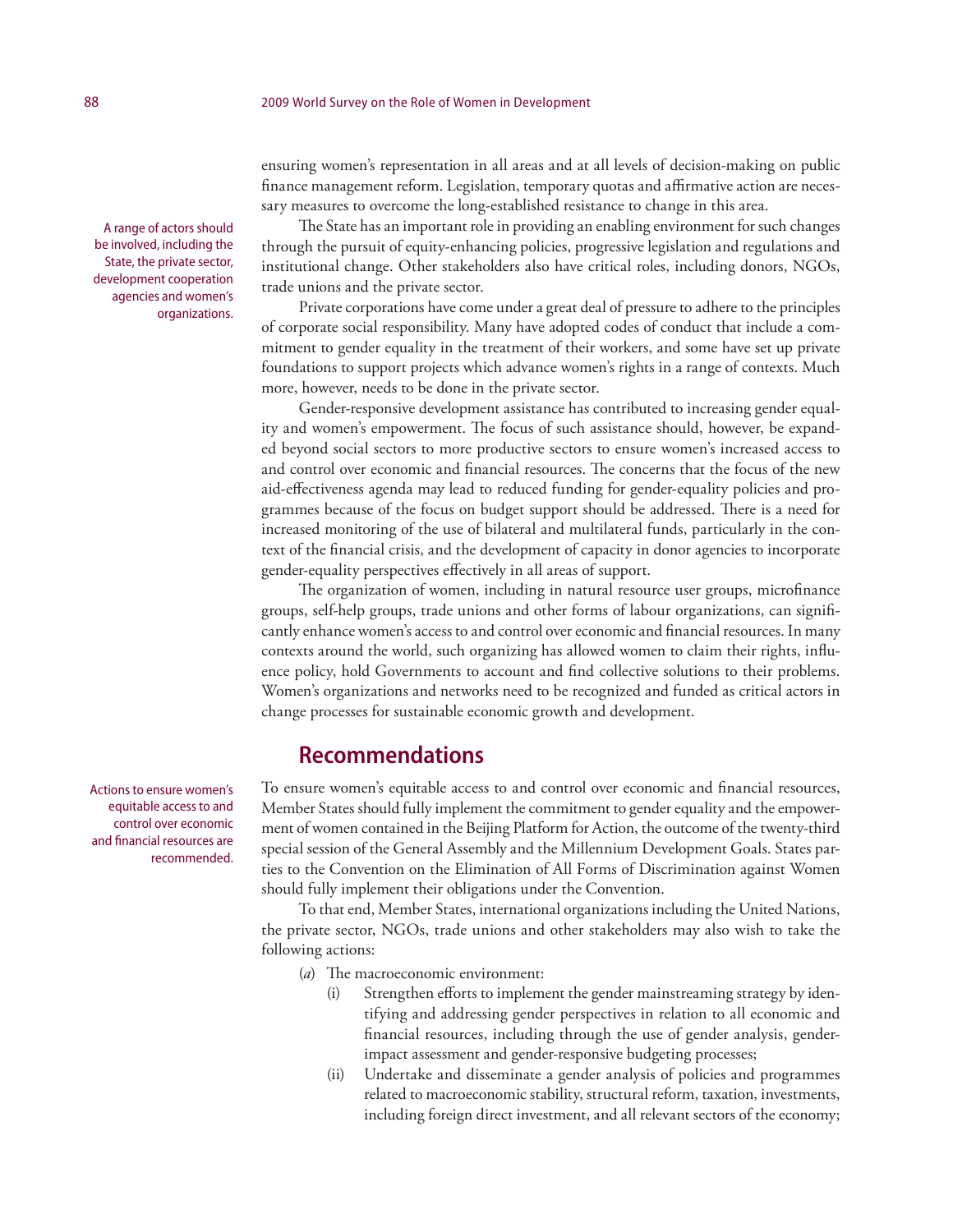ensuring women's representation in all areas and at all levels of decision-making on public finance management reform. Legislation, temporary quotas and affirmative action are necessary measures to overcome the long-established resistance to change in this area.

A range of actors should be involved, including the State, the private sector, development cooperation agencies and women's organizations.

The State has an important role in providing an enabling environment for such changes through the pursuit of equity-enhancing policies, progressive legislation and regulations and institutional change. Other stakeholders also have critical roles, including donors, NGOs, trade unions and the private sector.

Private corporations have come under a great deal of pressure to adhere to the principles of corporate social responsibility. Many have adopted codes of conduct that include a commitment to gender equality in the treatment of their workers, and some have set up private foundations to support projects which advance women's rights in a range of contexts. Much more, however, needs to be done in the private sector.

Gender-responsive development assistance has contributed to increasing gender equality and women's empowerment. The focus of such assistance should, however, be expanded beyond social sectors to more productive sectors to ensure women's increased access to and control over economic and financial resources. The concerns that the focus of the new aid-effectiveness agenda may lead to reduced funding for gender-equality policies and programmes because of the focus on budget support should be addressed. There is a need for increased monitoring of the use of bilateral and multilateral funds, particularly in the context of the financial crisis, and the development of capacity in donor agencies to incorporate gender-equality perspectives effectively in all areas of support.

The organization of women, including in natural resource user groups, microfinance groups, self-help groups, trade unions and other forms of labour organizations, can significantly enhance women's access to and control over economic and financial resources. In many contexts around the world, such organizing has allowed women to claim their rights, influence policy, hold Governments to account and find collective solutions to their problems. Women's organizations and networks need to be recognized and funded as critical actors in change processes for sustainable economic growth and development.

## Recommendations

Actions to ensure women's equitable access to and control over economic and financial resources are recommended.

To ensure women's equitable access to and control over economic and financial resources, Member States should fully implement the commitment to gender equality and the empowerment of women contained in the Beijing Platform for Action, the outcome of the twenty-third special session of the General Assembly and the Millennium Development Goals. States parties to the Convention on the Elimination of All Forms of Discrimination against Women should fully implement their obligations under the Convention.

To that end, Member States, international organizations including the United Nations, the private sector, NGOs, trade unions and other stakeholders may also wish to take the following actions:

(*a*) The macroeconomic environment:

(i) Strengthen efforts to implement the gender mainstreaming strategy by identifying and addressing gender perspectives in relation to all economic and financial resources, including through the use of gender analysis, gender-impact assessment and gender-responsive budgeting processes;

(ii) Undertake and disseminate a gender analysis of policies and programmes related to macroeconomic stability, structural reform, taxation, investments, including foreign direct investment, and all relevant sectors of the economy;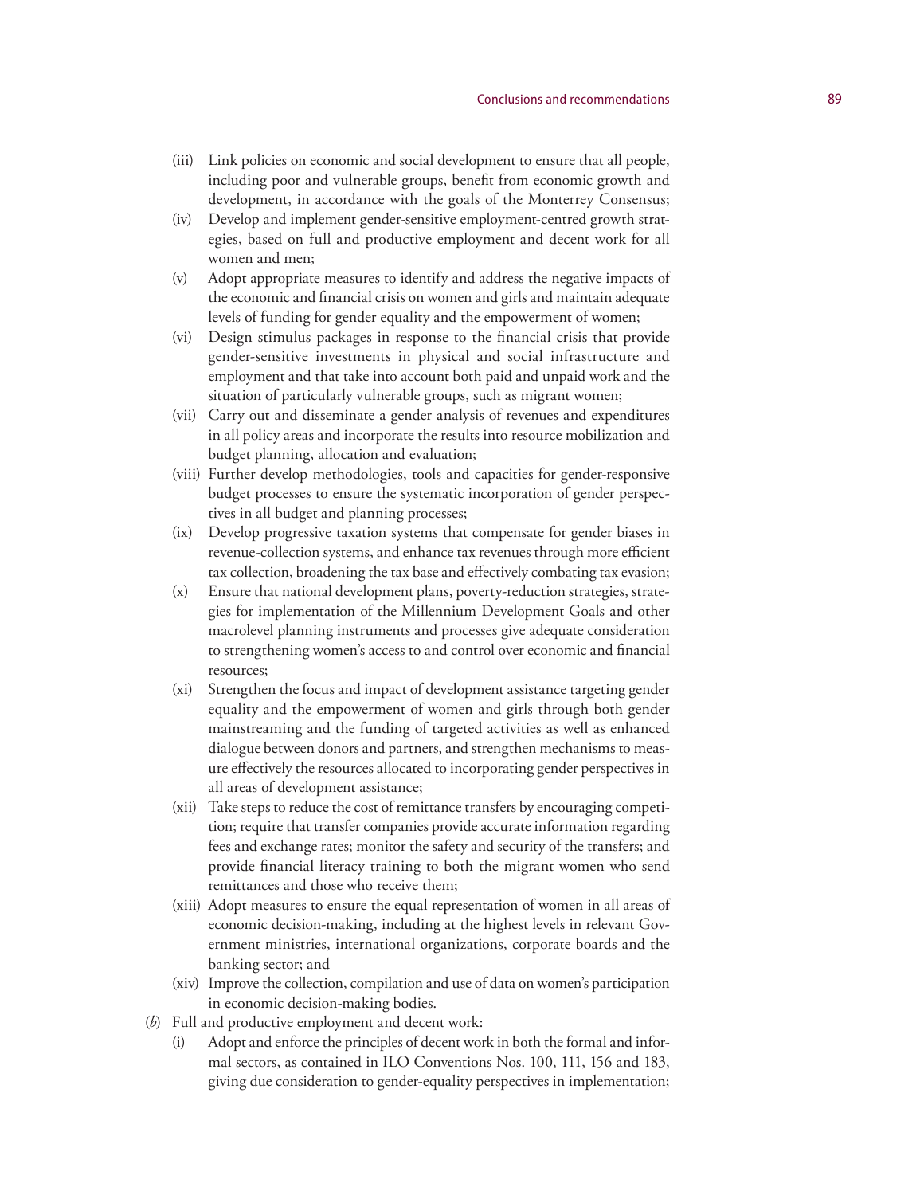(iii) Link policies on economic and social development to ensure that all people, including poor and vulnerable groups, benefit from economic growth and development, in accordance with the goals of the Monterrey Consensus;

(iv) Develop and implement gender-sensitive employment-centred growth strategies, based on full and productive employment and decent work for all women and men;

(v) Adopt appropriate measures to identify and address the negative impacts of the economic and financial crisis on women and girls and maintain adequate levels of funding for gender equality and the empowerment of women;

(vi) Design stimulus packages in response to the financial crisis that provide gender-sensitive investments in physical and social infrastructure and employment and that take into account both paid and unpaid work and the situation of particularly vulnerable groups, such as migrant women;

(vii) Carry out and disseminate a gender analysis of revenues and expenditures in all policy areas and incorporate the results into resource mobilization and budget planning, allocation and evaluation;

(viii) Further develop methodologies, tools and capacities for gender-responsive budget processes to ensure the systematic incorporation of gender perspectives in all budget and planning processes;

(ix) Develop progressive taxation systems that compensate for gender biases in revenue-collection systems, and enhance tax revenues through more efficient tax collection, broadening the tax base and effectively combating tax evasion;

(x) Ensure that national development plans, poverty-reduction strategies, strategies for implementation of the Millennium Development Goals and other macrolevel planning instruments and processes give adequate consideration to strengthening women's access to and control over economic and financial resources;

(xi) Strengthen the focus and impact of development assistance targeting gender equality and the empowerment of women and girls through both gender mainstreaming and the funding of targeted activities as well as enhanced dialogue between donors and partners, and strengthen mechanisms to measure effectively the resources allocated to incorporating gender perspectives in all areas of development assistance;

(xii) Take steps to reduce the cost of remittance transfers by encouraging competition; require that transfer companies provide accurate information regarding fees and exchange rates; monitor the safety and security of the transfers; and provide financial literacy training to both the migrant women who send remittances and those who receive them;

(xiii) Adopt measures to ensure the equal representation of women in all areas of economic decision-making, including at the highest levels in relevant Government ministries, international organizations, corporate boards and the banking sector; and

(xiv) Improve the collection, compilation and use of data on women's participation in economic decision-making bodies.

(*b*) Full and productive employment and decent work:

(i) Adopt and enforce the principles of decent work in both the formal and informal sectors, as contained in ILO Conventions Nos. 100, 111, 156 and 183, giving due consideration to gender-equality perspectives in implementation;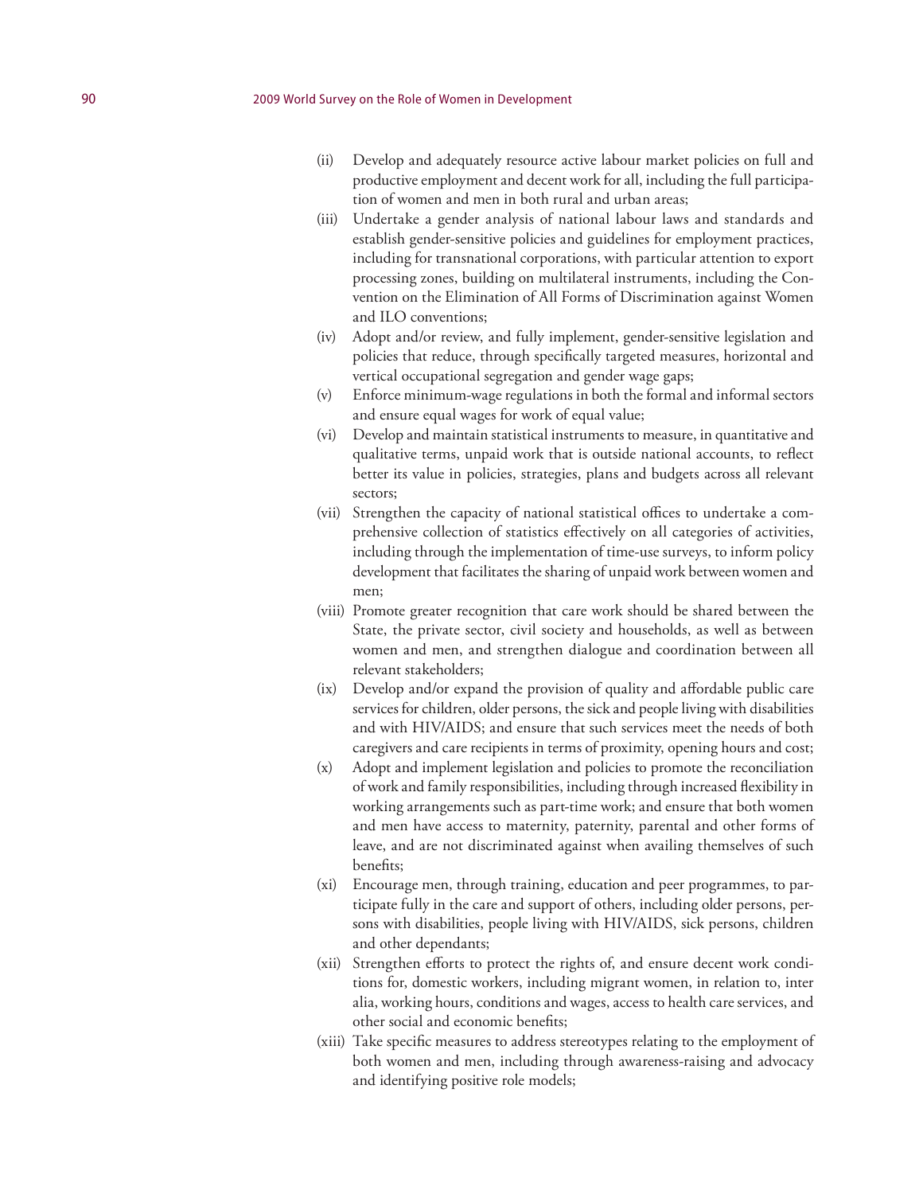(ii) Develop and adequately resource active labour market policies on full and productive employment and decent work for all, including the full participation of women and men in both rural and urban areas;

(iii) Undertake a gender analysis of national labour laws and standards and establish gender-sensitive policies and guidelines for employment practices, including for transnational corporations, with particular attention to export processing zones, building on multilateral instruments, including the Convention on the Elimination of All Forms of Discrimination against Women and ILO conventions;

(iv) Adopt and/or review, and fully implement, gender-sensitive legislation and policies that reduce, through specifically targeted measures, horizontal and vertical occupational segregation and gender wage gaps;

(v) Enforce minimum-wage regulations in both the formal and informal sectors and ensure equal wages for work of equal value;

(vi) Develop and maintain statistical instruments to measure, in quantitative and qualitative terms, unpaid work that is outside national accounts, to reflect better its value in policies, strategies, plans and budgets across all relevant sectors;

(vii) Strengthen the capacity of national statistical offices to undertake a comprehensive collection of statistics effectively on all categories of activities, including through the implementation of time-use surveys, to inform policy development that facilitates the sharing of unpaid work between women and men;

(viii) Promote greater recognition that care work should be shared between the State, the private sector, civil society and households, as well as between women and men, and strengthen dialogue and coordination between all relevant stakeholders;

(ix) Develop and/or expand the provision of quality and affordable public care services for children, older persons, the sick and people living with disabilities and with HIV/AIDS; and ensure that such services meet the needs of both caregivers and care recipients in terms of proximity, opening hours and cost;

(x) Adopt and implement legislation and policies to promote the reconciliation of work and family responsibilities, including through increased flexibility in working arrangements such as part-time work; and ensure that both women and men have access to maternity, paternity, parental and other forms of leave, and are not discriminated against when availing themselves of such benefits;

(xi) Encourage men, through training, education and peer programmes, to participate fully in the care and support of others, including older persons, persons with disabilities, people living with HIV/AIDS, sick persons, children and other dependants;

(xii) Strengthen efforts to protect the rights of, and ensure decent work conditions for, domestic workers, including migrant women, in relation to, inter alia, working hours, conditions and wages, access to health care services, and other social and economic benefits;

(xiii) Take specific measures to address stereotypes relating to the employment of both women and men, including through awareness-raising and advocacy and identifying positive role models;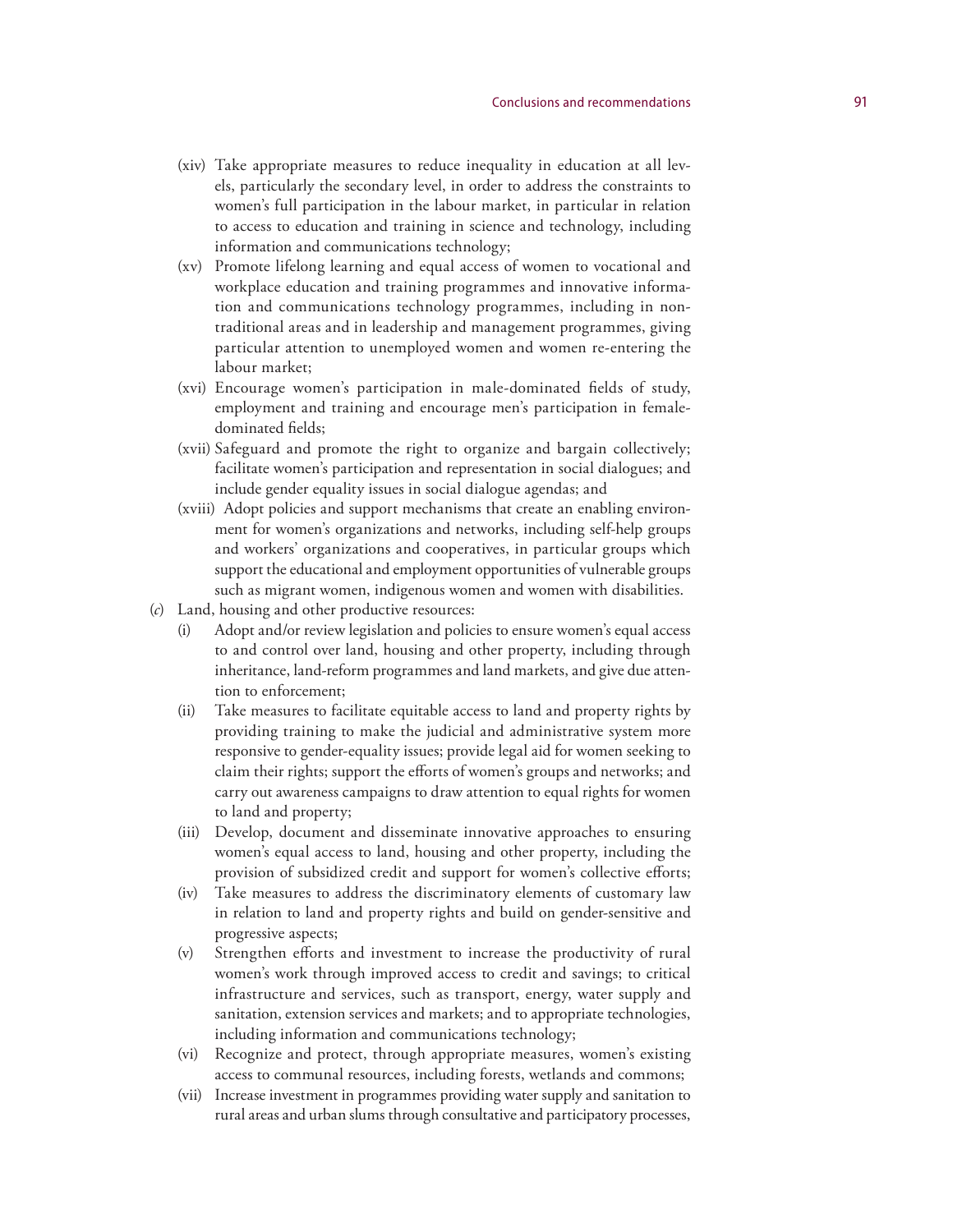(xiv) Take appropriate measures to reduce inequality in education at all levels, particularly the secondary level, in order to address the constraints to women's full participation in the labour market, in particular in relation to access to education and training in science and technology, including information and communications technology;

(xv) Promote lifelong learning and equal access of women to vocational and workplace education and training programmes and innovative information and communications technology programmes, including in non-traditional areas and in leadership and management programmes, giving particular attention to unemployed women and women re-entering the labour market;

(xvi) Encourage women's participation in male-dominated fields of study, employment and training and encourage men's participation in female-dominated fields;

(xvii) Safeguard and promote the right to organize and bargain collectively; facilitate women's participation and representation in social dialogues; and include gender equality issues in social dialogue agendas; and

(xviii) Adopt policies and support mechanisms that create an enabling environment for women's organizations and networks, including self-help groups and workers' organizations and cooperatives, in particular groups which support the educational and employment opportunities of vulnerable groups such as migrant women, indigenous women and women with disabilities.

(*c*) Land, housing and other productive resources:

(i) Adopt and/or review legislation and policies to ensure women's equal access to and control over land, housing and other property, including through inheritance, land-reform programmes and land markets, and give due attention to enforcement;

(ii) Take measures to facilitate equitable access to land and property rights by providing training to make the judicial and administrative system more responsive to gender-equality issues; provide legal aid for women seeking to claim their rights; support the efforts of women's groups and networks; and carry out awareness campaigns to draw attention to equal rights for women to land and property;

(iii) Develop, document and disseminate innovative approaches to ensuring women's equal access to land, housing and other property, including the provision of subsidized credit and support for women's collective efforts;

(iv) Take measures to address the discriminatory elements of customary law in relation to land and property rights and build on gender-sensitive and progressive aspects;

(v) Strengthen efforts and investment to increase the productivity of rural women's work through improved access to credit and savings; to critical infrastructure and services, such as transport, energy, water supply and sanitation, extension services and markets; and to appropriate technologies, including information and communications technology;

(vi) Recognize and protect, through appropriate measures, women's existing access to communal resources, including forests, wetlands and commons;

(vii) Increase investment in programmes providing water supply and sanitation to rural areas and urban slums through consultative and participatory processes,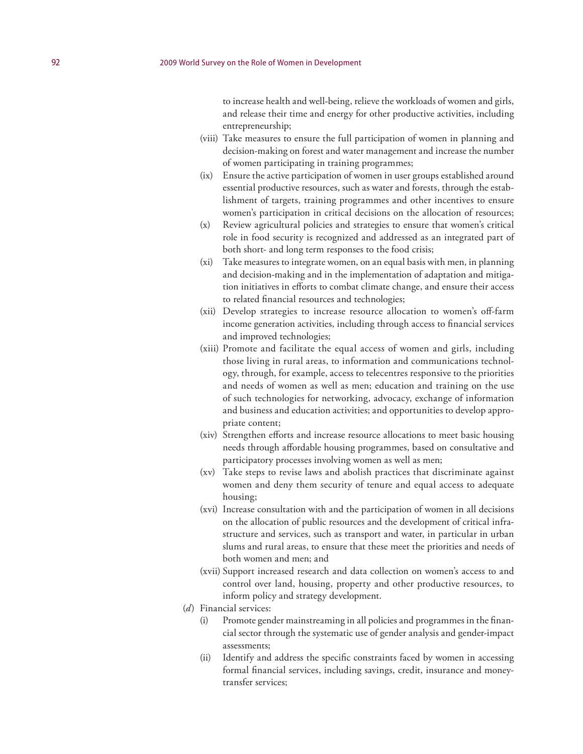to increase health and well-being, relieve the workloads of women and girls, and release their time and energy for other productive activities, including entrepreneurship;

(viii) Take measures to ensure the full participation of women in planning and decision-making on forest and water management and increase the number of women participating in training programmes;

(ix) Ensure the active participation of women in user groups established around essential productive resources, such as water and forests, through the establishment of targets, training programmes and other incentives to ensure women's participation in critical decisions on the allocation of resources;

(x) Review agricultural policies and strategies to ensure that women's critical role in food security is recognized and addressed as an integrated part of both short- and long term responses to the food crisis;

(xi) Take measures to integrate women, on an equal basis with men, in planning and decision-making and in the implementation of adaptation and mitigation initiatives in efforts to combat climate change, and ensure their access to related financial resources and technologies;

(xii) Develop strategies to increase resource allocation to women's off-farm income generation activities, including through access to financial services and improved technologies;

(xiii) Promote and facilitate the equal access of women and girls, including those living in rural areas, to information and communications technology, through, for example, access to telecentres responsive to the priorities and needs of women as well as men; education and training on the use of such technologies for networking, advocacy, exchange of information and business and education activities; and opportunities to develop appropriate content;

(xiv) Strengthen efforts and increase resource allocations to meet basic housing needs through affordable housing programmes, based on consultative and participatory processes involving women as well as men;

(xv) Take steps to revise laws and abolish practices that discriminate against women and deny them security of tenure and equal access to adequate housing;

(xvi) Increase consultation with and the participation of women in all decisions on the allocation of public resources and the development of critical infrastructure and services, such as transport and water, in particular in urban slums and rural areas, to ensure that these meet the priorities and needs of both women and men; and

(xvii) Support increased research and data collection on women's access to and control over land, housing, property and other productive resources, to inform policy and strategy development.

(*d*) Financial services:

(i) Promote gender mainstreaming in all policies and programmes in the financial sector through the systematic use of gender analysis and gender-impact assessments;

(ii) Identify and address the specific constraints faced by women in accessing formal financial services, including savings, credit, insurance and money-transfer services;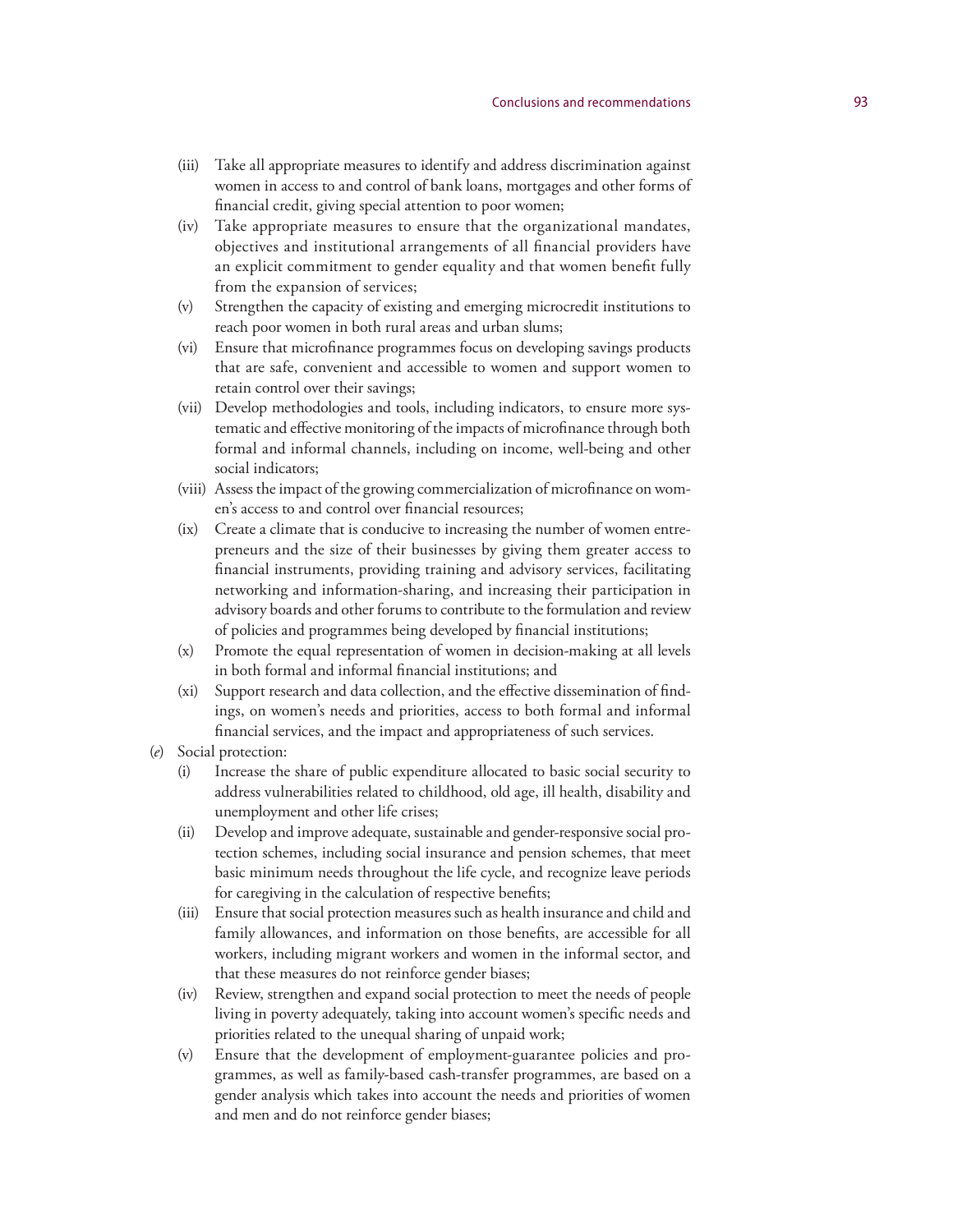- (iii) Take all appropriate measures to identify and address discrimination against women in access to and control of bank loans, mortgages and other forms of financial credit, giving special attention to poor women;
- (iv) Take appropriate measures to ensure that the organizational mandates, objectives and institutional arrangements of all financial providers have an explicit commitment to gender equality and that women benefit fully from the expansion of services;
- (v) Strengthen the capacity of existing and emerging microcredit institutions to reach poor women in both rural areas and urban slums;
- (vi) Ensure that microfinance programmes focus on developing savings products that are safe, convenient and accessible to women and support women to retain control over their savings;
- (vii) Develop methodologies and tools, including indicators, to ensure more systematic and effective monitoring of the impacts of microfinance through both formal and informal channels, including on income, well-being and other social indicators;
- (viii) Assess the impact of the growing commercialization of microfinance on women's access to and control over financial resources;
- (ix) Create a climate that is conducive to increasing the number of women entrepreneurs and the size of their businesses by giving them greater access to financial instruments, providing training and advisory services, facilitating networking and information-sharing, and increasing their participation in advisory boards and other forums to contribute to the formulation and review of policies and programmes being developed by financial institutions;
- (x) Promote the equal representation of women in decision-making at all levels in both formal and informal financial institutions; and
- (xi) Support research and data collection, and the effective dissemination of findings, on women's needs and priorities, access to both formal and informal financial services, and the impact and appropriateness of such services.

(*e*) Social protection:

- (i) Increase the share of public expenditure allocated to basic social security to address vulnerabilities related to childhood, old age, ill health, disability and unemployment and other life crises;
- (ii) Develop and improve adequate, sustainable and gender-responsive social protection schemes, including social insurance and pension schemes, that meet basic minimum needs throughout the life cycle, and recognize leave periods for caregiving in the calculation of respective benefits;
- (iii) Ensure that social protection measures such as health insurance and child and family allowances, and information on those benefits, are accessible for all workers, including migrant workers and women in the informal sector, and that these measures do not reinforce gender biases;
- (iv) Review, strengthen and expand social protection to meet the needs of people living in poverty adequately, taking into account women's specific needs and priorities related to the unequal sharing of unpaid work;
- (v) Ensure that the development of employment-guarantee policies and programmes, as well as family-based cash-transfer programmes, are based on a gender analysis which takes into account the needs and priorities of women and men and do not reinforce gender biases;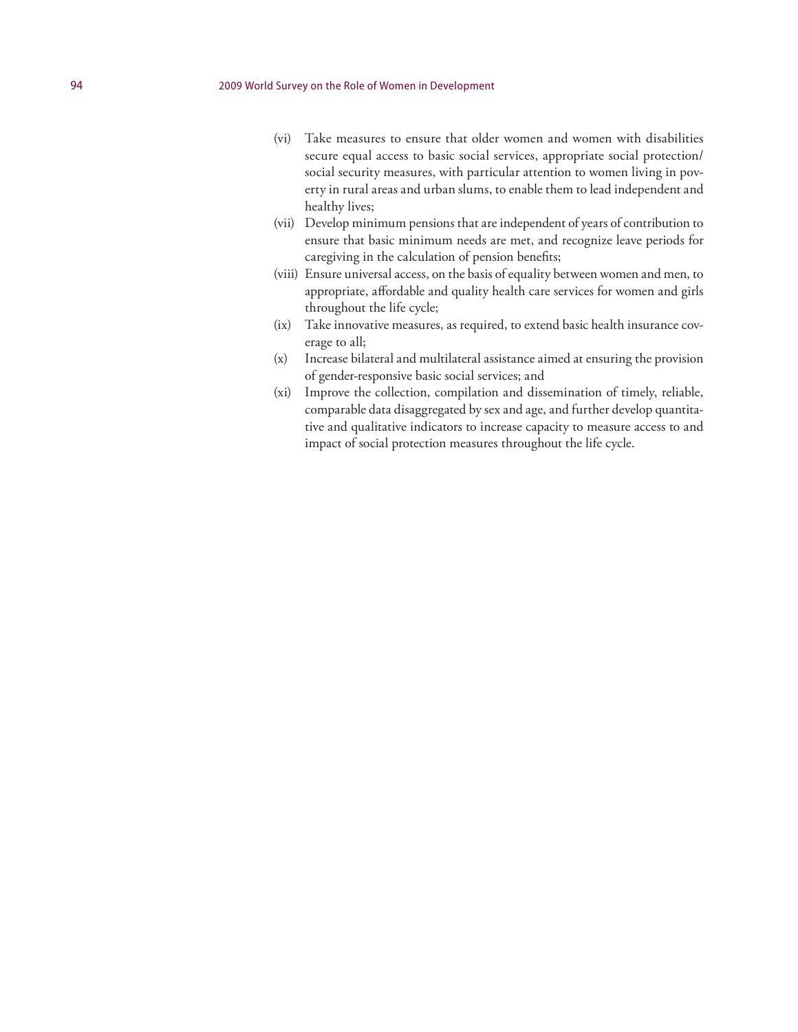(vi) Take measures to ensure that older women and women with disabilities secure equal access to basic social services, appropriate social protection/social security measures, with particular attention to women living in poverty in rural areas and urban slums, to enable them to lead independent and healthy lives;

(vii) Develop minimum pensions that are independent of years of contribution to ensure that basic minimum needs are met, and recognize leave periods for caregiving in the calculation of pension benefits;

(viii) Ensure universal access, on the basis of equality between women and men, to appropriate, affordable and quality health care services for women and girls throughout the life cycle;

(ix) Take innovative measures, as required, to extend basic health insurance coverage to all;

(x) Increase bilateral and multilateral assistance aimed at ensuring the provision of gender-responsive basic social services; and

(xi) Improve the collection, compilation and dissemination of timely, reliable, comparable data disaggregated by sex and age, and further develop quantitative and qualitative indicators to increase capacity to measure access to and impact of social protection measures throughout the life cycle.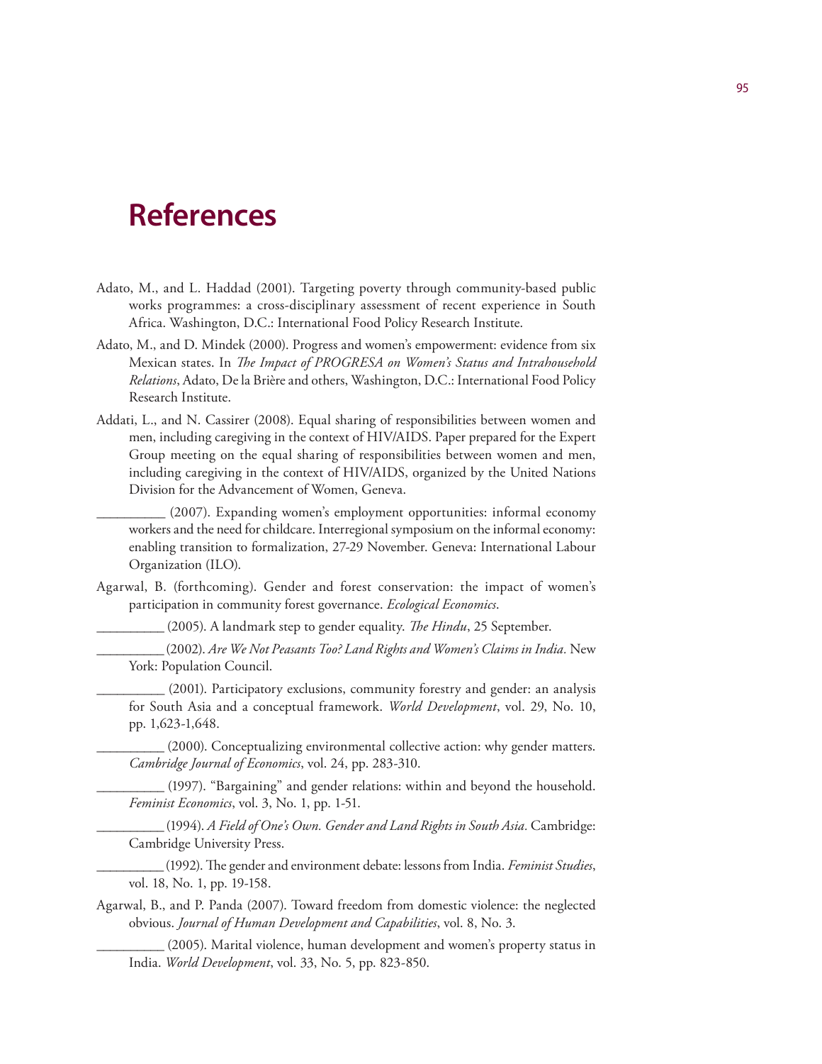# References

Adato, M., and L. Haddad (2001). Targeting poverty through community-based public works programmes: a cross-disciplinary assessment of recent experience in South Africa. Washington, D.C.: International Food Policy Research Institute.

Adato, M., and D. Mindek (2000). Progress and women's empowerment: evidence from six Mexican states. In *The Impact of PROGRESA on Women's Status and Intrahousehold Relations*, Adato, De la Brière and others, Washington, D.C.: International Food Policy Research Institute.

Addati, L., and N. Cassirer (2008). Equal sharing of responsibilities between women and men, including caregiving in the context of HIV/AIDS. Paper prepared for the Expert Group meeting on the equal sharing of responsibilities between women and men, including caregiving in the context of HIV/AIDS, organized by the United Nations Division for the Advancement of Women, Geneva.

__________ (2007). Expanding women's employment opportunities: informal economy workers and the need for childcare. Interregional symposium on the informal economy: enabling transition to formalization, 27-29 November. Geneva: International Labour Organization (ILO).

Agarwal, B. (forthcoming). Gender and forest conservation: the impact of women's participation in community forest governance. *Ecological Economics*.

__________ (2005). A landmark step to gender equality. *The Hindu*, 25 September.

__________ (2002). *Are We Not Peasants Too? Land Rights and Women's Claims in India.* New York: Population Council.

__________ (2001). Participatory exclusions, community forestry and gender: an analysis for South Asia and a conceptual framework. *World Development*, vol. 29, No. 10, pp. 1,623-1,648.

__________ (2000). Conceptualizing environmental collective action: why gender matters. *Cambridge Journal of Economics*, vol. 24, pp. 283-310.

__________ (1997). "Bargaining" and gender relations: within and beyond the household. *Feminist Economics*, vol. 3, No. 1, pp. 1-51.

__________ (1994). *A Field of One's Own. Gender and Land Rights in South Asia.* Cambridge: Cambridge University Press.

__________ (1992). The gender and environment debate: lessons from India. *Feminist Studies*, vol. 18, No. 1, pp. 19-158.

Agarwal, B., and P. Panda (2007). Toward freedom from domestic violence: the neglected obvious. *Journal of Human Development and Capabilities*, vol. 8, No. 3.

__________ (2005). Marital violence, human development and women's property status in India. *World Development*, vol. 33, No. 5, pp. 823-850.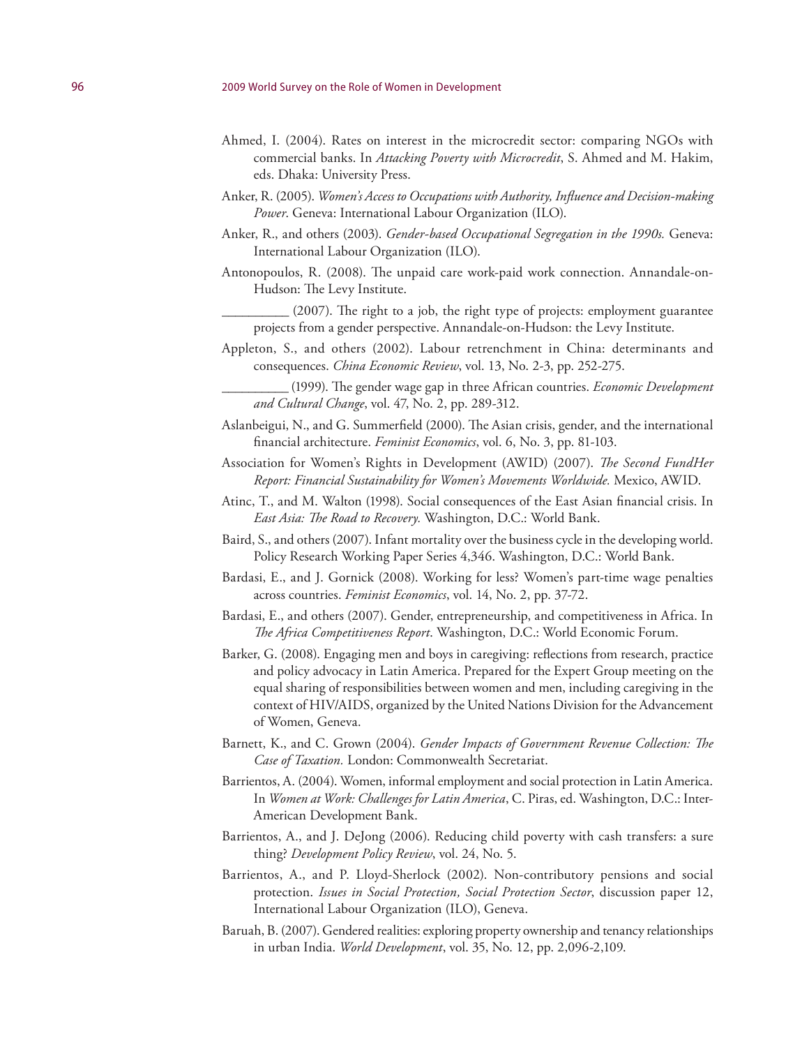Ahmed, I. (2004). Rates on interest in the microcredit sector: comparing NGOs with commercial banks. In *Attacking Poverty with Microcredit*, S. Ahmed and M. Hakim, eds. Dhaka: University Press.

Anker, R. (2005). *Women's Access to Occupations with Authority, Influence and Decision-making Power*. Geneva: International Labour Organization (ILO).

Anker, R., and others (2003). *Gender-based Occupational Segregation in the 1990s.* Geneva: International Labour Organization (ILO).

Antonopoulos, R. (2008). The unpaid care work-paid work connection. Annandale-on-Hudson: The Levy Institute.

__________ (2007). The right to a job, the right type of projects: employment guarantee projects from a gender perspective. Annandale-on-Hudson: the Levy Institute.

Appleton, S., and others (2002). Labour retrenchment in China: determinants and consequences. *China Economic Review*, vol. 13, No. 2-3, pp. 252-275.

__________ (1999). The gender wage gap in three African countries. *Economic Development and Cultural Change*, vol. 47, No. 2, pp. 289-312.

Aslanbeigui, N., and G. Summerfield (2000). The Asian crisis, gender, and the international financial architecture. *Feminist Economics*, vol. 6, No. 3, pp. 81-103.

Association for Women's Rights in Development (AWID) (2007). *The Second FundHer Report: Financial Sustainability for Women's Movements Worldwide.* Mexico, AWID.

Atinc, T., and M. Walton (1998). Social consequences of the East Asian financial crisis. In *East Asia: The Road to Recovery.* Washington, D.C.: World Bank.

Baird, S., and others (2007). Infant mortality over the business cycle in the developing world. Policy Research Working Paper Series 4,346. Washington, D.C.: World Bank.

Bardasi, E., and J. Gornick (2008). Working for less? Women's part-time wage penalties across countries. *Feminist Economics*, vol. 14, No. 2, pp. 37-72.

Bardasi, E., and others (2007). Gender, entrepreneurship, and competitiveness in Africa. In *The Africa Competitiveness Report*. Washington, D.C.: World Economic Forum.

Barker, G. (2008). Engaging men and boys in caregiving: reflections from research, practice and policy advocacy in Latin America. Prepared for the Expert Group meeting on the equal sharing of responsibilities between women and men, including caregiving in the context of HIV/AIDS, organized by the United Nations Division for the Advancement of Women, Geneva.

Barnett, K., and C. Grown (2004). *Gender Impacts of Government Revenue Collection: The Case of Taxation.* London: Commonwealth Secretariat.

Barrientos, A. (2004). Women, informal employment and social protection in Latin America. In *Women at Work: Challenges for Latin America*, C. Piras, ed. Washington, D.C.: Inter-American Development Bank.

Barrientos, A., and J. DeJong (2006). Reducing child poverty with cash transfers: a sure thing? *Development Policy Review*, vol. 24, No. 5.

Barrientos, A., and P. Lloyd-Sherlock (2002). Non-contributory pensions and social protection. *Issues in Social Protection, Social Protection Sector*, discussion paper 12, International Labour Organization (ILO), Geneva.

Baruah, B. (2007). Gendered realities: exploring property ownership and tenancy relationships in urban India. *World Development*, vol. 35, No. 12, pp. 2,096-2,109.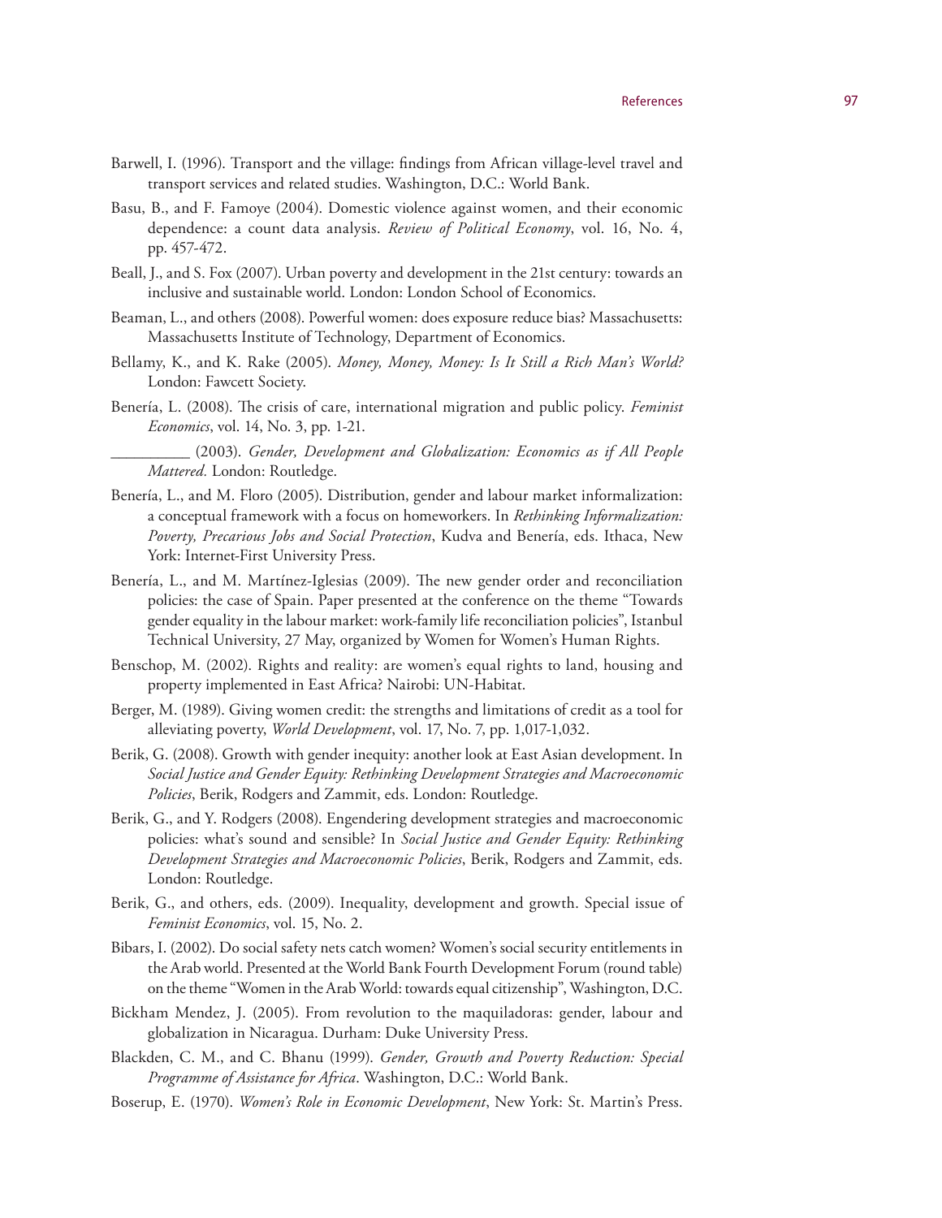Barwell, I. (1996). Transport and the village: findings from African village-level travel and transport services and related studies. Washington, D.C.: World Bank.

Basu, B., and F. Famoye (2004). Domestic violence against women, and their economic dependence: a count data analysis. *Review of Political Economy*, vol. 16, No. 4, pp. 457-472.

Beall, J., and S. Fox (2007). Urban poverty and development in the 21st century: towards an inclusive and sustainable world. London: London School of Economics.

Beaman, L., and others (2008). Powerful women: does exposure reduce bias? Massachusetts: Massachusetts Institute of Technology, Department of Economics.

Bellamy, K., and K. Rake (2005). *Money, Money, Money: Is It Still a Rich Man's World?* London: Fawcett Society.

Benería, L. (2008). The crisis of care, international migration and public policy. *Feminist Economics*, vol. 14, No. 3, pp. 1-21.

__________ (2003). *Gender, Development and Globalization: Economics as if All People Mattered.* London: Routledge.

Benería, L., and M. Floro (2005). Distribution, gender and labour market informalization: a conceptual framework with a focus on homeworkers. In *Rethinking Informalization: Poverty, Precarious Jobs and Social Protection*, Kudva and Benería, eds. Ithaca, New York: Internet-First University Press.

Benería, L., and M. Martínez-Iglesias (2009). The new gender order and reconciliation policies: the case of Spain. Paper presented at the conference on the theme "Towards gender equality in the labour market: work-family life reconciliation policies", Istanbul Technical University, 27 May, organized by Women for Women's Human Rights.

Benschop, M. (2002). Rights and reality: are women's equal rights to land, housing and property implemented in East Africa? Nairobi: UN-Habitat.

Berger, M. (1989). Giving women credit: the strengths and limitations of credit as a tool for alleviating poverty, *World Development*, vol. 17, No. 7, pp. 1,017-1,032.

Berik, G. (2008). Growth with gender inequity: another look at East Asian development. In *Social Justice and Gender Equity: Rethinking Development Strategies and Macroeconomic Policies*, Berik, Rodgers and Zammit, eds. London: Routledge.

Berik, G., and Y. Rodgers (2008). Engendering development strategies and macroeconomic policies: what's sound and sensible? In *Social Justice and Gender Equity: Rethinking Development Strategies and Macroeconomic Policies*, Berik, Rodgers and Zammit, eds. London: Routledge.

Berik, G., and others, eds. (2009). Inequality, development and growth. Special issue of *Feminist Economics*, vol. 15, No. 2.

Bibars, I. (2002). Do social safety nets catch women? Women's social security entitlements in the Arab world. Presented at the World Bank Fourth Development Forum (round table) on the theme "Women in the Arab World: towards equal citizenship", Washington, D.C.

Bickham Mendez, J. (2005). From revolution to the maquiladoras: gender, labour and globalization in Nicaragua. Durham: Duke University Press.

Blackden, C. M., and C. Bhanu (1999). *Gender, Growth and Poverty Reduction: Special Programme of Assistance for Africa*. Washington, D.C.: World Bank.

Boserup, E. (1970). *Women's Role in Economic Development*, New York: St. Martin's Press.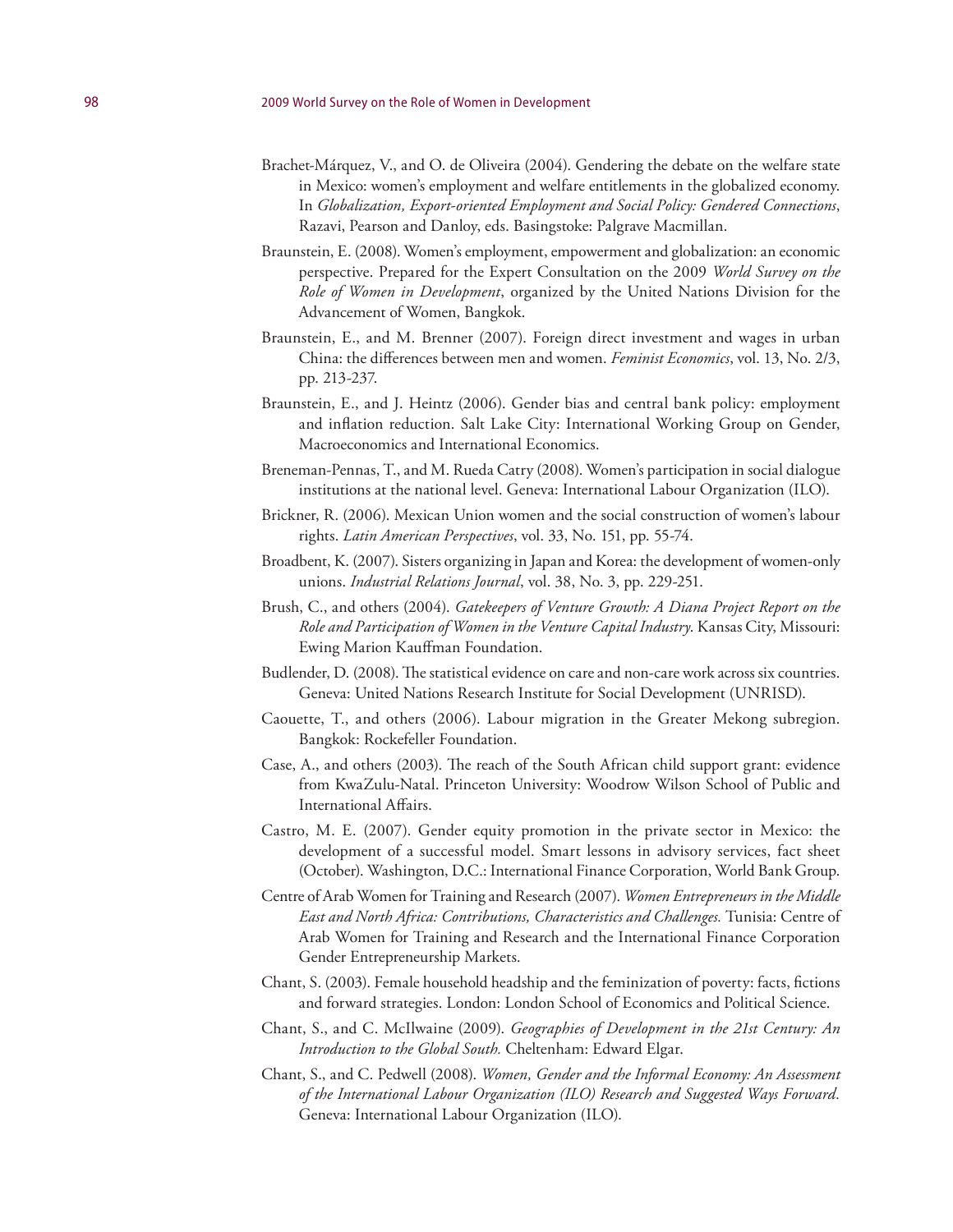Brachet-Márquez, V., and O. de Oliveira (2004). Gendering the debate on the welfare state in Mexico: women's employment and welfare entitlements in the globalized economy. In *Globalization, Export-oriented Employment and Social Policy: Gendered Connections*, Razavi, Pearson and Danloy, eds. Basingstoke: Palgrave Macmillan.

Braunstein, E. (2008). Women's employment, empowerment and globalization: an economic perspective. Prepared for the Expert Consultation on the 2009 *World Survey on the Role of Women in Development*, organized by the United Nations Division for the Advancement of Women, Bangkok.

Braunstein, E., and M. Brenner (2007). Foreign direct investment and wages in urban China: the differences between men and women. *Feminist Economics*, vol. 13, No. 2/3, pp. 213-237.

Braunstein, E., and J. Heintz (2006). Gender bias and central bank policy: employment and inflation reduction. Salt Lake City: International Working Group on Gender, Macroeconomics and International Economics.

Breneman-Pennas, T., and M. Rueda Catry (2008). Women's participation in social dialogue institutions at the national level. Geneva: International Labour Organization (ILO).

Brickner, R. (2006). Mexican Union women and the social construction of women's labour rights. *Latin American Perspectives*, vol. 33, No. 151, pp. 55-74.

Broadbent, K. (2007). Sisters organizing in Japan and Korea: the development of women-only unions. *Industrial Relations Journal*, vol. 38, No. 3, pp. 229-251.

Brush, C., and others (2004). *Gatekeepers of Venture Growth: A Diana Project Report on the Role and Participation of Women in the Venture Capital Industry*. Kansas City, Missouri: Ewing Marion Kauffman Foundation.

Budlender, D. (2008). The statistical evidence on care and non-care work across six countries. Geneva: United Nations Research Institute for Social Development (UNRISD).

Caouette, T., and others (2006). Labour migration in the Greater Mekong subregion. Bangkok: Rockefeller Foundation.

Case, A., and others (2003). The reach of the South African child support grant: evidence from KwaZulu-Natal. Princeton University: Woodrow Wilson School of Public and International Affairs.

Castro, M. E. (2007). Gender equity promotion in the private sector in Mexico: the development of a successful model. Smart lessons in advisory services, fact sheet (October). Washington, D.C.: International Finance Corporation, World Bank Group.

Centre of Arab Women for Training and Research (2007). *Women Entrepreneurs in the Middle East and North Africa: Contributions, Characteristics and Challenges.* Tunisia: Centre of Arab Women for Training and Research and the International Finance Corporation Gender Entrepreneurship Markets.

Chant, S. (2003). Female household headship and the feminization of poverty: facts, fictions and forward strategies. London: London School of Economics and Political Science.

Chant, S., and C. McIlwaine (2009). *Geographies of Development in the 21st Century: An Introduction to the Global South.* Cheltenham: Edward Elgar.

Chant, S., and C. Pedwell (2008). *Women, Gender and the Informal Economy: An Assessment of the International Labour Organization (ILO) Research and Suggested Ways Forward.* Geneva: International Labour Organization (ILO).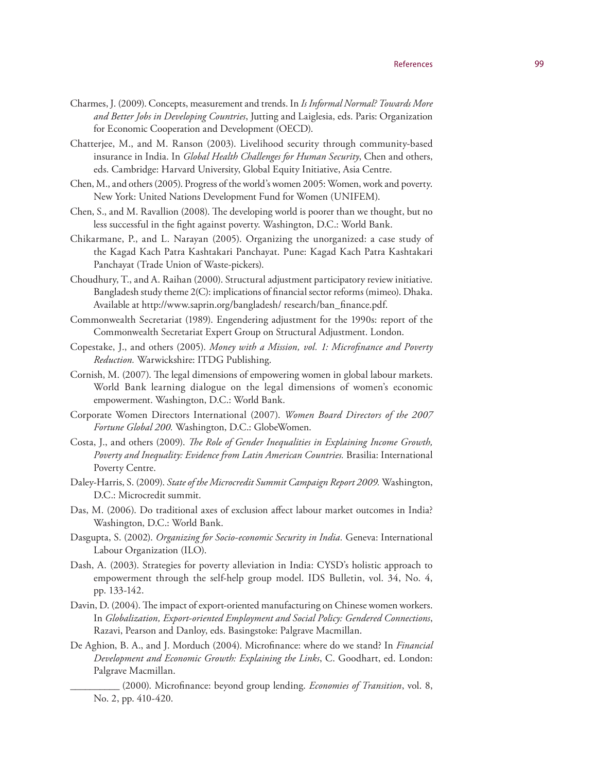Charmes, J. (2009). Concepts, measurement and trends. In *Is Informal Normal? Towards More and Better Jobs in Developing Countries*, Jutting and Laiglesia, eds. Paris: Organization for Economic Cooperation and Development (OECD).

Chatterjee, M., and M. Ranson (2003). Livelihood security through community-based insurance in India. In *Global Health Challenges for Human Security*, Chen and others, eds. Cambridge: Harvard University, Global Equity Initiative, Asia Centre.

Chen, M., and others (2005). Progress of the world's women 2005: Women, work and poverty. New York: United Nations Development Fund for Women (UNIFEM).

Chen, S., and M. Ravallion (2008). The developing world is poorer than we thought, but no less successful in the fight against poverty. Washington, D.C.: World Bank.

Chikarmane, P., and L. Narayan (2005). Organizing the unorganized: a case study of the Kagad Kach Patra Kashtakari Panchayat. Pune: Kagad Kach Patra Kashtakari Panchayat (Trade Union of Waste-pickers).

Choudhury, T., and A. Raihan (2000). Structural adjustment participatory review initiative. Bangladesh study theme 2(C): implications of financial sector reforms (mimeo). Dhaka. Available at http://www.saprin.org/bangladesh/ research/ban_finance.pdf.

Commonwealth Secretariat (1989). Engendering adjustment for the 1990s: report of the Commonwealth Secretariat Expert Group on Structural Adjustment. London.

Copestake, J., and others (2005). *Money with a Mission, vol. 1: Microfinance and Poverty Reduction.* Warwickshire: ITDG Publishing.

Cornish, M. (2007). The legal dimensions of empowering women in global labour markets. World Bank learning dialogue on the legal dimensions of women's economic empowerment. Washington, D.C.: World Bank.

Corporate Women Directors International (2007). *Women Board Directors of the 2007 Fortune Global 200.* Washington, D.C.: GlobeWomen.

Costa, J., and others (2009). *The Role of Gender Inequalities in Explaining Income Growth, Poverty and Inequality: Evidence from Latin American Countries.* Brasilia: International Poverty Centre.

Daley-Harris, S. (2009). *State of the Microcredit Summit Campaign Report 2009.* Washington, D.C.: Microcredit summit.

Das, M. (2006). Do traditional axes of exclusion affect labour market outcomes in India? Washington, D.C.: World Bank.

Dasgupta, S. (2002). *Organizing for Socio-economic Security in India.* Geneva: International Labour Organization (ILO).

Dash, A. (2003). Strategies for poverty alleviation in India: CYSD's holistic approach to empowerment through the self-help group model. IDS Bulletin, vol. 34, No. 4, pp. 133-142.

Davin, D. (2004). The impact of export-oriented manufacturing on Chinese women workers. In *Globalization, Export-oriented Employment and Social Policy: Gendered Connections*, Razavi, Pearson and Danloy, eds. Basingstoke: Palgrave Macmillan.

De Aghion, B. A., and J. Morduch (2004). Microfinance: where do we stand? In *Financial Development and Economic Growth: Explaining the Links*, C. Goodhart, ed. London: Palgrave Macmillan.

__________ (2000). Microfinance: beyond group lending. *Economies of Transition*, vol. 8, No. 2, pp. 410-420.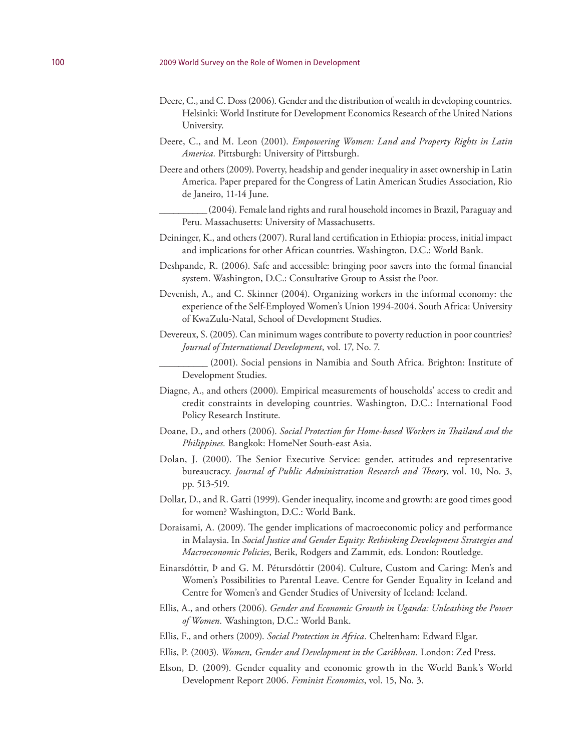Deere, C., and C. Doss (2006). Gender and the distribution of wealth in developing countries. Helsinki: World Institute for Development Economics Research of the United Nations University.

Deere, C., and M. Leon (2001). *Empowering Women: Land and Property Rights in Latin America.* Pittsburgh: University of Pittsburgh.

Deere and others (2009). Poverty, headship and gender inequality in asset ownership in Latin America. Paper prepared for the Congress of Latin American Studies Association, Rio de Janeiro, 11-14 June.

__________ (2004). Female land rights and rural household incomes in Brazil, Paraguay and Peru. Massachusetts: University of Massachusetts.

Deininger, K., and others (2007). Rural land certification in Ethiopia: process, initial impact and implications for other African countries. Washington, D.C.: World Bank.

Deshpande, R. (2006). Safe and accessible: bringing poor savers into the formal financial system. Washington, D.C.: Consultative Group to Assist the Poor.

Devenish, A., and C. Skinner (2004). Organizing workers in the informal economy: the experience of the Self-Employed Women's Union 1994-2004. South Africa: University of KwaZulu-Natal, School of Development Studies.

Devereux, S. (2005). Can minimum wages contribute to poverty reduction in poor countries? *Journal of International Development*, vol. 17, No. 7.

__________ (2001). Social pensions in Namibia and South Africa. Brighton: Institute of Development Studies.

Diagne, A., and others (2000). Empirical measurements of households' access to credit and credit constraints in developing countries. Washington, D.C.: International Food Policy Research Institute.

Doane, D., and others (2006). *Social Protection for Home-based Workers in Thailand and the Philippines.* Bangkok: HomeNet South-east Asia.

Dolan, J. (2000). The Senior Executive Service: gender, attitudes and representative bureaucracy. *Journal of Public Administration Research and Theory*, vol. 10, No. 3, pp. 513-519.

Dollar, D., and R. Gatti (1999). Gender inequality, income and growth: are good times good for women? Washington, D.C.: World Bank.

Doraisami, A. (2009). The gender implications of macroeconomic policy and performance in Malaysia. In *Social Justice and Gender Equity: Rethinking Development Strategies and Macroeconomic Policies*, Berik, Rodgers and Zammit, eds. London: Routledge.

Einarsdóttir, Þ and G. M. Pétursdóttir (2004). Culture, Custom and Caring: Men's and Women's Possibilities to Parental Leave. Centre for Gender Equality in Iceland and Centre for Women's and Gender Studies of University of Iceland: Iceland.

Ellis, A., and others (2006). *Gender and Economic Growth in Uganda: Unleashing the Power of Women.* Washington, D.C.: World Bank.

Ellis, F., and others (2009). *Social Protection in Africa.* Cheltenham: Edward Elgar.

Ellis, P. (2003). *Women, Gender and Development in the Caribbean.* London: Zed Press.

Elson, D. (2009). Gender equality and economic growth in the World Bank's World Development Report 2006. *Feminist Economics*, vol. 15, No. 3.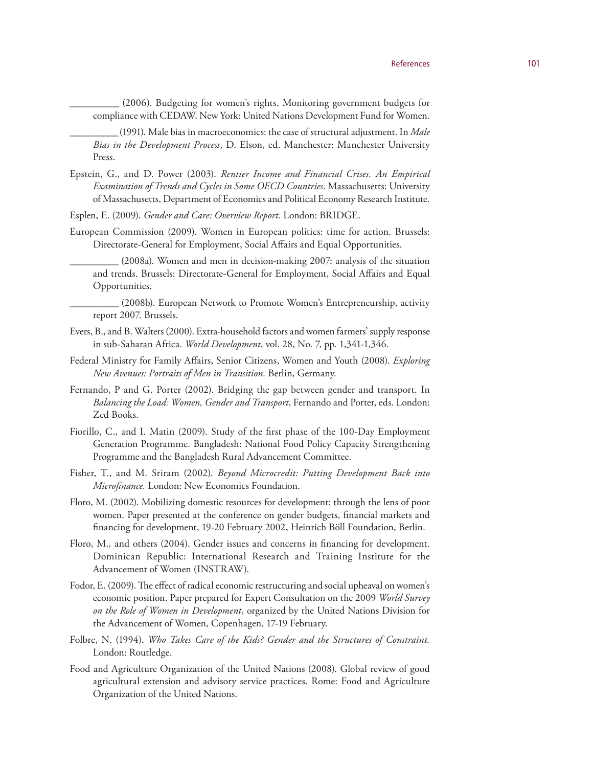__________ (2006). Budgeting for women's rights. Monitoring government budgets for compliance with CEDAW. New York: United Nations Development Fund for Women.

__________ (1991). Male bias in macroeconomics: the case of structural adjustment. In *Male Bias in the Development Process*, D. Elson, ed. Manchester: Manchester University Press.

Epstein, G., and D. Power (2003). *Rentier Income and Financial Crises. An Empirical Examination of Trends and Cycles in Some OECD Countries*. Massachusetts: University of Massachusetts, Department of Economics and Political Economy Research Institute.

Esplen, E. (2009). *Gender and Care: Overview Report.* London: BRIDGE.

European Commission (2009). Women in European politics: time for action. Brussels: Directorate-General for Employment, Social Affairs and Equal Opportunities.

__________ (2008a). Women and men in decision-making 2007: analysis of the situation and trends. Brussels: Directorate-General for Employment, Social Affairs and Equal Opportunities.

__________ (2008b). European Network to Promote Women's Entrepreneurship, activity report 2007. Brussels.

Evers, B., and B. Walters (2000). Extra-household factors and women farmers' supply response in sub-Saharan Africa. *World Development*, vol. 28, No. 7, pp. 1,341-1,346.

Federal Ministry for Family Affairs, Senior Citizens, Women and Youth (2008). *Exploring New Avenues: Portraits of Men in Transition.* Berlin, Germany.

Fernando, P and G. Porter (2002). Bridging the gap between gender and transport. In *Balancing the Load: Women, Gender and Transport*, Fernando and Porter, eds. London: Zed Books.

Fiorillo, C., and I. Matin (2009). Study of the first phase of the 100-Day Employment Generation Programme. Bangladesh: National Food Policy Capacity Strengthening Programme and the Bangladesh Rural Advancement Committee.

Fisher, T., and M. Sriram (2002). *Beyond Microcredit: Putting Development Back into Microfinance.* London: New Economics Foundation.

Floro, M. (2002). Mobilizing domestic resources for development: through the lens of poor women. Paper presented at the conference on gender budgets, financial markets and financing for development, 19-20 February 2002, Heinrich Böll Foundation, Berlin.

Floro, M., and others (2004). Gender issues and concerns in financing for development. Dominican Republic: International Research and Training Institute for the Advancement of Women (INSTRAW).

Fodor, E. (2009). The effect of radical economic restructuring and social upheaval on women's economic position. Paper prepared for Expert Consultation on the 2009 *World Survey on the Role of Women in Development*, organized by the United Nations Division for the Advancement of Women, Copenhagen, 17-19 February.

Folbre, N. (1994). *Who Takes Care of the Kids? Gender and the Structures of Constraint.* London: Routledge.

Food and Agriculture Organization of the United Nations (2008). Global review of good agricultural extension and advisory service practices. Rome: Food and Agriculture Organization of the United Nations.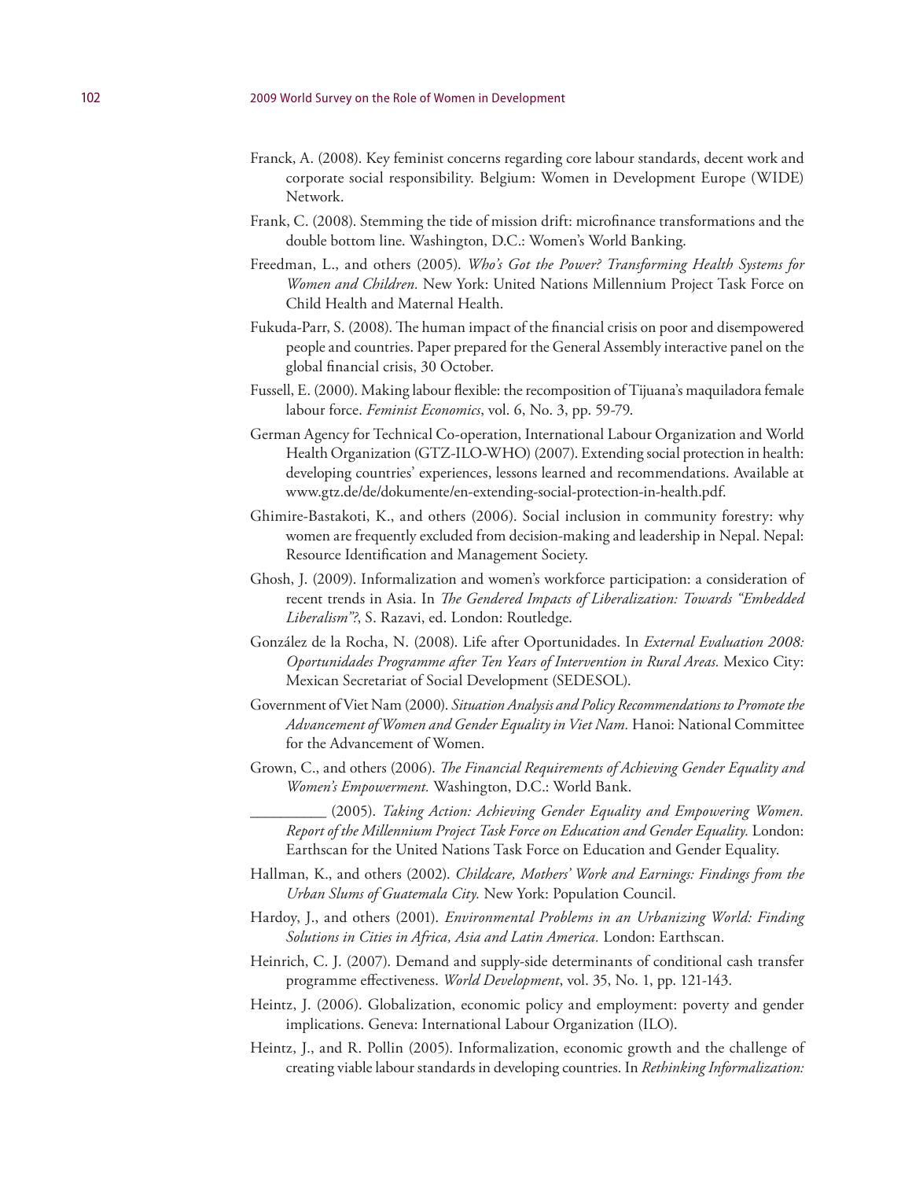Franck, A. (2008). Key feminist concerns regarding core labour standards, decent work and corporate social responsibility. Belgium: Women in Development Europe (WIDE) Network.

Frank, C. (2008). Stemming the tide of mission drift: microfinance transformations and the double bottom line. Washington, D.C.: Women's World Banking.

Freedman, L., and others (2005). *Who's Got the Power? Transforming Health Systems for Women and Children.* New York: United Nations Millennium Project Task Force on Child Health and Maternal Health.

Fukuda-Parr, S. (2008). The human impact of the financial crisis on poor and disempowered people and countries. Paper prepared for the General Assembly interactive panel on the global financial crisis, 30 October.

Fussell, E. (2000). Making labour flexible: the recomposition of Tijuana's maquiladora female labour force. *Feminist Economics*, vol. 6, No. 3, pp. 59-79.

German Agency for Technical Co-operation, International Labour Organization and World Health Organization (GTZ-ILO-WHO) (2007). Extending social protection in health: developing countries' experiences, lessons learned and recommendations. Available at www.gtz.de/de/dokumente/en-extending-social-protection-in-health.pdf.

Ghimire-Bastakoti, K., and others (2006). Social inclusion in community forestry: why women are frequently excluded from decision-making and leadership in Nepal. Nepal: Resource Identification and Management Society.

Ghosh, J. (2009). Informalization and women's workforce participation: a consideration of recent trends in Asia. In *The Gendered Impacts of Liberalization: Towards "Embedded Liberalism"?*, S. Razavi, ed. London: Routledge.

González de la Rocha, N. (2008). Life after Oportunidades. In *External Evaluation 2008: Oportunidades Programme after Ten Years of Intervention in Rural Areas.* Mexico City: Mexican Secretariat of Social Development (SEDESOL).

Government of Viet Nam (2000). *Situation Analysis and Policy Recommendations to Promote the Advancement of Women and Gender Equality in Viet Nam.* Hanoi: National Committee for the Advancement of Women.

Grown, C., and others (2006). *The Financial Requirements of Achieving Gender Equality and Women's Empowerment.* Washington, D.C.: World Bank.

__________ (2005). *Taking Action: Achieving Gender Equality and Empowering Women. Report of the Millennium Project Task Force on Education and Gender Equality.* London: Earthscan for the United Nations Task Force on Education and Gender Equality.

Hallman, K., and others (2002). *Childcare, Mothers' Work and Earnings: Findings from the Urban Slums of Guatemala City.* New York: Population Council.

Hardoy, J., and others (2001). *Environmental Problems in an Urbanizing World: Finding Solutions in Cities in Africa, Asia and Latin America.* London: Earthscan.

Heinrich, C. J. (2007). Demand and supply-side determinants of conditional cash transfer programme effectiveness. *World Development*, vol. 35, No. 1, pp. 121-143.

Heintz, J. (2006). Globalization, economic policy and employment: poverty and gender implications. Geneva: International Labour Organization (ILO).

Heintz, J., and R. Pollin (2005). Informalization, economic growth and the challenge of creating viable labour standards in developing countries. In *Rethinking Informalization:*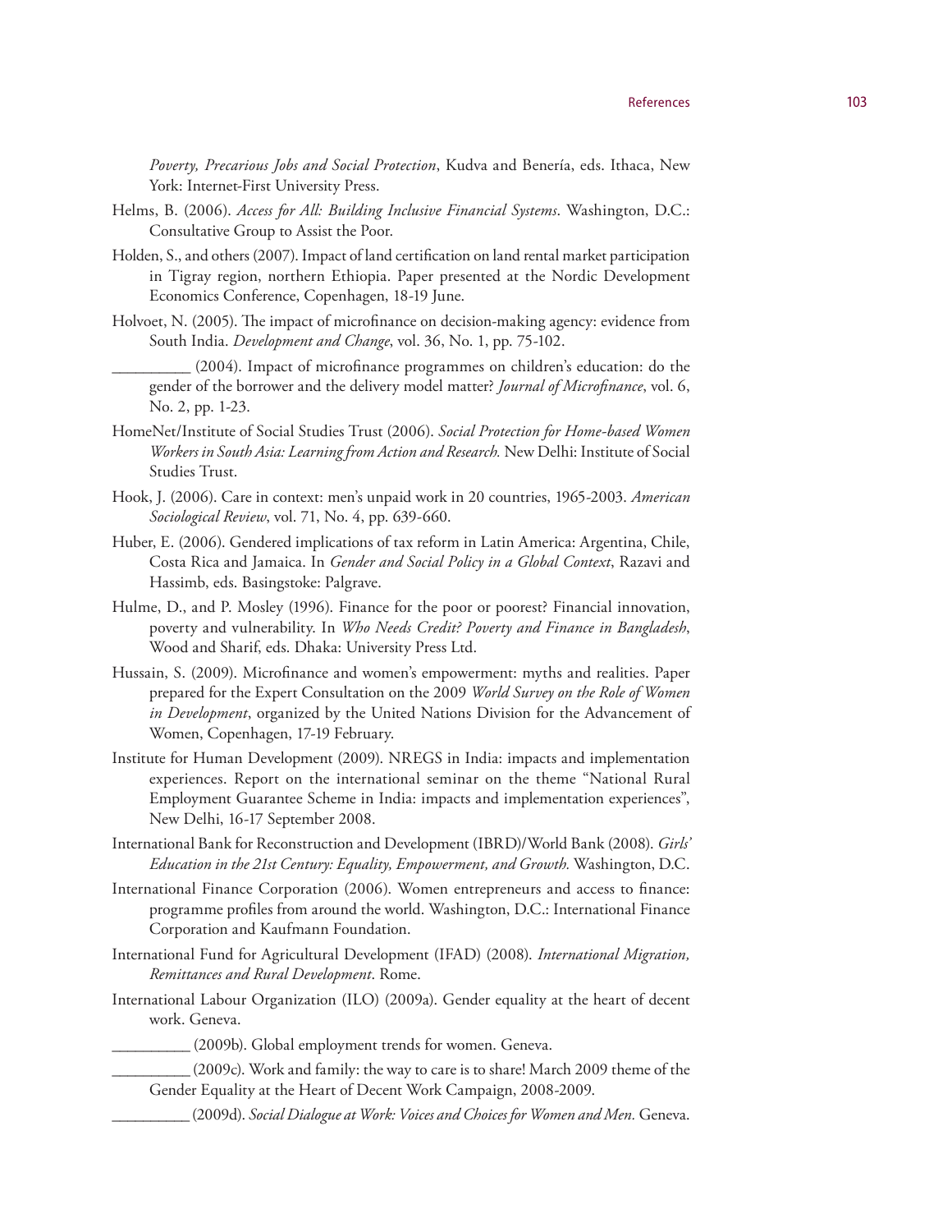*Poverty, Precarious Jobs and Social Protection*, Kudva and Benería, eds. Ithaca, New York: Internet-First University Press.

Helms, B. (2006). *Access for All: Building Inclusive Financial Systems*. Washington, D.C.: Consultative Group to Assist the Poor.

Holden, S., and others (2007). Impact of land certification on land rental market participation in Tigray region, northern Ethiopia. Paper presented at the Nordic Development Economics Conference, Copenhagen, 18-19 June.

Holvoet, N. (2005). The impact of microfinance on decision-making agency: evidence from South India. *Development and Change*, vol. 36, No. 1, pp. 75-102.

__________ (2004). Impact of microfinance programmes on children's education: do the gender of the borrower and the delivery model matter? *Journal of Microfinance*, vol. 6, No. 2, pp. 1-23.

HomeNet/Institute of Social Studies Trust (2006). *Social Protection for Home-based Women Workers in South Asia: Learning from Action and Research.* New Delhi: Institute of Social Studies Trust.

Hook, J. (2006). Care in context: men's unpaid work in 20 countries, 1965-2003. *American Sociological Review*, vol. 71, No. 4, pp. 639-660.

Huber, E. (2006). Gendered implications of tax reform in Latin America: Argentina, Chile, Costa Rica and Jamaica. In *Gender and Social Policy in a Global Context*, Razavi and Hassimb, eds. Basingstoke: Palgrave.

Hulme, D., and P. Mosley (1996). Finance for the poor or poorest? Financial innovation, poverty and vulnerability. In *Who Needs Credit? Poverty and Finance in Bangladesh*, Wood and Sharif, eds. Dhaka: University Press Ltd.

Hussain, S. (2009). Microfinance and women's empowerment: myths and realities. Paper prepared for the Expert Consultation on the 2009 *World Survey on the Role of Women in Development*, organized by the United Nations Division for the Advancement of Women, Copenhagen, 17-19 February.

Institute for Human Development (2009). NREGS in India: impacts and implementation experiences. Report on the international seminar on the theme "National Rural Employment Guarantee Scheme in India: impacts and implementation experiences", New Delhi, 16-17 September 2008.

International Bank for Reconstruction and Development (IBRD)/World Bank (2008). *Girls' Education in the 21st Century: Equality, Empowerment, and Growth.* Washington, D.C.

International Finance Corporation (2006). Women entrepreneurs and access to finance: programme profiles from around the world. Washington, D.C.: International Finance Corporation and Kaufmann Foundation.

International Fund for Agricultural Development (IFAD) (2008). *International Migration, Remittances and Rural Development*. Rome.

International Labour Organization (ILO) (2009a). Gender equality at the heart of decent work. Geneva.

__________ (2009b). Global employment trends for women. Geneva.

__________ (2009c). Work and family: the way to care is to share! March 2009 theme of the Gender Equality at the Heart of Decent Work Campaign, 2008-2009.

__________ (2009d). *Social Dialogue at Work: Voices and Choices for Women and Men.* Geneva.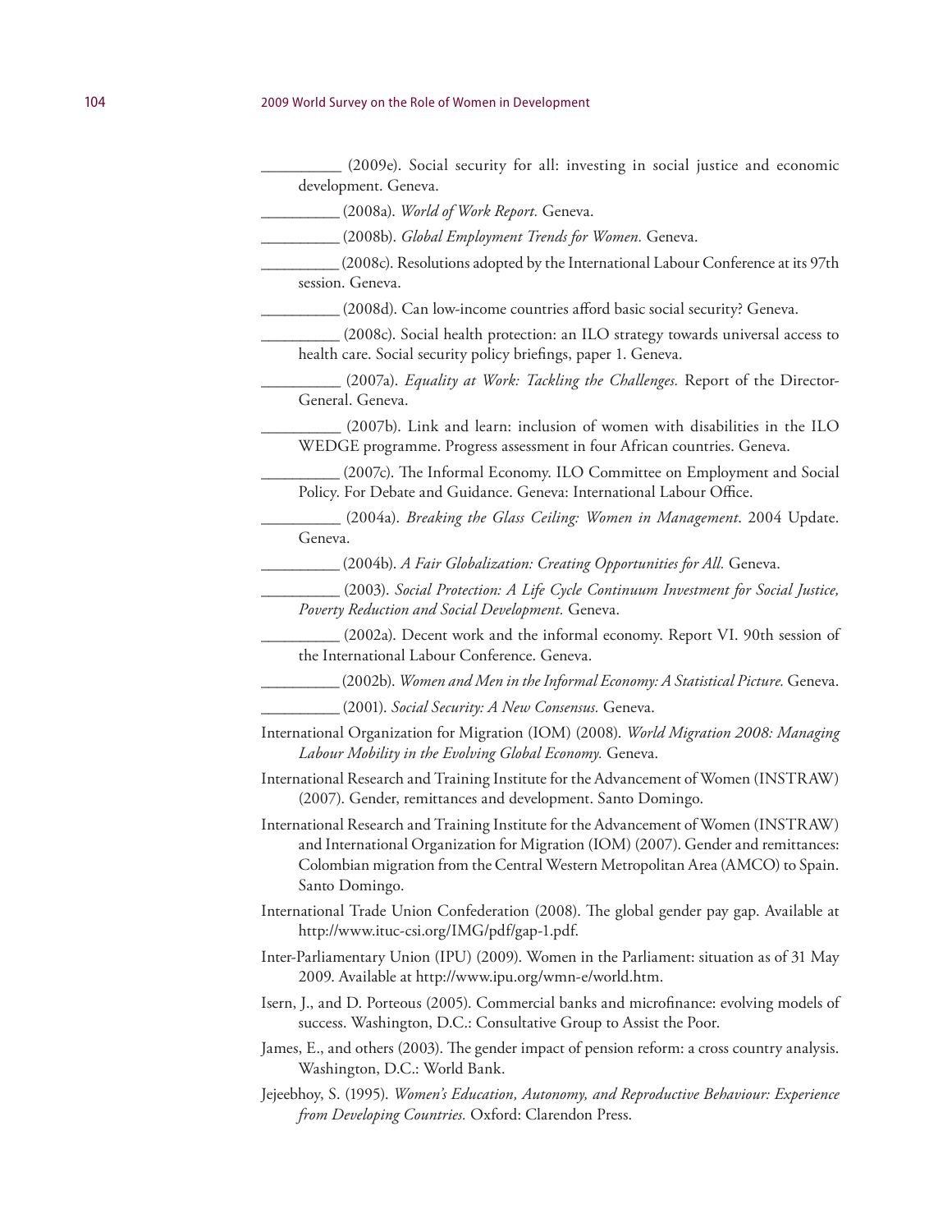__________ (2009e). Social security for all: investing in social justice and economic development. Geneva.

__________ (2008a). *World of Work Report.* Geneva.

__________ (2008b). *Global Employment Trends for Women.* Geneva.

__________ (2008c). Resolutions adopted by the International Labour Conference at its 97th session. Geneva.

__________ (2008d). Can low-income countries afford basic social security? Geneva.

__________ (2008c). Social health protection: an ILO strategy towards universal access to health care. Social security policy briefings, paper 1. Geneva.

__________ (2007a). *Equality at Work: Tackling the Challenges.* Report of the Director-General. Geneva.

__________ (2007b). Link and learn: inclusion of women with disabilities in the ILO WEDGE programme. Progress assessment in four African countries. Geneva.

__________ (2007c). The Informal Economy. ILO Committee on Employment and Social Policy. For Debate and Guidance. Geneva: International Labour Office.

__________ (2004a). *Breaking the Glass Ceiling: Women in Management*. 2004 Update. Geneva.

__________ (2004b). *A Fair Globalization: Creating Opportunities for All.* Geneva.

__________ (2003). *Social Protection: A Life Cycle Continuum Investment for Social Justice, Poverty Reduction and Social Development.* Geneva.

__________ (2002a). Decent work and the informal economy. Report VI. 90th session of the International Labour Conference. Geneva.

__________ (2002b). *Women and Men in the Informal Economy: A Statistical Picture.* Geneva.

__________ (2001). *Social Security: A New Consensus.* Geneva.

International Organization for Migration (IOM) (2008). *World Migration 2008: Managing Labour Mobility in the Evolving Global Economy.* Geneva.

International Research and Training Institute for the Advancement of Women (INSTRAW) (2007). Gender, remittances and development. Santo Domingo.

International Research and Training Institute for the Advancement of Women (INSTRAW) and International Organization for Migration (IOM) (2007). Gender and remittances: Colombian migration from the Central Western Metropolitan Area (AMCO) to Spain. Santo Domingo.

International Trade Union Confederation (2008). The global gender pay gap. Available at http://www.ituc-csi.org/IMG/pdf/gap-1.pdf.

Inter-Parliamentary Union (IPU) (2009). Women in the Parliament: situation as of 31 May 2009. Available at http://www.ipu.org/wmn-e/world.htm.

Isern, J., and D. Porteous (2005). Commercial banks and microfinance: evolving models of success. Washington, D.C.: Consultative Group to Assist the Poor.

James, E., and others (2003). The gender impact of pension reform: a cross country analysis. Washington, D.C.: World Bank.

Jejeebhoy, S. (1995). *Women's Education, Autonomy, and Reproductive Behaviour: Experience from Developing Countries.* Oxford: Clarendon Press.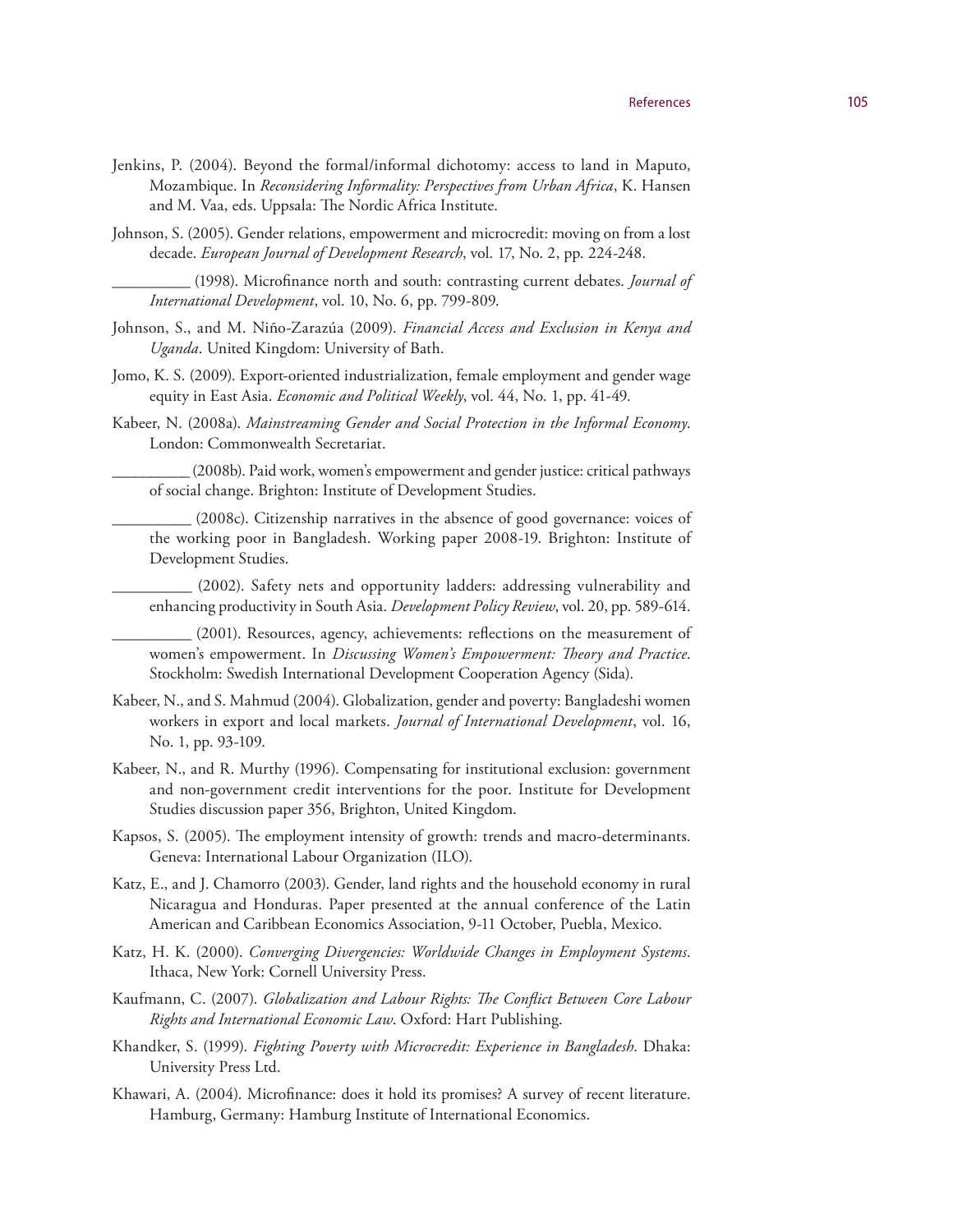Jenkins, P. (2004). Beyond the formal/informal dichotomy: access to land in Maputo, Mozambique. In *Reconsidering Informality: Perspectives from Urban Africa*, K. Hansen and M. Vaa, eds. Uppsala: The Nordic Africa Institute.

Johnson, S. (2005). Gender relations, empowerment and microcredit: moving on from a lost decade. *European Journal of Development Research*, vol. 17, No. 2, pp. 224-248.

__________ (1998). Microfinance north and south: contrasting current debates. *Journal of International Development*, vol. 10, No. 6, pp. 799-809.

Johnson, S., and M. Niño-Zarazúa (2009). *Financial Access and Exclusion in Kenya and Uganda*. United Kingdom: University of Bath.

Jomo, K. S. (2009). Export-oriented industrialization, female employment and gender wage equity in East Asia. *Economic and Political Weekly*, vol. 44, No. 1, pp. 41-49.

Kabeer, N. (2008a). *Mainstreaming Gender and Social Protection in the Informal Economy*. London: Commonwealth Secretariat.

__________ (2008b). Paid work, women's empowerment and gender justice: critical pathways of social change. Brighton: Institute of Development Studies.

__________ (2008c). Citizenship narratives in the absence of good governance: voices of the working poor in Bangladesh. Working paper 2008-19. Brighton: Institute of Development Studies.

__________ (2002). Safety nets and opportunity ladders: addressing vulnerability and enhancing productivity in South Asia. *Development Policy Review*, vol. 20, pp. 589-614.

__________ (2001). Resources, agency, achievements: reflections on the measurement of women's empowerment. In *Discussing Women's Empowerment: Theory and Practice*. Stockholm: Swedish International Development Cooperation Agency (Sida).

Kabeer, N., and S. Mahmud (2004). Globalization, gender and poverty: Bangladeshi women workers in export and local markets. *Journal of International Development*, vol. 16, No. 1, pp. 93-109.

Kabeer, N., and R. Murthy (1996). Compensating for institutional exclusion: government and non-government credit interventions for the poor. Institute for Development Studies discussion paper 356, Brighton, United Kingdom.

Kapsos, S. (2005). The employment intensity of growth: trends and macro-determinants. Geneva: International Labour Organization (ILO).

Katz, E., and J. Chamorro (2003). Gender, land rights and the household economy in rural Nicaragua and Honduras. Paper presented at the annual conference of the Latin American and Caribbean Economics Association, 9-11 October, Puebla, Mexico.

Katz, H. K. (2000). *Converging Divergencies: Worldwide Changes in Employment Systems*. Ithaca, New York: Cornell University Press.

Kaufmann, C. (2007). *Globalization and Labour Rights: The Conflict Between Core Labour Rights and International Economic Law*. Oxford: Hart Publishing.

Khandker, S. (1999). *Fighting Poverty with Microcredit: Experience in Bangladesh*. Dhaka: University Press Ltd.

Khawari, A. (2004). Microfinance: does it hold its promises? A survey of recent literature. Hamburg, Germany: Hamburg Institute of International Economics.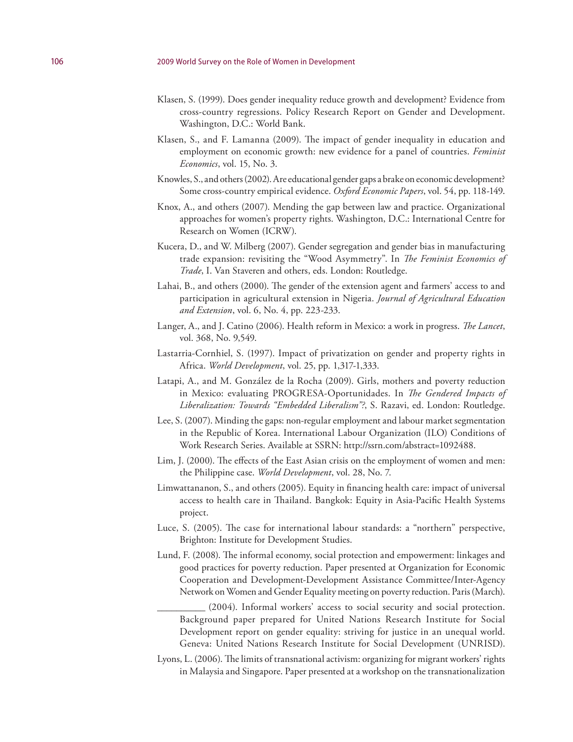Klasen, S. (1999). Does gender inequality reduce growth and development? Evidence from cross-country regressions. Policy Research Report on Gender and Development. Washington, D.C.: World Bank.

Klasen, S., and F. Lamanna (2009). The impact of gender inequality in education and employment on economic growth: new evidence for a panel of countries. *Feminist Economics*, vol. 15, No. 3.

Knowles, S., and others (2002). Are educational gender gaps a brake on economic development? Some cross-country empirical evidence. *Oxford Economic Papers*, vol. 54, pp. 118-149.

Knox, A., and others (2007). Mending the gap between law and practice. Organizational approaches for women's property rights. Washington, D.C.: International Centre for Research on Women (ICRW).

Kucera, D., and W. Milberg (2007). Gender segregation and gender bias in manufacturing trade expansion: revisiting the "Wood Asymmetry". In *The Feminist Economics of Trade*, I. Van Staveren and others, eds. London: Routledge.

Lahai, B., and others (2000). The gender of the extension agent and farmers' access to and participation in agricultural extension in Nigeria. *Journal of Agricultural Education and Extension*, vol. 6, No. 4, pp. 223-233.

Langer, A., and J. Catino (2006). Health reform in Mexico: a work in progress. *The Lancet*, vol. 368, No. 9,549.

Lastarria-Cornhiel, S. (1997). Impact of privatization on gender and property rights in Africa. *World Development*, vol. 25, pp. 1,317-1,333.

Latapi, A., and M. González de la Rocha (2009). Girls, mothers and poverty reduction in Mexico: evaluating PROGRESA-Oportunidades. In *The Gendered Impacts of Liberalization: Towards "Embedded Liberalism"?*, S. Razavi, ed. London: Routledge.

Lee, S. (2007). Minding the gaps: non-regular employment and labour market segmentation in the Republic of Korea. International Labour Organization (ILO) Conditions of Work Research Series. Available at SSRN: http://ssrn.com/abstract=1092488.

Lim, J. (2000). The effects of the East Asian crisis on the employment of women and men: the Philippine case. *World Development*, vol. 28, No. 7.

Limwattananon, S., and others (2005). Equity in financing health care: impact of universal access to health care in Thailand. Bangkok: Equity in Asia-Pacific Health Systems project.

Luce, S. (2005). The case for international labour standards: a "northern" perspective, Brighton: Institute for Development Studies.

Lund, F. (2008). The informal economy, social protection and empowerment: linkages and good practices for poverty reduction. Paper presented at Organization for Economic Cooperation and Development-Development Assistance Committee/Inter-Agency Network on Women and Gender Equality meeting on poverty reduction. Paris (March).

__________ (2004). Informal workers' access to social security and social protection. Background paper prepared for United Nations Research Institute for Social Development report on gender equality: striving for justice in an unequal world. Geneva: United Nations Research Institute for Social Development (UNRISD).

Lyons, L. (2006). The limits of transnational activism: organizing for migrant workers' rights in Malaysia and Singapore. Paper presented at a workshop on the transnationalization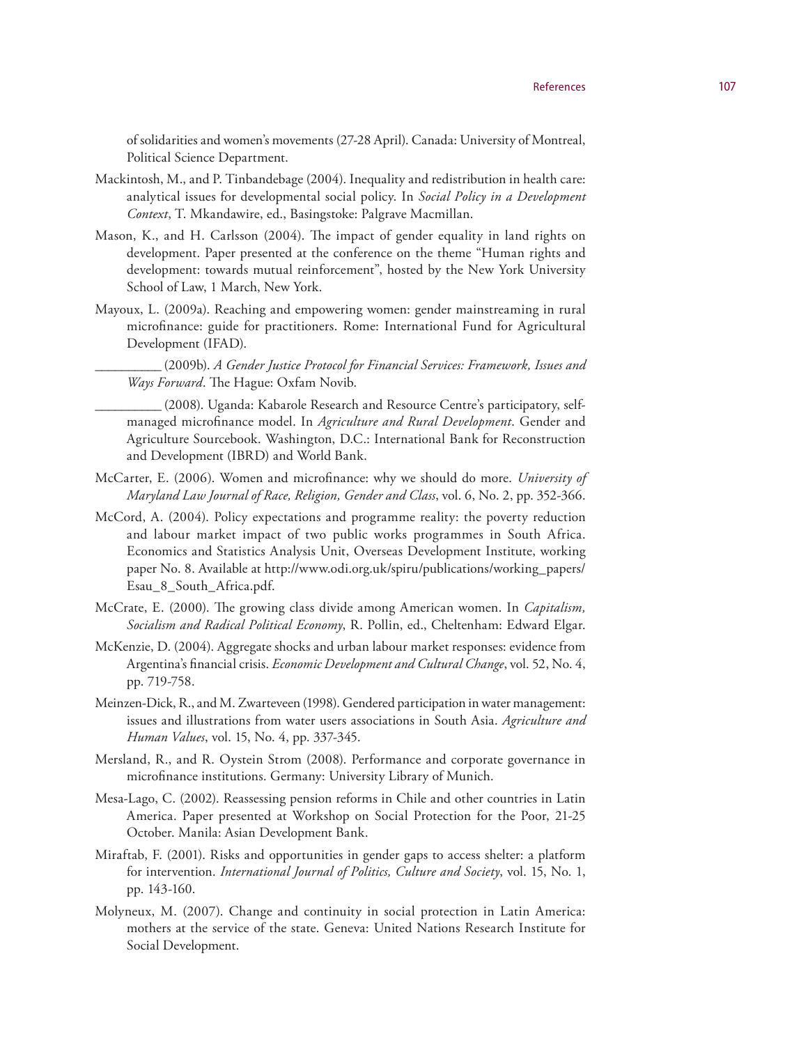of solidarities and women's movements (27-28 April). Canada: University of Montreal, Political Science Department.

Mackintosh, M., and P. Tinbandebage (2004). Inequality and redistribution in health care: analytical issues for developmental social policy. In *Social Policy in a Development Context*, T. Mkandawire, ed., Basingstoke: Palgrave Macmillan.

Mason, K., and H. Carlsson (2004). The impact of gender equality in land rights on development. Paper presented at the conference on the theme "Human rights and development: towards mutual reinforcement", hosted by the New York University School of Law, 1 March, New York.

Mayoux, L. (2009a). Reaching and empowering women: gender mainstreaming in rural microfinance: guide for practitioners. Rome: International Fund for Agricultural Development (IFAD).

__________ (2009b). *A Gender Justice Protocol for Financial Services: Framework, Issues and Ways Forward*. The Hague: Oxfam Novib.

__________ (2008). Uganda: Kabarole Research and Resource Centre's participatory, self-managed microfinance model. In *Agriculture and Rural Development*. Gender and Agriculture Sourcebook. Washington, D.C.: International Bank for Reconstruction and Development (IBRD) and World Bank.

McCarter, E. (2006). Women and microfinance: why we should do more. *University of Maryland Law Journal of Race, Religion, Gender and Class*, vol. 6, No. 2, pp. 352-366.

McCord, A. (2004). Policy expectations and programme reality: the poverty reduction and labour market impact of two public works programmes in South Africa. Economics and Statistics Analysis Unit, Overseas Development Institute, working paper No. 8. Available at http://www.odi.org.uk/spiru/publications/working_papers/Esau_8_South_Africa.pdf.

McCrate, E. (2000). The growing class divide among American women. In *Capitalism, Socialism and Radical Political Economy*, R. Pollin, ed., Cheltenham: Edward Elgar.

McKenzie, D. (2004). Aggregate shocks and urban labour market responses: evidence from Argentina's financial crisis. *Economic Development and Cultural Change*, vol. 52, No. 4, pp. 719-758.

Meinzen-Dick, R., and M. Zwarteveen (1998). Gendered participation in water management: issues and illustrations from water users associations in South Asia. *Agriculture and Human Values*, vol. 15, No. 4, pp. 337-345.

Mersland, R., and R. Oystein Strom (2008). Performance and corporate governance in microfinance institutions. Germany: University Library of Munich.

Mesa-Lago, C. (2002). Reassessing pension reforms in Chile and other countries in Latin America. Paper presented at Workshop on Social Protection for the Poor, 21-25 October. Manila: Asian Development Bank.

Miraftab, F. (2001). Risks and opportunities in gender gaps to access shelter: a platform for intervention. *International Journal of Politics, Culture and Society*, vol. 15, No. 1, pp. 143-160.

Molyneux, M. (2007). Change and continuity in social protection in Latin America: mothers at the service of the state. Geneva: United Nations Research Institute for Social Development.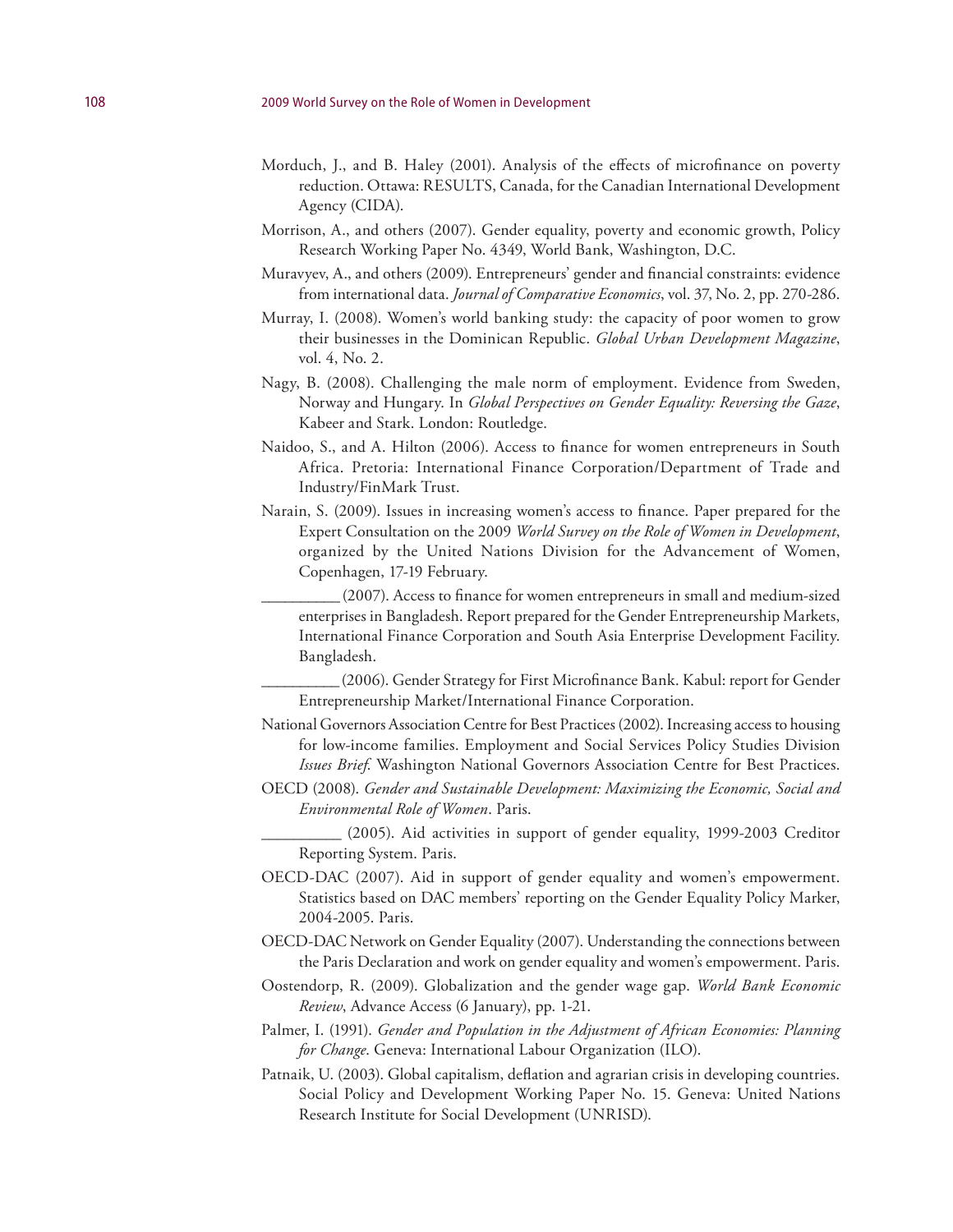Morduch, J., and B. Haley (2001). Analysis of the effects of microfinance on poverty reduction. Ottawa: RESULTS, Canada, for the Canadian International Development Agency (CIDA).

Morrison, A., and others (2007). Gender equality, poverty and economic growth, Policy Research Working Paper No. 4349, World Bank, Washington, D.C.

Muravyev, A., and others (2009). Entrepreneurs' gender and financial constraints: evidence from international data. *Journal of Comparative Economics*, vol. 37, No. 2, pp. 270-286.

Murray, I. (2008). Women's world banking study: the capacity of poor women to grow their businesses in the Dominican Republic. *Global Urban Development Magazine*, vol. 4, No. 2.

Nagy, B. (2008). Challenging the male norm of employment. Evidence from Sweden, Norway and Hungary. In *Global Perspectives on Gender Equality: Reversing the Gaze*, Kabeer and Stark. London: Routledge.

Naidoo, S., and A. Hilton (2006). Access to finance for women entrepreneurs in South Africa. Pretoria: International Finance Corporation/Department of Trade and Industry/FinMark Trust.

Narain, S. (2009). Issues in increasing women's access to finance. Paper prepared for the Expert Consultation on the 2009 *World Survey on the Role of Women in Development*, organized by the United Nations Division for the Advancement of Women, Copenhagen, 17-19 February.

__________ (2007). Access to finance for women entrepreneurs in small and medium-sized enterprises in Bangladesh. Report prepared for the Gender Entrepreneurship Markets, International Finance Corporation and South Asia Enterprise Development Facility. Bangladesh.

__________ (2006). Gender Strategy for First Microfinance Bank. Kabul: report for Gender Entrepreneurship Market/International Finance Corporation.

National Governors Association Centre for Best Practices (2002). Increasing access to housing for low-income families. Employment and Social Services Policy Studies Division *Issues Brief*. Washington National Governors Association Centre for Best Practices.

OECD (2008). *Gender and Sustainable Development: Maximizing the Economic, Social and Environmental Role of Women*. Paris.

__________ (2005). Aid activities in support of gender equality, 1999-2003 Creditor Reporting System. Paris.

OECD-DAC (2007). Aid in support of gender equality and women's empowerment. Statistics based on DAC members' reporting on the Gender Equality Policy Marker, 2004-2005. Paris.

OECD-DAC Network on Gender Equality (2007). Understanding the connections between the Paris Declaration and work on gender equality and women's empowerment. Paris.

Oostendorp, R. (2009). Globalization and the gender wage gap. *World Bank Economic Review*, Advance Access (6 January), pp. 1-21.

Palmer, I. (1991). *Gender and Population in the Adjustment of African Economies: Planning for Change*. Geneva: International Labour Organization (ILO).

Patnaik, U. (2003). Global capitalism, deflation and agrarian crisis in developing countries. Social Policy and Development Working Paper No. 15. Geneva: United Nations Research Institute for Social Development (UNRISD).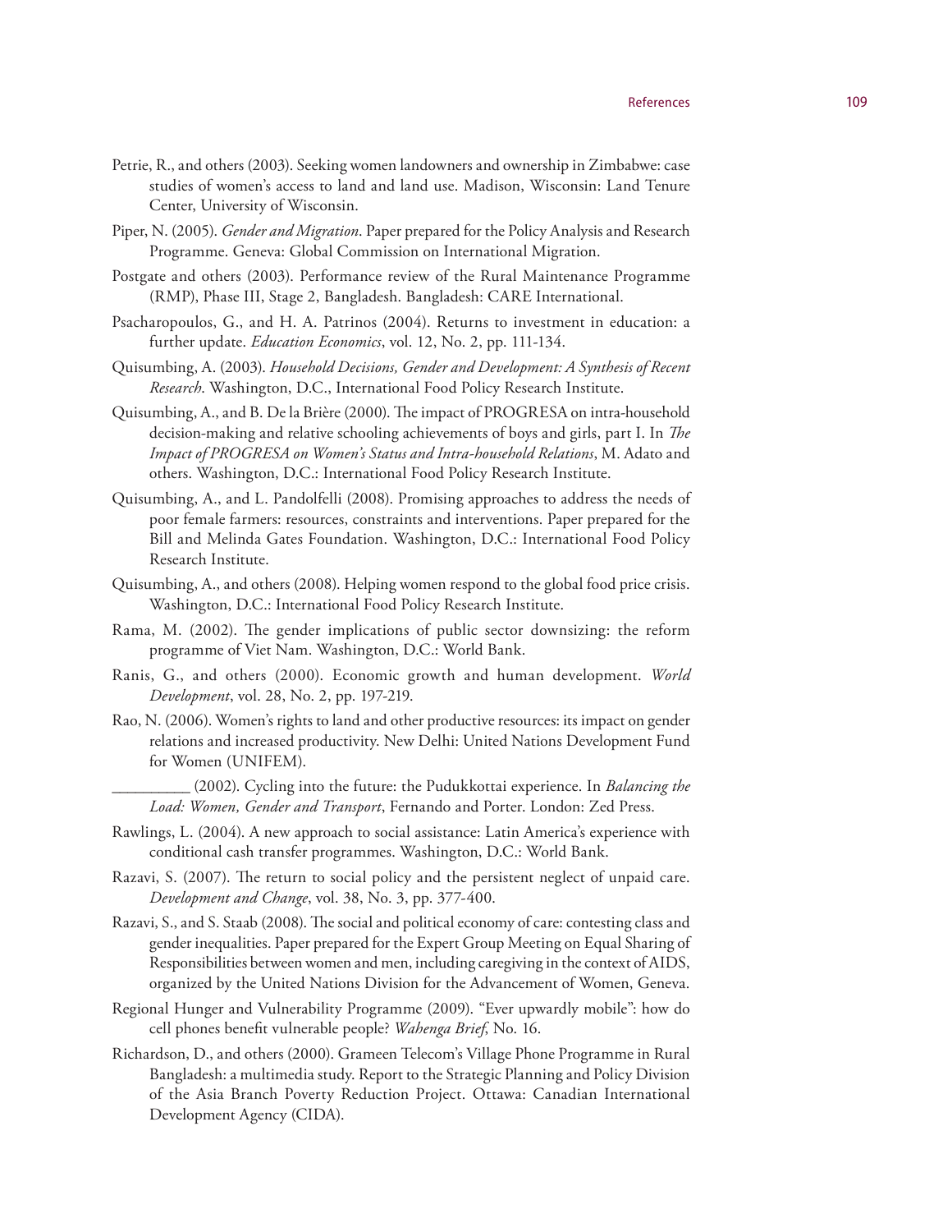Petrie, R., and others (2003). Seeking women landowners and ownership in Zimbabwe: case studies of women's access to land and land use. Madison, Wisconsin: Land Tenure Center, University of Wisconsin.

Piper, N. (2005). *Gender and Migration*. Paper prepared for the Policy Analysis and Research Programme. Geneva: Global Commission on International Migration.

Postgate and others (2003). Performance review of the Rural Maintenance Programme (RMP), Phase III, Stage 2, Bangladesh. Bangladesh: CARE International.

Psacharopoulos, G., and H. A. Patrinos (2004). Returns to investment in education: a further update. *Education Economics*, vol. 12, No. 2, pp. 111-134.

Quisumbing, A. (2003). *Household Decisions, Gender and Development: A Synthesis of Recent Research*. Washington, D.C., International Food Policy Research Institute.

Quisumbing, A., and B. De la Brière (2000). The impact of PROGRESA on intra-household decision-making and relative schooling achievements of boys and girls, part I. In *The Impact of PROGRESA on Women's Status and Intra-household Relations*, M. Adato and others. Washington, D.C.: International Food Policy Research Institute.

Quisumbing, A., and L. Pandolfelli (2008). Promising approaches to address the needs of poor female farmers: resources, constraints and interventions. Paper prepared for the Bill and Melinda Gates Foundation. Washington, D.C.: International Food Policy Research Institute.

Quisumbing, A., and others (2008). Helping women respond to the global food price crisis. Washington, D.C.: International Food Policy Research Institute.

Rama, M. (2002). The gender implications of public sector downsizing: the reform programme of Viet Nam. Washington, D.C.: World Bank.

Ranis, G., and others (2000). Economic growth and human development. *World Development*, vol. 28, No. 2, pp. 197-219.

Rao, N. (2006). Women's rights to land and other productive resources: its impact on gender relations and increased productivity. New Delhi: United Nations Development Fund for Women (UNIFEM).

\_\_\_\_\_\_\_\_\_\_ (2002). Cycling into the future: the Pudukkottai experience. In *Balancing the Load: Women, Gender and Transport*, Fernando and Porter. London: Zed Press.

Rawlings, L. (2004). A new approach to social assistance: Latin America's experience with conditional cash transfer programmes. Washington, D.C.: World Bank.

Razavi, S. (2007). The return to social policy and the persistent neglect of unpaid care. *Development and Change*, vol. 38, No. 3, pp. 377-400.

Razavi, S., and S. Staab (2008). The social and political economy of care: contesting class and gender inequalities. Paper prepared for the Expert Group Meeting on Equal Sharing of Responsibilities between women and men, including caregiving in the context of AIDS, organized by the United Nations Division for the Advancement of Women, Geneva.

Regional Hunger and Vulnerability Programme (2009). "Ever upwardly mobile": how do cell phones benefit vulnerable people? *Wahenga Brief*, No. 16.

Richardson, D., and others (2000). Grameen Telecom's Village Phone Programme in Rural Bangladesh: a multimedia study. Report to the Strategic Planning and Policy Division of the Asia Branch Poverty Reduction Project. Ottawa: Canadian International Development Agency (CIDA).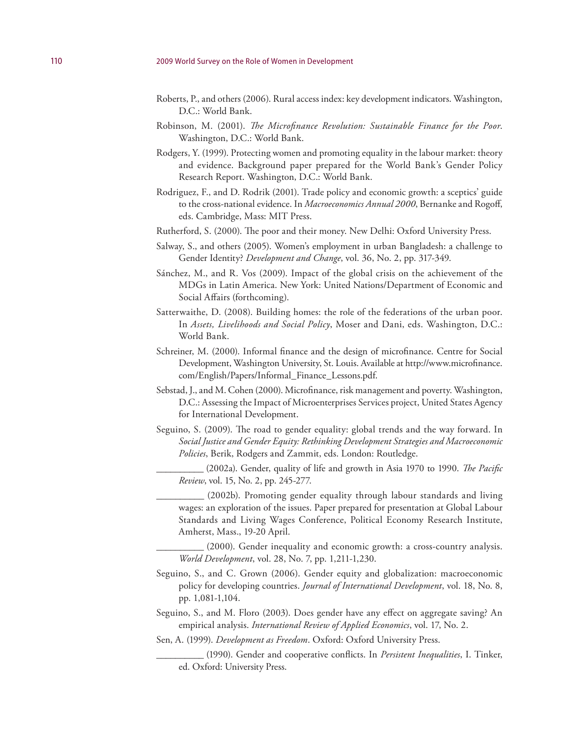Roberts, P., and others (2006). Rural access index: key development indicators. Washington, D.C.: World Bank.

Robinson, M. (2001). *The Microfinance Revolution: Sustainable Finance for the Poor*. Washington, D.C.: World Bank.

Rodgers, Y. (1999). Protecting women and promoting equality in the labour market: theory and evidence. Background paper prepared for the World Bank's Gender Policy Research Report. Washington, D.C.: World Bank.

Rodriguez, F., and D. Rodrik (2001). Trade policy and economic growth: a sceptics' guide to the cross-national evidence. In *Macroeconomics Annual 2000*, Bernanke and Rogoff, eds. Cambridge, Mass: MIT Press.

Rutherford, S. (2000). The poor and their money. New Delhi: Oxford University Press.

Salway, S., and others (2005). Women's employment in urban Bangladesh: a challenge to Gender Identity? *Development and Change*, vol. 36, No. 2, pp. 317-349.

Sánchez, M., and R. Vos (2009). Impact of the global crisis on the achievement of the MDGs in Latin America. New York: United Nations/Department of Economic and Social Affairs (forthcoming).

Satterwaithe, D. (2008). Building homes: the role of the federations of the urban poor. In *Assets, Livelihoods and Social Policy*, Moser and Dani, eds. Washington, D.C.: World Bank.

Schreiner, M. (2000). Informal finance and the design of microfinance. Centre for Social Development, Washington University, St. Louis. Available at http://www.microfinance.com/English/Papers/Informal_Finance_Lessons.pdf.

Sebstad, J., and M. Cohen (2000). Microfinance, risk management and poverty. Washington, D.C.: Assessing the Impact of Microenterprises Services project, United States Agency for International Development.

Seguino, S. (2009). The road to gender equality: global trends and the way forward. In *Social Justice and Gender Equity: Rethinking Development Strategies and Macroeconomic Policies*, Berik, Rodgers and Zammit, eds. London: Routledge.

__________ (2002a). Gender, quality of life and growth in Asia 1970 to 1990. *The Pacific Review*, vol. 15, No. 2, pp. 245-277.

__________ (2002b). Promoting gender equality through labour standards and living wages: an exploration of the issues. Paper prepared for presentation at Global Labour Standards and Living Wages Conference, Political Economy Research Institute, Amherst, Mass., 19-20 April.

__________ (2000). Gender inequality and economic growth: a cross-country analysis. *World Development*, vol. 28, No. 7, pp. 1,211-1,230.

Seguino, S., and C. Grown (2006). Gender equity and globalization: macroeconomic policy for developing countries. *Journal of International Development*, vol. 18, No. 8, pp. 1,081-1,104.

Seguino, S., and M. Floro (2003). Does gender have any effect on aggregate saving? An empirical analysis. *International Review of Applied Economics*, vol. 17, No. 2.

Sen, A. (1999). *Development as Freedom*. Oxford: Oxford University Press.

__________ (1990). Gender and cooperative conflicts. In *Persistent Inequalities*, I. Tinker, ed. Oxford: University Press.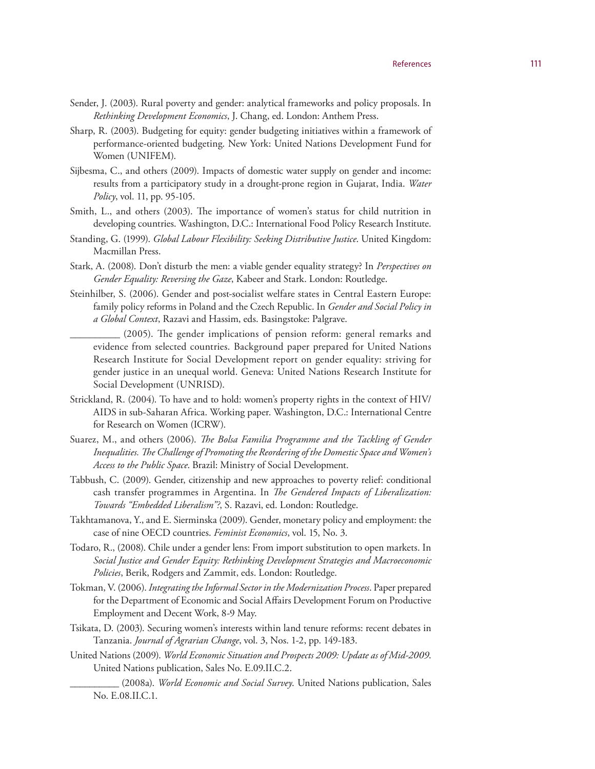Sender, J. (2003). Rural poverty and gender: analytical frameworks and policy proposals. In *Rethinking Development Economics*, J. Chang, ed. London: Anthem Press.

Sharp, R. (2003). Budgeting for equity: gender budgeting initiatives within a framework of performance-oriented budgeting. New York: United Nations Development Fund for Women (UNIFEM).

Sijbesma, C., and others (2009). Impacts of domestic water supply on gender and income: results from a participatory study in a drought-prone region in Gujarat, India. *Water Policy*, vol. 11, pp. 95-105.

Smith, L., and others (2003). The importance of women's status for child nutrition in developing countries. Washington, D.C.: International Food Policy Research Institute.

Standing, G. (1999). *Global Labour Flexibility: Seeking Distributive Justice*. United Kingdom: Macmillan Press.

Stark, A. (2008). Don't disturb the men: a viable gender equality strategy? In *Perspectives on Gender Equality: Reversing the Gaze*, Kabeer and Stark. London: Routledge.

Steinhilber, S. (2006). Gender and post-socialist welfare states in Central Eastern Europe: family policy reforms in Poland and the Czech Republic. In *Gender and Social Policy in a Global Context*, Razavi and Hassim, eds. Basingstoke: Palgrave.

__________ (2005). The gender implications of pension reform: general remarks and evidence from selected countries. Background paper prepared for United Nations Research Institute for Social Development report on gender equality: striving for gender justice in an unequal world. Geneva: United Nations Research Institute for Social Development (UNRISD).

Strickland, R. (2004). To have and to hold: women's property rights in the context of HIV/AIDS in sub-Saharan Africa. Working paper. Washington, D.C.: International Centre for Research on Women (ICRW).

Suarez, M., and others (2006). *The Bolsa Familia Programme and the Tackling of Gender Inequalities. The Challenge of Promoting the Reordering of the Domestic Space and Women's Access to the Public Space*. Brazil: Ministry of Social Development.

Tabbush, C. (2009). Gender, citizenship and new approaches to poverty relief: conditional cash transfer programmes in Argentina. In *The Gendered Impacts of Liberalization: Towards "Embedded Liberalism"?*, S. Razavi, ed. London: Routledge.

Takhtamanova, Y., and E. Sierminska (2009). Gender, monetary policy and employment: the case of nine OECD countries. *Feminist Economics*, vol. 15, No. 3.

Todaro, R., (2008). Chile under a gender lens: From import substitution to open markets. In *Social Justice and Gender Equity: Rethinking Development Strategies and Macroeconomic Policies*, Berik, Rodgers and Zammit, eds. London: Routledge.

Tokman, V. (2006). *Integrating the Informal Sector in the Modernization Process*. Paper prepared for the Department of Economic and Social Affairs Development Forum on Productive Employment and Decent Work, 8-9 May.

Tsikata, D. (2003). Securing women's interests within land tenure reforms: recent debates in Tanzania. *Journal of Agrarian Change*, vol. 3, Nos. 1-2, pp. 149-183.

United Nations (2009). *World Economic Situation and Prospects 2009: Update as of Mid-2009*. United Nations publication, Sales No. E.09.II.C.2.

__________ (2008a). *World Economic and Social Survey*. United Nations publication, Sales No. E.08.II.C.1.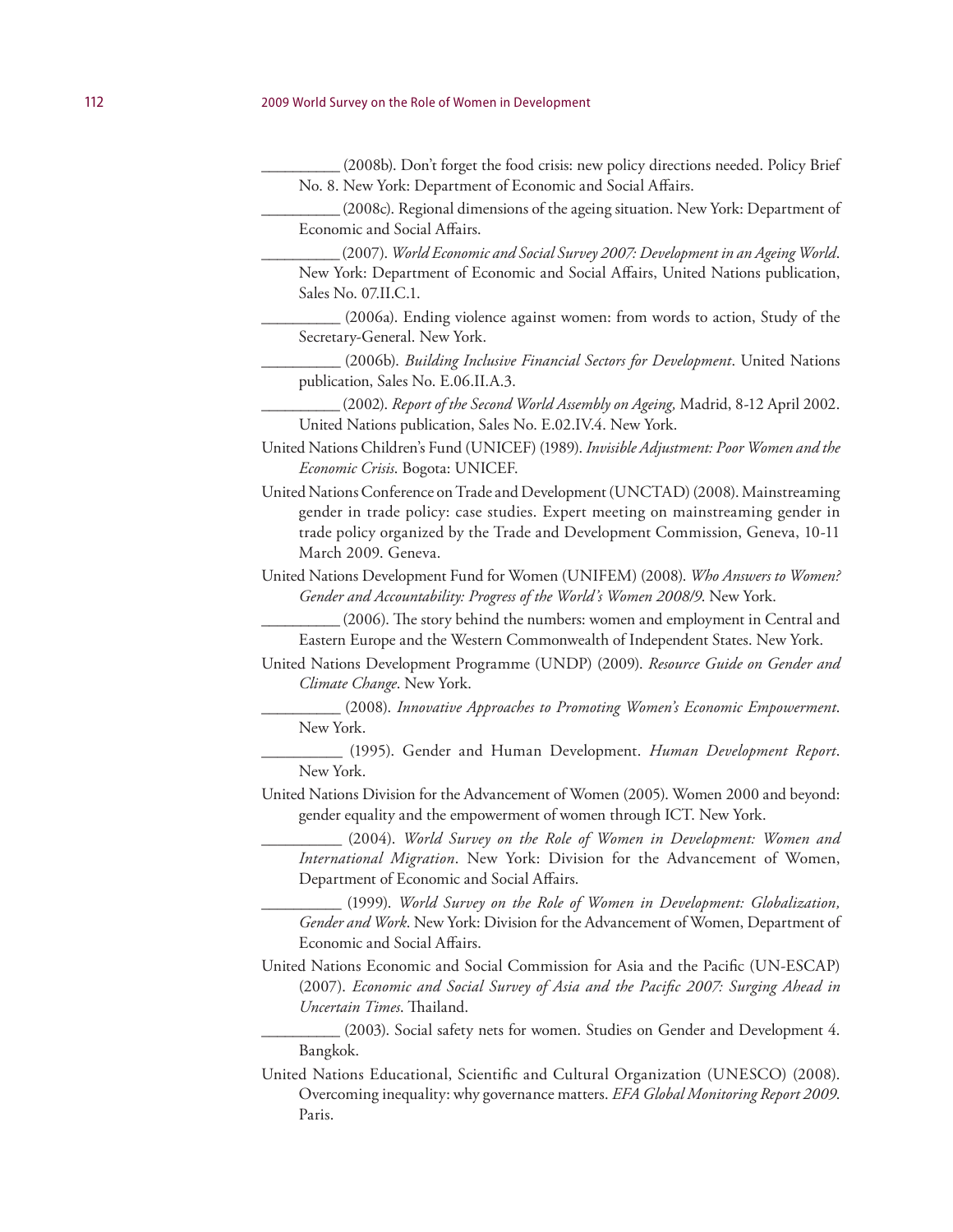__________ (2008b). Don't forget the food crisis: new policy directions needed. Policy Brief No. 8. New York: Department of Economic and Social Affairs.

__________ (2008c). Regional dimensions of the ageing situation. New York: Department of Economic and Social Affairs.

__________ (2007). *World Economic and Social Survey 2007: Development in an Ageing World*. New York: Department of Economic and Social Affairs, United Nations publication, Sales No. 07.II.C.1.

__________ (2006a). Ending violence against women: from words to action, Study of the Secretary-General. New York.

__________ (2006b). *Building Inclusive Financial Sectors for Development*. United Nations publication, Sales No. E.06.II.A.3.

__________ (2002). *Report of the Second World Assembly on Ageing,* Madrid, 8-12 April 2002. United Nations publication, Sales No. E.02.IV.4. New York.

United Nations Children's Fund (UNICEF) (1989). *Invisible Adjustment: Poor Women and the Economic Crisis*. Bogota: UNICEF.

United Nations Conference on Trade and Development (UNCTAD) (2008). Mainstreaming gender in trade policy: case studies. Expert meeting on mainstreaming gender in trade policy organized by the Trade and Development Commission, Geneva, 10-11 March 2009. Geneva.

United Nations Development Fund for Women (UNIFEM) (2008). *Who Answers to Women? Gender and Accountability: Progress of the World's Women 2008/9*. New York.

__________ (2006). The story behind the numbers: women and employment in Central and Eastern Europe and the Western Commonwealth of Independent States. New York.

United Nations Development Programme (UNDP) (2009). *Resource Guide on Gender and Climate Change*. New York.

__________ (2008). *Innovative Approaches to Promoting Women's Economic Empowerment*. New York.

__________ (1995). Gender and Human Development. *Human Development Report*. New York.

United Nations Division for the Advancement of Women (2005). Women 2000 and beyond: gender equality and the empowerment of women through ICT. New York.

__________ (2004). *World Survey on the Role of Women in Development: Women and International Migration*. New York: Division for the Advancement of Women, Department of Economic and Social Affairs.

__________ (1999). *World Survey on the Role of Women in Development: Globalization, Gender and Work*. New York: Division for the Advancement of Women, Department of Economic and Social Affairs.

United Nations Economic and Social Commission for Asia and the Pacific (UN-ESCAP) (2007). *Economic and Social Survey of Asia and the Pacific 2007: Surging Ahead in Uncertain Times*. Thailand.

__________ (2003). Social safety nets for women. Studies on Gender and Development 4. Bangkok.

United Nations Educational, Scientific and Cultural Organization (UNESCO) (2008). Overcoming inequality: why governance matters. *EFA Global Monitoring Report 2009*. Paris.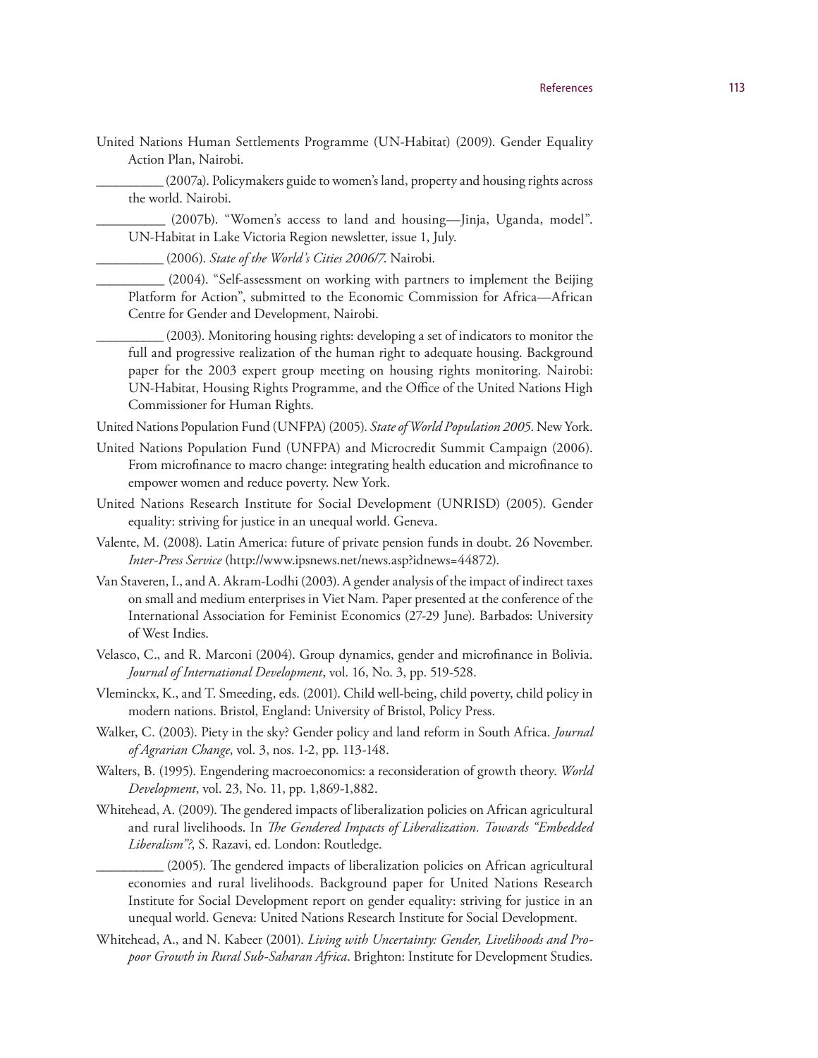United Nations Human Settlements Programme (UN-Habitat) (2009). Gender Equality Action Plan, Nairobi.

__________ (2007a). Policymakers guide to women's land, property and housing rights across the world. Nairobi.

__________ (2007b). "Women's access to land and housing—Jinja, Uganda, model". UN-Habitat in Lake Victoria Region newsletter, issue 1, July.

__________ (2006). *State of the World's Cities 2006/7*. Nairobi.

__________ (2004). "Self-assessment on working with partners to implement the Beijing Platform for Action", submitted to the Economic Commission for Africa—African Centre for Gender and Development, Nairobi.

__________ (2003). Monitoring housing rights: developing a set of indicators to monitor the full and progressive realization of the human right to adequate housing. Background paper for the 2003 expert group meeting on housing rights monitoring. Nairobi: UN-Habitat, Housing Rights Programme, and the Office of the United Nations High Commissioner for Human Rights.

United Nations Population Fund (UNFPA) (2005). *State of World Population 2005*. New York.

United Nations Population Fund (UNFPA) and Microcredit Summit Campaign (2006). From microfinance to macro change: integrating health education and microfinance to empower women and reduce poverty. New York.

United Nations Research Institute for Social Development (UNRISD) (2005). Gender equality: striving for justice in an unequal world. Geneva.

Valente, M. (2008). Latin America: future of private pension funds in doubt. 26 November. *Inter-Press Service* (http://www.ipsnews.net/news.asp?idnews=44872).

Van Staveren, I., and A. Akram-Lodhi (2003). A gender analysis of the impact of indirect taxes on small and medium enterprises in Viet Nam. Paper presented at the conference of the International Association for Feminist Economics (27-29 June). Barbados: University of West Indies.

Velasco, C., and R. Marconi (2004). Group dynamics, gender and microfinance in Bolivia. *Journal of International Development*, vol. 16, No. 3, pp. 519-528.

Vleminckx, K., and T. Smeeding, eds. (2001). Child well-being, child poverty, child policy in modern nations. Bristol, England: University of Bristol, Policy Press.

Walker, C. (2003). Piety in the sky? Gender policy and land reform in South Africa. *Journal of Agrarian Change*, vol. 3, nos. 1-2, pp. 113-148.

Walters, B. (1995). Engendering macroeconomics: a reconsideration of growth theory. *World Development*, vol. 23, No. 11, pp. 1,869-1,882.

Whitehead, A. (2009). The gendered impacts of liberalization policies on African agricultural and rural livelihoods. In *The Gendered Impacts of Liberalization. Towards "Embedded Liberalism"?*, S. Razavi, ed. London: Routledge.

__________ (2005). The gendered impacts of liberalization policies on African agricultural economies and rural livelihoods. Background paper for United Nations Research Institute for Social Development report on gender equality: striving for justice in an unequal world. Geneva: United Nations Research Institute for Social Development.

Whitehead, A., and N. Kabeer (2001). *Living with Uncertainty: Gender, Livelihoods and Pro-poor Growth in Rural Sub-Saharan Africa*. Brighton: Institute for Development Studies.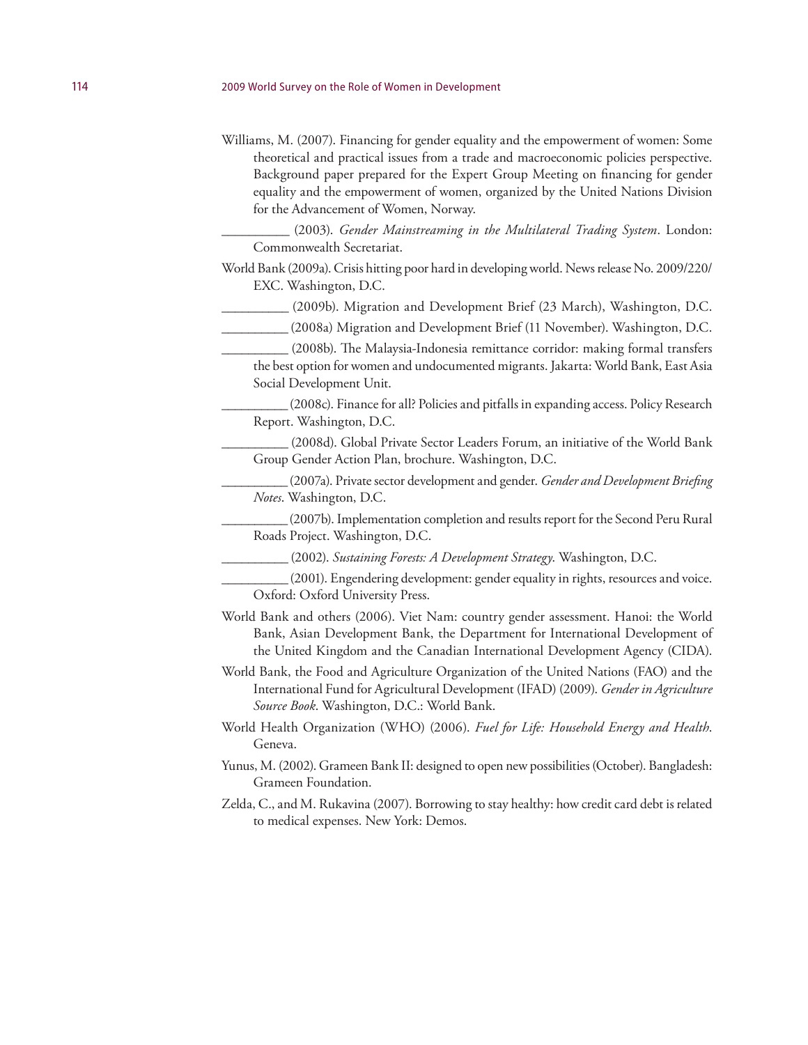Williams, M. (2007). Financing for gender equality and the empowerment of women: Some theoretical and practical issues from a trade and macroeconomic policies perspective. Background paper prepared for the Expert Group Meeting on financing for gender equality and the empowerment of women, organized by the United Nations Division for the Advancement of Women, Norway.

__________ (2003). *Gender Mainstreaming in the Multilateral Trading System*. London: Commonwealth Secretariat.

World Bank (2009a). Crisis hitting poor hard in developing world. News release No. 2009/220/EXC. Washington, D.C.

__________ (2009b). Migration and Development Brief (23 March), Washington, D.C.

__________ (2008a) Migration and Development Brief (11 November). Washington, D.C.

__________ (2008b). The Malaysia-Indonesia remittance corridor: making formal transfers the best option for women and undocumented migrants. Jakarta: World Bank, East Asia Social Development Unit.

__________ (2008c). Finance for all? Policies and pitfalls in expanding access. Policy Research Report. Washington, D.C.

__________ (2008d). Global Private Sector Leaders Forum, an initiative of the World Bank Group Gender Action Plan, brochure. Washington, D.C.

__________ (2007a). Private sector development and gender. *Gender and Development Briefing Notes*. Washington, D.C.

__________ (2007b). Implementation completion and results report for the Second Peru Rural Roads Project. Washington, D.C.

__________ (2002). *Sustaining Forests: A Development Strategy*. Washington, D.C.

__________ (2001). Engendering development: gender equality in rights, resources and voice. Oxford: Oxford University Press.

World Bank and others (2006). Viet Nam: country gender assessment. Hanoi: the World Bank, Asian Development Bank, the Department for International Development of the United Kingdom and the Canadian International Development Agency (CIDA).

World Bank, the Food and Agriculture Organization of the United Nations (FAO) and the International Fund for Agricultural Development (IFAD) (2009). *Gender in Agriculture Source Book*. Washington, D.C.: World Bank.

World Health Organization (WHO) (2006). *Fuel for Life: Household Energy and Health*. Geneva.

Yunus, M. (2002). Grameen Bank II: designed to open new possibilities (October). Bangladesh: Grameen Foundation.

Zelda, C., and M. Rukavina (2007). Borrowing to stay healthy: how credit card debt is related to medical expenses. New York: Demos.